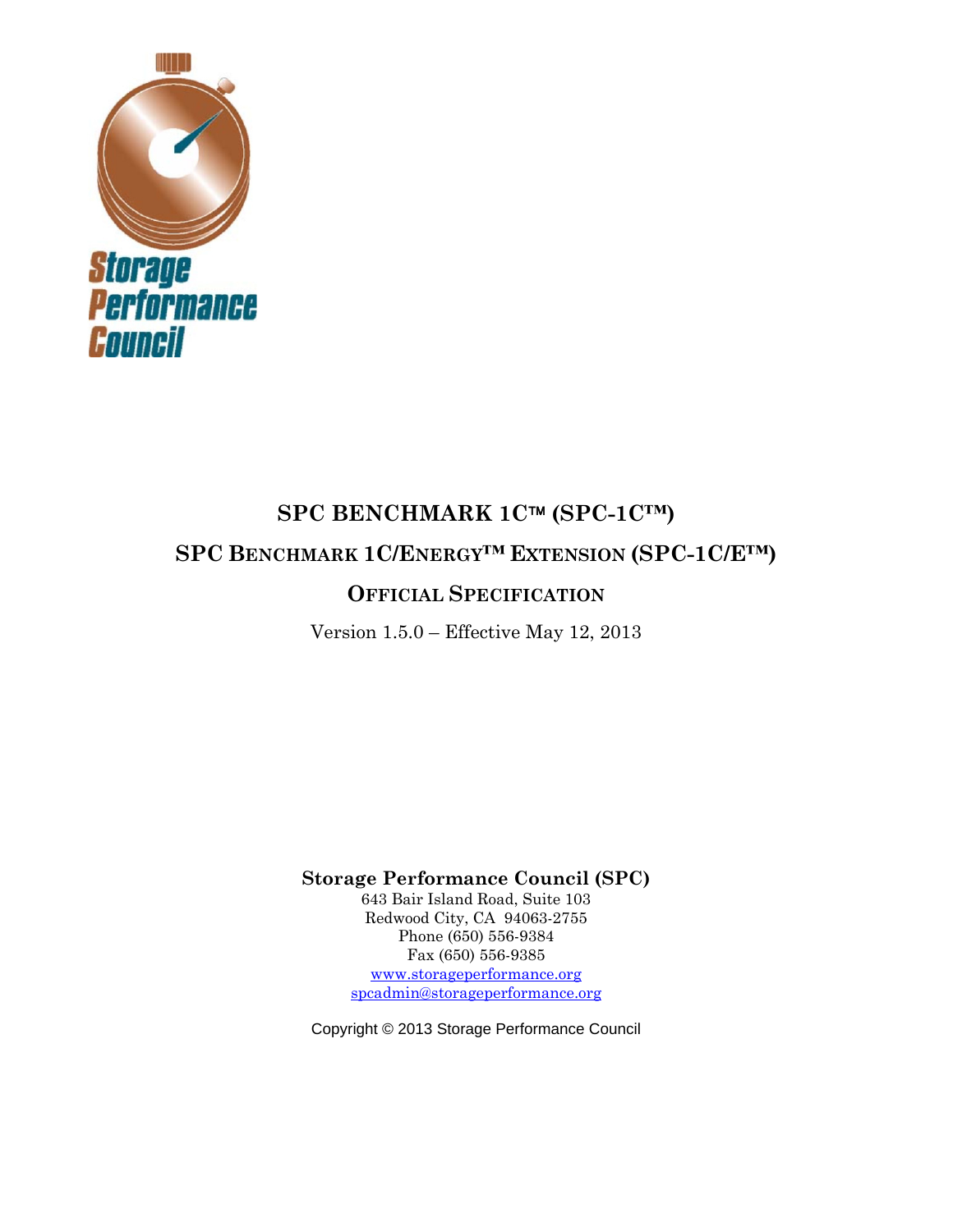Storage Performance Council

# SPC BENCHMARK 1C™ (SPC-1C™)

## SPC BENCHMARK 1C/ENERGY™ EXTENSION (SPC-1C/E™)

## OFFICIAL SPECIFICATION

Version 1.5.0 – Effective May 12, 2013

**Storage Performance Council (SPC)**
643 Bair Island Road, Suite 103
Redwood City, CA 94063-2755
Phone (650) 556-9384
Fax (650) 556-9385
www.storageperformance.org
spcadmin@storageperformance.org

Copyright © 2013 Storage Performance Council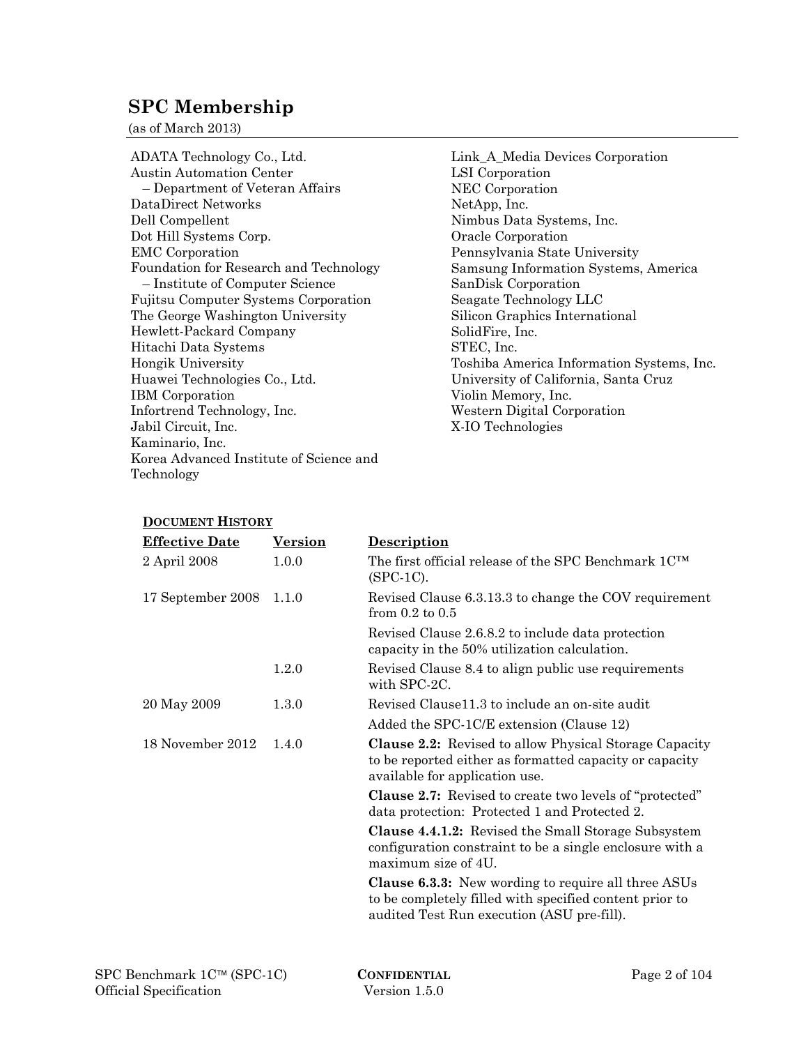## SPC Membership

(as of March 2013)

ADATA Technology Co., Ltd.
Austin Automation Center
– Department of Veteran Affairs
DataDirect Networks
Dell Compellent
Dot Hill Systems Corp.
EMC Corporation
Foundation for Research and Technology
– Institute of Computer Science
Fujitsu Computer Systems Corporation
The George Washington University
Hewlett-Packard Company
Hitachi Data Systems
Hongik University
Huawei Technologies Co., Ltd.
IBM Corporation
Infortrend Technology, Inc.
Jabil Circuit, Inc.
Kaminario, Inc.
Korea Advanced Institute of Science and Technology
Link_A_Media Devices Corporation
LSI Corporation
NEC Corporation
NetApp, Inc.
Nimbus Data Systems, Inc.
Oracle Corporation
Pennsylvania State University
Samsung Information Systems, America
SanDisk Corporation
Seagate Technology LLC
Silicon Graphics International
SolidFire, Inc.
STEC, Inc.
Toshiba America Information Systems, Inc.
University of California, Santa Cruz
Violin Memory, Inc.
Western Digital Corporation
X-IO Technologies

**DOCUMENT HISTORY**

| Effective Date | Version | Description |
|---|---|---|
| 2 April 2008 | 1.0.0 | The first official release of the SPC Benchmark 1C™ (SPC-1C). |
| 17 September 2008 | 1.1.0 | Revised Clause 6.3.13.3 to change the COV requirement from 0.2 to 0.5 |
| | | Revised Clause 2.6.8.2 to include data protection capacity in the 50% utilization calculation. |
| | 1.2.0 | Revised Clause 8.4 to align public use requirements with SPC-2C. |
| 20 May 2009 | 1.3.0 | Revised Clause11.3 to include an on-site audit |
| | | Added the SPC-1C/E extension (Clause 12) |
| 18 November 2012 | 1.4.0 | **Clause 2.2:** Revised to allow Physical Storage Capacity to be reported either as formatted capacity or capacity available for application use. |
| | | **Clause 2.7:** Revised to create two levels of "protected" data protection: Protected 1 and Protected 2. |
| | | **Clause 4.4.1.2:** Revised the Small Storage Subsystem configuration constraint to be a single enclosure with a maximum size of 4U. |
| | | **Clause 6.3.3:** New wording to require all three ASUs to be completely filled with specified content prior to audited Test Run execution (ASU pre-fill). |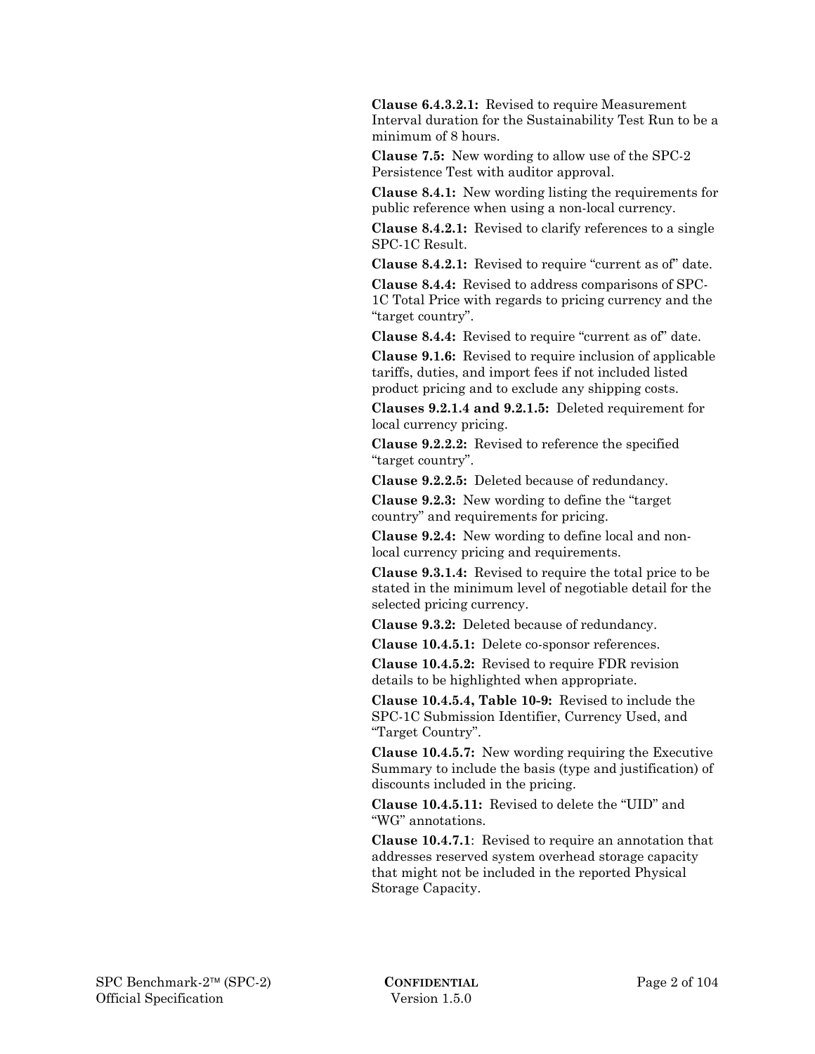**Clause 6.4.3.2.1:** Revised to require Measurement Interval duration for the Sustainability Test Run to be a minimum of 8 hours.

**Clause 7.5:** New wording to allow use of the SPC-2 Persistence Test with auditor approval.

**Clause 8.4.1:** New wording listing the requirements for public reference when using a non-local currency.

**Clause 8.4.2.1:** Revised to clarify references to a single SPC-1C Result.

**Clause 8.4.2.1:** Revised to require "current as of" date.

**Clause 8.4.4:** Revised to address comparisons of SPC-1C Total Price with regards to pricing currency and the "target country".

**Clause 8.4.4:** Revised to require "current as of" date.

**Clause 9.1.6:** Revised to require inclusion of applicable tariffs, duties, and import fees if not included listed product pricing and to exclude any shipping costs.

**Clauses 9.2.1.4 and 9.2.1.5:** Deleted requirement for local currency pricing.

**Clause 9.2.2.2:** Revised to reference the specified "target country".

**Clause 9.2.2.5:** Deleted because of redundancy.

**Clause 9.2.3:** New wording to define the "target country" and requirements for pricing.

**Clause 9.2.4:** New wording to define local and non-local currency pricing and requirements.

**Clause 9.3.1.4:** Revised to require the total price to be stated in the minimum level of negotiable detail for the selected pricing currency.

**Clause 9.3.2:** Deleted because of redundancy.

**Clause 10.4.5.1:** Delete co-sponsor references.

**Clause 10.4.5.2:** Revised to require FDR revision details to be highlighted when appropriate.

**Clause 10.4.5.4, Table 10-9:** Revised to include the SPC-1C Submission Identifier, Currency Used, and "Target Country".

**Clause 10.4.5.7:** New wording requiring the Executive Summary to include the basis (type and justification) of discounts included in the pricing.

**Clause 10.4.5.11:** Revised to delete the "UID" and "WG" annotations.

**Clause 10.4.7.1**: Revised to require an annotation that addresses reserved system overhead storage capacity that might not be included in the reported Physical Storage Capacity.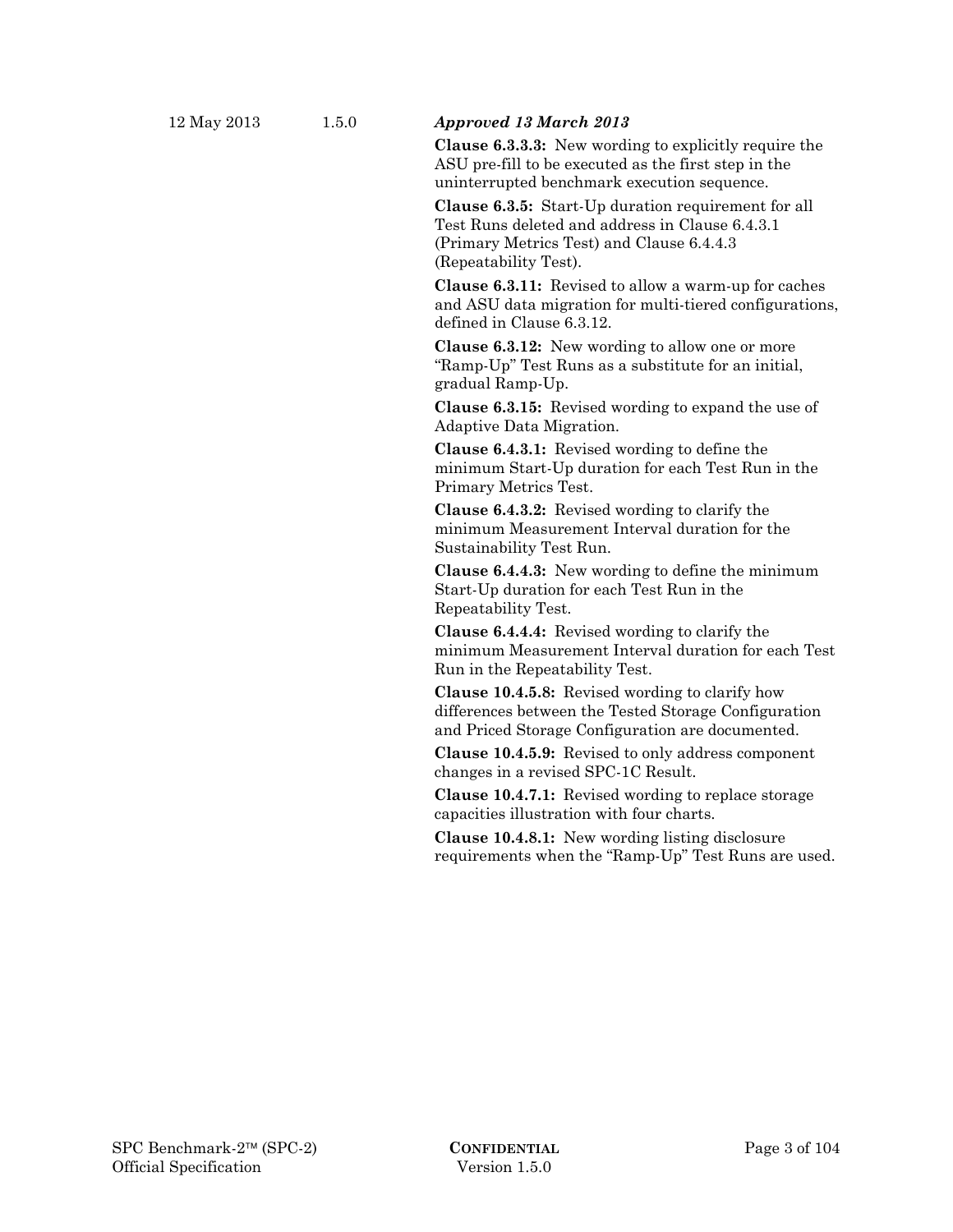| Date | Version | Description |
| --- | --- | --- |
| 12 May 2013 | 1.5.0 | ***Approved 13 March 2013*** |
| | | **Clause 6.3.3.3:** New wording to explicitly require the ASU pre-fill to be executed as the first step in the uninterrupted benchmark execution sequence. |
| | | **Clause 6.3.5:** Start-Up duration requirement for all Test Runs deleted and address in Clause 6.4.3.1 (Primary Metrics Test) and Clause 6.4.4.3 (Repeatability Test). |
| | | **Clause 6.3.11:** Revised to allow a warm-up for caches and ASU data migration for multi-tiered configurations, defined in Clause 6.3.12. |
| | | **Clause 6.3.12:** New wording to allow one or more "Ramp-Up" Test Runs as a substitute for an initial, gradual Ramp-Up. |
| | | **Clause 6.3.15:** Revised wording to expand the use of Adaptive Data Migration. |
| | | **Clause 6.4.3.1:** Revised wording to define the minimum Start-Up duration for each Test Run in the Primary Metrics Test. |
| | | **Clause 6.4.3.2:** Revised wording to clarify the minimum Measurement Interval duration for the Sustainability Test Run. |
| | | **Clause 6.4.4.3:** New wording to define the minimum Start-Up duration for each Test Run in the Repeatability Test. |
| | | **Clause 6.4.4.4:** Revised wording to clarify the minimum Measurement Interval duration for each Test Run in the Repeatability Test. |
| | | **Clause 10.4.5.8:** Revised wording to clarify how differences between the Tested Storage Configuration and Priced Storage Configuration are documented. |
| | | **Clause 10.4.5.9:** Revised to only address component changes in a revised SPC-1C Result. |
| | | **Clause 10.4.7.1:** Revised wording to replace storage capacities illustration with four charts. |
| | | **Clause 10.4.8.1:** New wording listing disclosure requirements when the "Ramp-Up" Test Runs are used. |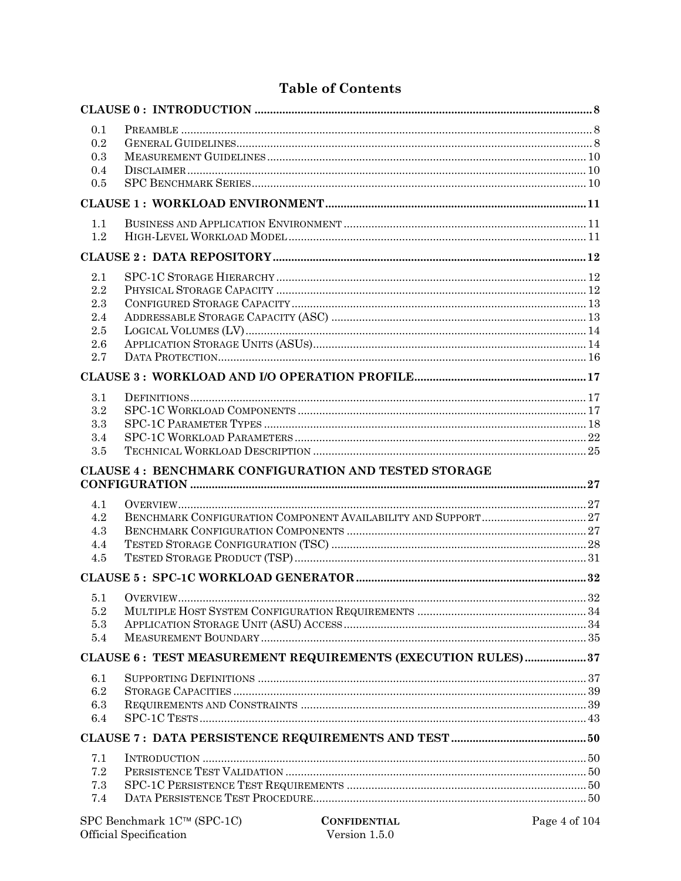# Table of Contents

**CLAUSE 0 : INTRODUCTION** ........ 8

- 0.1 Preamble ........ 8
- 0.2 General Guidelines ........ 8
- 0.3 Measurement Guidelines ........ 10
- 0.4 Disclaimer ........ 10
- 0.5 SPC Benchmark Series ........ 10

**CLAUSE 1 : WORKLOAD ENVIRONMENT** ........ 11

- 1.1 Business and Application Environment ........ 11
- 1.2 High-Level Workload Model ........ 11

**CLAUSE 2 : DATA REPOSITORY** ........ 12

- 2.1 SPC-1C Storage Hierarchy ........ 12
- 2.2 Physical Storage Capacity ........ 12
- 2.3 Configured Storage Capacity ........ 13
- 2.4 Addressable Storage Capacity (ASC) ........ 13
- 2.5 Logical Volumes (LV) ........ 14
- 2.6 Application Storage Units (ASUs) ........ 14
- 2.7 Data Protection ........ 16

**CLAUSE 3 : WORKLOAD AND I/O OPERATION PROFILE** ........ 17

- 3.1 Definitions ........ 17
- 3.2 SPC-1C Workload Components ........ 17
- 3.3 SPC-1C Parameter Types ........ 18
- 3.4 SPC-1C Workload Parameters ........ 22
- 3.5 Technical Workload Description ........ 25

**CLAUSE 4 : BENCHMARK CONFIGURATION AND TESTED STORAGE CONFIGURATION** ........ 27

- 4.1 Overview ........ 27
- 4.2 Benchmark Configuration Component Availability and Support ........ 27
- 4.3 Benchmark Configuration Components ........ 27
- 4.4 Tested Storage Configuration (TSC) ........ 28
- 4.5 Tested Storage Product (TSP) ........ 31

**CLAUSE 5 : SPC-1C WORKLOAD GENERATOR** ........ 32

- 5.1 Overview ........ 32
- 5.2 Multiple Host System Configuration Requirements ........ 34
- 5.3 Application Storage Unit (ASU) Access ........ 34
- 5.4 Measurement Boundary ........ 35

**CLAUSE 6 : TEST MEASUREMENT REQUIREMENTS (EXECUTION RULES)** ........ 37

- 6.1 Supporting Definitions ........ 37
- 6.2 Storage Capacities ........ 39
- 6.3 Requirements and Constraints ........ 39
- 6.4 SPC-1C Tests ........ 43

**CLAUSE 7 : DATA PERSISTENCE REQUIREMENTS AND TEST** ........ 50

- 7.1 Introduction ........ 50
- 7.2 Persistence Test Validation ........ 50
- 7.3 SPC-1C Persistence Test Requirements ........ 50
- 7.4 Data Persistence Test Procedure ........ 50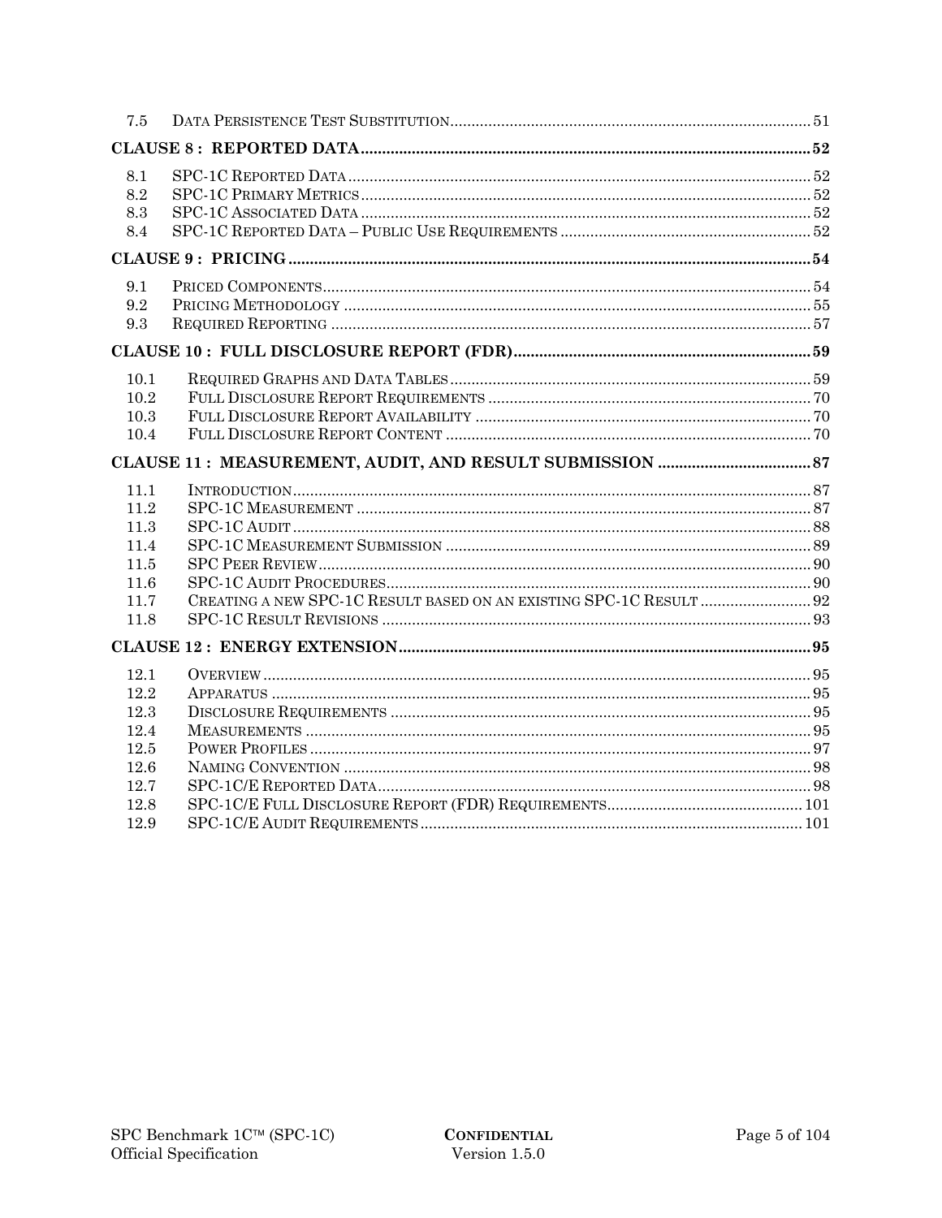7.5 Data Persistence Test Substitution ........ 51

**CLAUSE 8 : REPORTED DATA ........ 52**

8.1 SPC-1C Reported Data ........ 52
8.2 SPC-1C Primary Metrics ........ 52
8.3 SPC-1C Associated Data ........ 52
8.4 SPC-1C Reported Data – Public Use Requirements ........ 52

**CLAUSE 9 : PRICING ........ 54**

9.1 Priced Components ........ 54
9.2 Pricing Methodology ........ 55
9.3 Required Reporting ........ 57

**CLAUSE 10 : FULL DISCLOSURE REPORT (FDR) ........ 59**

10.1 Required Graphs and Data Tables ........ 59
10.2 Full Disclosure Report Requirements ........ 70
10.3 Full Disclosure Report Availability ........ 70
10.4 Full Disclosure Report Content ........ 70

**CLAUSE 11 : MEASUREMENT, AUDIT, AND RESULT SUBMISSION ........ 87**

11.1 Introduction ........ 87
11.2 SPC-1C Measurement ........ 87
11.3 SPC-1C Audit ........ 88
11.4 SPC-1C Measurement Submission ........ 89
11.5 SPC Peer Review ........ 90
11.6 SPC-1C Audit Procedures ........ 90
11.7 Creating a new SPC-1C Result based on an existing SPC-1C Result ........ 92
11.8 SPC-1C Result Revisions ........ 93

**CLAUSE 12 : ENERGY EXTENSION ........ 95**

12.1 Overview ........ 95
12.2 Apparatus ........ 95
12.3 Disclosure Requirements ........ 95
12.4 Measurements ........ 95
12.5 Power Profiles ........ 97
12.6 Naming Convention ........ 98
12.7 SPC-1C/E Reported Data ........ 98
12.8 SPC-1C/E Full Disclosure Report (FDR) Requirements ........ 101
12.9 SPC-1C/E Audit Requirements ........ 101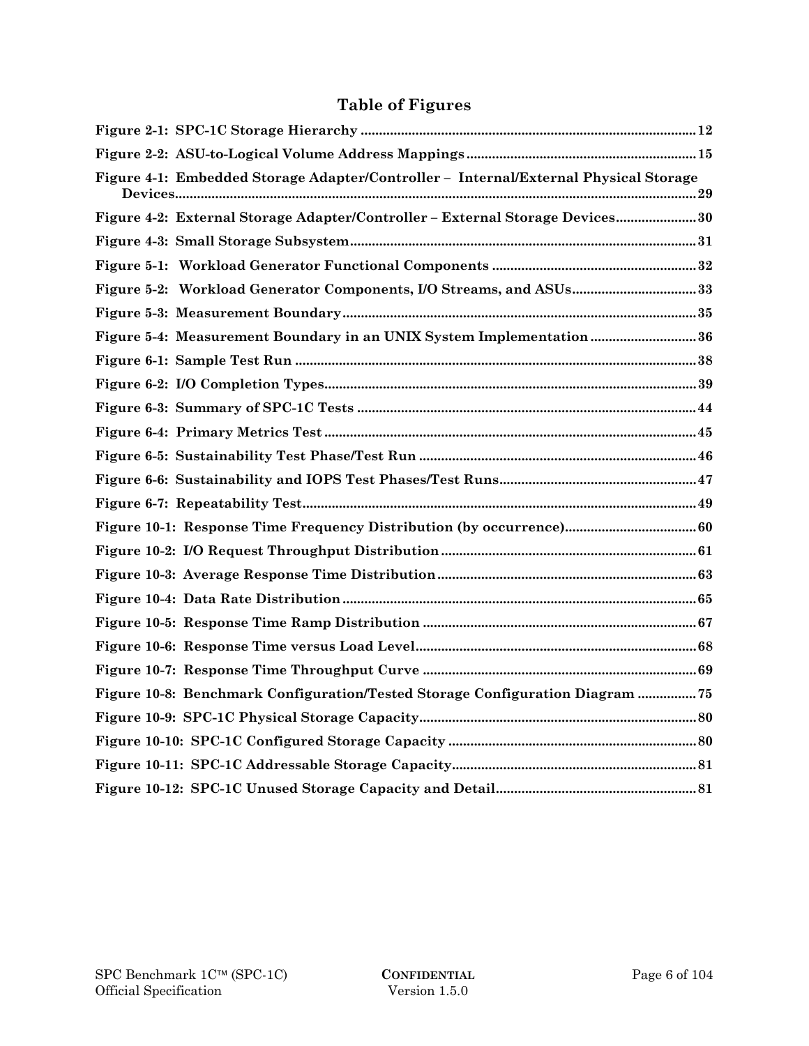# Table of Figures

**Figure 2-1: SPC-1C Storage Hierarchy ........................................................................................... 12**

**Figure 2-2: ASU-to-Logical Volume Address Mappings ............................................................... 15**

**Figure 4-1: Embedded Storage Adapter/Controller – Internal/External Physical Storage Devices............................................................................................................................................... 29**

**Figure 4-2: External Storage Adapter/Controller – External Storage Devices...................... 30**

**Figure 4-3: Small Storage Subsystem............................................................................................... 31**

**Figure 5-1: Workload Generator Functional Components ........................................................ 32**

**Figure 5-2: Workload Generator Components, I/O Streams, and ASUs.................................. 33**

**Figure 5-3: Measurement Boundary................................................................................................. 35**

**Figure 5-4: Measurement Boundary in an UNIX System Implementation ............................. 36**

**Figure 6-1: Sample Test Run .............................................................................................................. 38**

**Figure 6-2: I/O Completion Types...................................................................................................... 39**

**Figure 6-3: Summary of SPC-1C Tests ............................................................................................. 44**

**Figure 6-4: Primary Metrics Test ...................................................................................................... 45**

**Figure 6-5: Sustainability Test Phase/Test Run ............................................................................ 46**

**Figure 6-6: Sustainability and IOPS Test Phases/Test Runs...................................................... 47**

**Figure 6-7: Repeatability Test............................................................................................................ 49**

**Figure 10-1: Response Time Frequency Distribution (by occurrence).................................... 60**

**Figure 10-2: I/O Request Throughput Distribution ...................................................................... 61**

**Figure 10-3: Average Response Time Distribution ....................................................................... 63**

**Figure 10-4: Data Rate Distribution ................................................................................................. 65**

**Figure 10-5: Response Time Ramp Distribution ........................................................................... 67**

**Figure 10-6: Response Time versus Load Level............................................................................. 68**

**Figure 10-7: Response Time Throughput Curve ........................................................................... 69**

**Figure 10-8: Benchmark Configuration/Tested Storage Configuration Diagram ................ 75**

**Figure 10-9: SPC-1C Physical Storage Capacity............................................................................ 80**

**Figure 10-10: SPC-1C Configured Storage Capacity .................................................................... 80**

**Figure 10-11: SPC-1C Addressable Storage Capacity................................................................... 81**

**Figure 10-12: SPC-1C Unused Storage Capacity and Detail....................................................... 81**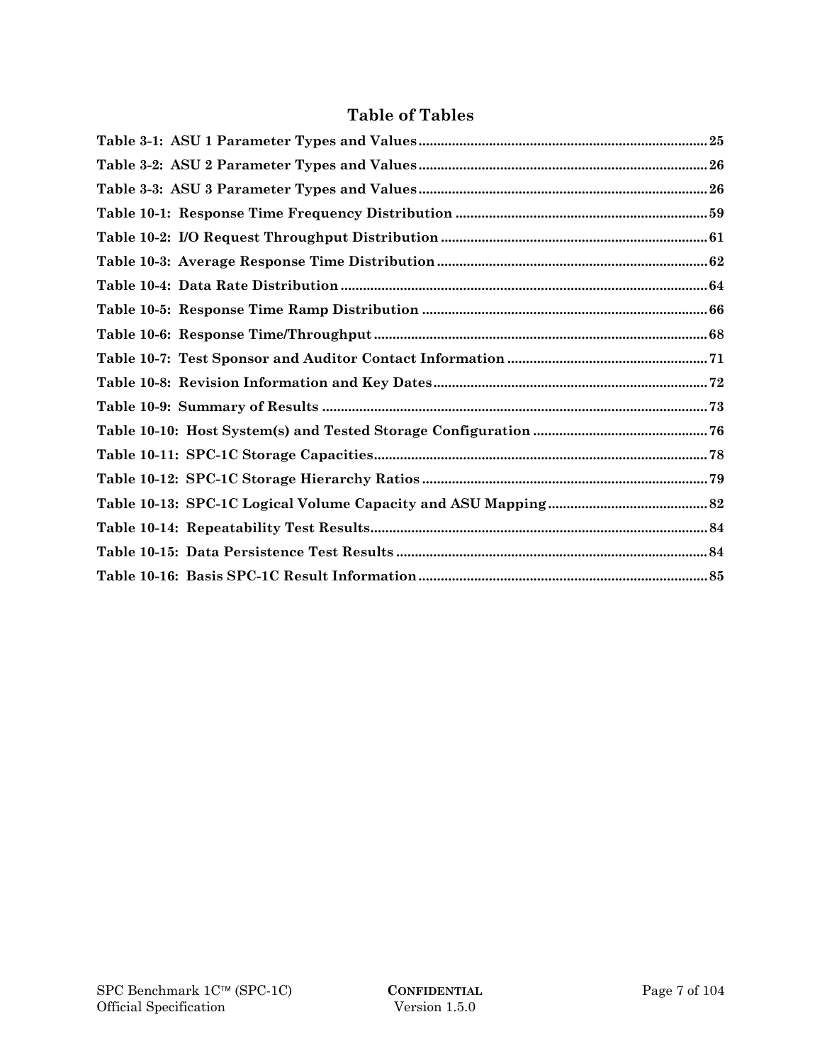# Table of Tables

Table 3-1: ASU 1 Parameter Types and Values.............................................................................25
Table 3-2: ASU 2 Parameter Types and Values.............................................................................26
Table 3-3: ASU 3 Parameter Types and Values.............................................................................26
Table 10-1: Response Time Frequency Distribution ....................................................................59
Table 10-2: I/O Request Throughput Distribution ........................................................................61
Table 10-3: Average Response Time Distribution .........................................................................62
Table 10-4: Data Rate Distribution ..................................................................................................64
Table 10-5: Response Time Ramp Distribution .............................................................................66
Table 10-6: Response Time/Throughput ..........................................................................................68
Table 10-7: Test Sponsor and Auditor Contact Information ......................................................71
Table 10-8: Revision Information and Key Dates..........................................................................72
Table 10-9: Summary of Results ........................................................................................................73
Table 10-10: Host System(s) and Tested Storage Configuration ...............................................76
Table 10-11: SPC-1C Storage Capacities..........................................................................................78
Table 10-12: SPC-1C Storage Hierarchy Ratios .............................................................................79
Table 10-13: SPC-1C Logical Volume Capacity and ASU Mapping ...........................................82
Table 10-14: Repeatability Test Results..........................................................................................84
Table 10-15: Data Persistence Test Results ....................................................................................84
Table 10-16: Basis SPC-1C Result Information .............................................................................85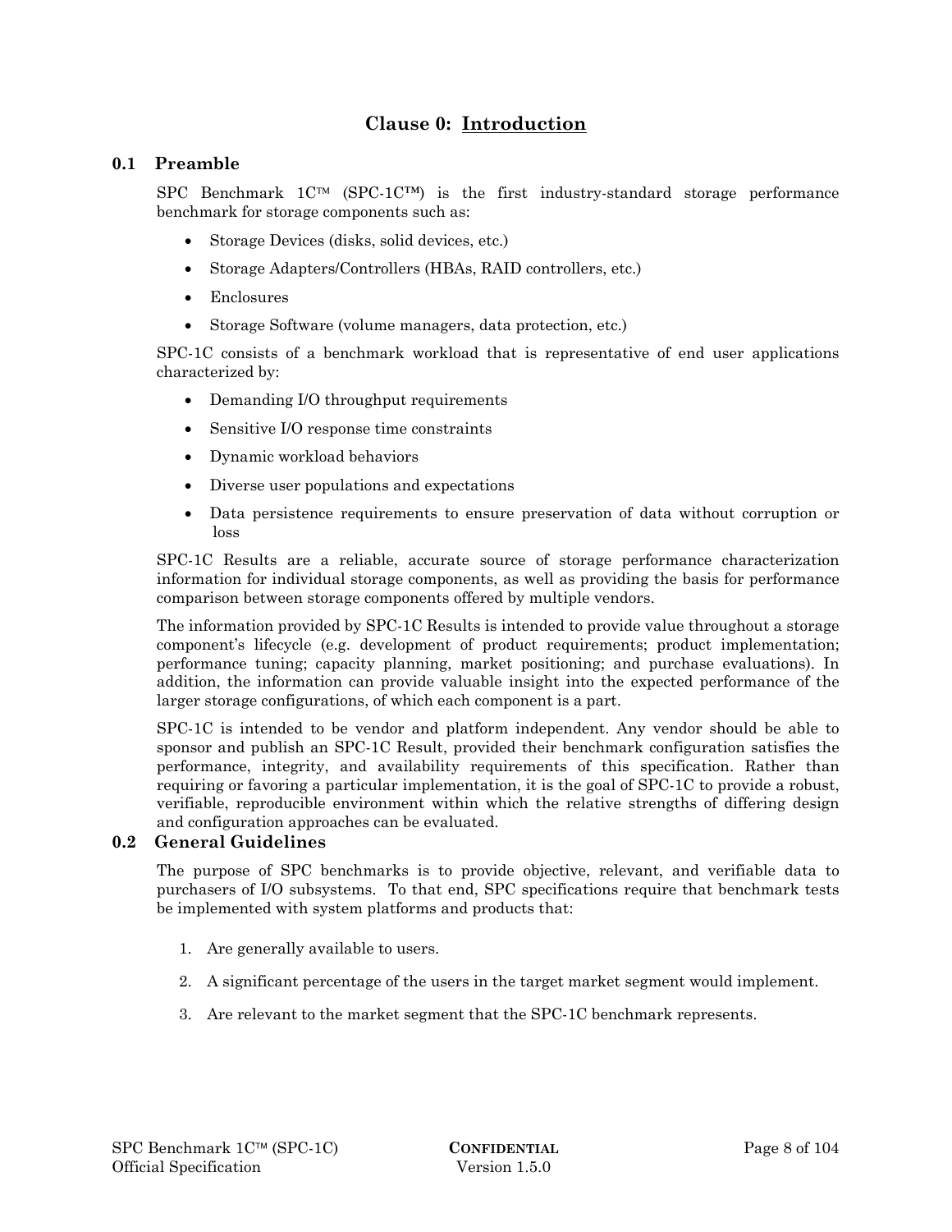# Clause 0: Introduction

## 0.1 Preamble

SPC Benchmark 1C™ (SPC-1C™) is the first industry-standard storage performance benchmark for storage components such as:

- Storage Devices (disks, solid devices, etc.)
- Storage Adapters/Controllers (HBAs, RAID controllers, etc.)
- Enclosures
- Storage Software (volume managers, data protection, etc.)

SPC-1C consists of a benchmark workload that is representative of end user applications characterized by:

- Demanding I/O throughput requirements
- Sensitive I/O response time constraints
- Dynamic workload behaviors
- Diverse user populations and expectations
- Data persistence requirements to ensure preservation of data without corruption or loss

SPC-1C Results are a reliable, accurate source of storage performance characterization information for individual storage components, as well as providing the basis for performance comparison between storage components offered by multiple vendors.

The information provided by SPC-1C Results is intended to provide value throughout a storage component's lifecycle (e.g. development of product requirements; product implementation; performance tuning; capacity planning, market positioning; and purchase evaluations). In addition, the information can provide valuable insight into the expected performance of the larger storage configurations, of which each component is a part.

SPC-1C is intended to be vendor and platform independent. Any vendor should be able to sponsor and publish an SPC-1C Result, provided their benchmark configuration satisfies the performance, integrity, and availability requirements of this specification. Rather than requiring or favoring a particular implementation, it is the goal of SPC-1C to provide a robust, verifiable, reproducible environment within which the relative strengths of differing design and configuration approaches can be evaluated.

## 0.2 General Guidelines

The purpose of SPC benchmarks is to provide objective, relevant, and verifiable data to purchasers of I/O subsystems. To that end, SPC specifications require that benchmark tests be implemented with system platforms and products that:

1. Are generally available to users.
2. A significant percentage of the users in the target market segment would implement.
3. Are relevant to the market segment that the SPC-1C benchmark represents.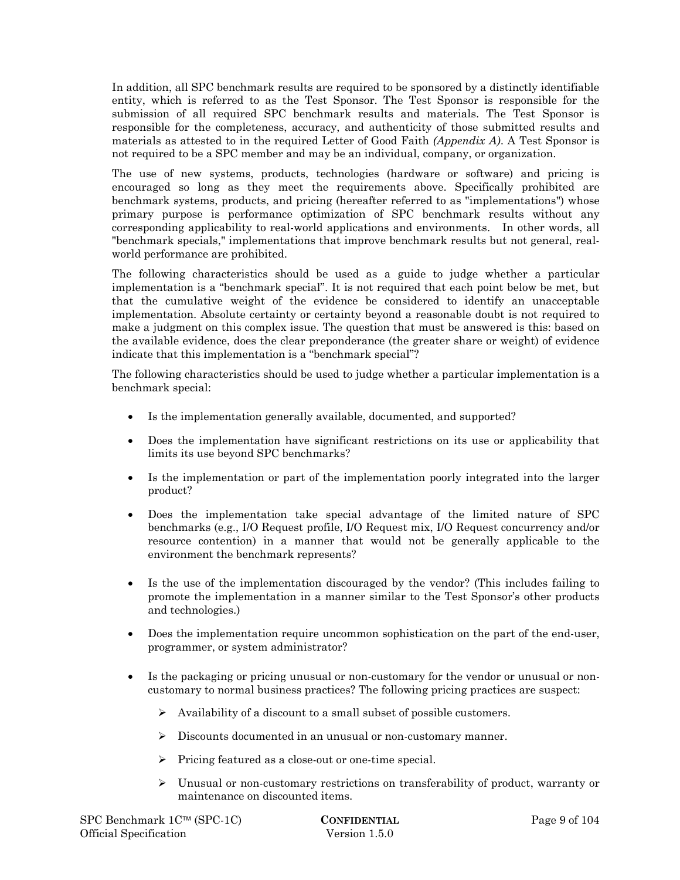In addition, all SPC benchmark results are required to be sponsored by a distinctly identifiable entity, which is referred to as the Test Sponsor. The Test Sponsor is responsible for the submission of all required SPC benchmark results and materials. The Test Sponsor is responsible for the completeness, accuracy, and authenticity of those submitted results and materials as attested to in the required Letter of Good Faith *(Appendix A)*. A Test Sponsor is not required to be a SPC member and may be an individual, company, or organization.

The use of new systems, products, technologies (hardware or software) and pricing is encouraged so long as they meet the requirements above. Specifically prohibited are benchmark systems, products, and pricing (hereafter referred to as "implementations") whose primary purpose is performance optimization of SPC benchmark results without any corresponding applicability to real-world applications and environments. In other words, all "benchmark specials," implementations that improve benchmark results but not general, real-world performance are prohibited.

The following characteristics should be used as a guide to judge whether a particular implementation is a "benchmark special". It is not required that each point below be met, but that the cumulative weight of the evidence be considered to identify an unacceptable implementation. Absolute certainty or certainty beyond a reasonable doubt is not required to make a judgment on this complex issue. The question that must be answered is this: based on the available evidence, does the clear preponderance (the greater share or weight) of evidence indicate that this implementation is a "benchmark special"?

The following characteristics should be used to judge whether a particular implementation is a benchmark special:

- Is the implementation generally available, documented, and supported?
- Does the implementation have significant restrictions on its use or applicability that limits its use beyond SPC benchmarks?
- Is the implementation or part of the implementation poorly integrated into the larger product?
- Does the implementation take special advantage of the limited nature of SPC benchmarks (e.g., I/O Request profile, I/O Request mix, I/O Request concurrency and/or resource contention) in a manner that would not be generally applicable to the environment the benchmark represents?
- Is the use of the implementation discouraged by the vendor? (This includes failing to promote the implementation in a manner similar to the Test Sponsor's other products and technologies.)
- Does the implementation require uncommon sophistication on the part of the end-user, programmer, or system administrator?
- Is the packaging or pricing unusual or non-customary for the vendor or unusual or non-customary to normal business practices? The following pricing practices are suspect:
  - Availability of a discount to a small subset of possible customers.
  - Discounts documented in an unusual or non-customary manner.
  - Pricing featured as a close-out or one-time special.
  - Unusual or non-customary restrictions on transferability of product, warranty or maintenance on discounted items.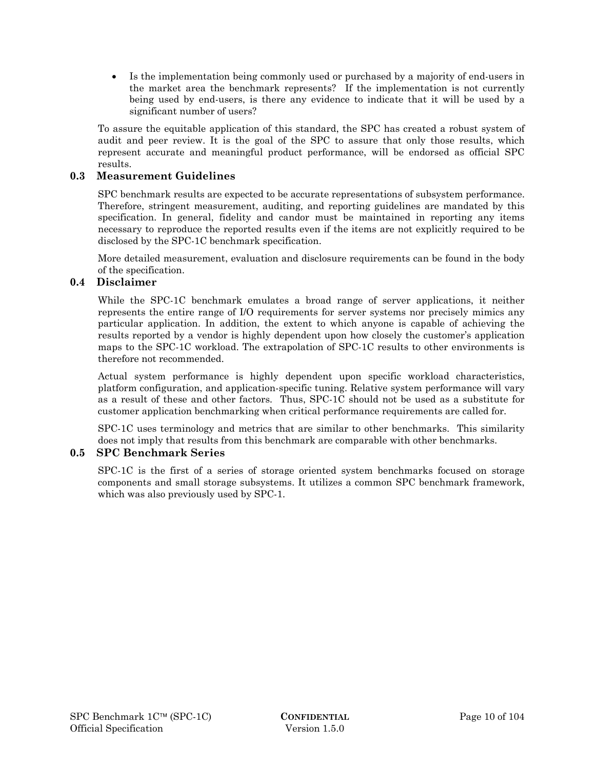- Is the implementation being commonly used or purchased by a majority of end-users in the market area the benchmark represents? If the implementation is not currently being used by end-users, is there any evidence to indicate that it will be used by a significant number of users?

To assure the equitable application of this standard, the SPC has created a robust system of audit and peer review. It is the goal of the SPC to assure that only those results, which represent accurate and meaningful product performance, will be endorsed as official SPC results.

## 0.3 Measurement Guidelines

SPC benchmark results are expected to be accurate representations of subsystem performance. Therefore, stringent measurement, auditing, and reporting guidelines are mandated by this specification. In general, fidelity and candor must be maintained in reporting any items necessary to reproduce the reported results even if the items are not explicitly required to be disclosed by the SPC-1C benchmark specification.

More detailed measurement, evaluation and disclosure requirements can be found in the body of the specification.

## 0.4 Disclaimer

While the SPC-1C benchmark emulates a broad range of server applications, it neither represents the entire range of I/O requirements for server systems nor precisely mimics any particular application. In addition, the extent to which anyone is capable of achieving the results reported by a vendor is highly dependent upon how closely the customer's application maps to the SPC-1C workload. The extrapolation of SPC-1C results to other environments is therefore not recommended.

Actual system performance is highly dependent upon specific workload characteristics, platform configuration, and application-specific tuning. Relative system performance will vary as a result of these and other factors. Thus, SPC-1C should not be used as a substitute for customer application benchmarking when critical performance requirements are called for.

SPC-1C uses terminology and metrics that are similar to other benchmarks. This similarity does not imply that results from this benchmark are comparable with other benchmarks.

## 0.5 SPC Benchmark Series

SPC-1C is the first of a series of storage oriented system benchmarks focused on storage components and small storage subsystems. It utilizes a common SPC benchmark framework, which was also previously used by SPC-1.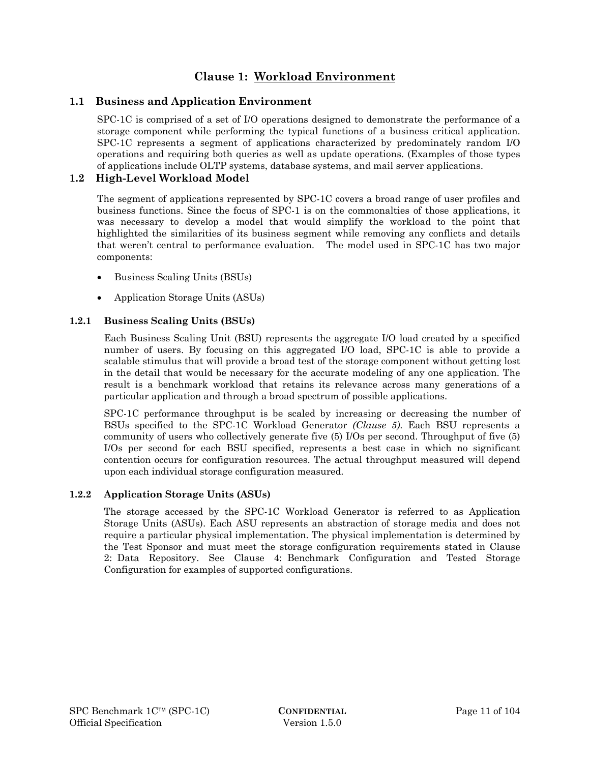# Clause 1: Workload Environment

## 1.1 Business and Application Environment

SPC-1C is comprised of a set of I/O operations designed to demonstrate the performance of a storage component while performing the typical functions of a business critical application. SPC-1C represents a segment of applications characterized by predominately random I/O operations and requiring both queries as well as update operations. (Examples of those types of applications include OLTP systems, database systems, and mail server applications.

## 1.2 High-Level Workload Model

The segment of applications represented by SPC-1C covers a broad range of user profiles and business functions. Since the focus of SPC-1 is on the commonalties of those applications, it was necessary to develop a model that would simplify the workload to the point that highlighted the similarities of its business segment while removing any conflicts and details that weren't central to performance evaluation. The model used in SPC-1C has two major components:

- Business Scaling Units (BSUs)
- Application Storage Units (ASUs)

### 1.2.1 Business Scaling Units (BSUs)

Each Business Scaling Unit (BSU) represents the aggregate I/O load created by a specified number of users. By focusing on this aggregated I/O load, SPC-1C is able to provide a scalable stimulus that will provide a broad test of the storage component without getting lost in the detail that would be necessary for the accurate modeling of any one application. The result is a benchmark workload that retains its relevance across many generations of a particular application and through a broad spectrum of possible applications.

SPC-1C performance throughput is be scaled by increasing or decreasing the number of BSUs specified to the SPC-1C Workload Generator *(Clause 5).* Each BSU represents a community of users who collectively generate five (5) I/Os per second. Throughput of five (5) I/Os per second for each BSU specified, represents a best case in which no significant contention occurs for configuration resources. The actual throughput measured will depend upon each individual storage configuration measured.

### 1.2.2 Application Storage Units (ASUs)

The storage accessed by the SPC-1C Workload Generator is referred to as Application Storage Units (ASUs). Each ASU represents an abstraction of storage media and does not require a particular physical implementation. The physical implementation is determined by the Test Sponsor and must meet the storage configuration requirements stated in Clause 2: Data Repository. See Clause 4: Benchmark Configuration and Tested Storage Configuration for examples of supported configurations.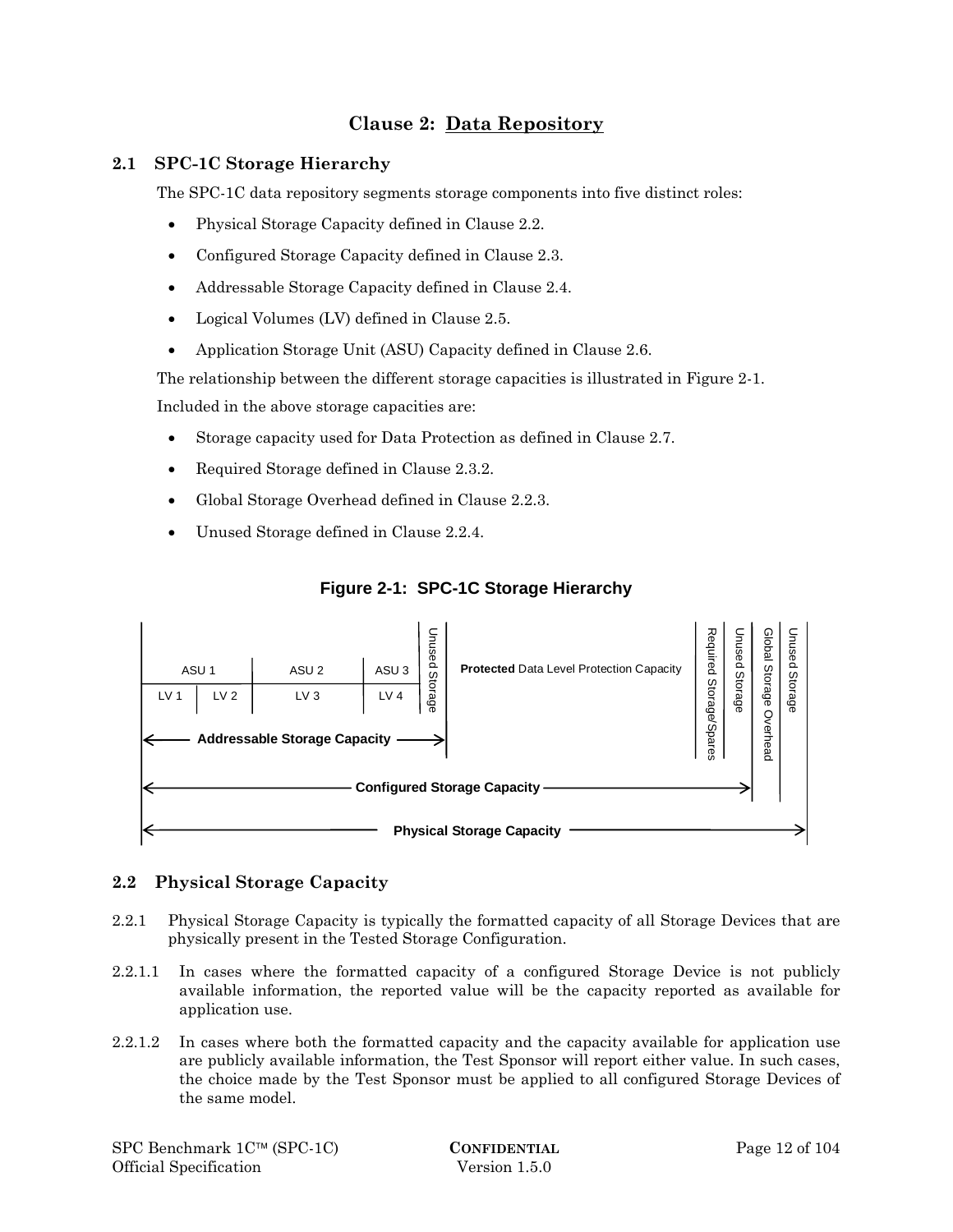# Clause 2: Data Repository

## 2.1 SPC-1C Storage Hierarchy

The SPC-1C data repository segments storage components into five distinct roles:

- Physical Storage Capacity defined in Clause 2.2.
- Configured Storage Capacity defined in Clause 2.3.
- Addressable Storage Capacity defined in Clause 2.4.
- Logical Volumes (LV) defined in Clause 2.5.
- Application Storage Unit (ASU) Capacity defined in Clause 2.6.

The relationship between the different storage capacities is illustrated in Figure 2-1.

Included in the above storage capacities are:

- Storage capacity used for Data Protection as defined in Clause 2.7.
- Required Storage defined in Clause 2.3.2.
- Global Storage Overhead defined in Clause 2.2.3.
- Unused Storage defined in Clause 2.2.4.

**Figure 2-1: SPC-1C Storage Hierarchy**

| ASU 1 | | ASU 2 | ASU 3 | Unused Storage | **Protected** Data Level Protection Capacity | Required Storage/Spares | Unused Storage | Global Storage Overhead | Unused Storage |
|---|---|---|---|---|---|---|---|---|---|
| LV 1 | LV 2 | LV 3 | LV 4 | | | | | | |

- **Addressable Storage Capacity**: ASU 1 through ASU 3 (LV 1 – LV 4) and Unused Storage
- **Configured Storage Capacity**: Addressable Storage Capacity, Protected Data Level Protection Capacity, Required Storage/Spares and Unused Storage
- **Physical Storage Capacity**: Configured Storage Capacity, Global Storage Overhead and Unused Storage

## 2.2 Physical Storage Capacity

2.2.1 Physical Storage Capacity is typically the formatted capacity of all Storage Devices that are physically present in the Tested Storage Configuration.

2.2.1.1 In cases where the formatted capacity of a configured Storage Device is not publicly available information, the reported value will be the capacity reported as available for application use.

2.2.1.2 In cases where both the formatted capacity and the capacity available for application use are publicly available information, the Test Sponsor will report either value. In such cases, the choice made by the Test Sponsor must be applied to all configured Storage Devices of the same model.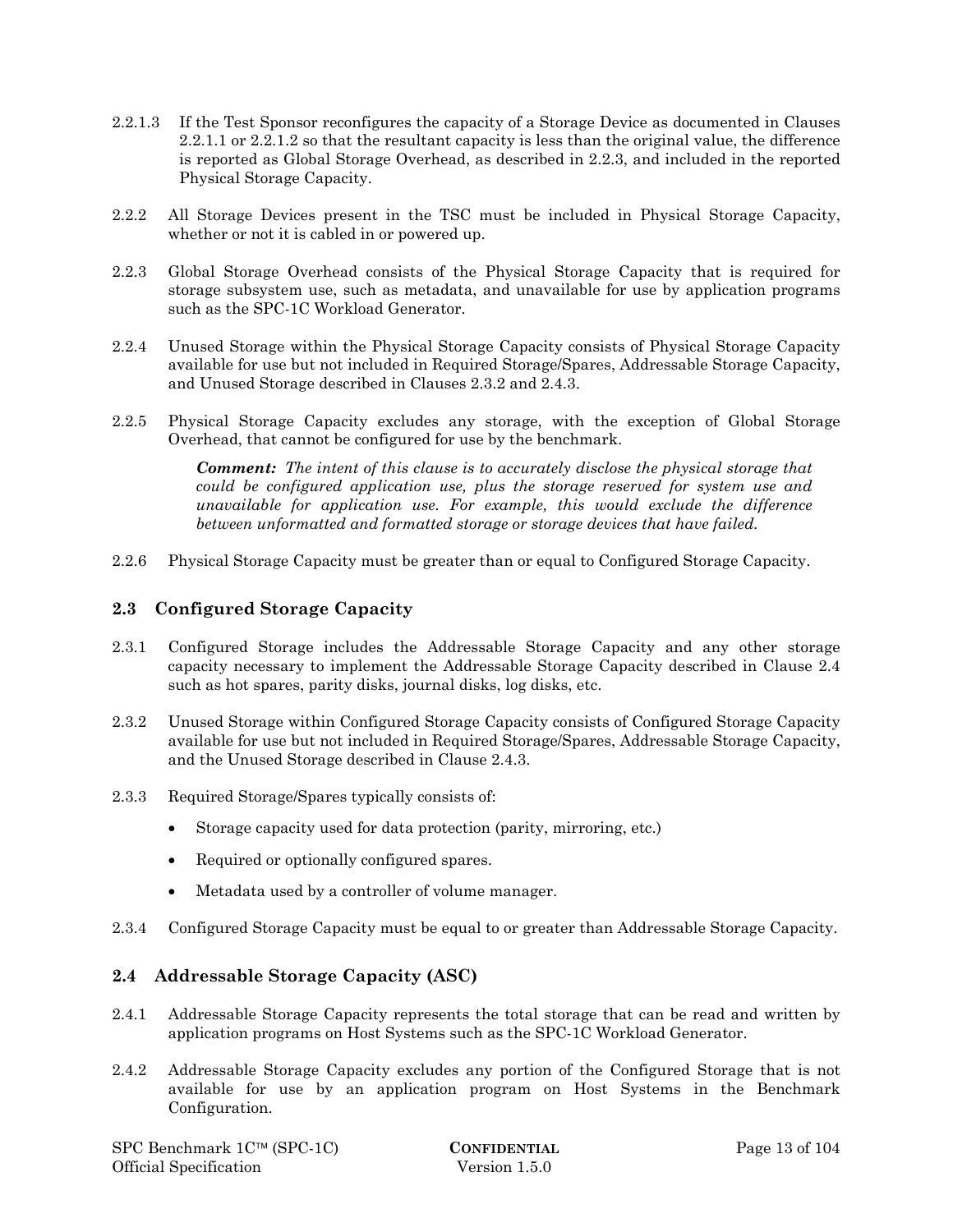2.2.1.3 If the Test Sponsor reconfigures the capacity of a Storage Device as documented in Clauses 2.2.1.1 or 2.2.1.2 so that the resultant capacity is less than the original value, the difference is reported as Global Storage Overhead, as described in 2.2.3, and included in the reported Physical Storage Capacity.

2.2.2 All Storage Devices present in the TSC must be included in Physical Storage Capacity, whether or not it is cabled in or powered up.

2.2.3 Global Storage Overhead consists of the Physical Storage Capacity that is required for storage subsystem use, such as metadata, and unavailable for use by application programs such as the SPC-1C Workload Generator.

2.2.4 Unused Storage within the Physical Storage Capacity consists of Physical Storage Capacity available for use but not included in Required Storage/Spares, Addressable Storage Capacity, and Unused Storage described in Clauses 2.3.2 and 2.4.3.

2.2.5 Physical Storage Capacity excludes any storage, with the exception of Global Storage Overhead, that cannot be configured for use by the benchmark.

> ***Comment:*** *The intent of this clause is to accurately disclose the physical storage that could be configured application use, plus the storage reserved for system use and unavailable for application use. For example, this would exclude the difference between unformatted and formatted storage or storage devices that have failed.*

2.2.6 Physical Storage Capacity must be greater than or equal to Configured Storage Capacity.

## 2.3 Configured Storage Capacity

2.3.1 Configured Storage includes the Addressable Storage Capacity and any other storage capacity necessary to implement the Addressable Storage Capacity described in Clause 2.4 such as hot spares, parity disks, journal disks, log disks, etc.

2.3.2 Unused Storage within Configured Storage Capacity consists of Configured Storage Capacity available for use but not included in Required Storage/Spares, Addressable Storage Capacity, and the Unused Storage described in Clause 2.4.3.

2.3.3 Required Storage/Spares typically consists of:

- Storage capacity used for data protection (parity, mirroring, etc.)
- Required or optionally configured spares.
- Metadata used by a controller of volume manager.

2.3.4 Configured Storage Capacity must be equal to or greater than Addressable Storage Capacity.

## 2.4 Addressable Storage Capacity (ASC)

2.4.1 Addressable Storage Capacity represents the total storage that can be read and written by application programs on Host Systems such as the SPC-1C Workload Generator.

2.4.2 Addressable Storage Capacity excludes any portion of the Configured Storage that is not available for use by an application program on Host Systems in the Benchmark Configuration.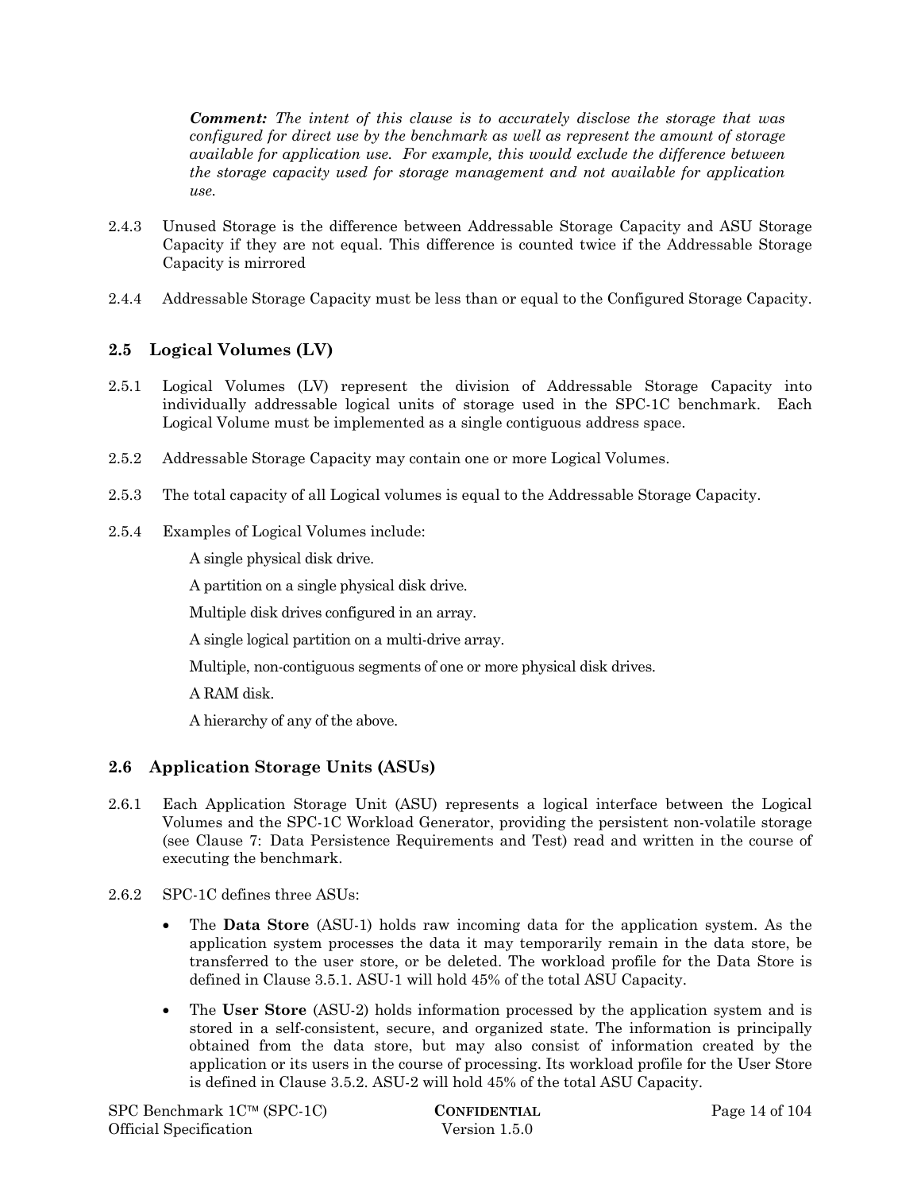***Comment:*** *The intent of this clause is to accurately disclose the storage that was configured for direct use by the benchmark as well as represent the amount of storage available for application use. For example, this would exclude the difference between the storage capacity used for storage management and not available for application use.*

2.4.3 Unused Storage is the difference between Addressable Storage Capacity and ASU Storage Capacity if they are not equal. This difference is counted twice if the Addressable Storage Capacity is mirrored

2.4.4 Addressable Storage Capacity must be less than or equal to the Configured Storage Capacity.

## 2.5 Logical Volumes (LV)

2.5.1 Logical Volumes (LV) represent the division of Addressable Storage Capacity into individually addressable logical units of storage used in the SPC-1C benchmark. Each Logical Volume must be implemented as a single contiguous address space.

2.5.2 Addressable Storage Capacity may contain one or more Logical Volumes.

2.5.3 The total capacity of all Logical volumes is equal to the Addressable Storage Capacity.

2.5.4 Examples of Logical Volumes include:

A single physical disk drive.

A partition on a single physical disk drive.

Multiple disk drives configured in an array.

A single logical partition on a multi-drive array.

Multiple, non-contiguous segments of one or more physical disk drives.

A RAM disk.

A hierarchy of any of the above.

## 2.6 Application Storage Units (ASUs)

2.6.1 Each Application Storage Unit (ASU) represents a logical interface between the Logical Volumes and the SPC-1C Workload Generator, providing the persistent non-volatile storage (see Clause 7: Data Persistence Requirements and Test) read and written in the course of executing the benchmark.

2.6.2 SPC-1C defines three ASUs:

- The **Data Store** (ASU-1) holds raw incoming data for the application system. As the application system processes the data it may temporarily remain in the data store, be transferred to the user store, or be deleted. The workload profile for the Data Store is defined in Clause 3.5.1. ASU-1 will hold 45% of the total ASU Capacity.
- The **User Store** (ASU-2) holds information processed by the application system and is stored in a self-consistent, secure, and organized state. The information is principally obtained from the data store, but may also consist of information created by the application or its users in the course of processing. Its workload profile for the User Store is defined in Clause 3.5.2. ASU-2 will hold 45% of the total ASU Capacity.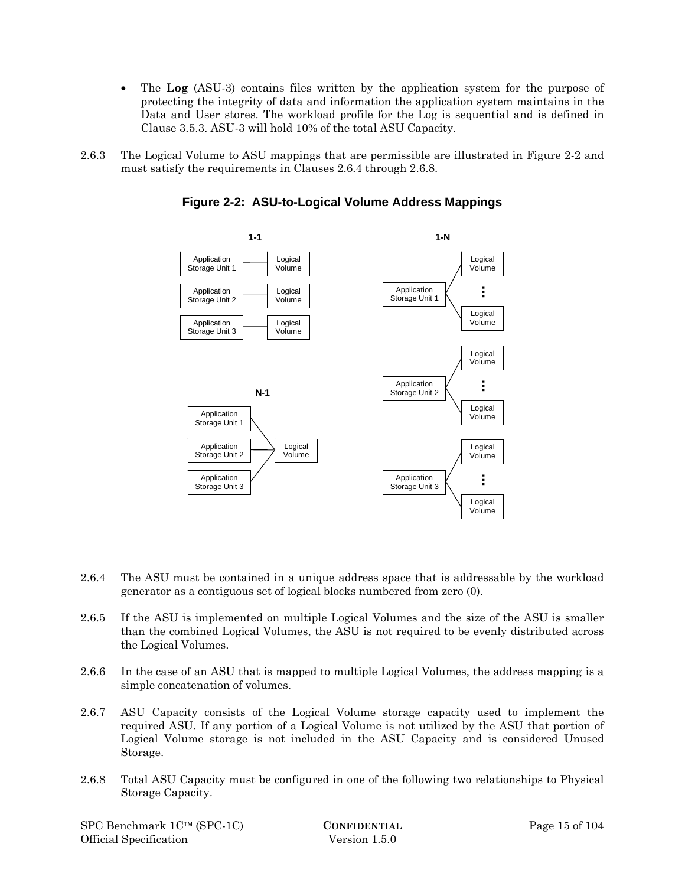- The **Log** (ASU-3) contains files written by the application system for the purpose of protecting the integrity of data and information the application system maintains in the Data and User stores. The workload profile for the Log is sequential and is defined in Clause 3.5.3. ASU-3 will hold 10% of the total ASU Capacity.

2.6.3 The Logical Volume to ASU mappings that are permissible are illustrated in Figure 2-2 and must satisfy the requirements in Clauses 2.6.4 through 2.6.8.

**Figure 2-2: ASU-to-Logical Volume Address Mappings**

2.6.4 The ASU must be contained in a unique address space that is addressable by the workload generator as a contiguous set of logical blocks numbered from zero (0).

2.6.5 If the ASU is implemented on multiple Logical Volumes and the size of the ASU is smaller than the combined Logical Volumes, the ASU is not required to be evenly distributed across the Logical Volumes.

2.6.6 In the case of an ASU that is mapped to multiple Logical Volumes, the address mapping is a simple concatenation of volumes.

2.6.7 ASU Capacity consists of the Logical Volume storage capacity used to implement the required ASU. If any portion of a Logical Volume is not utilized by the ASU that portion of Logical Volume storage is not included in the ASU Capacity and is considered Unused Storage.

2.6.8 Total ASU Capacity must be configured in one of the following two relationships to Physical Storage Capacity.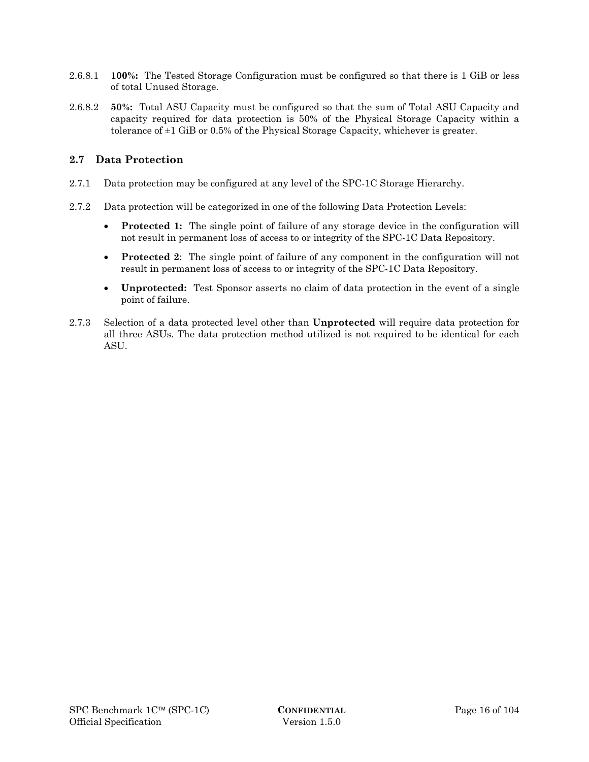2.6.8.1 **100%:** The Tested Storage Configuration must be configured so that there is 1 GiB or less of total Unused Storage.

2.6.8.2 **50%:** Total ASU Capacity must be configured so that the sum of Total ASU Capacity and capacity required for data protection is 50% of the Physical Storage Capacity within a tolerance of ±1 GiB or 0.5% of the Physical Storage Capacity, whichever is greater.

## 2.7 Data Protection

2.7.1 Data protection may be configured at any level of the SPC-1C Storage Hierarchy.

2.7.2 Data protection will be categorized in one of the following Data Protection Levels:

- **Protected 1:** The single point of failure of any storage device in the configuration will not result in permanent loss of access to or integrity of the SPC-1C Data Repository.
- **Protected 2**: The single point of failure of any component in the configuration will not result in permanent loss of access to or integrity of the SPC-1C Data Repository.
- **Unprotected:** Test Sponsor asserts no claim of data protection in the event of a single point of failure.

2.7.3 Selection of a data protected level other than **Unprotected** will require data protection for all three ASUs. The data protection method utilized is not required to be identical for each ASU.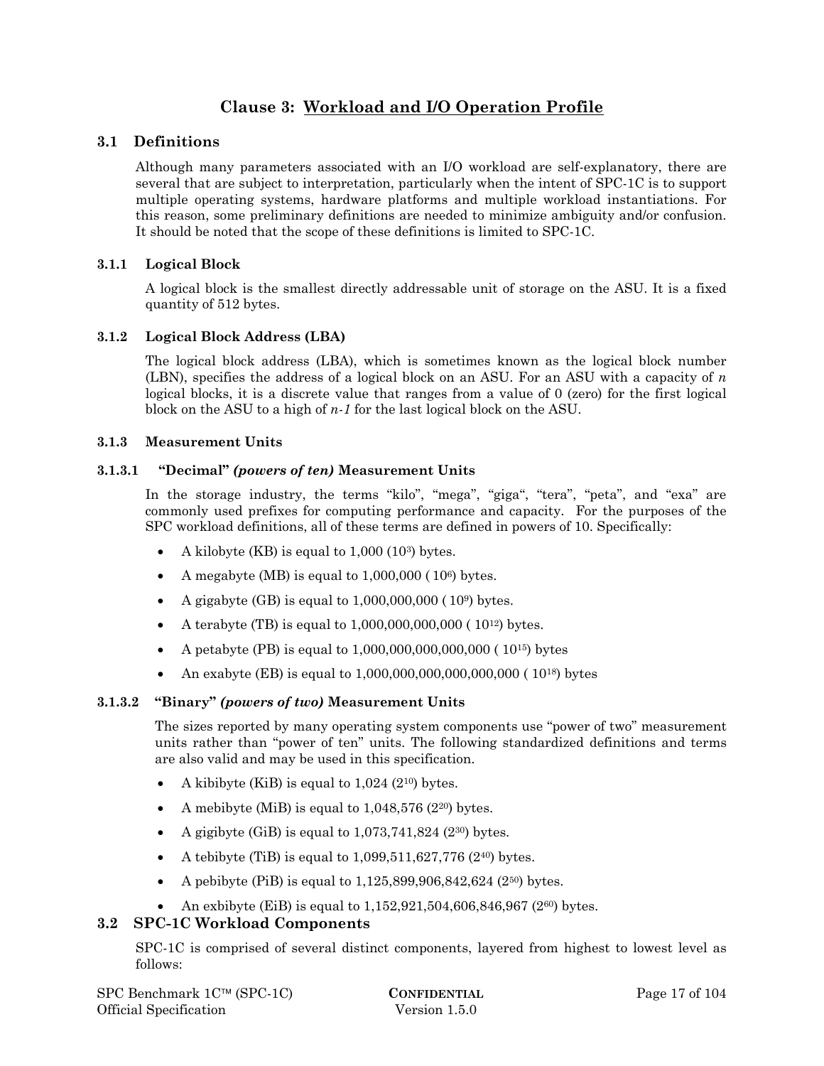# Clause 3: Workload and I/O Operation Profile

## 3.1 Definitions

Although many parameters associated with an I/O workload are self-explanatory, there are several that are subject to interpretation, particularly when the intent of SPC-1C is to support multiple operating systems, hardware platforms and multiple workload instantiations. For this reason, some preliminary definitions are needed to minimize ambiguity and/or confusion. It should be noted that the scope of these definitions is limited to SPC-1C.

### 3.1.1 Logical Block

A logical block is the smallest directly addressable unit of storage on the ASU. It is a fixed quantity of 512 bytes.

### 3.1.2 Logical Block Address (LBA)

The logical block address (LBA), which is sometimes known as the logical block number (LBN), specifies the address of a logical block on an ASU. For an ASU with a capacity of *n* logical blocks, it is a discrete value that ranges from a value of 0 (zero) for the first logical block on the ASU to a high of *n-1* for the last logical block on the ASU.

### 3.1.3 Measurement Units

#### 3.1.3.1 "Decimal" *(powers of ten)* Measurement Units

In the storage industry, the terms "kilo", "mega", "giga", "tera", "peta", and "exa" are commonly used prefixes for computing performance and capacity. For the purposes of the SPC workload definitions, all of these terms are defined in powers of 10. Specifically:

- A kilobyte (KB) is equal to 1,000 ($10^3$) bytes.
- A megabyte (MB) is equal to 1,000,000 ( $10^6$) bytes.
- A gigabyte (GB) is equal to 1,000,000,000 ( $10^9$) bytes.
- A terabyte (TB) is equal to 1,000,000,000,000 ( $10^{12}$) bytes.
- A petabyte (PB) is equal to 1,000,000,000,000,000 ( $10^{15}$) bytes
- An exabyte (EB) is equal to 1,000,000,000,000,000,000 ( $10^{18}$) bytes

#### 3.1.3.2 "Binary" *(powers of two)* Measurement Units

The sizes reported by many operating system components use "power of two" measurement units rather than "power of ten" units. The following standardized definitions and terms are also valid and may be used in this specification.

- A kibibyte (KiB) is equal to 1,024 ($2^{10}$) bytes.
- A mebibyte (MiB) is equal to 1,048,576 ($2^{20}$) bytes.
- A gigibyte (GiB) is equal to 1,073,741,824 ($2^{30}$) bytes.
- A tebibyte (TiB) is equal to 1,099,511,627,776 ($2^{40}$) bytes.
- A pebibyte (PiB) is equal to 1,125,899,906,842,624 ($2^{50}$) bytes.
- An exbibyte (EiB) is equal to 1,152,921,504,606,846,967 ($2^{60}$) bytes.

## 3.2 SPC-1C Workload Components

SPC-1C is comprised of several distinct components, layered from highest to lowest level as follows: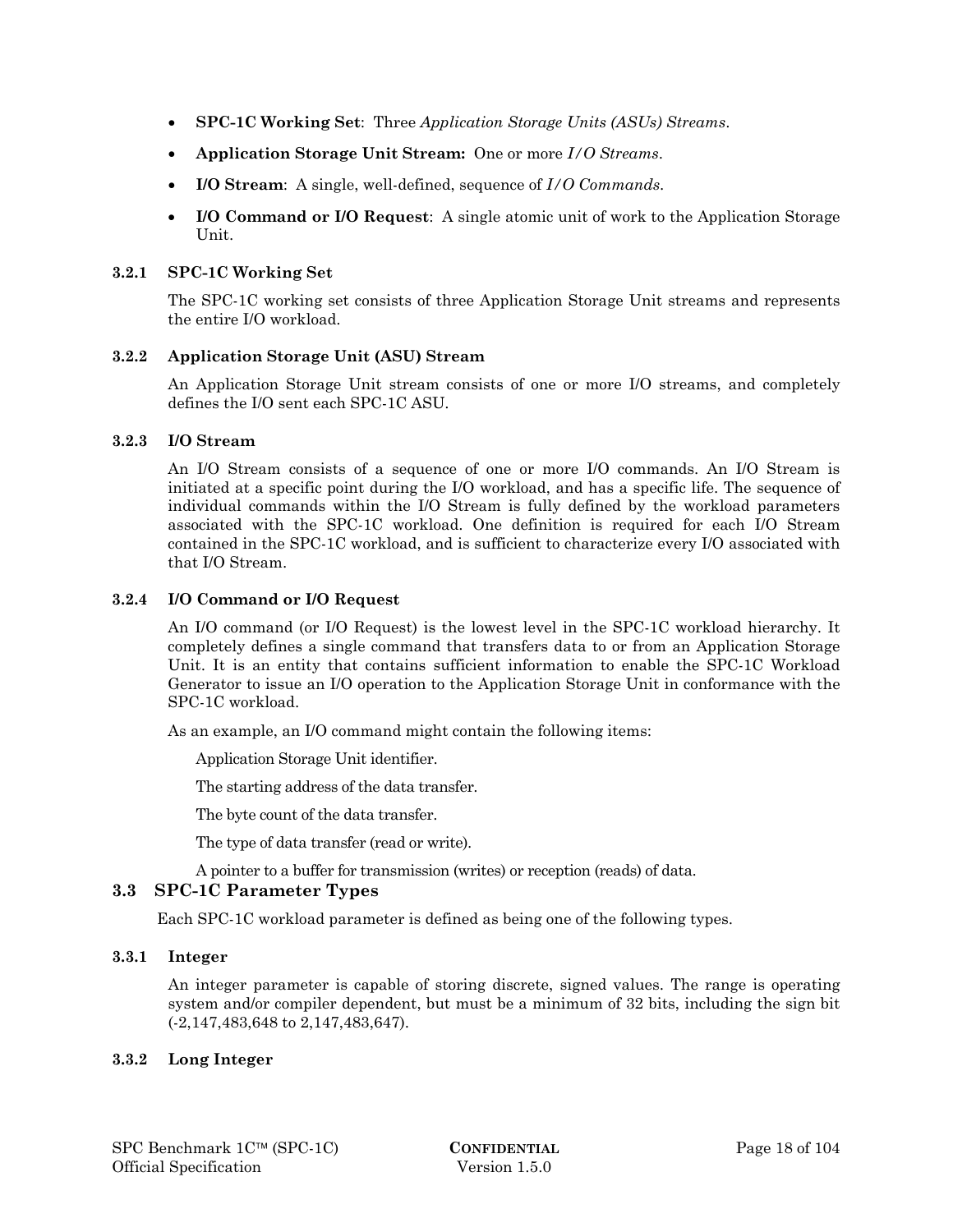- **SPC-1C Working Set**: Three *Application Storage Units (ASUs) Streams*.
- **Application Storage Unit Stream:** One or more *I/O Streams*.
- **I/O Stream**: A single, well-defined, sequence of *I/O Commands*.
- **I/O Command or I/O Request**: A single atomic unit of work to the Application Storage Unit.

#### 3.2.1 SPC-1C Working Set

The SPC-1C working set consists of three Application Storage Unit streams and represents the entire I/O workload.

#### 3.2.2 Application Storage Unit (ASU) Stream

An Application Storage Unit stream consists of one or more I/O streams, and completely defines the I/O sent each SPC-1C ASU.

#### 3.2.3 I/O Stream

An I/O Stream consists of a sequence of one or more I/O commands. An I/O Stream is initiated at a specific point during the I/O workload, and has a specific life. The sequence of individual commands within the I/O Stream is fully defined by the workload parameters associated with the SPC-1C workload. One definition is required for each I/O Stream contained in the SPC-1C workload, and is sufficient to characterize every I/O associated with that I/O Stream.

#### 3.2.4 I/O Command or I/O Request

An I/O command (or I/O Request) is the lowest level in the SPC-1C workload hierarchy. It completely defines a single command that transfers data to or from an Application Storage Unit. It is an entity that contains sufficient information to enable the SPC-1C Workload Generator to issue an I/O operation to the Application Storage Unit in conformance with the SPC-1C workload.

As an example, an I/O command might contain the following items:

Application Storage Unit identifier.

The starting address of the data transfer.

The byte count of the data transfer.

The type of data transfer (read or write).

A pointer to a buffer for transmission (writes) or reception (reads) of data.

### 3.3 SPC-1C Parameter Types

Each SPC-1C workload parameter is defined as being one of the following types.

#### 3.3.1 Integer

An integer parameter is capable of storing discrete, signed values. The range is operating system and/or compiler dependent, but must be a minimum of 32 bits, including the sign bit (-2,147,483,648 to 2,147,483,647).

#### 3.3.2 Long Integer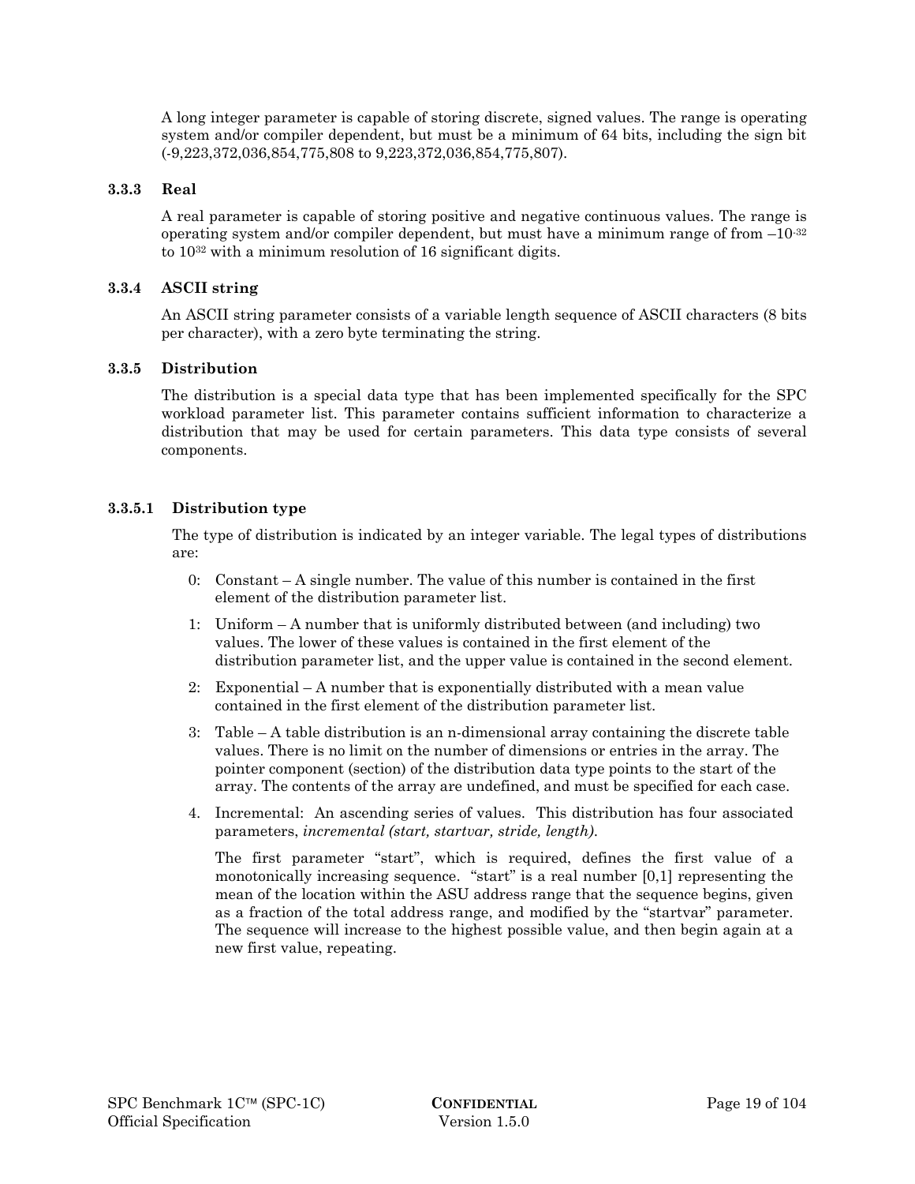A long integer parameter is capable of storing discrete, signed values. The range is operating system and/or compiler dependent, but must be a minimum of 64 bits, including the sign bit (-9,223,372,036,854,775,808 to 9,223,372,036,854,775,807).

### 3.3.3 Real

A real parameter is capable of storing positive and negative continuous values. The range is operating system and/or compiler dependent, but must have a minimum range of from $-10^{-32}$ to $10^{32}$ with a minimum resolution of 16 significant digits.

### 3.3.4 ASCII string

An ASCII string parameter consists of a variable length sequence of ASCII characters (8 bits per character), with a zero byte terminating the string.

### 3.3.5 Distribution

The distribution is a special data type that has been implemented specifically for the SPC workload parameter list. This parameter contains sufficient information to characterize a distribution that may be used for certain parameters. This data type consists of several components.

#### 3.3.5.1 Distribution type

The type of distribution is indicated by an integer variable. The legal types of distributions are:

0: Constant – A single number. The value of this number is contained in the first element of the distribution parameter list.

1: Uniform – A number that is uniformly distributed between (and including) two values. The lower of these values is contained in the first element of the distribution parameter list, and the upper value is contained in the second element.

2: Exponential – A number that is exponentially distributed with a mean value contained in the first element of the distribution parameter list.

3: Table – A table distribution is an n-dimensional array containing the discrete table values. There is no limit on the number of dimensions or entries in the array. The pointer component (section) of the distribution data type points to the start of the array. The contents of the array are undefined, and must be specified for each case.

4. Incremental: An ascending series of values. This distribution has four associated parameters, *incremental (start, startvar, stride, length)*.

   The first parameter "start", which is required, defines the first value of a monotonically increasing sequence. "start" is a real number [0,1] representing the mean of the location within the ASU address range that the sequence begins, given as a fraction of the total address range, and modified by the "startvar" parameter. The sequence will increase to the highest possible value, and then begin again at a new first value, repeating.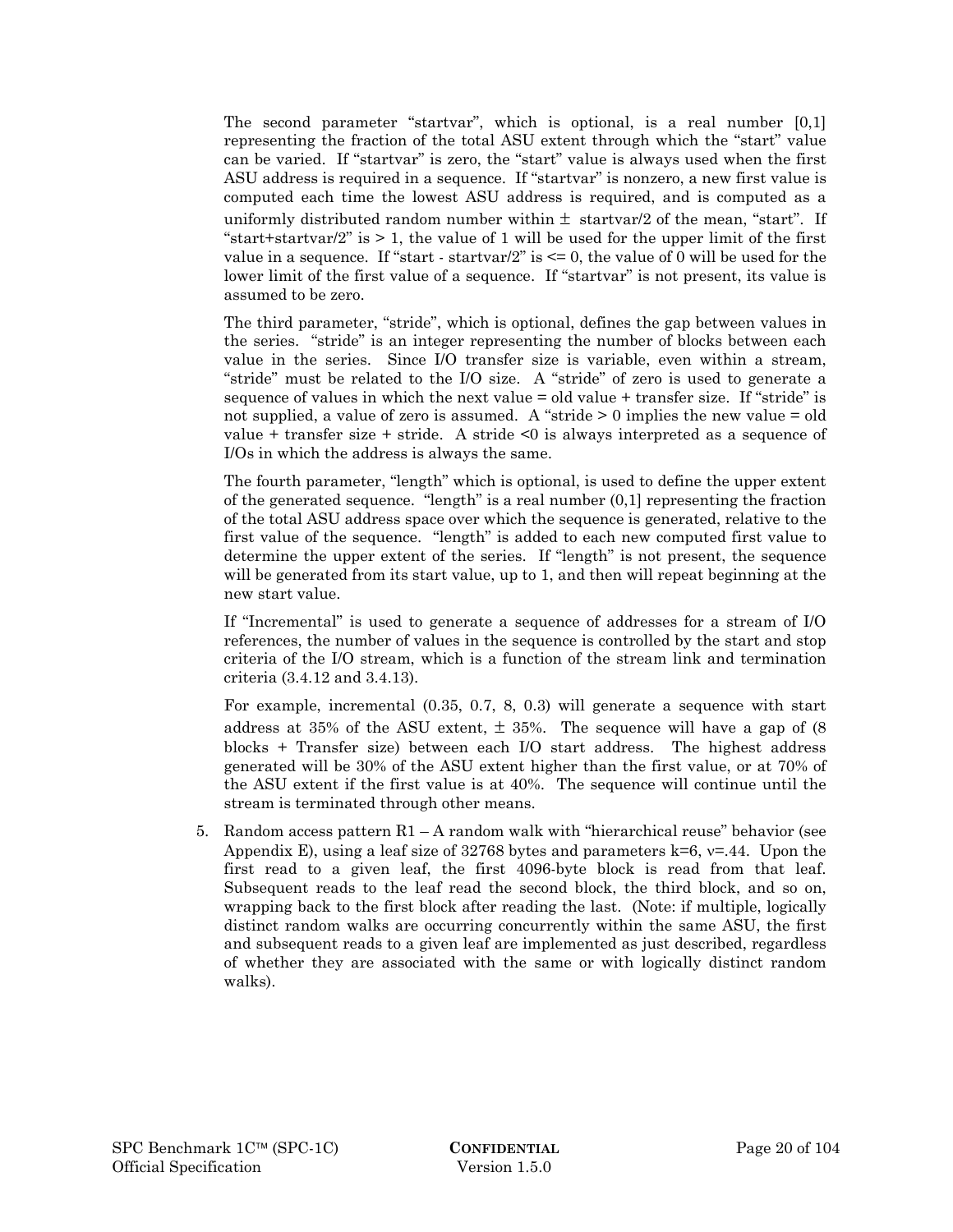The second parameter "startvar", which is optional, is a real number [0,1] representing the fraction of the total ASU extent through which the "start" value can be varied. If "startvar" is zero, the "start" value is always used when the first ASU address is required in a sequence. If "startvar" is nonzero, a new first value is computed each time the lowest ASU address is required, and is computed as a uniformly distributed random number within ± startvar/2 of the mean, "start". If "start+startvar/2" is > 1, the value of 1 will be used for the upper limit of the first value in a sequence. If "start - startvar/2" is <= 0, the value of 0 will be used for the lower limit of the first value of a sequence. If "startvar" is not present, its value is assumed to be zero.

The third parameter, "stride", which is optional, defines the gap between values in the series. "stride" is an integer representing the number of blocks between each value in the series. Since I/O transfer size is variable, even within a stream, "stride" must be related to the I/O size. A "stride" of zero is used to generate a sequence of values in which the next value = old value + transfer size. If "stride" is not supplied, a value of zero is assumed. A "stride > 0 implies the new value = old value + transfer size + stride. A stride <0 is always interpreted as a sequence of I/Os in which the address is always the same.

The fourth parameter, "length" which is optional, is used to define the upper extent of the generated sequence. "length" is a real number (0,1] representing the fraction of the total ASU address space over which the sequence is generated, relative to the first value of the sequence. "length" is added to each new computed first value to determine the upper extent of the series. If "length" is not present, the sequence will be generated from its start value, up to 1, and then will repeat beginning at the new start value.

If "Incremental" is used to generate a sequence of addresses for a stream of I/O references, the number of values in the sequence is controlled by the start and stop criteria of the I/O stream, which is a function of the stream link and termination criteria (3.4.12 and 3.4.13).

For example, incremental (0.35, 0.7, 8, 0.3) will generate a sequence with start address at 35% of the ASU extent, ± 35%. The sequence will have a gap of (8 blocks + Transfer size) between each I/O start address. The highest address generated will be 30% of the ASU extent higher than the first value, or at 70% of the ASU extent if the first value is at 40%. The sequence will continue until the stream is terminated through other means.

5. Random access pattern R1 – A random walk with "hierarchical reuse" behavior (see Appendix E), using a leaf size of 32768 bytes and parameters k=6, ν=.44. Upon the first read to a given leaf, the first 4096-byte block is read from that leaf. Subsequent reads to the leaf read the second block, the third block, and so on, wrapping back to the first block after reading the last. (Note: if multiple, logically distinct random walks are occurring concurrently within the same ASU, the first and subsequent reads to a given leaf are implemented as just described, regardless of whether they are associated with the same or with logically distinct random walks).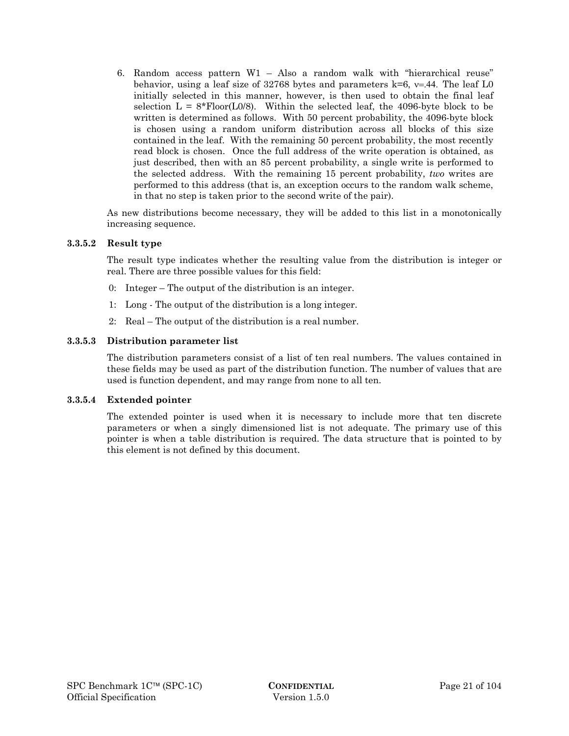6. Random access pattern W1 – Also a random walk with "hierarchical reuse" behavior, using a leaf size of 32768 bytes and parameters k=6, $\nu$=.44. The leaf L0 initially selected in this manner, however, is then used to obtain the final leaf selection L = 8*Floor(L0/8). Within the selected leaf, the 4096-byte block to be written is determined as follows. With 50 percent probability, the 4096-byte block is chosen using a random uniform distribution across all blocks of this size contained in the leaf. With the remaining 50 percent probability, the most recently read block is chosen. Once the full address of the write operation is obtained, as just described, then with an 85 percent probability, a single write is performed to the selected address. With the remaining 15 percent probability, *two* writes are performed to this address (that is, an exception occurs to the random walk scheme, in that no step is taken prior to the second write of the pair).

As new distributions become necessary, they will be added to this list in a monotonically increasing sequence.

#### 3.3.5.2 Result type

The result type indicates whether the resulting value from the distribution is integer or real. There are three possible values for this field:

0: Integer – The output of the distribution is an integer.

1: Long - The output of the distribution is a long integer.

2: Real – The output of the distribution is a real number.

#### 3.3.5.3 Distribution parameter list

The distribution parameters consist of a list of ten real numbers. The values contained in these fields may be used as part of the distribution function. The number of values that are used is function dependent, and may range from none to all ten.

#### 3.3.5.4 Extended pointer

The extended pointer is used when it is necessary to include more that ten discrete parameters or when a singly dimensioned list is not adequate. The primary use of this pointer is when a table distribution is required. The data structure that is pointed to by this element is not defined by this document.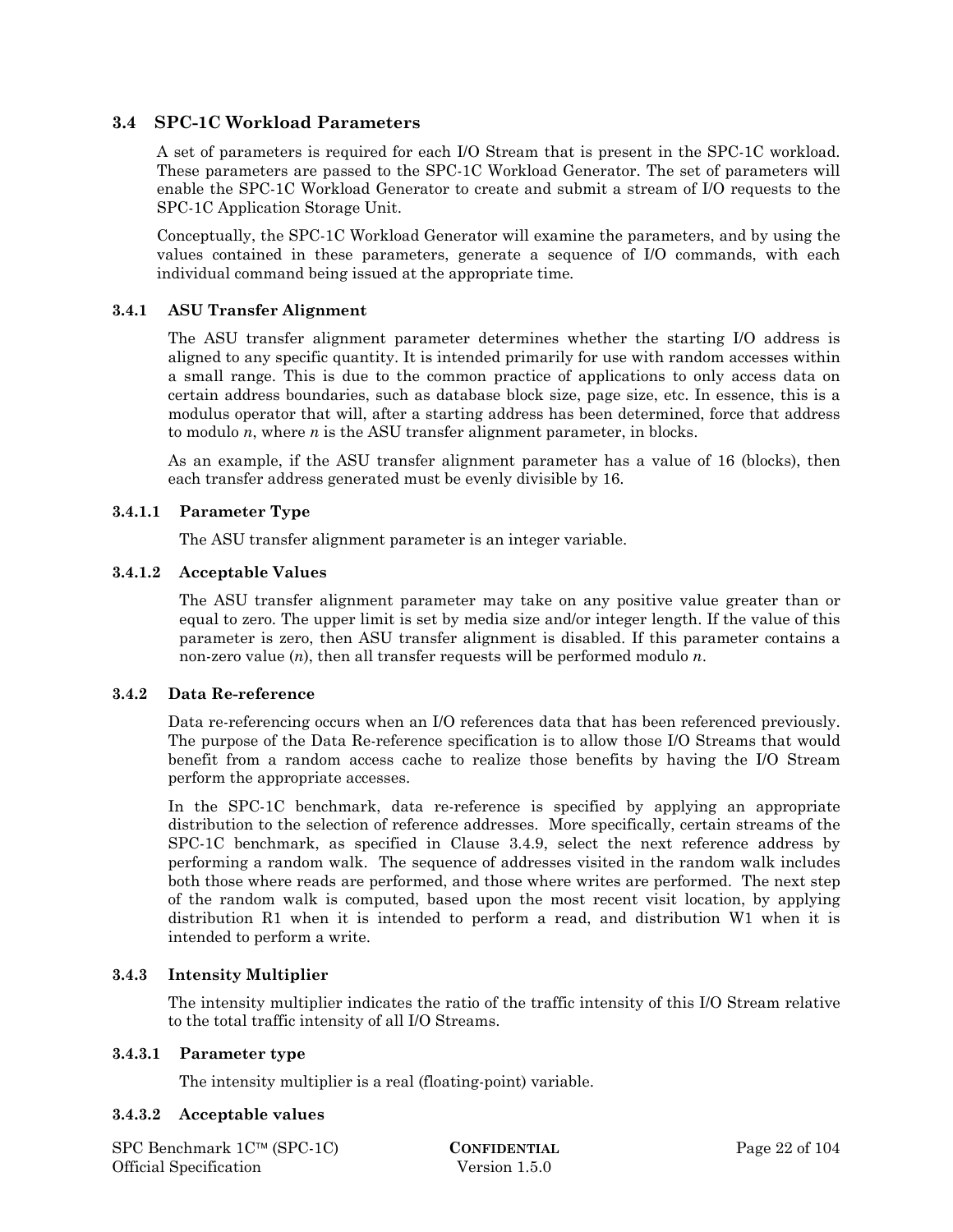## 3.4 SPC-1C Workload Parameters

A set of parameters is required for each I/O Stream that is present in the SPC-1C workload. These parameters are passed to the SPC-1C Workload Generator. The set of parameters will enable the SPC-1C Workload Generator to create and submit a stream of I/O requests to the SPC-1C Application Storage Unit.

Conceptually, the SPC-1C Workload Generator will examine the parameters, and by using the values contained in these parameters, generate a sequence of I/O commands, with each individual command being issued at the appropriate time.

### 3.4.1 ASU Transfer Alignment

The ASU transfer alignment parameter determines whether the starting I/O address is aligned to any specific quantity. It is intended primarily for use with random accesses within a small range. This is due to the common practice of applications to only access data on certain address boundaries, such as database block size, page size, etc. In essence, this is a modulus operator that will, after a starting address has been determined, force that address to modulo *n*, where *n* is the ASU transfer alignment parameter, in blocks.

As an example, if the ASU transfer alignment parameter has a value of 16 (blocks), then each transfer address generated must be evenly divisible by 16.

#### 3.4.1.1 Parameter Type

The ASU transfer alignment parameter is an integer variable.

#### 3.4.1.2 Acceptable Values

The ASU transfer alignment parameter may take on any positive value greater than or equal to zero. The upper limit is set by media size and/or integer length. If the value of this parameter is zero, then ASU transfer alignment is disabled. If this parameter contains a non-zero value (*n*), then all transfer requests will be performed modulo *n*.

### 3.4.2 Data Re-reference

Data re-referencing occurs when an I/O references data that has been referenced previously. The purpose of the Data Re-reference specification is to allow those I/O Streams that would benefit from a random access cache to realize those benefits by having the I/O Stream perform the appropriate accesses.

In the SPC-1C benchmark, data re-reference is specified by applying an appropriate distribution to the selection of reference addresses. More specifically, certain streams of the SPC-1C benchmark, as specified in Clause 3.4.9, select the next reference address by performing a random walk. The sequence of addresses visited in the random walk includes both those where reads are performed, and those where writes are performed. The next step of the random walk is computed, based upon the most recent visit location, by applying distribution R1 when it is intended to perform a read, and distribution W1 when it is intended to perform a write.

### 3.4.3 Intensity Multiplier

The intensity multiplier indicates the ratio of the traffic intensity of this I/O Stream relative to the total traffic intensity of all I/O Streams.

#### 3.4.3.1 Parameter type

The intensity multiplier is a real (floating-point) variable.

#### 3.4.3.2 Acceptable values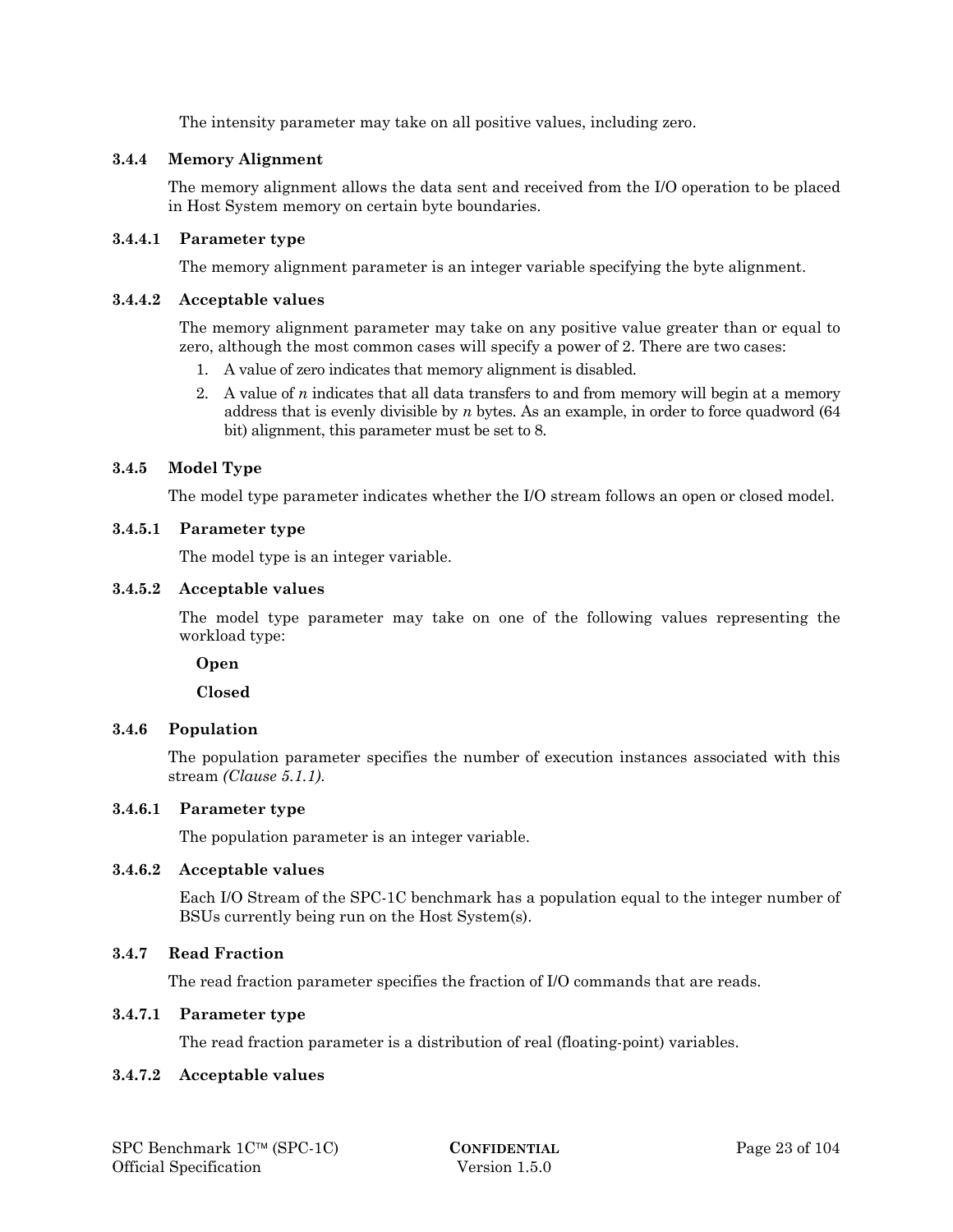The intensity parameter may take on all positive values, including zero.

### 3.4.4 Memory Alignment

The memory alignment allows the data sent and received from the I/O operation to be placed in Host System memory on certain byte boundaries.

#### 3.4.4.1 Parameter type

The memory alignment parameter is an integer variable specifying the byte alignment.

#### 3.4.4.2 Acceptable values

The memory alignment parameter may take on any positive value greater than or equal to zero, although the most common cases will specify a power of 2. There are two cases:

1. A value of zero indicates that memory alignment is disabled.
2. A value of *n* indicates that all data transfers to and from memory will begin at a memory address that is evenly divisible by *n* bytes. As an example, in order to force quadword (64 bit) alignment, this parameter must be set to 8.

### 3.4.5 Model Type

The model type parameter indicates whether the I/O stream follows an open or closed model.

#### 3.4.5.1 Parameter type

The model type is an integer variable.

#### 3.4.5.2 Acceptable values

The model type parameter may take on one of the following values representing the workload type:

**Open**

**Closed**

### 3.4.6 Population

The population parameter specifies the number of execution instances associated with this stream *(Clause 5.1.1)*.

#### 3.4.6.1 Parameter type

The population parameter is an integer variable.

#### 3.4.6.2 Acceptable values

Each I/O Stream of the SPC-1C benchmark has a population equal to the integer number of BSUs currently being run on the Host System(s).

### 3.4.7 Read Fraction

The read fraction parameter specifies the fraction of I/O commands that are reads.

#### 3.4.7.1 Parameter type

The read fraction parameter is a distribution of real (floating-point) variables.

#### 3.4.7.2 Acceptable values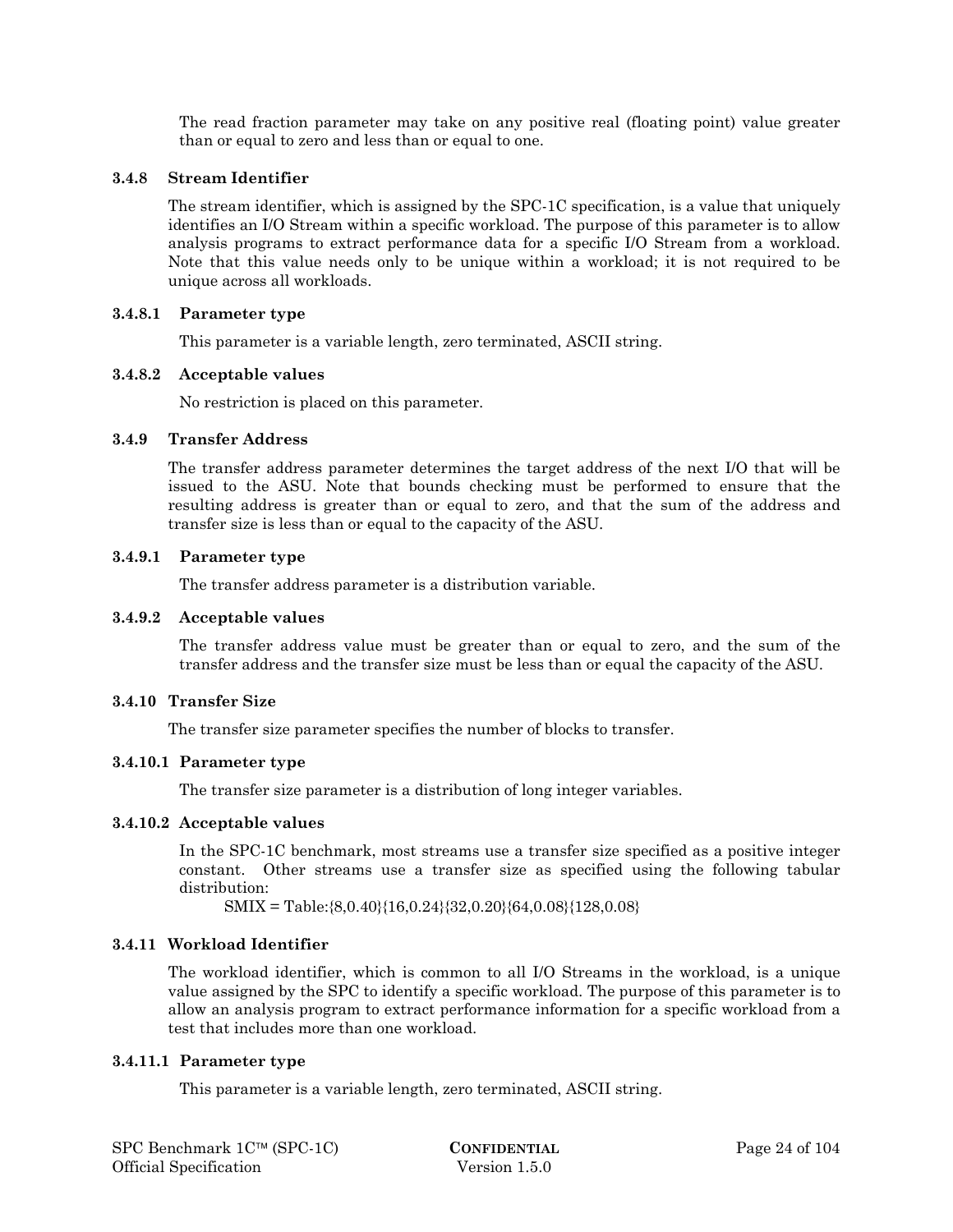The read fraction parameter may take on any positive real (floating point) value greater than or equal to zero and less than or equal to one.

### 3.4.8 Stream Identifier

The stream identifier, which is assigned by the SPC-1C specification, is a value that uniquely identifies an I/O Stream within a specific workload. The purpose of this parameter is to allow analysis programs to extract performance data for a specific I/O Stream from a workload. Note that this value needs only to be unique within a workload; it is not required to be unique across all workloads.

#### 3.4.8.1 Parameter type

This parameter is a variable length, zero terminated, ASCII string.

#### 3.4.8.2 Acceptable values

No restriction is placed on this parameter.

### 3.4.9 Transfer Address

The transfer address parameter determines the target address of the next I/O that will be issued to the ASU. Note that bounds checking must be performed to ensure that the resulting address is greater than or equal to zero, and that the sum of the address and transfer size is less than or equal to the capacity of the ASU.

#### 3.4.9.1 Parameter type

The transfer address parameter is a distribution variable.

#### 3.4.9.2 Acceptable values

The transfer address value must be greater than or equal to zero, and the sum of the transfer address and the transfer size must be less than or equal the capacity of the ASU.

### 3.4.10 Transfer Size

The transfer size parameter specifies the number of blocks to transfer.

#### 3.4.10.1 Parameter type

The transfer size parameter is a distribution of long integer variables.

#### 3.4.10.2 Acceptable values

In the SPC-1C benchmark, most streams use a transfer size specified as a positive integer constant. Other streams use a transfer size as specified using the following tabular distribution:

SMIX = Table:{8,0.40}{16,0.24}{32,0.20}{64,0.08}{128,0.08}

### 3.4.11 Workload Identifier

The workload identifier, which is common to all I/O Streams in the workload, is a unique value assigned by the SPC to identify a specific workload. The purpose of this parameter is to allow an analysis program to extract performance information for a specific workload from a test that includes more than one workload.

#### 3.4.11.1 Parameter type

This parameter is a variable length, zero terminated, ASCII string.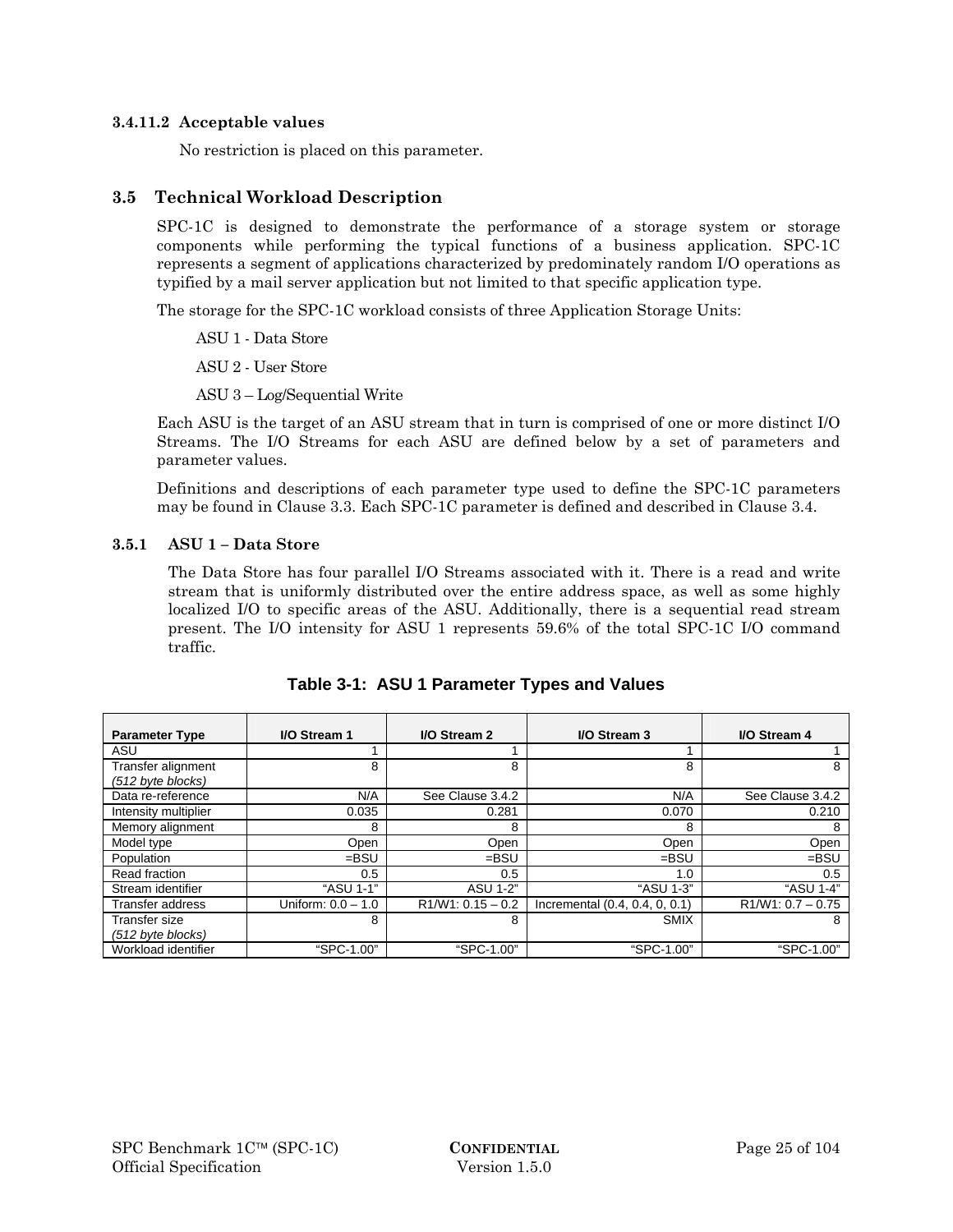#### 3.4.11.2 Acceptable values

No restriction is placed on this parameter.

## 3.5 Technical Workload Description

SPC-1C is designed to demonstrate the performance of a storage system or storage components while performing the typical functions of a business application. SPC-1C represents a segment of applications characterized by predominately random I/O operations as typified by a mail server application but not limited to that specific application type.

The storage for the SPC-1C workload consists of three Application Storage Units:

ASU 1 - Data Store

ASU 2 - User Store

ASU 3 – Log/Sequential Write

Each ASU is the target of an ASU stream that in turn is comprised of one or more distinct I/O Streams. The I/O Streams for each ASU are defined below by a set of parameters and parameter values.

Definitions and descriptions of each parameter type used to define the SPC-1C parameters may be found in Clause 3.3. Each SPC-1C parameter is defined and described in Clause 3.4.

### 3.5.1 ASU 1 – Data Store

The Data Store has four parallel I/O Streams associated with it. There is a read and write stream that is uniformly distributed over the entire address space, as well as some highly localized I/O to specific areas of the ASU. Additionally, there is a sequential read stream present. The I/O intensity for ASU 1 represents 59.6% of the total SPC-1C I/O command traffic.

**Table 3-1: ASU 1 Parameter Types and Values**

| Parameter Type | I/O Stream 1 | I/O Stream 2 | I/O Stream 3 | I/O Stream 4 |
|---|---|---|---|---|
| ASU | 1 | 1 | 1 | 1 |
| Transfer alignment *(512 byte blocks)* | 8 | 8 | 8 | 8 |
| Data re-reference | N/A | See Clause 3.4.2 | N/A | See Clause 3.4.2 |
| Intensity multiplier | 0.035 | 0.281 | 0.070 | 0.210 |
| Memory alignment | 8 | 8 | 8 | 8 |
| Model type | Open | Open | Open | Open |
| Population | =BSU | =BSU | =BSU | =BSU |
| Read fraction | 0.5 | 0.5 | 1.0 | 0.5 |
| Stream identifier | “ASU 1-1” | ASU 1-2” | “ASU 1-3” | “ASU 1-4” |
| Transfer address | Uniform: 0.0 – 1.0 | R1/W1: 0.15 – 0.2 | Incremental (0.4, 0.4, 0, 0.1) | R1/W1: 0.7 – 0.75 |
| Transfer size *(512 byte blocks)* | 8 | 8 | SMIX | 8 |
| Workload identifier | “SPC-1.00” | “SPC-1.00” | “SPC-1.00” | “SPC-1.00” |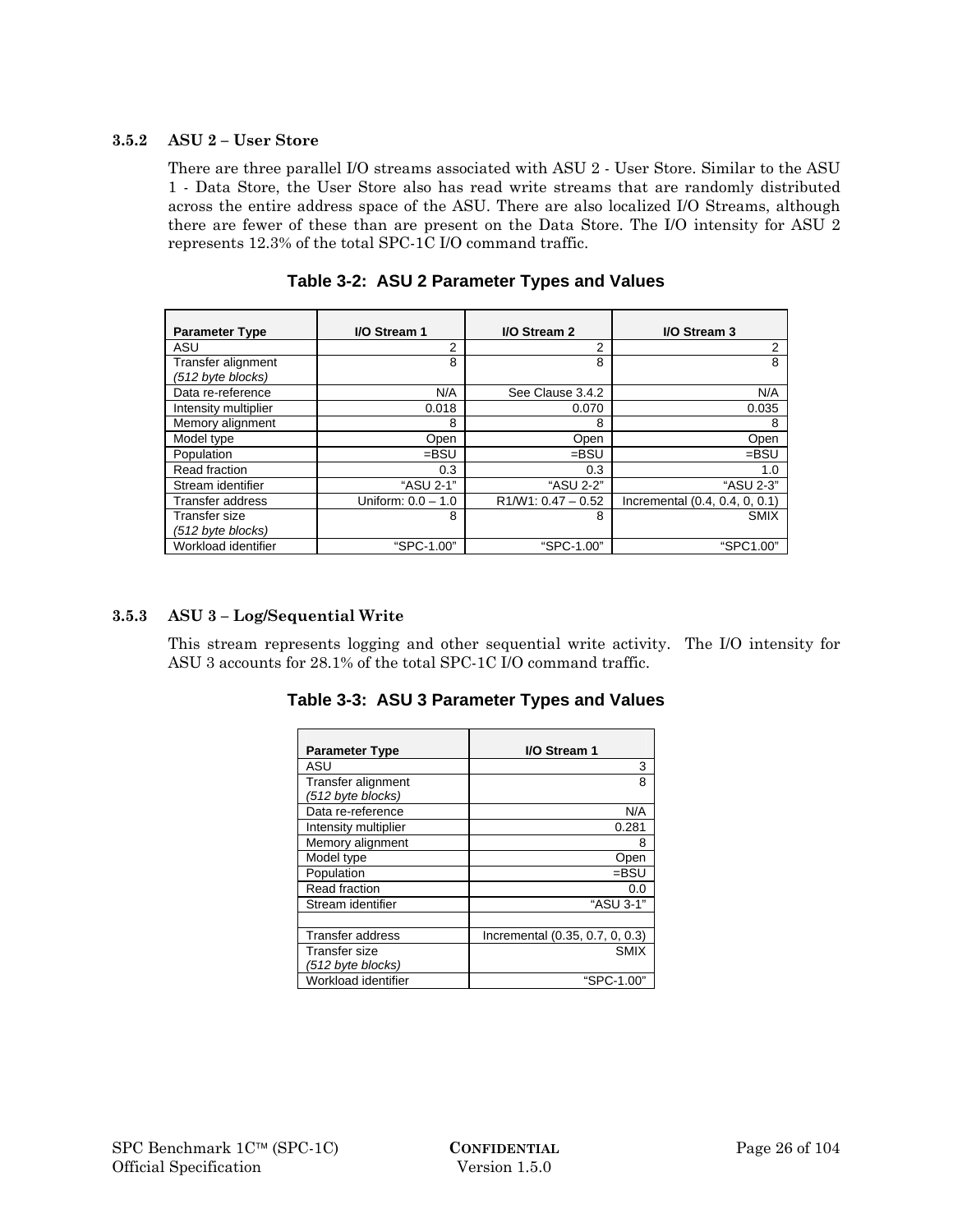### 3.5.2 ASU 2 – User Store

There are three parallel I/O streams associated with ASU 2 - User Store. Similar to the ASU 1 - Data Store, the User Store also has read write streams that are randomly distributed across the entire address space of the ASU. There are also localized I/O Streams, although there are fewer of these than are present on the Data Store. The I/O intensity for ASU 2 represents 12.3% of the total SPC-1C I/O command traffic.

**Table 3-2: ASU 2 Parameter Types and Values**

| Parameter Type | I/O Stream 1 | I/O Stream 2 | I/O Stream 3 |
|---|---|---|---|
| ASU | 2 | 2 | 2 |
| Transfer alignment *(512 byte blocks)* | 8 | 8 | 8 |
| Data re-reference | N/A | See Clause 3.4.2 | N/A |
| Intensity multiplier | 0.018 | 0.070 | 0.035 |
| Memory alignment | 8 | 8 | 8 |
| Model type | Open | Open | Open |
| Population | =BSU | =BSU | =BSU |
| Read fraction | 0.3 | 0.3 | 1.0 |
| Stream identifier | "ASU 2-1" | "ASU 2-2" | "ASU 2-3" |
| Transfer address | Uniform: 0.0 – 1.0 | R1/W1: 0.47 – 0.52 | Incremental (0.4, 0.4, 0, 0.1) |
| Transfer size *(512 byte blocks)* | 8 | 8 | SMIX |
| Workload identifier | "SPC-1.00" | "SPC-1.00" | "SPC1.00" |

### 3.5.3 ASU 3 – Log/Sequential Write

This stream represents logging and other sequential write activity. The I/O intensity for ASU 3 accounts for 28.1% of the total SPC-1C I/O command traffic.

**Table 3-3: ASU 3 Parameter Types and Values**

| Parameter Type | I/O Stream 1 |
|---|---|
| ASU | 3 |
| Transfer alignment *(512 byte blocks)* | 8 |
| Data re-reference | N/A |
| Intensity multiplier | 0.281 |
| Memory alignment | 8 |
| Model type | Open |
| Population | =BSU |
| Read fraction | 0.0 |
| Stream identifier | "ASU 3-1" |
| | |
| Transfer address | Incremental (0.35, 0.7, 0, 0.3) |
| Transfer size *(512 byte blocks)* | SMIX |
| Workload identifier | "SPC-1.00" |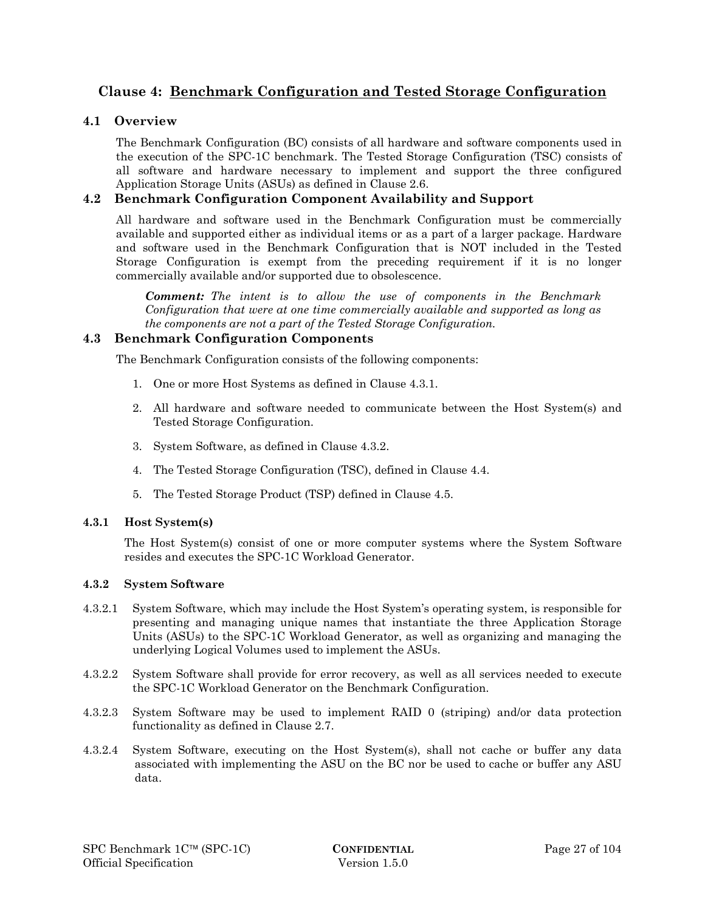# Clause 4: Benchmark Configuration and Tested Storage Configuration

## 4.1 Overview

The Benchmark Configuration (BC) consists of all hardware and software components used in the execution of the SPC-1C benchmark. The Tested Storage Configuration (TSC) consists of all software and hardware necessary to implement and support the three configured Application Storage Units (ASUs) as defined in Clause 2.6.

## 4.2 Benchmark Configuration Component Availability and Support

All hardware and software used in the Benchmark Configuration must be commercially available and supported either as individual items or as a part of a larger package. Hardware and software used in the Benchmark Configuration that is NOT included in the Tested Storage Configuration is exempt from the preceding requirement if it is no longer commercially available and/or supported due to obsolescence.

> ***Comment:*** *The intent is to allow the use of components in the Benchmark Configuration that were at one time commercially available and supported as long as the components are not a part of the Tested Storage Configuration.*

## 4.3 Benchmark Configuration Components

The Benchmark Configuration consists of the following components:

1. One or more Host Systems as defined in Clause 4.3.1.
2. All hardware and software needed to communicate between the Host System(s) and Tested Storage Configuration.
3. System Software, as defined in Clause 4.3.2.
4. The Tested Storage Configuration (TSC), defined in Clause 4.4.
5. The Tested Storage Product (TSP) defined in Clause 4.5.

### 4.3.1 Host System(s)

The Host System(s) consist of one or more computer systems where the System Software resides and executes the SPC-1C Workload Generator.

### 4.3.2 System Software

4.3.2.1 System Software, which may include the Host System's operating system, is responsible for presenting and managing unique names that instantiate the three Application Storage Units (ASUs) to the SPC-1C Workload Generator, as well as organizing and managing the underlying Logical Volumes used to implement the ASUs.

4.3.2.2 System Software shall provide for error recovery, as well as all services needed to execute the SPC-1C Workload Generator on the Benchmark Configuration.

4.3.2.3 System Software may be used to implement RAID 0 (striping) and/or data protection functionality as defined in Clause 2.7.

4.3.2.4 System Software, executing on the Host System(s), shall not cache or buffer any data associated with implementing the ASU on the BC nor be used to cache or buffer any ASU data.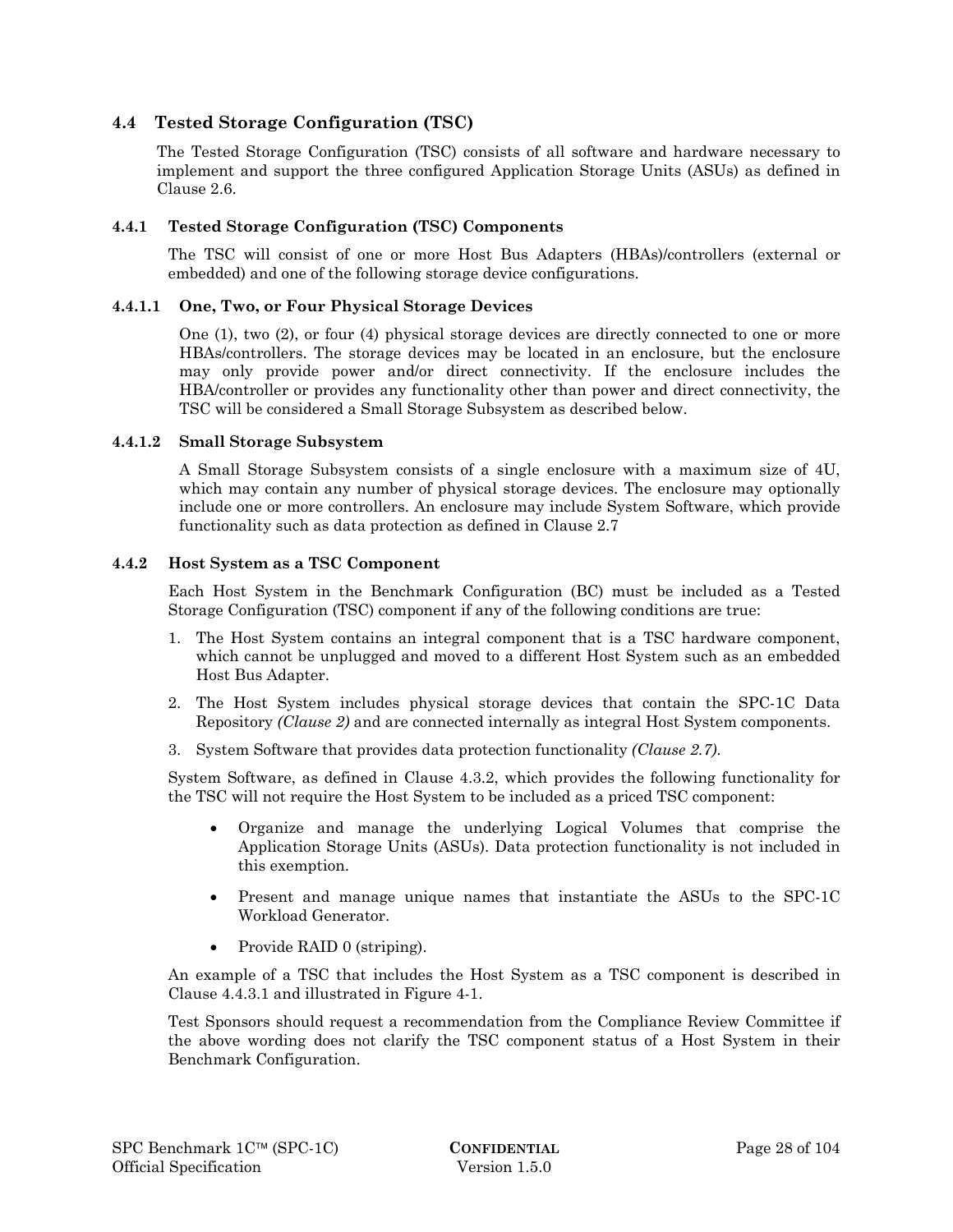## 4.4 Tested Storage Configuration (TSC)

The Tested Storage Configuration (TSC) consists of all software and hardware necessary to implement and support the three configured Application Storage Units (ASUs) as defined in Clause 2.6.

### 4.4.1 Tested Storage Configuration (TSC) Components

The TSC will consist of one or more Host Bus Adapters (HBAs)/controllers (external or embedded) and one of the following storage device configurations.

#### 4.4.1.1 One, Two, or Four Physical Storage Devices

One (1), two (2), or four (4) physical storage devices are directly connected to one or more HBAs/controllers. The storage devices may be located in an enclosure, but the enclosure may only provide power and/or direct connectivity. If the enclosure includes the HBA/controller or provides any functionality other than power and direct connectivity, the TSC will be considered a Small Storage Subsystem as described below.

#### 4.4.1.2 Small Storage Subsystem

A Small Storage Subsystem consists of a single enclosure with a maximum size of 4U, which may contain any number of physical storage devices. The enclosure may optionally include one or more controllers. An enclosure may include System Software, which provide functionality such as data protection as defined in Clause 2.7

### 4.4.2 Host System as a TSC Component

Each Host System in the Benchmark Configuration (BC) must be included as a Tested Storage Configuration (TSC) component if any of the following conditions are true:

1. The Host System contains an integral component that is a TSC hardware component, which cannot be unplugged and moved to a different Host System such as an embedded Host Bus Adapter.
2. The Host System includes physical storage devices that contain the SPC-1C Data Repository *(Clause 2)* and are connected internally as integral Host System components.
3. System Software that provides data protection functionality *(Clause 2.7)*.

System Software, as defined in Clause 4.3.2, which provides the following functionality for the TSC will not require the Host System to be included as a priced TSC component:

- Organize and manage the underlying Logical Volumes that comprise the Application Storage Units (ASUs). Data protection functionality is not included in this exemption.
- Present and manage unique names that instantiate the ASUs to the SPC-1C Workload Generator.
- Provide RAID 0 (striping).

An example of a TSC that includes the Host System as a TSC component is described in Clause 4.4.3.1 and illustrated in Figure 4-1.

Test Sponsors should request a recommendation from the Compliance Review Committee if the above wording does not clarify the TSC component status of a Host System in their Benchmark Configuration.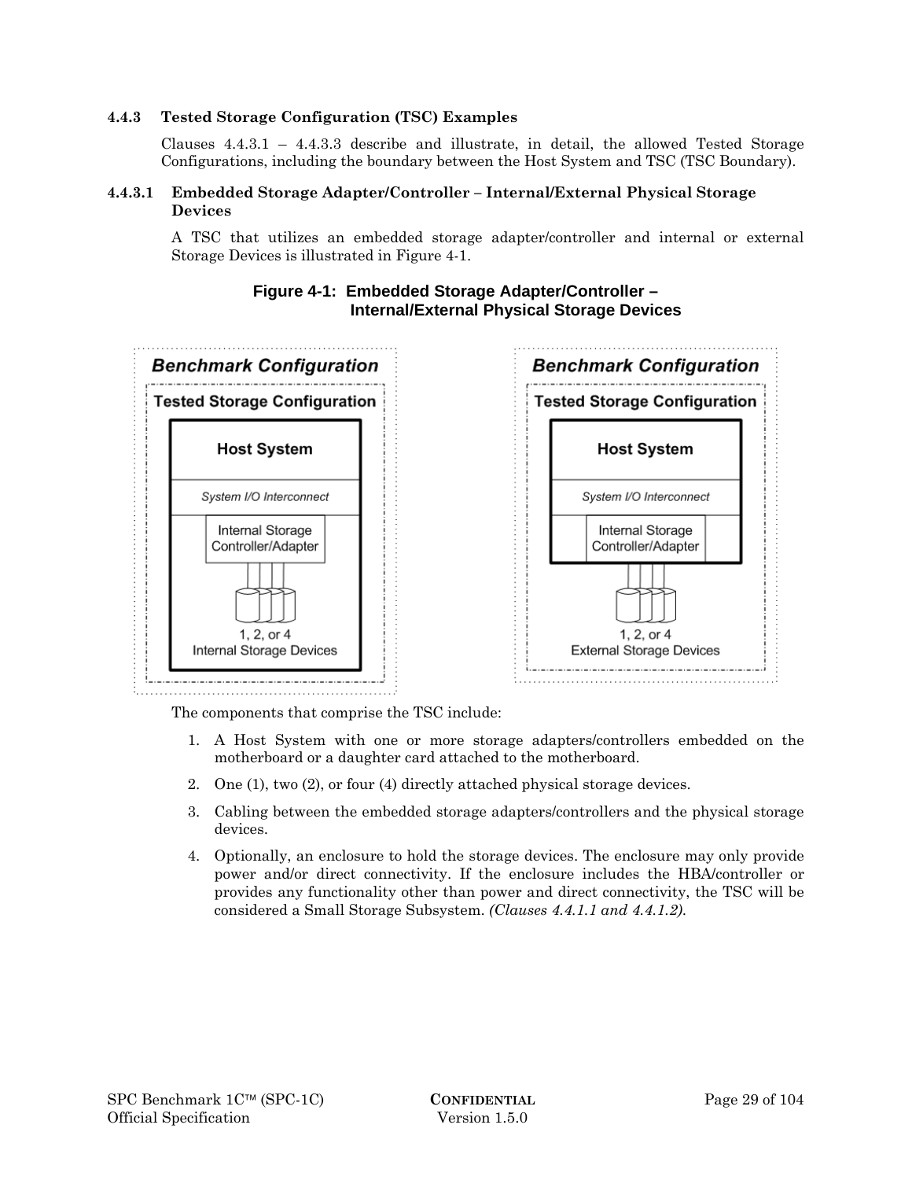### 4.4.3 Tested Storage Configuration (TSC) Examples

Clauses 4.4.3.1 – 4.4.3.3 describe and illustrate, in detail, the allowed Tested Storage Configurations, including the boundary between the Host System and TSC (TSC Boundary).

#### 4.4.3.1 Embedded Storage Adapter/Controller – Internal/External Physical Storage Devices

A TSC that utilizes an embedded storage adapter/controller and internal or external Storage Devices is illustrated in Figure 4-1.

**Figure 4-1: Embedded Storage Adapter/Controller – Internal/External Physical Storage Devices**

The components that comprise the TSC include:

1. A Host System with one or more storage adapters/controllers embedded on the motherboard or a daughter card attached to the motherboard.
2. One (1), two (2), or four (4) directly attached physical storage devices.
3. Cabling between the embedded storage adapters/controllers and the physical storage devices.
4. Optionally, an enclosure to hold the storage devices. The enclosure may only provide power and/or direct connectivity. If the enclosure includes the HBA/controller or provides any functionality other than power and direct connectivity, the TSC will be considered a Small Storage Subsystem. *(Clauses 4.4.1.1 and 4.4.1.2)*.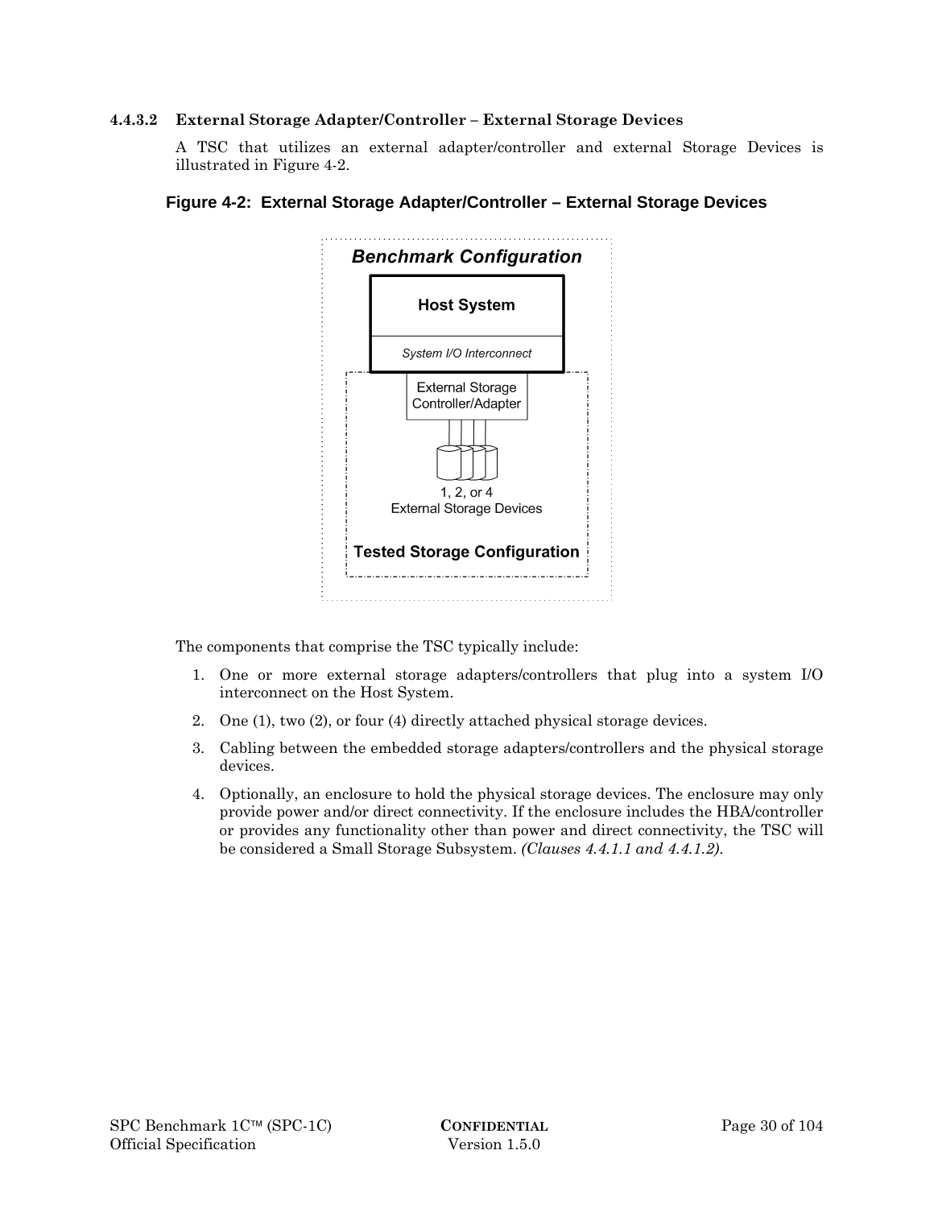#### 4.4.3.2 External Storage Adapter/Controller – External Storage Devices

A TSC that utilizes an external adapter/controller and external Storage Devices is illustrated in Figure 4-2.

**Figure 4-2: External Storage Adapter/Controller – External Storage Devices**

The components that comprise the TSC typically include:

1. One or more external storage adapters/controllers that plug into a system I/O interconnect on the Host System.
2. One (1), two (2), or four (4) directly attached physical storage devices.
3. Cabling between the embedded storage adapters/controllers and the physical storage devices.
4. Optionally, an enclosure to hold the physical storage devices. The enclosure may only provide power and/or direct connectivity. If the enclosure includes the HBA/controller or provides any functionality other than power and direct connectivity, the TSC will be considered a Small Storage Subsystem. *(Clauses 4.4.1.1 and 4.4.1.2).*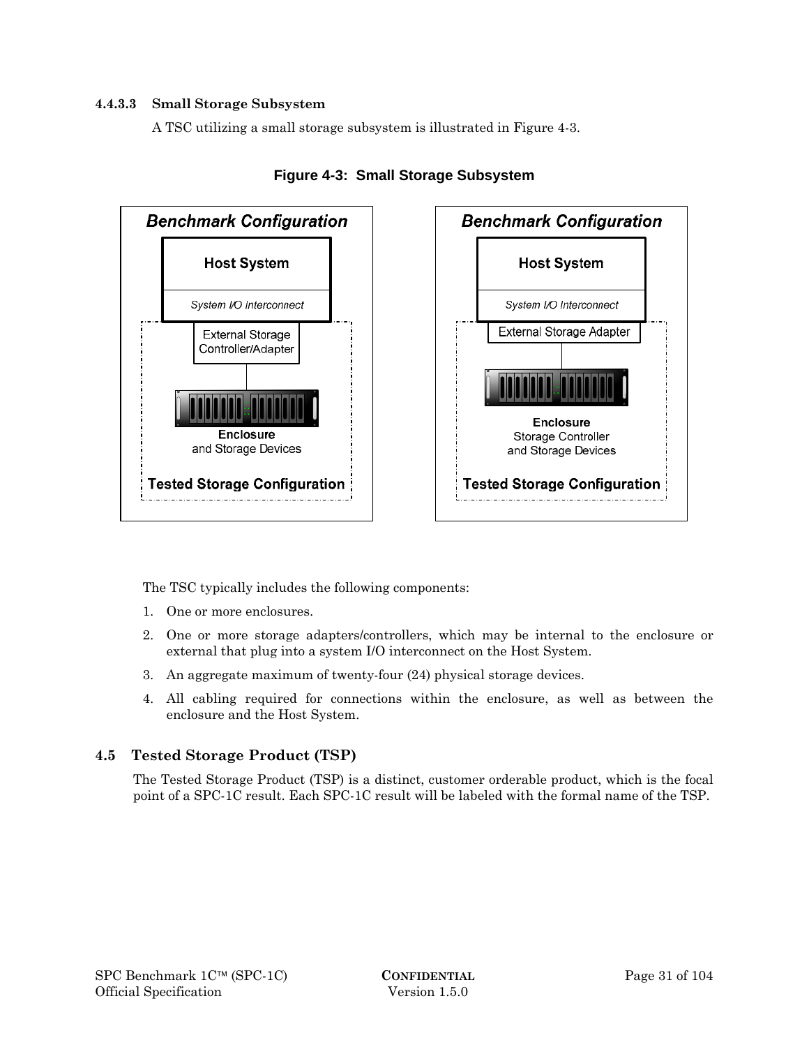#### 4.4.3.3 Small Storage Subsystem

A TSC utilizing a small storage subsystem is illustrated in Figure 4-3.

**Figure 4-3: Small Storage Subsystem**

The TSC typically includes the following components:

1. One or more enclosures.
2. One or more storage adapters/controllers, which may be internal to the enclosure or external that plug into a system I/O interconnect on the Host System.
3. An aggregate maximum of twenty-four (24) physical storage devices.
4. All cabling required for connections within the enclosure, as well as between the enclosure and the Host System.

### 4.5 Tested Storage Product (TSP)

The Tested Storage Product (TSP) is a distinct, customer orderable product, which is the focal point of a SPC-1C result. Each SPC-1C result will be labeled with the formal name of the TSP.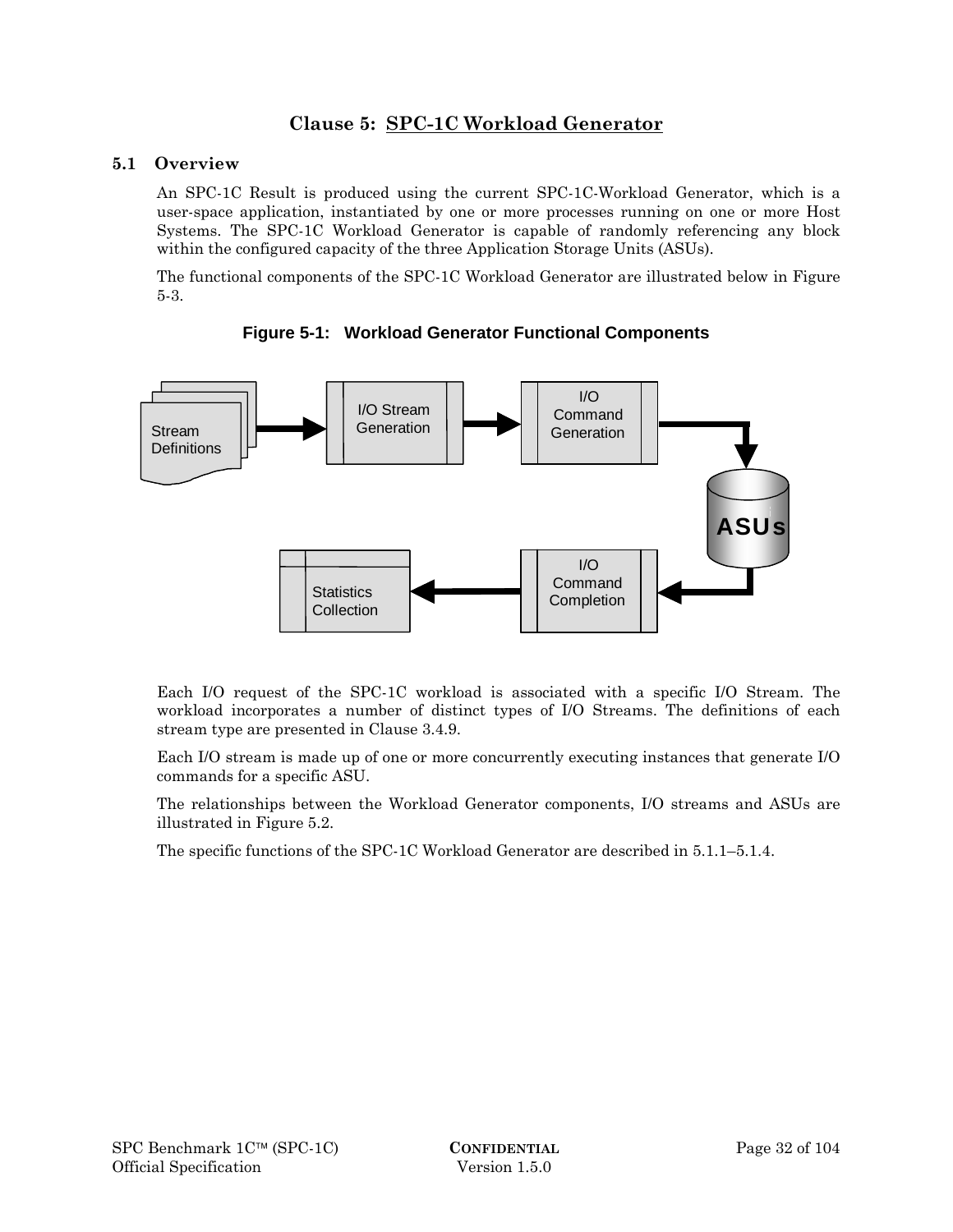# Clause 5: SPC-1C Workload Generator

## 5.1 Overview

An SPC-1C Result is produced using the current SPC-1C-Workload Generator, which is a user-space application, instantiated by one or more processes running on one or more Host Systems. The SPC-1C Workload Generator is capable of randomly referencing any block within the configured capacity of the three Application Storage Units (ASUs).

The functional components of the SPC-1C Workload Generator are illustrated below in Figure 5-3.

**Figure 5-1: Workload Generator Functional Components**

Stream Definitions → I/O Stream Generation → I/O Command Generation → ASUs → I/O Command Completion → Statistics Collection

Each I/O request of the SPC-1C workload is associated with a specific I/O Stream. The workload incorporates a number of distinct types of I/O Streams. The definitions of each stream type are presented in Clause 3.4.9.

Each I/O stream is made up of one or more concurrently executing instances that generate I/O commands for a specific ASU.

The relationships between the Workload Generator components, I/O streams and ASUs are illustrated in Figure 5.2.

The specific functions of the SPC-1C Workload Generator are described in 5.1.1–5.1.4.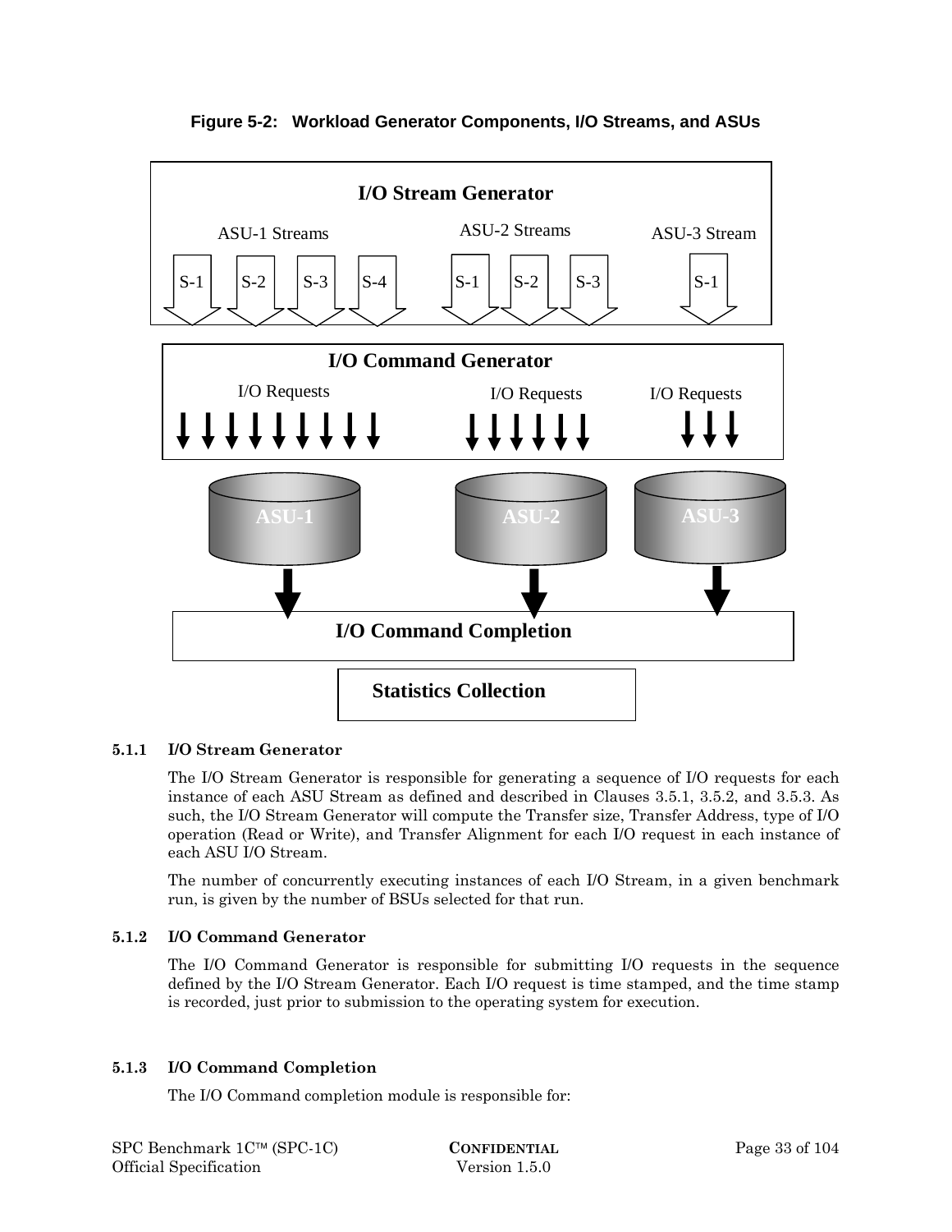**Figure 5-2: Workload Generator Components, I/O Streams, and ASUs**

#### 5.1.1 I/O Stream Generator

The I/O Stream Generator is responsible for generating a sequence of I/O requests for each instance of each ASU Stream as defined and described in Clauses 3.5.1, 3.5.2, and 3.5.3. As such, the I/O Stream Generator will compute the Transfer size, Transfer Address, type of I/O operation (Read or Write), and Transfer Alignment for each I/O request in each instance of each ASU I/O Stream.

The number of concurrently executing instances of each I/O Stream, in a given benchmark run, is given by the number of BSUs selected for that run.

#### 5.1.2 I/O Command Generator

The I/O Command Generator is responsible for submitting I/O requests in the sequence defined by the I/O Stream Generator. Each I/O request is time stamped, and the time stamp is recorded, just prior to submission to the operating system for execution.

#### 5.1.3 I/O Command Completion

The I/O Command completion module is responsible for: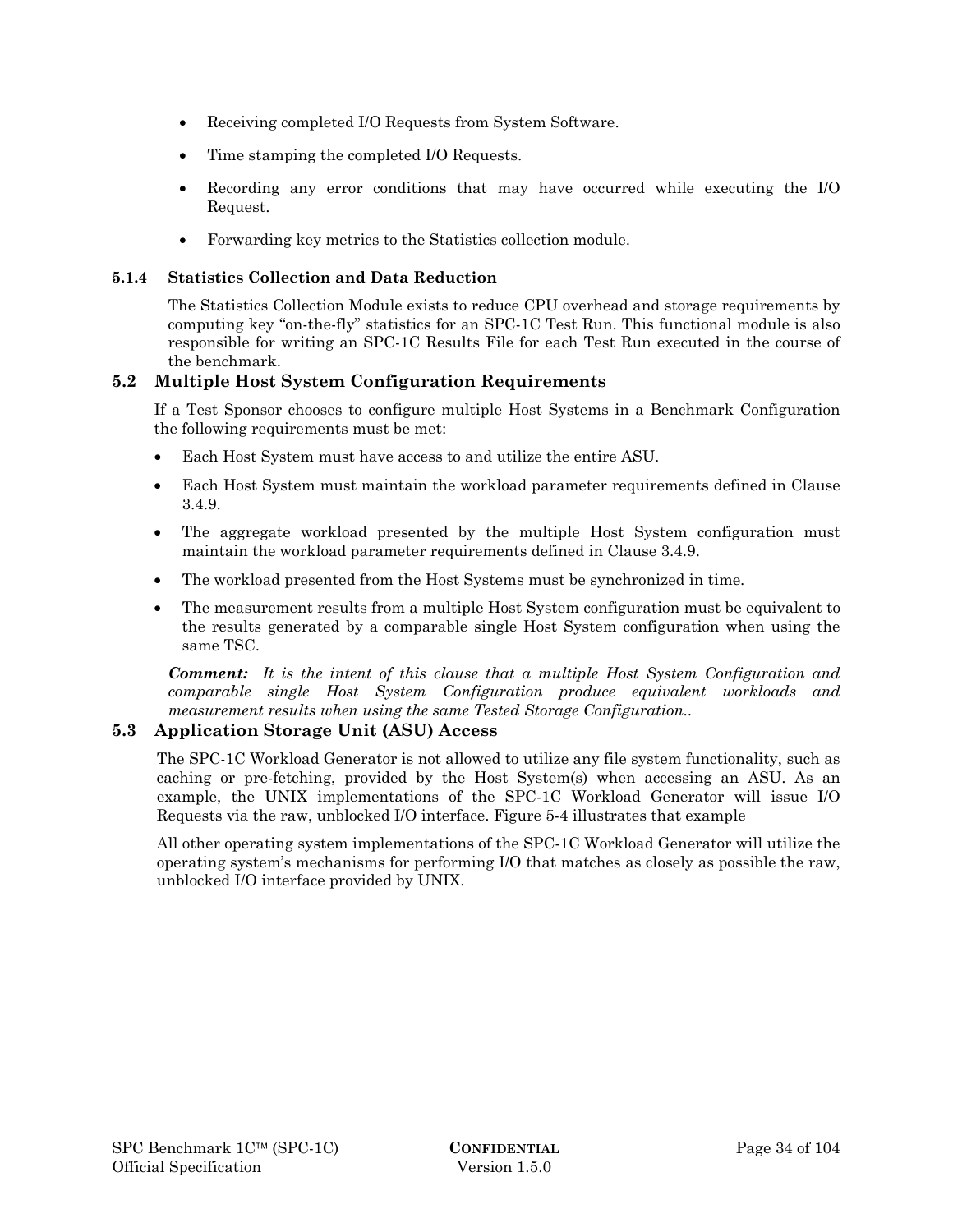- Receiving completed I/O Requests from System Software.
- Time stamping the completed I/O Requests.
- Recording any error conditions that may have occurred while executing the I/O Request.
- Forwarding key metrics to the Statistics collection module.

#### 5.1.4 Statistics Collection and Data Reduction

The Statistics Collection Module exists to reduce CPU overhead and storage requirements by computing key "on-the-fly" statistics for an SPC-1C Test Run. This functional module is also responsible for writing an SPC-1C Results File for each Test Run executed in the course of the benchmark.

### 5.2 Multiple Host System Configuration Requirements

If a Test Sponsor chooses to configure multiple Host Systems in a Benchmark Configuration the following requirements must be met:

- Each Host System must have access to and utilize the entire ASU.
- Each Host System must maintain the workload parameter requirements defined in Clause 3.4.9.
- The aggregate workload presented by the multiple Host System configuration must maintain the workload parameter requirements defined in Clause 3.4.9.
- The workload presented from the Host Systems must be synchronized in time.
- The measurement results from a multiple Host System configuration must be equivalent to the results generated by a comparable single Host System configuration when using the same TSC.

***Comment:*** *It is the intent of this clause that a multiple Host System Configuration and comparable single Host System Configuration produce equivalent workloads and measurement results when using the same Tested Storage Configuration..*

### 5.3 Application Storage Unit (ASU) Access

The SPC-1C Workload Generator is not allowed to utilize any file system functionality, such as caching or pre-fetching, provided by the Host System(s) when accessing an ASU. As an example, the UNIX implementations of the SPC-1C Workload Generator will issue I/O Requests via the raw, unblocked I/O interface. Figure 5-4 illustrates that example

All other operating system implementations of the SPC-1C Workload Generator will utilize the operating system's mechanisms for performing I/O that matches as closely as possible the raw, unblocked I/O interface provided by UNIX.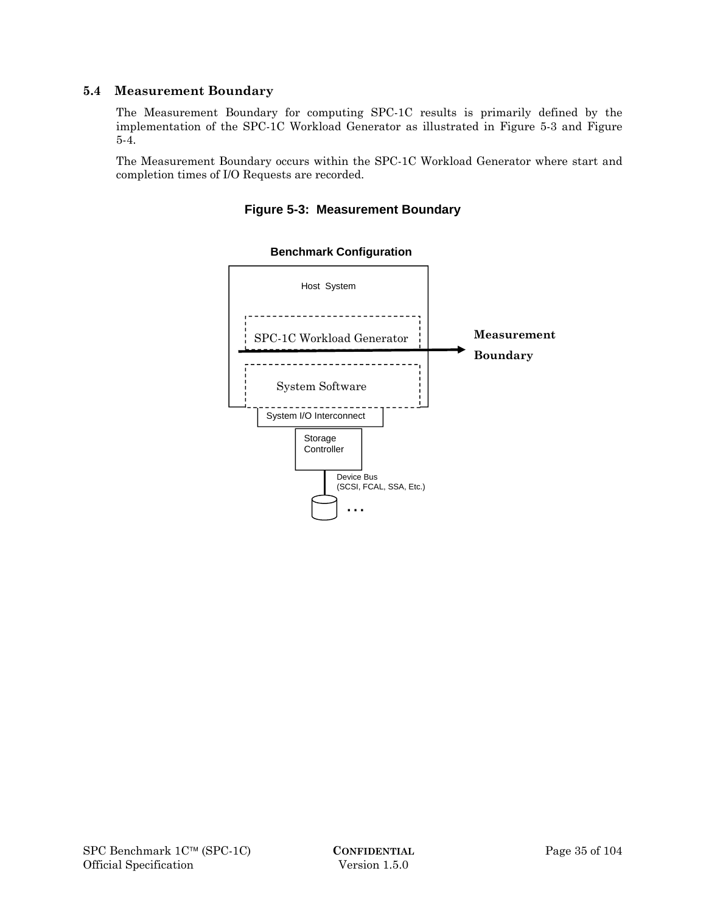## 5.4 Measurement Boundary

The Measurement Boundary for computing SPC-1C results is primarily defined by the implementation of the SPC-1C Workload Generator as illustrated in Figure 5-3 and Figure 5-4.

The Measurement Boundary occurs within the SPC-1C Workload Generator where start and completion times of I/O Requests are recorded.

**Figure 5-3: Measurement Boundary**

**Benchmark Configuration**

Host System

SPC-1C Workload Generator

**Measurement Boundary**

System Software

System I/O Interconnect

Storage Controller

Device Bus (SCSI, FCAL, SSA, Etc.)

. . .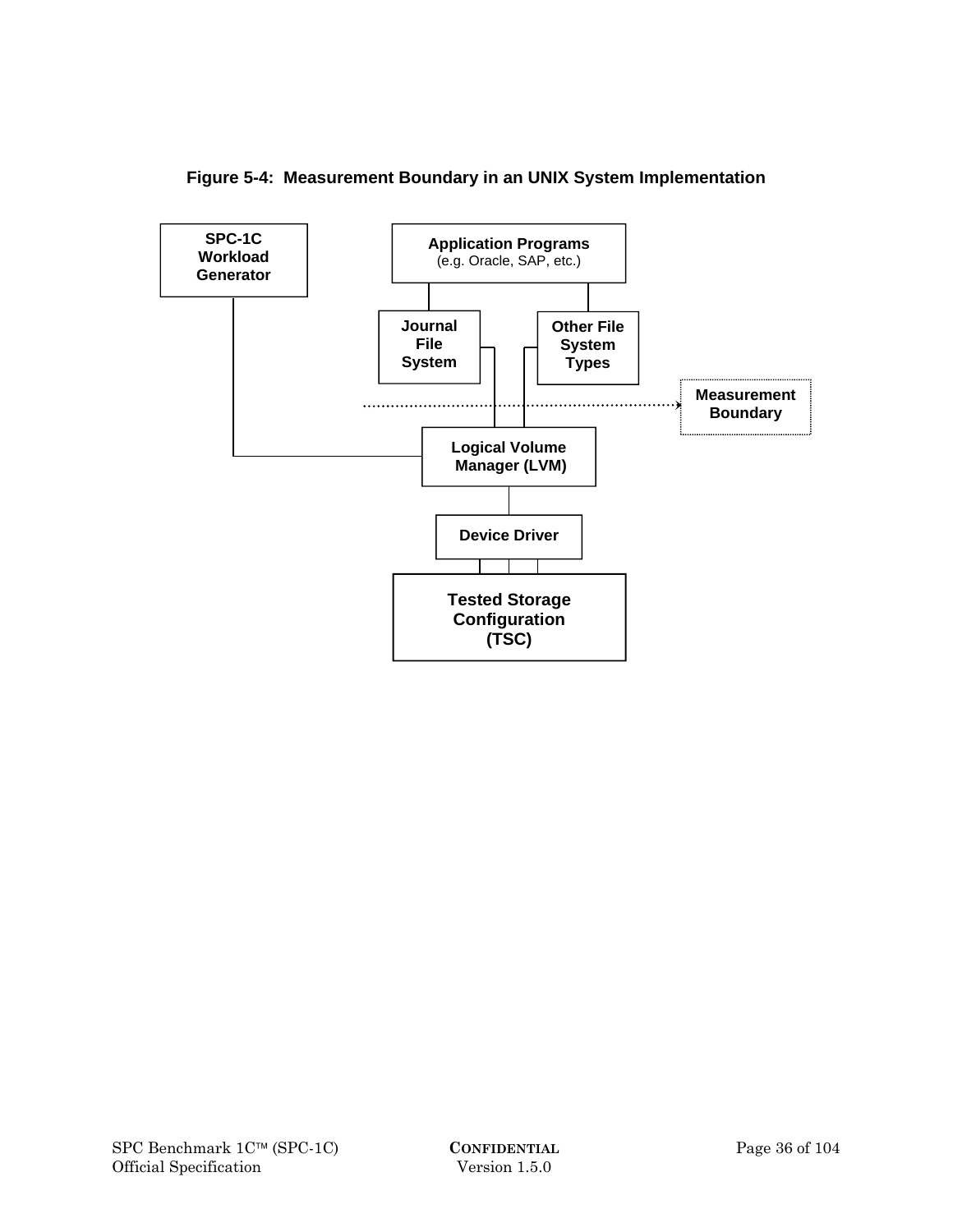**Figure 5-4: Measurement Boundary in an UNIX System Implementation**

SPC-1C Workload Generator

Application Programs
(e.g. Oracle, SAP, etc.)

Journal File System

Other File System Types

Measurement Boundary

Logical Volume Manager (LVM)

Device Driver

Tested Storage Configuration (TSC)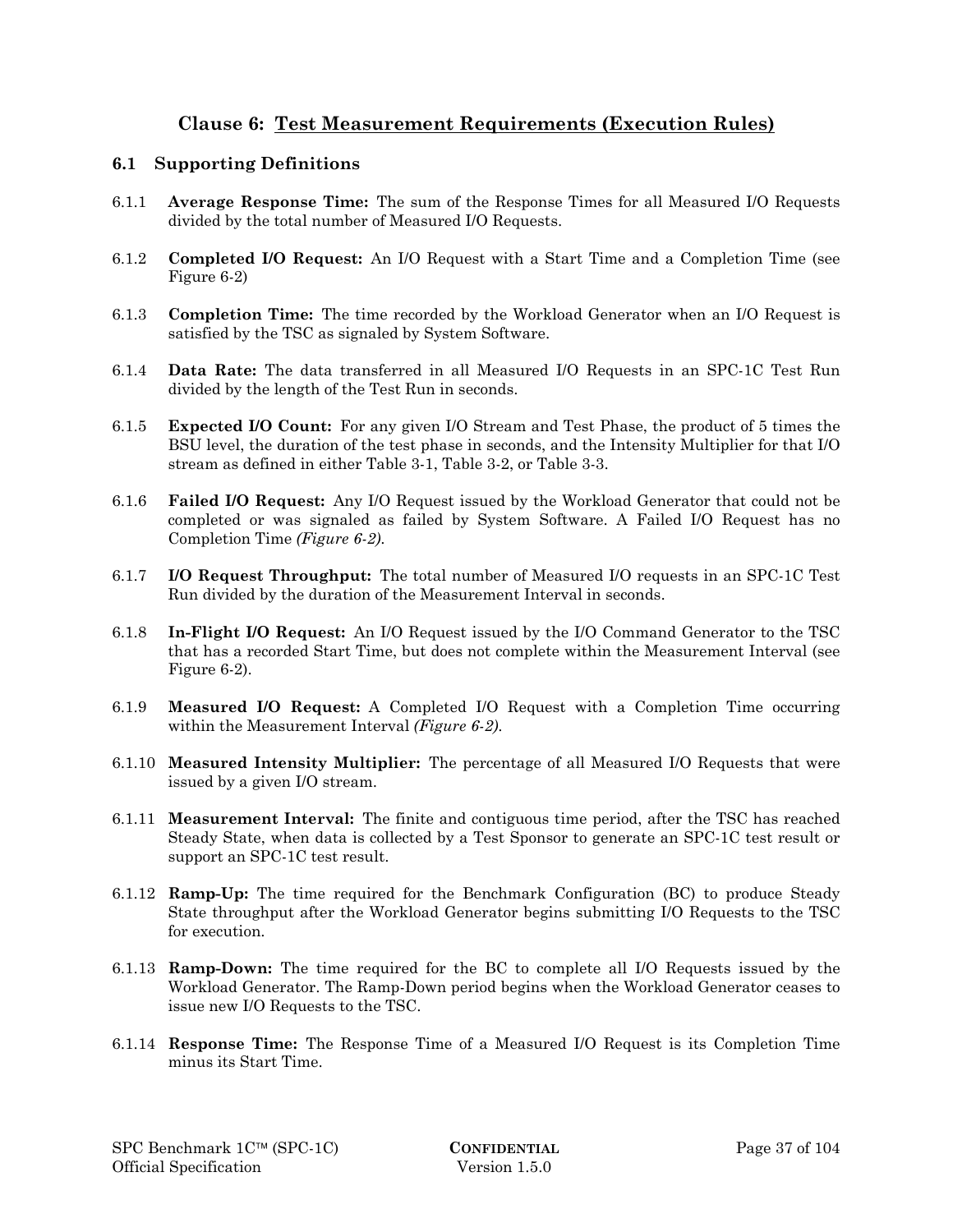# Clause 6: Test Measurement Requirements (Execution Rules)

## 6.1 Supporting Definitions

6.1.1 **Average Response Time:** The sum of the Response Times for all Measured I/O Requests divided by the total number of Measured I/O Requests.

6.1.2 **Completed I/O Request:** An I/O Request with a Start Time and a Completion Time (see Figure 6-2)

6.1.3 **Completion Time:** The time recorded by the Workload Generator when an I/O Request is satisfied by the TSC as signaled by System Software.

6.1.4 **Data Rate:** The data transferred in all Measured I/O Requests in an SPC-1C Test Run divided by the length of the Test Run in seconds.

6.1.5 **Expected I/O Count:** For any given I/O Stream and Test Phase, the product of 5 times the BSU level, the duration of the test phase in seconds, and the Intensity Multiplier for that I/O stream as defined in either Table 3-1, Table 3-2, or Table 3-3.

6.1.6 **Failed I/O Request:** Any I/O Request issued by the Workload Generator that could not be completed or was signaled as failed by System Software. A Failed I/O Request has no Completion Time *(Figure 6-2).*

6.1.7 **I/O Request Throughput:** The total number of Measured I/O requests in an SPC-1C Test Run divided by the duration of the Measurement Interval in seconds.

6.1.8 **In-Flight I/O Request:** An I/O Request issued by the I/O Command Generator to the TSC that has a recorded Start Time, but does not complete within the Measurement Interval (see Figure 6-2).

6.1.9 **Measured I/O Request:** A Completed I/O Request with a Completion Time occurring within the Measurement Interval *(Figure 6-2).*

6.1.10 **Measured Intensity Multiplier:** The percentage of all Measured I/O Requests that were issued by a given I/O stream.

6.1.11 **Measurement Interval:** The finite and contiguous time period, after the TSC has reached Steady State, when data is collected by a Test Sponsor to generate an SPC-1C test result or support an SPC-1C test result.

6.1.12 **Ramp-Up:** The time required for the Benchmark Configuration (BC) to produce Steady State throughput after the Workload Generator begins submitting I/O Requests to the TSC for execution.

6.1.13 **Ramp-Down:** The time required for the BC to complete all I/O Requests issued by the Workload Generator. The Ramp-Down period begins when the Workload Generator ceases to issue new I/O Requests to the TSC.

6.1.14 **Response Time:** The Response Time of a Measured I/O Request is its Completion Time minus its Start Time.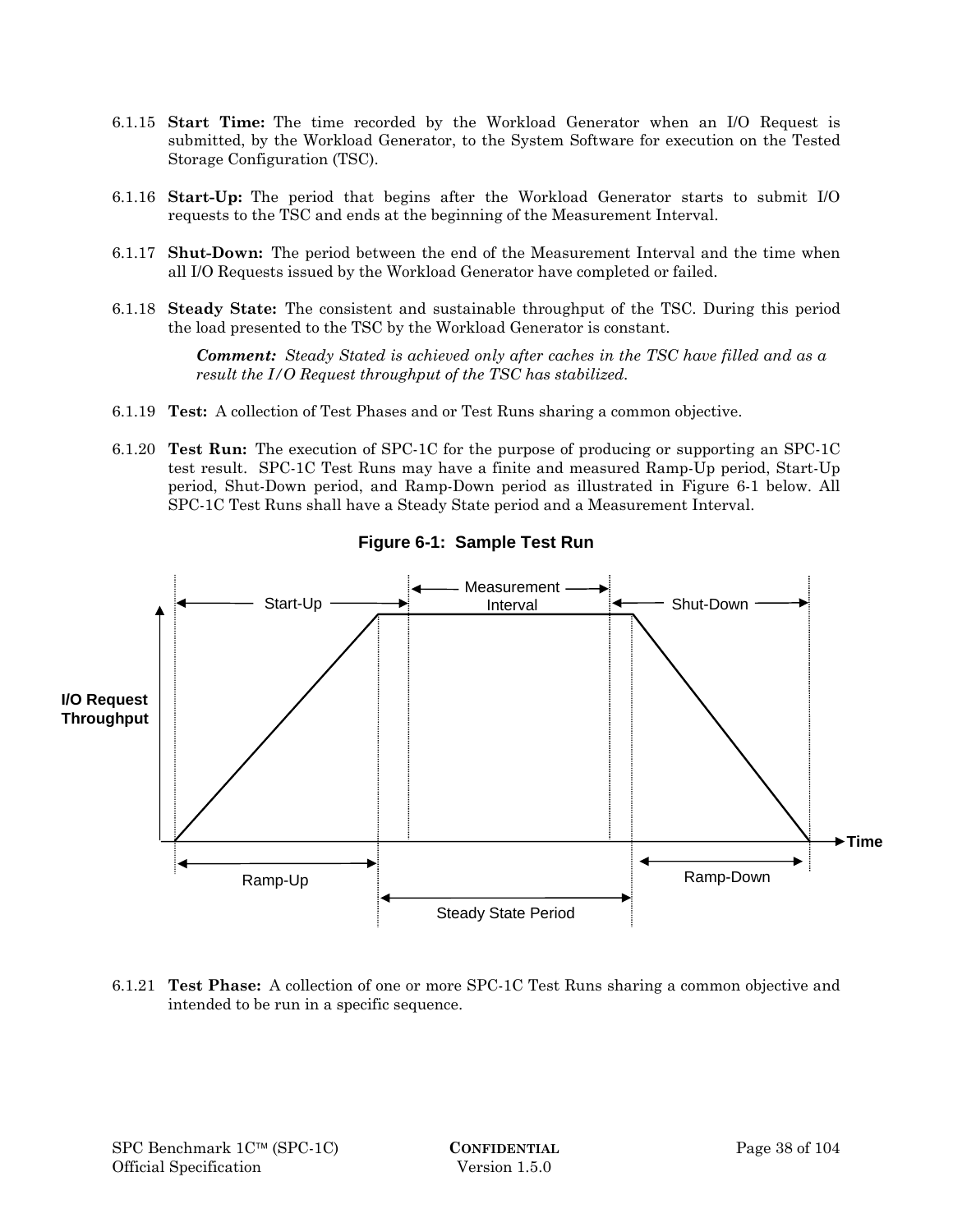6.1.15 **Start Time:** The time recorded by the Workload Generator when an I/O Request is submitted, by the Workload Generator, to the System Software for execution on the Tested Storage Configuration (TSC).

6.1.16 **Start-Up:** The period that begins after the Workload Generator starts to submit I/O requests to the TSC and ends at the beginning of the Measurement Interval.

6.1.17 **Shut-Down:** The period between the end of the Measurement Interval and the time when all I/O Requests issued by the Workload Generator have completed or failed.

6.1.18 **Steady State:** The consistent and sustainable throughput of the TSC. During this period the load presented to the TSC by the Workload Generator is constant.

> ***Comment:*** *Steady Stated is achieved only after caches in the TSC have filled and as a result the I/O Request throughput of the TSC has stabilized.*

6.1.19 **Test:** A collection of Test Phases and or Test Runs sharing a common objective.

6.1.20 **Test Run:** The execution of SPC-1C for the purpose of producing or supporting an SPC-1C test result. SPC-1C Test Runs may have a finite and measured Ramp-Up period, Start-Up period, Shut-Down period, and Ramp-Down period as illustrated in Figure 6-1 below. All SPC-1C Test Runs shall have a Steady State period and a Measurement Interval.

**Figure 6-1: Sample Test Run**

6.1.21 **Test Phase:** A collection of one or more SPC-1C Test Runs sharing a common objective and intended to be run in a specific sequence.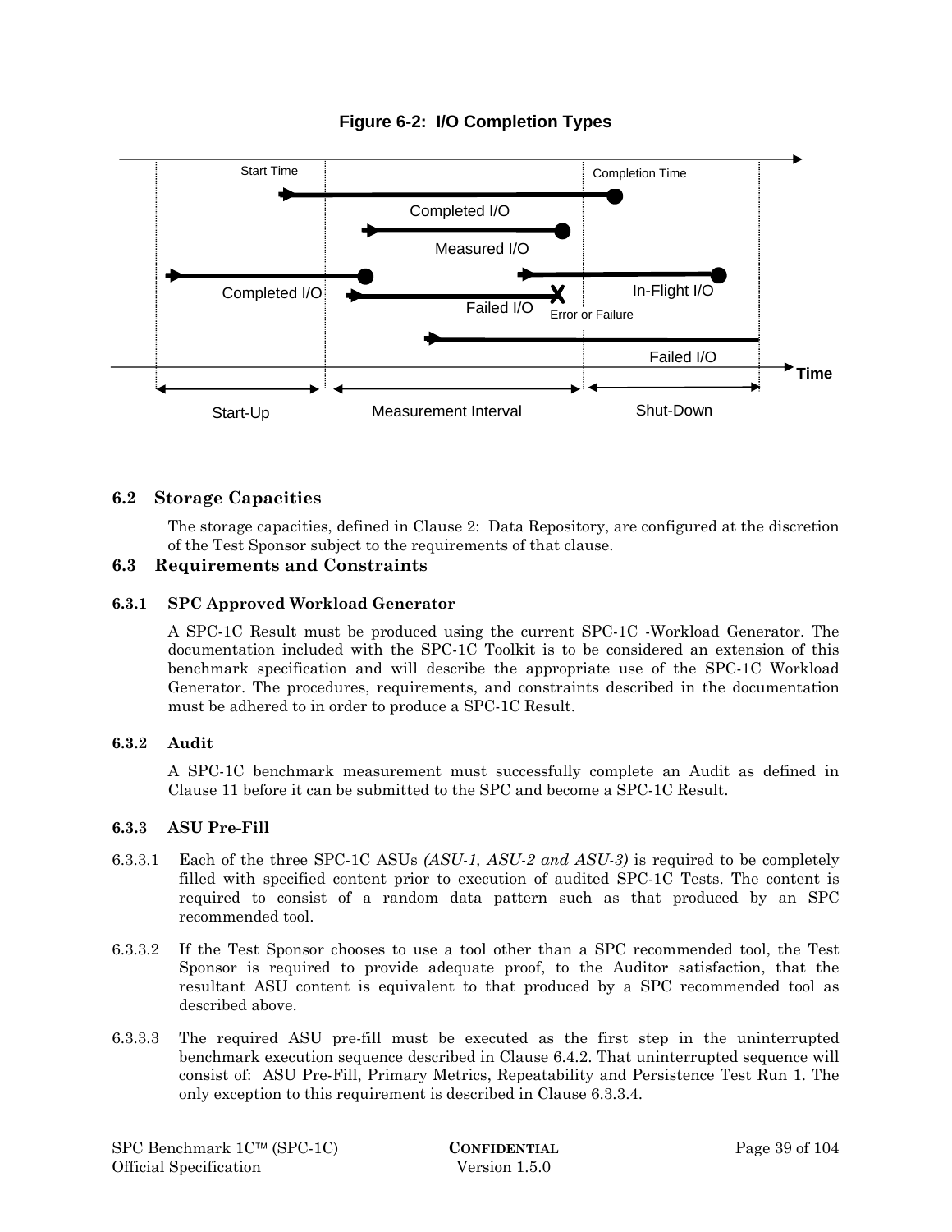**Figure 6-2: I/O Completion Types**

Start Time

Completion Time

Completed I/O

Measured I/O

Completed I/O

In-Flight I/O

Failed I/O

Error or Failure

Failed I/O

Time

Start-Up

Measurement Interval

Shut-Down

## 6.2 Storage Capacities

The storage capacities, defined in Clause 2: Data Repository, are configured at the discretion of the Test Sponsor subject to the requirements of that clause.

## 6.3 Requirements and Constraints

### 6.3.1 SPC Approved Workload Generator

A SPC-1C Result must be produced using the current SPC-1C -Workload Generator. The documentation included with the SPC-1C Toolkit is to be considered an extension of this benchmark specification and will describe the appropriate use of the SPC-1C Workload Generator. The procedures, requirements, and constraints described in the documentation must be adhered to in order to produce a SPC-1C Result.

### 6.3.2 Audit

A SPC-1C benchmark measurement must successfully complete an Audit as defined in Clause 11 before it can be submitted to the SPC and become a SPC-1C Result.

### 6.3.3 ASU Pre-Fill

6.3.3.1 Each of the three SPC-1C ASUs *(ASU-1, ASU-2 and ASU-3)* is required to be completely filled with specified content prior to execution of audited SPC-1C Tests. The content is required to consist of a random data pattern such as that produced by an SPC recommended tool.

6.3.3.2 If the Test Sponsor chooses to use a tool other than a SPC recommended tool, the Test Sponsor is required to provide adequate proof, to the Auditor satisfaction, that the resultant ASU content is equivalent to that produced by a SPC recommended tool as described above.

6.3.3.3 The required ASU pre-fill must be executed as the first step in the uninterrupted benchmark execution sequence described in Clause 6.4.2. That uninterrupted sequence will consist of: ASU Pre-Fill, Primary Metrics, Repeatability and Persistence Test Run 1. The only exception to this requirement is described in Clause 6.3.3.4.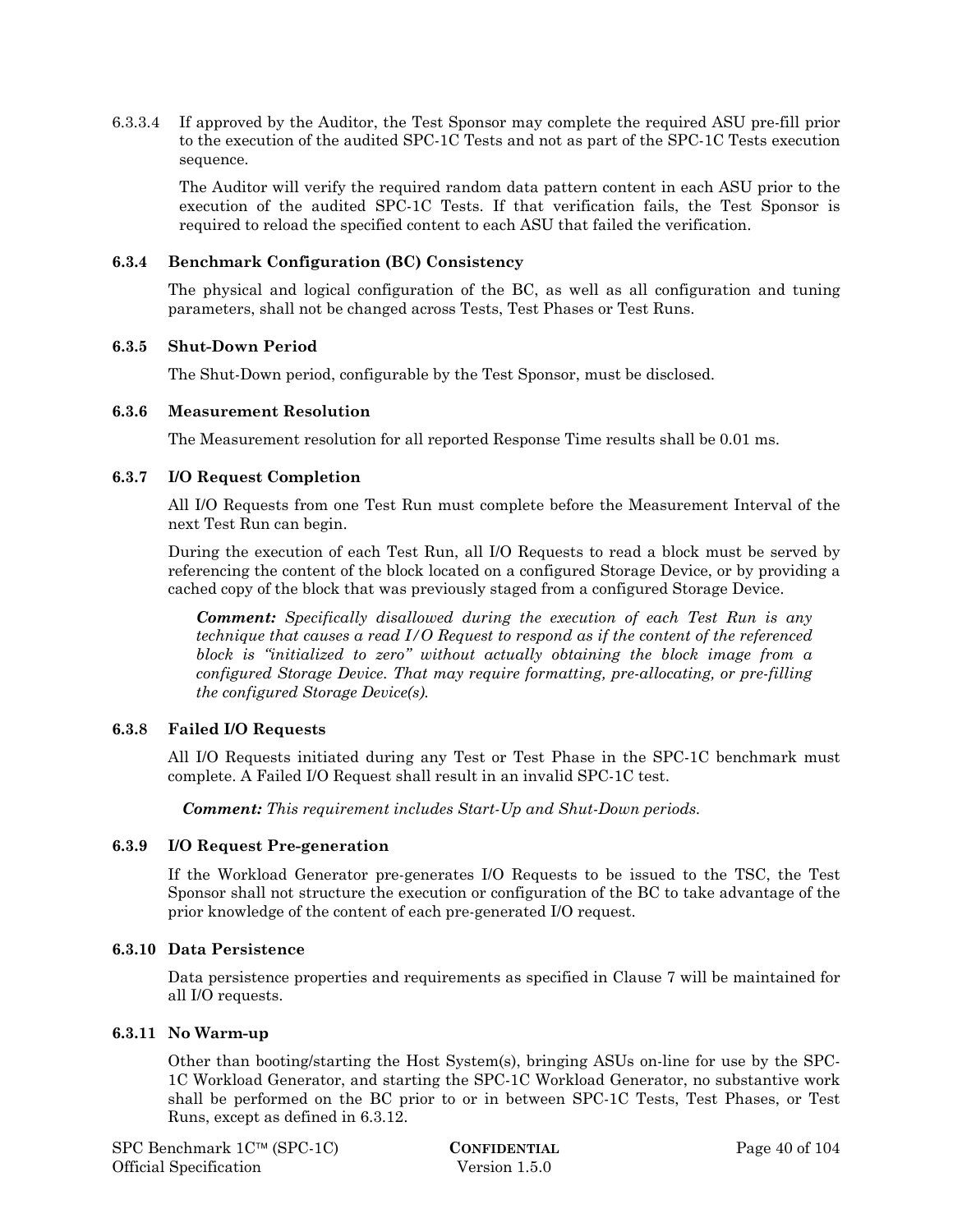6.3.3.4 If approved by the Auditor, the Test Sponsor may complete the required ASU pre-fill prior to the execution of the audited SPC-1C Tests and not as part of the SPC-1C Tests execution sequence.

The Auditor will verify the required random data pattern content in each ASU prior to the execution of the audited SPC-1C Tests. If that verification fails, the Test Sponsor is required to reload the specified content to each ASU that failed the verification.

### 6.3.4 Benchmark Configuration (BC) Consistency

The physical and logical configuration of the BC, as well as all configuration and tuning parameters, shall not be changed across Tests, Test Phases or Test Runs.

### 6.3.5 Shut-Down Period

The Shut-Down period, configurable by the Test Sponsor, must be disclosed.

### 6.3.6 Measurement Resolution

The Measurement resolution for all reported Response Time results shall be 0.01 ms.

### 6.3.7 I/O Request Completion

All I/O Requests from one Test Run must complete before the Measurement Interval of the next Test Run can begin.

During the execution of each Test Run, all I/O Requests to read a block must be served by referencing the content of the block located on a configured Storage Device, or by providing a cached copy of the block that was previously staged from a configured Storage Device.

> ***Comment:*** *Specifically disallowed during the execution of each Test Run is any technique that causes a read I/O Request to respond as if the content of the referenced block is "initialized to zero" without actually obtaining the block image from a configured Storage Device. That may require formatting, pre-allocating, or pre-filling the configured Storage Device(s).*

### 6.3.8 Failed I/O Requests

All I/O Requests initiated during any Test or Test Phase in the SPC-1C benchmark must complete. A Failed I/O Request shall result in an invalid SPC-1C test.

> ***Comment:*** *This requirement includes Start-Up and Shut-Down periods.*

### 6.3.9 I/O Request Pre-generation

If the Workload Generator pre-generates I/O Requests to be issued to the TSC, the Test Sponsor shall not structure the execution or configuration of the BC to take advantage of the prior knowledge of the content of each pre-generated I/O request.

### 6.3.10 Data Persistence

Data persistence properties and requirements as specified in Clause 7 will be maintained for all I/O requests.

### 6.3.11 No Warm-up

Other than booting/starting the Host System(s), bringing ASUs on-line for use by the SPC-1C Workload Generator, and starting the SPC-1C Workload Generator, no substantive work shall be performed on the BC prior to or in between SPC-1C Tests, Test Phases, or Test Runs, except as defined in 6.3.12.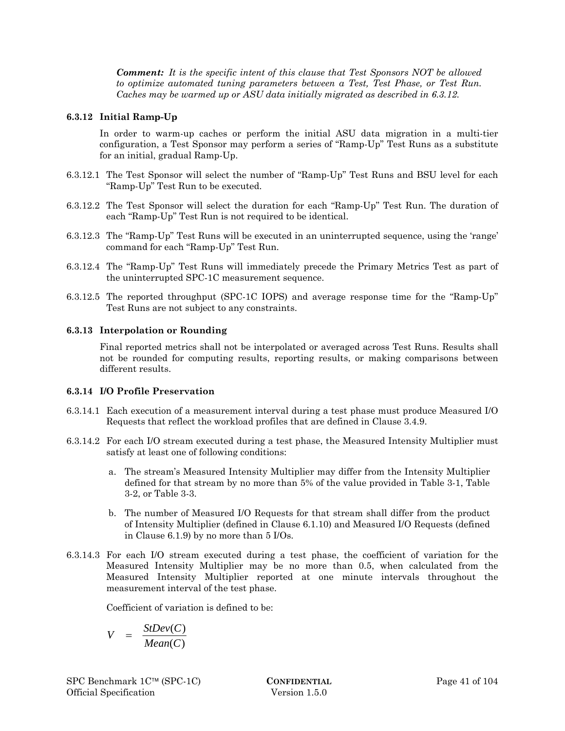***Comment:*** *It is the specific intent of this clause that Test Sponsors NOT be allowed to optimize automated tuning parameters between a Test, Test Phase, or Test Run. Caches may be warmed up or ASU data initially migrated as described in 6.3.12.*

#### 6.3.12 Initial Ramp-Up

In order to warm-up caches or perform the initial ASU data migration in a multi-tier configuration, a Test Sponsor may perform a series of “Ramp-Up” Test Runs as a substitute for an initial, gradual Ramp-Up.

6.3.12.1 The Test Sponsor will select the number of “Ramp-Up” Test Runs and BSU level for each “Ramp-Up” Test Run to be executed.

6.3.12.2 The Test Sponsor will select the duration for each “Ramp-Up” Test Run. The duration of each “Ramp-Up” Test Run is not required to be identical.

6.3.12.3 The “Ramp-Up” Test Runs will be executed in an uninterrupted sequence, using the ‘range’ command for each “Ramp-Up” Test Run.

6.3.12.4 The “Ramp-Up” Test Runs will immediately precede the Primary Metrics Test as part of the uninterrupted SPC-1C measurement sequence.

6.3.12.5 The reported throughput (SPC-1C IOPS) and average response time for the “Ramp-Up” Test Runs are not subject to any constraints.

#### 6.3.13 Interpolation or Rounding

Final reported metrics shall not be interpolated or averaged across Test Runs. Results shall not be rounded for computing results, reporting results, or making comparisons between different results.

#### 6.3.14 I/O Profile Preservation

6.3.14.1 Each execution of a measurement interval during a test phase must produce Measured I/O Requests that reflect the workload profiles that are defined in Clause 3.4.9.

6.3.14.2 For each I/O stream executed during a test phase, the Measured Intensity Multiplier must satisfy at least one of following conditions:

a. The stream’s Measured Intensity Multiplier may differ from the Intensity Multiplier defined for that stream by no more than 5% of the value provided in Table 3-1, Table 3-2, or Table 3-3.

b. The number of Measured I/O Requests for that stream shall differ from the product of Intensity Multiplier (defined in Clause 6.1.10) and Measured I/O Requests (defined in Clause 6.1.9) by no more than 5 I/Os.

6.3.14.3 For each I/O stream executed during a test phase, the coefficient of variation for the Measured Intensity Multiplier may be no more than 0.5, when calculated from the Measured Intensity Multiplier reported at one minute intervals throughout the measurement interval of the test phase.

Coefficient of variation is defined to be:

$$V = \frac{StDev(C)}{Mean(C)}$$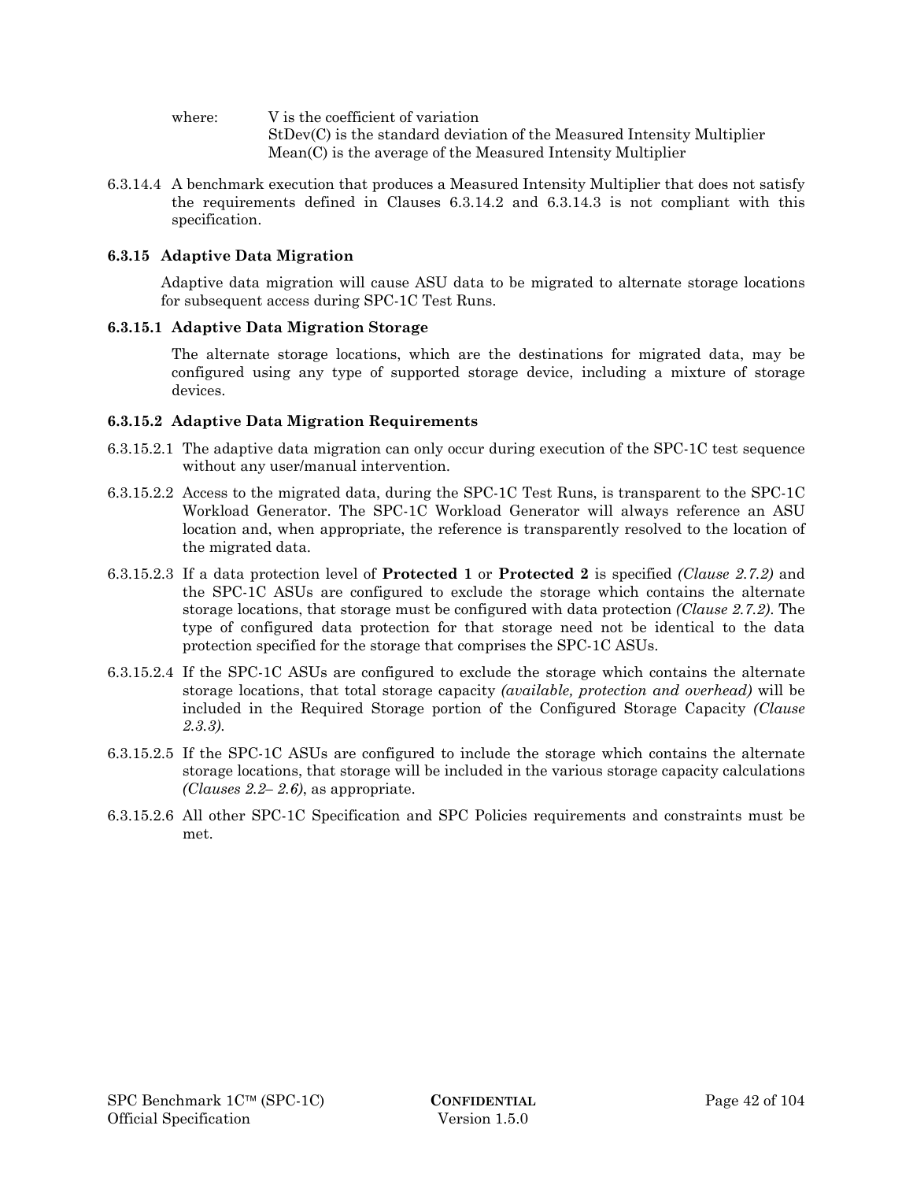where: V is the coefficient of variation
StDev(C) is the standard deviation of the Measured Intensity Multiplier
Mean(C) is the average of the Measured Intensity Multiplier

6.3.14.4 A benchmark execution that produces a Measured Intensity Multiplier that does not satisfy the requirements defined in Clauses 6.3.14.2 and 6.3.14.3 is not compliant with this specification.

### 6.3.15 Adaptive Data Migration

Adaptive data migration will cause ASU data to be migrated to alternate storage locations for subsequent access during SPC-1C Test Runs.

#### 6.3.15.1 Adaptive Data Migration Storage

The alternate storage locations, which are the destinations for migrated data, may be configured using any type of supported storage device, including a mixture of storage devices.

#### 6.3.15.2 Adaptive Data Migration Requirements

6.3.15.2.1 The adaptive data migration can only occur during execution of the SPC-1C test sequence without any user/manual intervention.

6.3.15.2.2 Access to the migrated data, during the SPC-1C Test Runs, is transparent to the SPC-1C Workload Generator. The SPC-1C Workload Generator will always reference an ASU location and, when appropriate, the reference is transparently resolved to the location of the migrated data.

6.3.15.2.3 If a data protection level of **Protected 1** or **Protected 2** is specified *(Clause 2.7.2)* and the SPC-1C ASUs are configured to exclude the storage which contains the alternate storage locations, that storage must be configured with data protection *(Clause 2.7.2)*. The type of configured data protection for that storage need not be identical to the data protection specified for the storage that comprises the SPC-1C ASUs.

6.3.15.2.4 If the SPC-1C ASUs are configured to exclude the storage which contains the alternate storage locations, that total storage capacity *(available, protection and overhead)* will be included in the Required Storage portion of the Configured Storage Capacity *(Clause 2.3.3)*.

6.3.15.2.5 If the SPC-1C ASUs are configured to include the storage which contains the alternate storage locations, that storage will be included in the various storage capacity calculations *(Clauses 2.2– 2.6)*, as appropriate.

6.3.15.2.6 All other SPC-1C Specification and SPC Policies requirements and constraints must be met.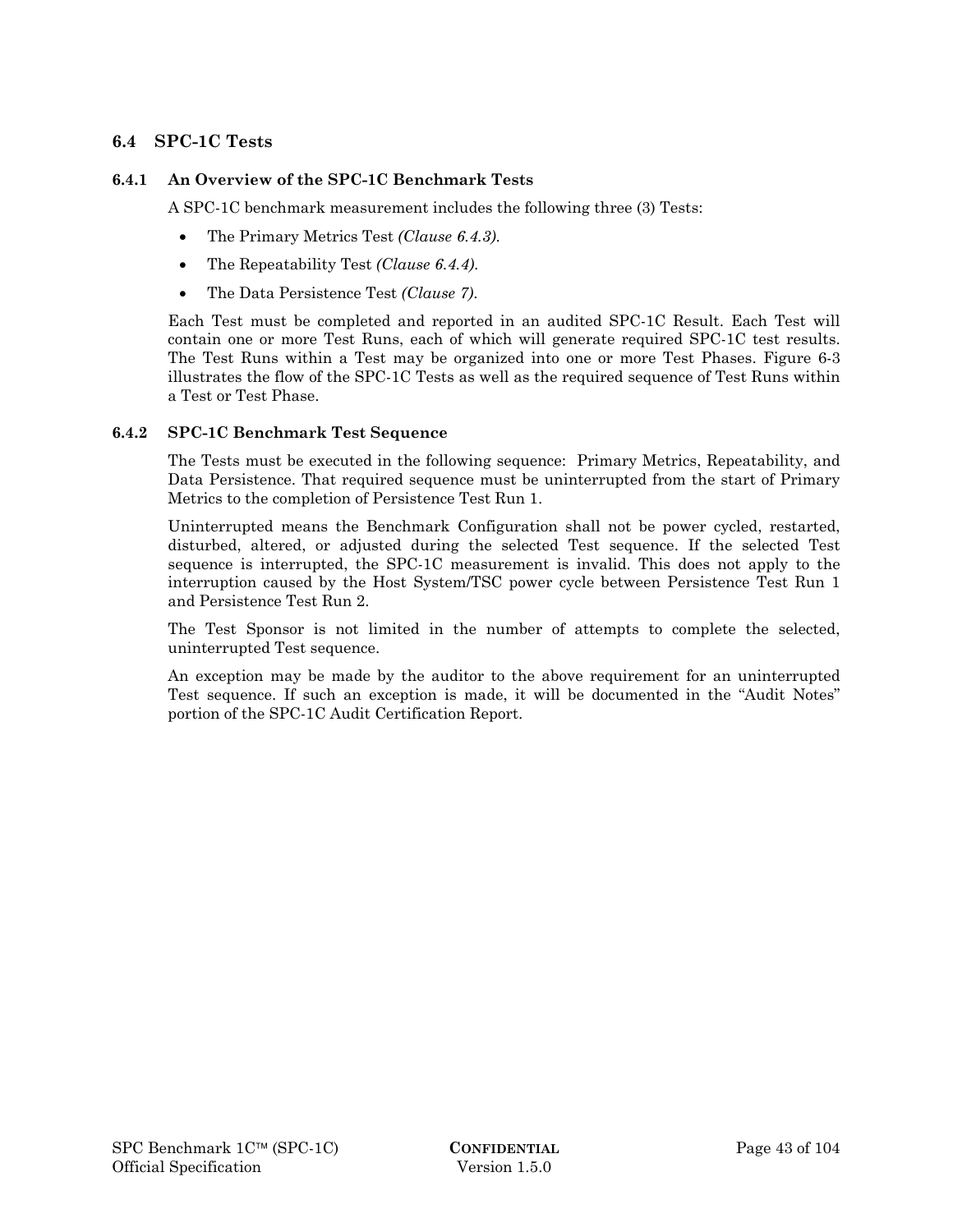## 6.4 SPC-1C Tests

### 6.4.1 An Overview of the SPC-1C Benchmark Tests

A SPC-1C benchmark measurement includes the following three (3) Tests:

- The Primary Metrics Test *(Clause 6.4.3).*
- The Repeatability Test *(Clause 6.4.4).*
- The Data Persistence Test *(Clause 7).*

Each Test must be completed and reported in an audited SPC-1C Result. Each Test will contain one or more Test Runs, each of which will generate required SPC-1C test results. The Test Runs within a Test may be organized into one or more Test Phases. Figure 6-3 illustrates the flow of the SPC-1C Tests as well as the required sequence of Test Runs within a Test or Test Phase.

### 6.4.2 SPC-1C Benchmark Test Sequence

The Tests must be executed in the following sequence: Primary Metrics, Repeatability, and Data Persistence. That required sequence must be uninterrupted from the start of Primary Metrics to the completion of Persistence Test Run 1.

Uninterrupted means the Benchmark Configuration shall not be power cycled, restarted, disturbed, altered, or adjusted during the selected Test sequence. If the selected Test sequence is interrupted, the SPC-1C measurement is invalid. This does not apply to the interruption caused by the Host System/TSC power cycle between Persistence Test Run 1 and Persistence Test Run 2.

The Test Sponsor is not limited in the number of attempts to complete the selected, uninterrupted Test sequence.

An exception may be made by the auditor to the above requirement for an uninterrupted Test sequence. If such an exception is made, it will be documented in the "Audit Notes" portion of the SPC-1C Audit Certification Report.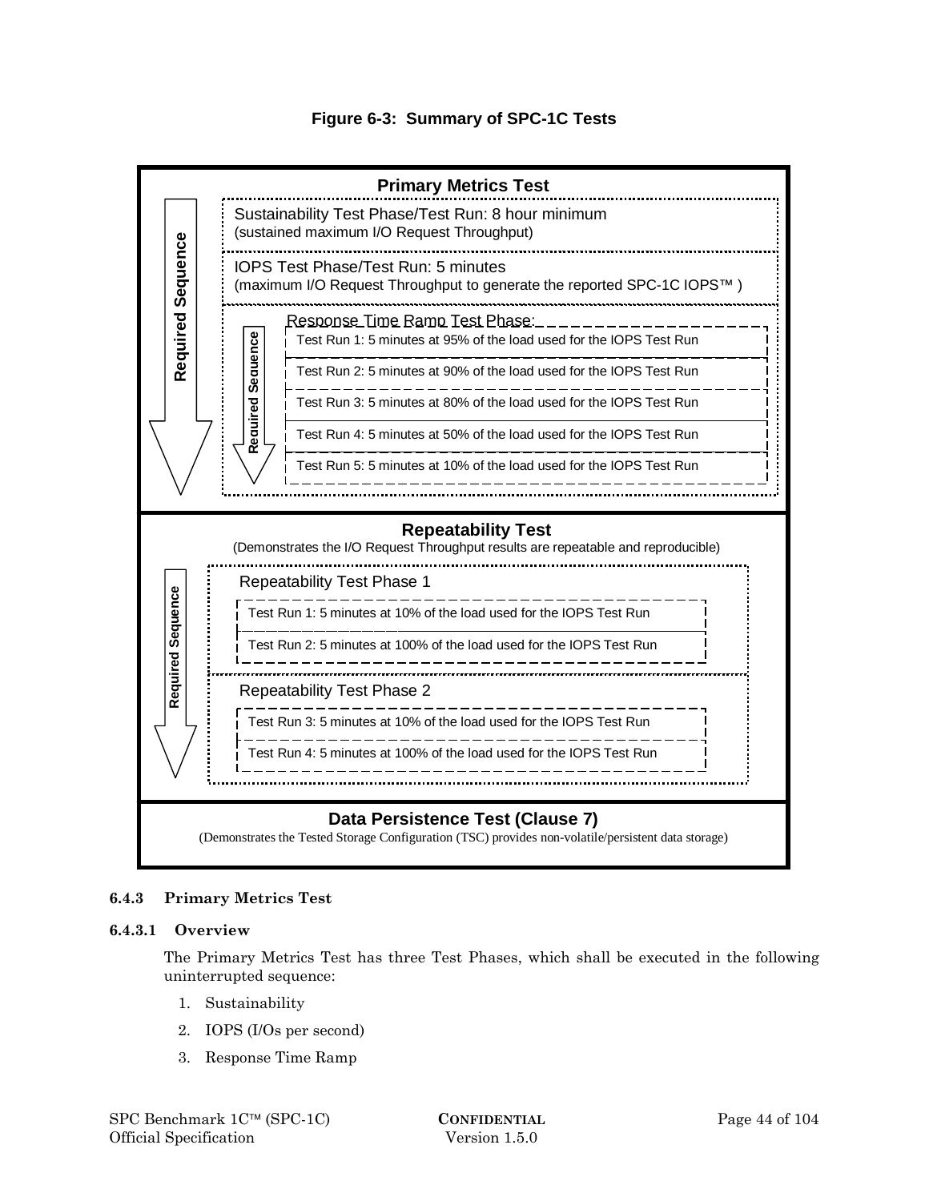**Figure 6-3: Summary of SPC-1C Tests**

**Primary Metrics Test**

Required Sequence:

- Sustainability Test Phase/Test Run: 8 hour minimum
  (sustained maximum I/O Request Throughput)
- IOPS Test Phase/Test Run: 5 minutes
  (maximum I/O Request Throughput to generate the reported SPC-1C IOPS™ )
- Response Time Ramp Test Phase (Required Sequence):
  - Test Run 1: 5 minutes at 95% of the load used for the IOPS Test Run
  - Test Run 2: 5 minutes at 90% of the load used for the IOPS Test Run
  - Test Run 3: 5 minutes at 80% of the load used for the IOPS Test Run
  - Test Run 4: 5 minutes at 50% of the load used for the IOPS Test Run
  - Test Run 5: 5 minutes at 10% of the load used for the IOPS Test Run

**Repeatability Test**

(Demonstrates the I/O Request Throughput results are repeatable and reproducible)

Required Sequence:

- Repeatability Test Phase 1
  - Test Run 1: 5 minutes at 10% of the load used for the IOPS Test Run
  - Test Run 2: 5 minutes at 100% of the load used for the IOPS Test Run
- Repeatability Test Phase 2
  - Test Run 3: 5 minutes at 10% of the load used for the IOPS Test Run
  - Test Run 4: 5 minutes at 100% of the load used for the IOPS Test Run

**Data Persistence Test (Clause 7)**

(Demonstrates the Tested Storage Configuration (TSC) provides non-volatile/persistent data storage)

### 6.4.3 Primary Metrics Test

#### 6.4.3.1 Overview

The Primary Metrics Test has three Test Phases, which shall be executed in the following uninterrupted sequence:

1. Sustainability
2. IOPS (I/Os per second)
3. Response Time Ramp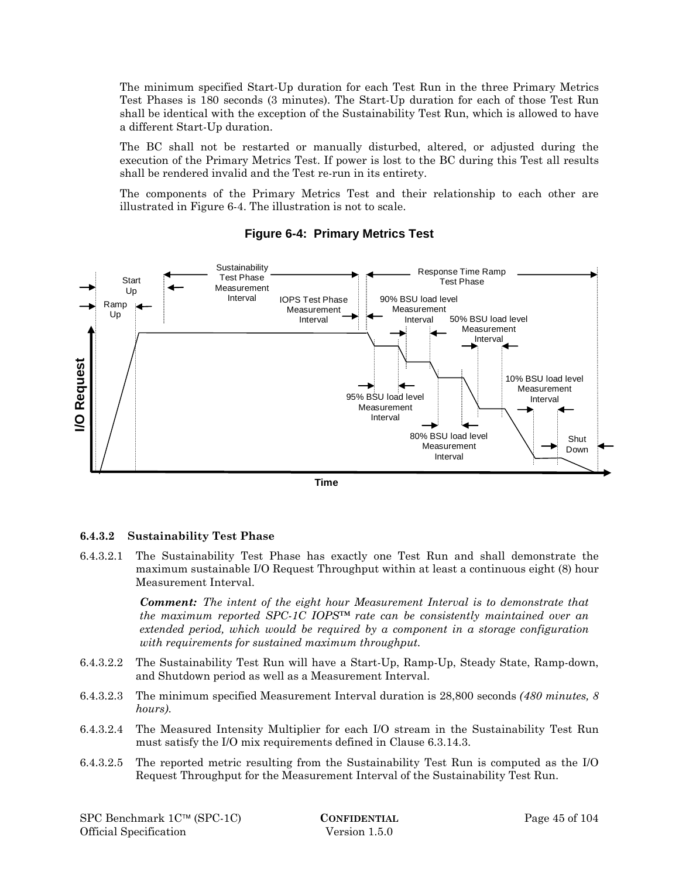The minimum specified Start-Up duration for each Test Run in the three Primary Metrics Test Phases is 180 seconds (3 minutes). The Start-Up duration for each of those Test Run shall be identical with the exception of the Sustainability Test Run, which is allowed to have a different Start-Up duration.

The BC shall not be restarted or manually disturbed, altered, or adjusted during the execution of the Primary Metrics Test. If power is lost to the BC during this Test all results shall be rendered invalid and the Test re-run in its entirety.

The components of the Primary Metrics Test and their relationship to each other are illustrated in Figure 6-4. The illustration is not to scale.

**Figure 6-4: Primary Metrics Test**

### 6.4.3.2 Sustainability Test Phase

6.4.3.2.1 The Sustainability Test Phase has exactly one Test Run and shall demonstrate the maximum sustainable I/O Request Throughput within at least a continuous eight (8) hour Measurement Interval.

> ***Comment:*** *The intent of the eight hour Measurement Interval is to demonstrate that the maximum reported SPC-1C IOPS™ rate can be consistently maintained over an extended period, which would be required by a component in a storage configuration with requirements for sustained maximum throughput.*

6.4.3.2.2 The Sustainability Test Run will have a Start-Up, Ramp-Up, Steady State, Ramp-down, and Shutdown period as well as a Measurement Interval.

6.4.3.2.3 The minimum specified Measurement Interval duration is 28,800 seconds *(480 minutes, 8 hours)*.

6.4.3.2.4 The Measured Intensity Multiplier for each I/O stream in the Sustainability Test Run must satisfy the I/O mix requirements defined in Clause 6.3.14.3.

6.4.3.2.5 The reported metric resulting from the Sustainability Test Run is computed as the I/O Request Throughput for the Measurement Interval of the Sustainability Test Run.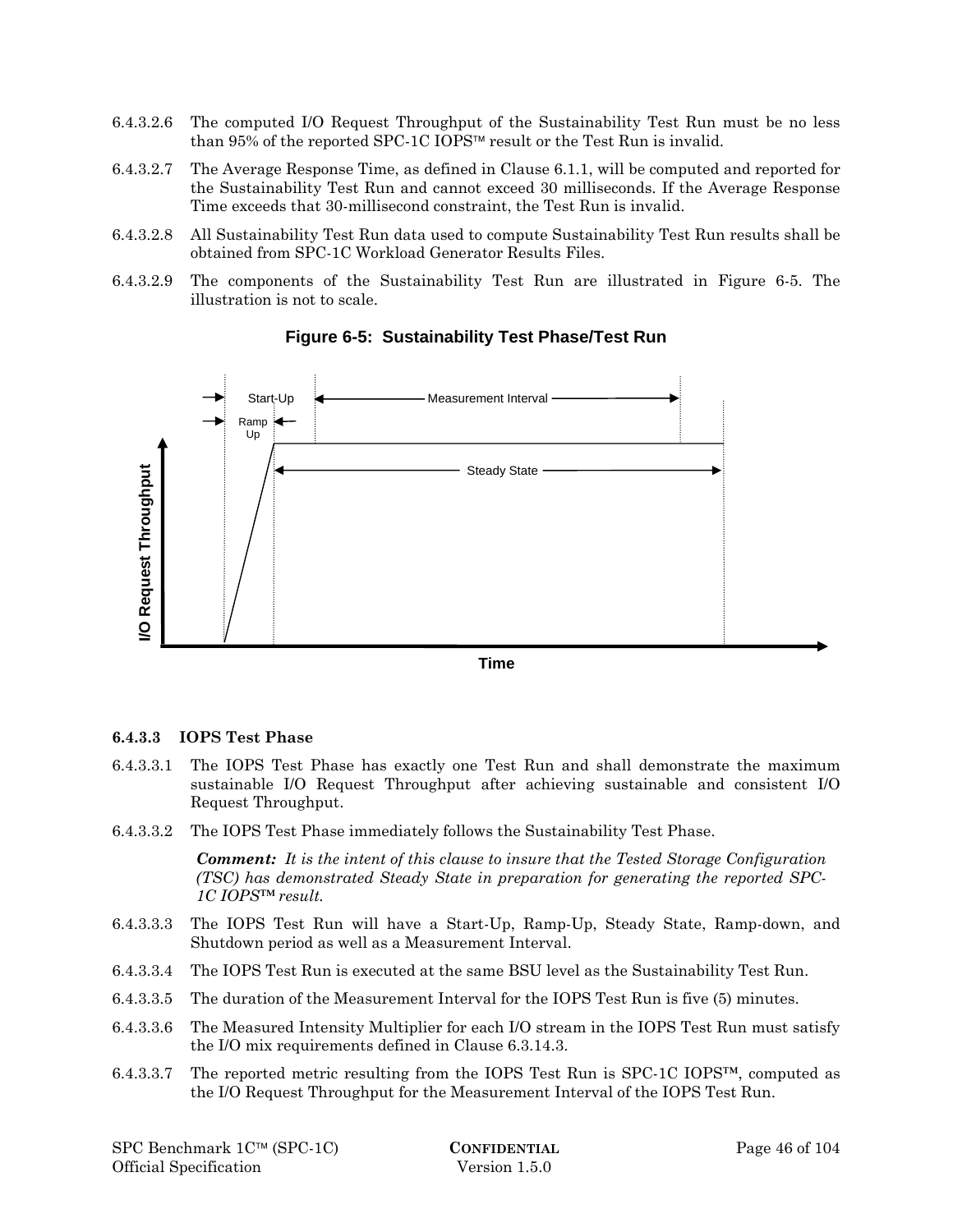6.4.3.2.6 The computed I/O Request Throughput of the Sustainability Test Run must be no less than 95% of the reported SPC-1C IOPS™ result or the Test Run is invalid.

6.4.3.2.7 The Average Response Time, as defined in Clause 6.1.1, will be computed and reported for the Sustainability Test Run and cannot exceed 30 milliseconds. If the Average Response Time exceeds that 30-millisecond constraint, the Test Run is invalid.

6.4.3.2.8 All Sustainability Test Run data used to compute Sustainability Test Run results shall be obtained from SPC-1C Workload Generator Results Files.

6.4.3.2.9 The components of the Sustainability Test Run are illustrated in Figure 6-5. The illustration is not to scale.

**Figure 6-5: Sustainability Test Phase/Test Run**

### 6.4.3.3 IOPS Test Phase

6.4.3.3.1 The IOPS Test Phase has exactly one Test Run and shall demonstrate the maximum sustainable I/O Request Throughput after achieving sustainable and consistent I/O Request Throughput.

6.4.3.3.2 The IOPS Test Phase immediately follows the Sustainability Test Phase.

> ***Comment:*** *It is the intent of this clause to insure that the Tested Storage Configuration (TSC) has demonstrated Steady State in preparation for generating the reported SPC-1C IOPS™ result.*

6.4.3.3.3 The IOPS Test Run will have a Start-Up, Ramp-Up, Steady State, Ramp-down, and Shutdown period as well as a Measurement Interval.

6.4.3.3.4 The IOPS Test Run is executed at the same BSU level as the Sustainability Test Run.

6.4.3.3.5 The duration of the Measurement Interval for the IOPS Test Run is five (5) minutes.

6.4.3.3.6 The Measured Intensity Multiplier for each I/O stream in the IOPS Test Run must satisfy the I/O mix requirements defined in Clause 6.3.14.3.

6.4.3.3.7 The reported metric resulting from the IOPS Test Run is SPC-1C IOPS™, computed as the I/O Request Throughput for the Measurement Interval of the IOPS Test Run.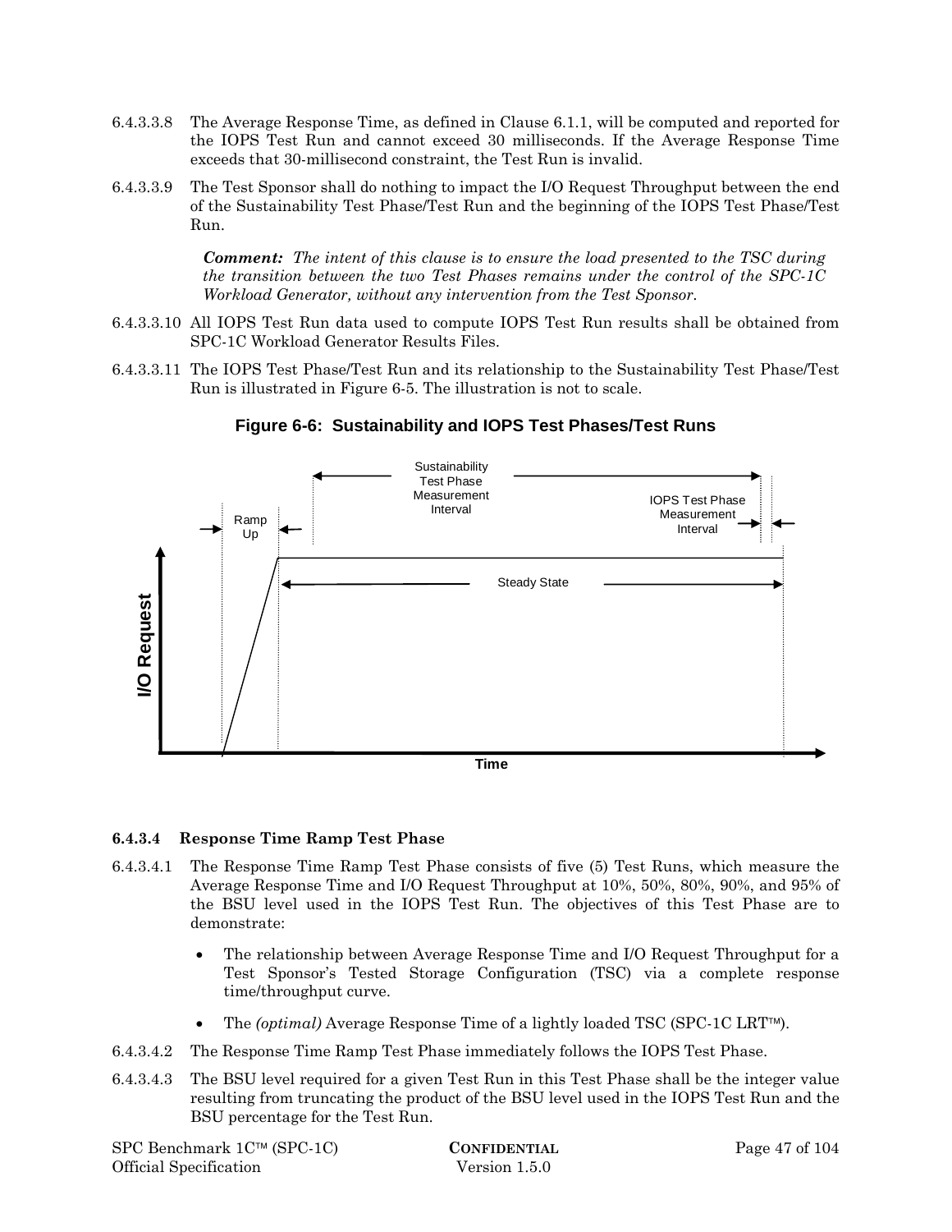6.4.3.3.8 The Average Response Time, as defined in Clause 6.1.1, will be computed and reported for the IOPS Test Run and cannot exceed 30 milliseconds. If the Average Response Time exceeds that 30-millisecond constraint, the Test Run is invalid.

6.4.3.3.9 The Test Sponsor shall do nothing to impact the I/O Request Throughput between the end of the Sustainability Test Phase/Test Run and the beginning of the IOPS Test Phase/Test Run.

> ***Comment:*** *The intent of this clause is to ensure the load presented to the TSC during the transition between the two Test Phases remains under the control of the SPC-1C Workload Generator, without any intervention from the Test Sponsor.*

6.4.3.3.10 All IOPS Test Run data used to compute IOPS Test Run results shall be obtained from SPC-1C Workload Generator Results Files.

6.4.3.3.11 The IOPS Test Phase/Test Run and its relationship to the Sustainability Test Phase/Test Run is illustrated in Figure 6-5. The illustration is not to scale.

**Figure 6-6: Sustainability and IOPS Test Phases/Test Runs**

Ramp Up

Sustainability Test Phase Measurement Interval

IOPS Test Phase Measurement Interval

Steady State

I/O Request

Time

#### 6.4.3.4 Response Time Ramp Test Phase

6.4.3.4.1 The Response Time Ramp Test Phase consists of five (5) Test Runs, which measure the Average Response Time and I/O Request Throughput at 10%, 50%, 80%, 90%, and 95% of the BSU level used in the IOPS Test Run. The objectives of this Test Phase are to demonstrate:

- The relationship between Average Response Time and I/O Request Throughput for a Test Sponsor's Tested Storage Configuration (TSC) via a complete response time/throughput curve.
- The *(optimal)* Average Response Time of a lightly loaded TSC (SPC-1C LRT™).

6.4.3.4.2 The Response Time Ramp Test Phase immediately follows the IOPS Test Phase.

6.4.3.4.3 The BSU level required for a given Test Run in this Test Phase shall be the integer value resulting from truncating the product of the BSU level used in the IOPS Test Run and the BSU percentage for the Test Run.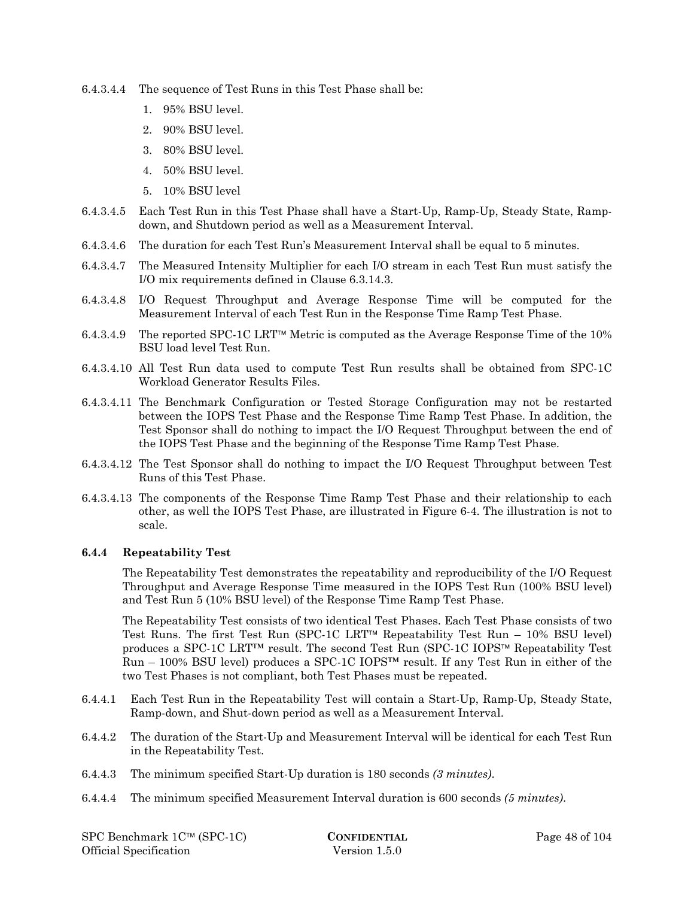6.4.3.4.4 The sequence of Test Runs in this Test Phase shall be:

1. 95% BSU level.
2. 90% BSU level.
3. 80% BSU level.
4. 50% BSU level.
5. 10% BSU level

6.4.3.4.5 Each Test Run in this Test Phase shall have a Start-Up, Ramp-Up, Steady State, Ramp-down, and Shutdown period as well as a Measurement Interval.

6.4.3.4.6 The duration for each Test Run's Measurement Interval shall be equal to 5 minutes.

6.4.3.4.7 The Measured Intensity Multiplier for each I/O stream in each Test Run must satisfy the I/O mix requirements defined in Clause 6.3.14.3.

6.4.3.4.8 I/O Request Throughput and Average Response Time will be computed for the Measurement Interval of each Test Run in the Response Time Ramp Test Phase.

6.4.3.4.9 The reported SPC-1C LRT™ Metric is computed as the Average Response Time of the 10% BSU load level Test Run.

6.4.3.4.10 All Test Run data used to compute Test Run results shall be obtained from SPC-1C Workload Generator Results Files.

6.4.3.4.11 The Benchmark Configuration or Tested Storage Configuration may not be restarted between the IOPS Test Phase and the Response Time Ramp Test Phase. In addition, the Test Sponsor shall do nothing to impact the I/O Request Throughput between the end of the IOPS Test Phase and the beginning of the Response Time Ramp Test Phase.

6.4.3.4.12 The Test Sponsor shall do nothing to impact the I/O Request Throughput between Test Runs of this Test Phase.

6.4.3.4.13 The components of the Response Time Ramp Test Phase and their relationship to each other, as well the IOPS Test Phase, are illustrated in Figure 6-4. The illustration is not to scale.

### 6.4.4 Repeatability Test

The Repeatability Test demonstrates the repeatability and reproducibility of the I/O Request Throughput and Average Response Time measured in the IOPS Test Run (100% BSU level) and Test Run 5 (10% BSU level) of the Response Time Ramp Test Phase.

The Repeatability Test consists of two identical Test Phases. Each Test Phase consists of two Test Runs. The first Test Run (SPC-1C LRT™ Repeatability Test Run – 10% BSU level) produces a SPC-1C LRT™ result. The second Test Run (SPC-1C IOPS™ Repeatability Test Run – 100% BSU level) produces a SPC-1C IOPS™ result. If any Test Run in either of the two Test Phases is not compliant, both Test Phases must be repeated.

6.4.4.1 Each Test Run in the Repeatability Test will contain a Start-Up, Ramp-Up, Steady State, Ramp-down, and Shut-down period as well as a Measurement Interval.

6.4.4.2 The duration of the Start-Up and Measurement Interval will be identical for each Test Run in the Repeatability Test.

6.4.4.3 The minimum specified Start-Up duration is 180 seconds *(3 minutes)*.

6.4.4.4 The minimum specified Measurement Interval duration is 600 seconds *(5 minutes)*.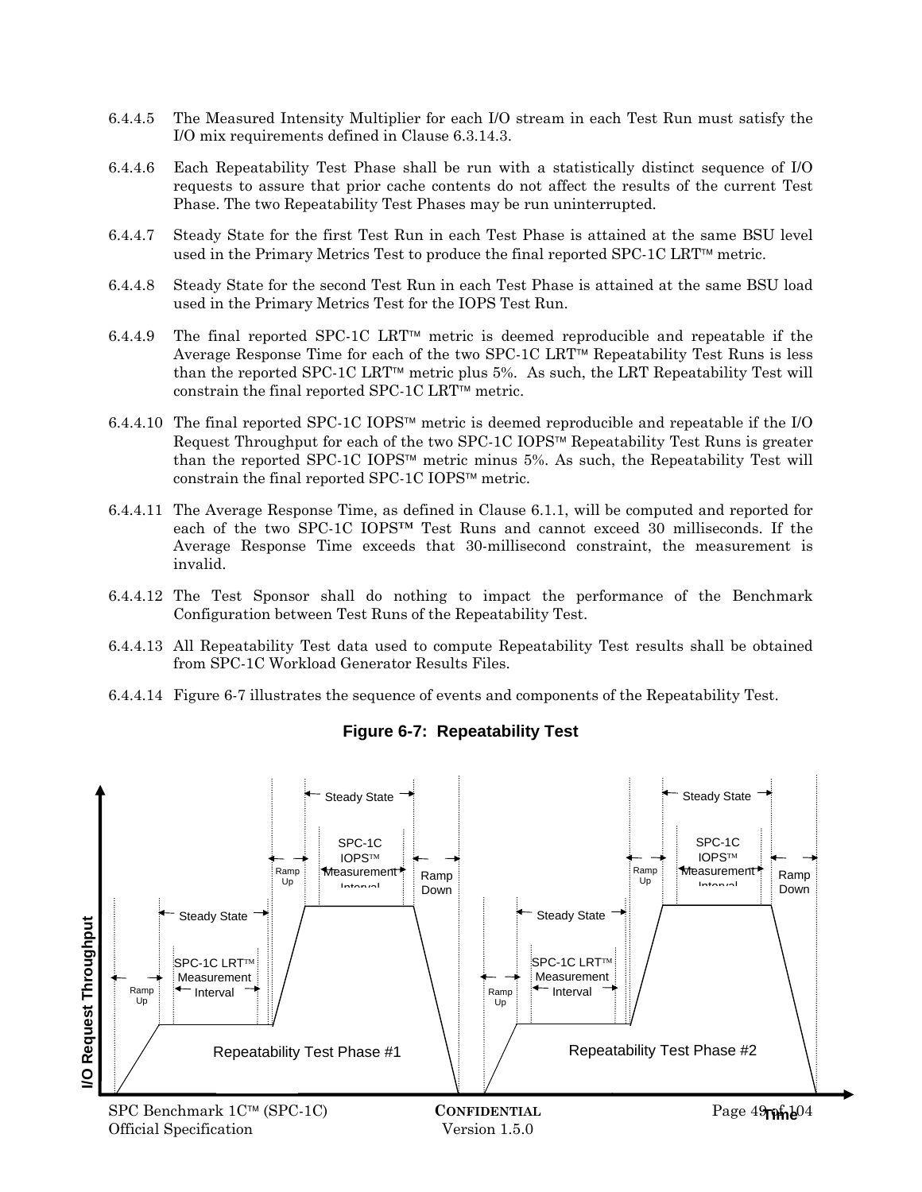6.4.4.5 The Measured Intensity Multiplier for each I/O stream in each Test Run must satisfy the I/O mix requirements defined in Clause 6.3.14.3.

6.4.4.6 Each Repeatability Test Phase shall be run with a statistically distinct sequence of I/O requests to assure that prior cache contents do not affect the results of the current Test Phase. The two Repeatability Test Phases may be run uninterrupted.

6.4.4.7 Steady State for the first Test Run in each Test Phase is attained at the same BSU level used in the Primary Metrics Test to produce the final reported SPC-1C LRT™ metric.

6.4.4.8 Steady State for the second Test Run in each Test Phase is attained at the same BSU load used in the Primary Metrics Test for the IOPS Test Run.

6.4.4.9 The final reported SPC-1C LRT™ metric is deemed reproducible and repeatable if the Average Response Time for each of the two SPC-1C LRT™ Repeatability Test Runs is less than the reported SPC-1C LRT™ metric plus 5%. As such, the LRT Repeatability Test will constrain the final reported SPC-1C LRT™ metric.

6.4.4.10 The final reported SPC-1C IOPS™ metric is deemed reproducible and repeatable if the I/O Request Throughput for each of the two SPC-1C IOPS™ Repeatability Test Runs is greater than the reported SPC-1C IOPS™ metric minus 5%. As such, the Repeatability Test will constrain the final reported SPC-1C IOPS™ metric.

6.4.4.11 The Average Response Time, as defined in Clause 6.1.1, will be computed and reported for each of the two SPC-1C IOPS™ Test Runs and cannot exceed 30 milliseconds. If the Average Response Time exceeds that 30-millisecond constraint, the measurement is invalid.

6.4.4.12 The Test Sponsor shall do nothing to impact the performance of the Benchmark Configuration between Test Runs of the Repeatability Test.

6.4.4.13 All Repeatability Test data used to compute Repeatability Test results shall be obtained from SPC-1C Workload Generator Results Files.

6.4.4.14 Figure 6-7 illustrates the sequence of events and components of the Repeatability Test.

**Figure 6-7: Repeatability Test**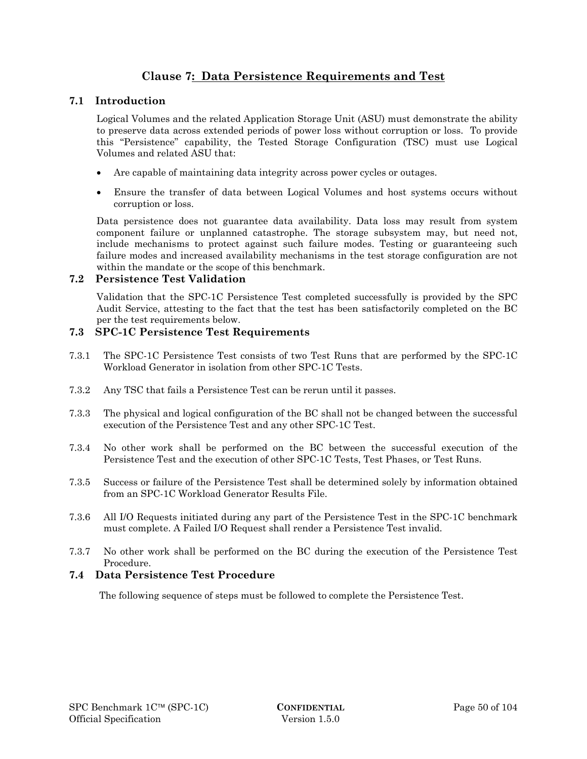# Clause 7: Data Persistence Requirements and Test

## 7.1 Introduction

Logical Volumes and the related Application Storage Unit (ASU) must demonstrate the ability to preserve data across extended periods of power loss without corruption or loss. To provide this "Persistence" capability, the Tested Storage Configuration (TSC) must use Logical Volumes and related ASU that:

- Are capable of maintaining data integrity across power cycles or outages.
- Ensure the transfer of data between Logical Volumes and host systems occurs without corruption or loss.

Data persistence does not guarantee data availability. Data loss may result from system component failure or unplanned catastrophe. The storage subsystem may, but need not, include mechanisms to protect against such failure modes. Testing or guaranteeing such failure modes and increased availability mechanisms in the test storage configuration are not within the mandate or the scope of this benchmark.

## 7.2 Persistence Test Validation

Validation that the SPC-1C Persistence Test completed successfully is provided by the SPC Audit Service, attesting to the fact that the test has been satisfactorily completed on the BC per the test requirements below.

## 7.3 SPC-1C Persistence Test Requirements

7.3.1 The SPC-1C Persistence Test consists of two Test Runs that are performed by the SPC-1C Workload Generator in isolation from other SPC-1C Tests.

7.3.2 Any TSC that fails a Persistence Test can be rerun until it passes.

7.3.3 The physical and logical configuration of the BC shall not be changed between the successful execution of the Persistence Test and any other SPC-1C Test.

7.3.4 No other work shall be performed on the BC between the successful execution of the Persistence Test and the execution of other SPC-1C Tests, Test Phases, or Test Runs.

7.3.5 Success or failure of the Persistence Test shall be determined solely by information obtained from an SPC-1C Workload Generator Results File.

7.3.6 All I/O Requests initiated during any part of the Persistence Test in the SPC-1C benchmark must complete. A Failed I/O Request shall render a Persistence Test invalid.

7.3.7 No other work shall be performed on the BC during the execution of the Persistence Test Procedure.

## 7.4 Data Persistence Test Procedure

The following sequence of steps must be followed to complete the Persistence Test.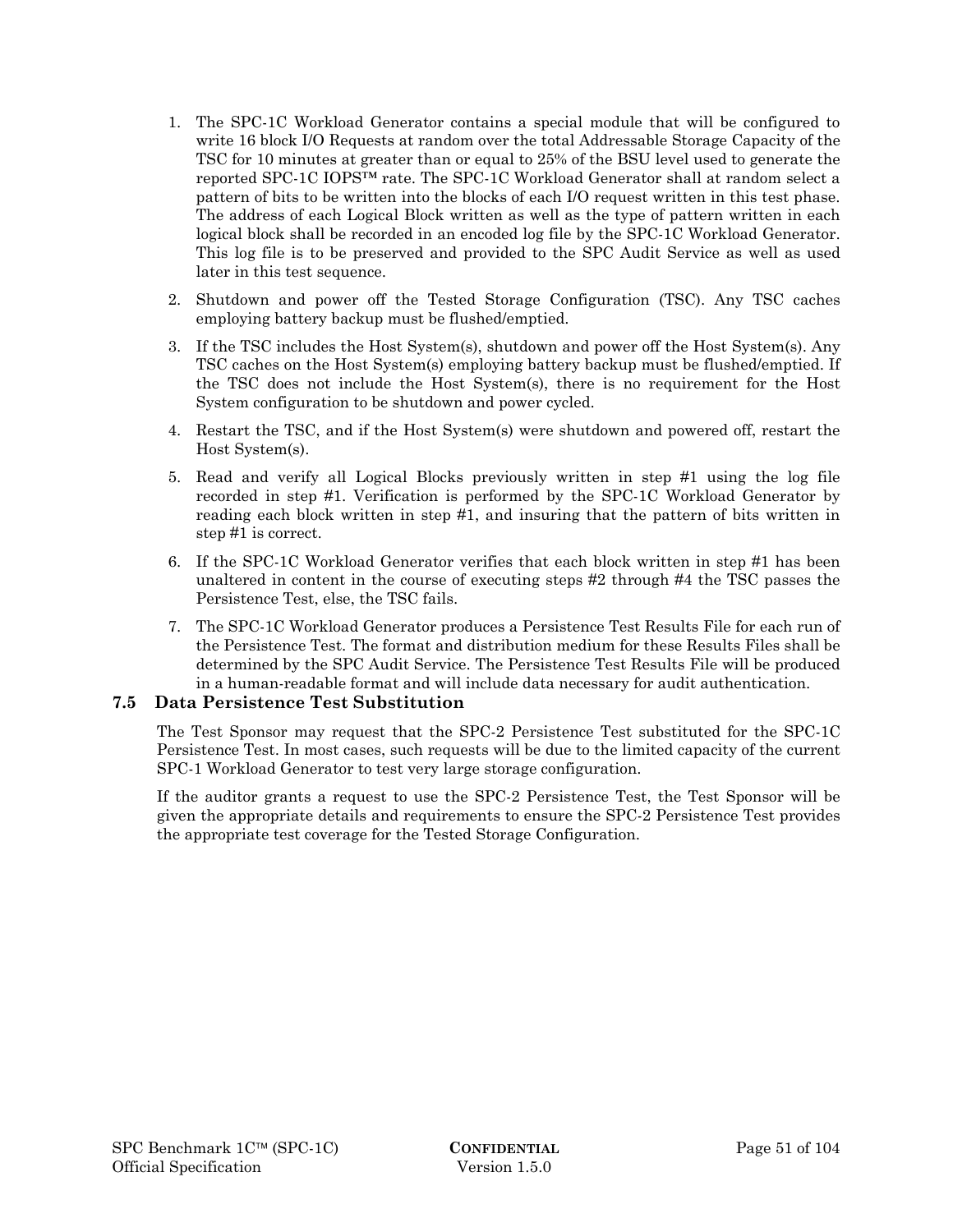1. The SPC-1C Workload Generator contains a special module that will be configured to write 16 block I/O Requests at random over the total Addressable Storage Capacity of the TSC for 10 minutes at greater than or equal to 25% of the BSU level used to generate the reported SPC-1C IOPS™ rate. The SPC-1C Workload Generator shall at random select a pattern of bits to be written into the blocks of each I/O request written in this test phase. The address of each Logical Block written as well as the type of pattern written in each logical block shall be recorded in an encoded log file by the SPC-1C Workload Generator. This log file is to be preserved and provided to the SPC Audit Service as well as used later in this test sequence.
2. Shutdown and power off the Tested Storage Configuration (TSC). Any TSC caches employing battery backup must be flushed/emptied.
3. If the TSC includes the Host System(s), shutdown and power off the Host System(s). Any TSC caches on the Host System(s) employing battery backup must be flushed/emptied. If the TSC does not include the Host System(s), there is no requirement for the Host System configuration to be shutdown and power cycled.
4. Restart the TSC, and if the Host System(s) were shutdown and powered off, restart the Host System(s).
5. Read and verify all Logical Blocks previously written in step #1 using the log file recorded in step #1. Verification is performed by the SPC-1C Workload Generator by reading each block written in step #1, and insuring that the pattern of bits written in step #1 is correct.
6. If the SPC-1C Workload Generator verifies that each block written in step #1 has been unaltered in content in the course of executing steps #2 through #4 the TSC passes the Persistence Test, else, the TSC fails.
7. The SPC-1C Workload Generator produces a Persistence Test Results File for each run of the Persistence Test. The format and distribution medium for these Results Files shall be determined by the SPC Audit Service. The Persistence Test Results File will be produced in a human-readable format and will include data necessary for audit authentication.

## 7.5 Data Persistence Test Substitution

The Test Sponsor may request that the SPC-2 Persistence Test substituted for the SPC-1C Persistence Test. In most cases, such requests will be due to the limited capacity of the current SPC-1 Workload Generator to test very large storage configuration.

If the auditor grants a request to use the SPC-2 Persistence Test, the Test Sponsor will be given the appropriate details and requirements to ensure the SPC-2 Persistence Test provides the appropriate test coverage for the Tested Storage Configuration.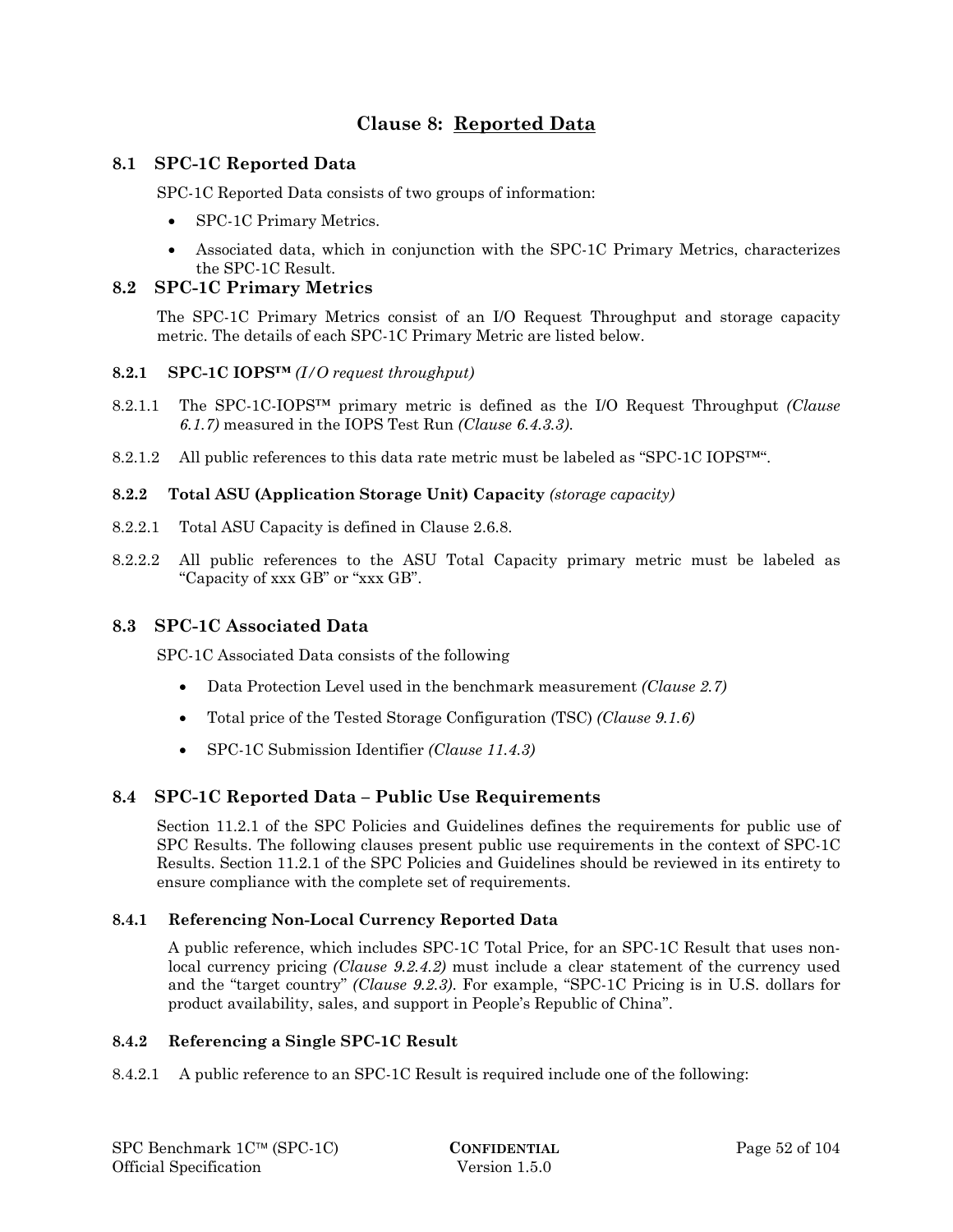# Clause 8: Reported Data

## 8.1 SPC-1C Reported Data

SPC-1C Reported Data consists of two groups of information:

- SPC-1C Primary Metrics.
- Associated data, which in conjunction with the SPC-1C Primary Metrics, characterizes the SPC-1C Result.

## 8.2 SPC-1C Primary Metrics

The SPC-1C Primary Metrics consist of an I/O Request Throughput and storage capacity metric. The details of each SPC-1C Primary Metric are listed below.

### 8.2.1 SPC-1C IOPS™ *(I/O request throughput)*

8.2.1.1 The SPC-1C-IOPS™ primary metric is defined as the I/O Request Throughput *(Clause 6.1.7)* measured in the IOPS Test Run *(Clause 6.4.3.3)*.

8.2.1.2 All public references to this data rate metric must be labeled as "SPC-1C IOPS™".

### 8.2.2 Total ASU (Application Storage Unit) Capacity *(storage capacity)*

8.2.2.1 Total ASU Capacity is defined in Clause 2.6.8.

8.2.2.2 All public references to the ASU Total Capacity primary metric must be labeled as "Capacity of xxx GB" or "xxx GB".

## 8.3 SPC-1C Associated Data

SPC-1C Associated Data consists of the following

- Data Protection Level used in the benchmark measurement *(Clause 2.7)*
- Total price of the Tested Storage Configuration (TSC) *(Clause 9.1.6)*
- SPC-1C Submission Identifier *(Clause 11.4.3)*

## 8.4 SPC-1C Reported Data – Public Use Requirements

Section 11.2.1 of the SPC Policies and Guidelines defines the requirements for public use of SPC Results. The following clauses present public use requirements in the context of SPC-1C Results. Section 11.2.1 of the SPC Policies and Guidelines should be reviewed in its entirety to ensure compliance with the complete set of requirements.

### 8.4.1 Referencing Non-Local Currency Reported Data

A public reference, which includes SPC-1C Total Price, for an SPC-1C Result that uses non-local currency pricing *(Clause 9.2.4.2)* must include a clear statement of the currency used and the "target country" *(Clause 9.2.3)*. For example, "SPC-1C Pricing is in U.S. dollars for product availability, sales, and support in People's Republic of China".

### 8.4.2 Referencing a Single SPC-1C Result

8.4.2.1 A public reference to an SPC-1C Result is required include one of the following: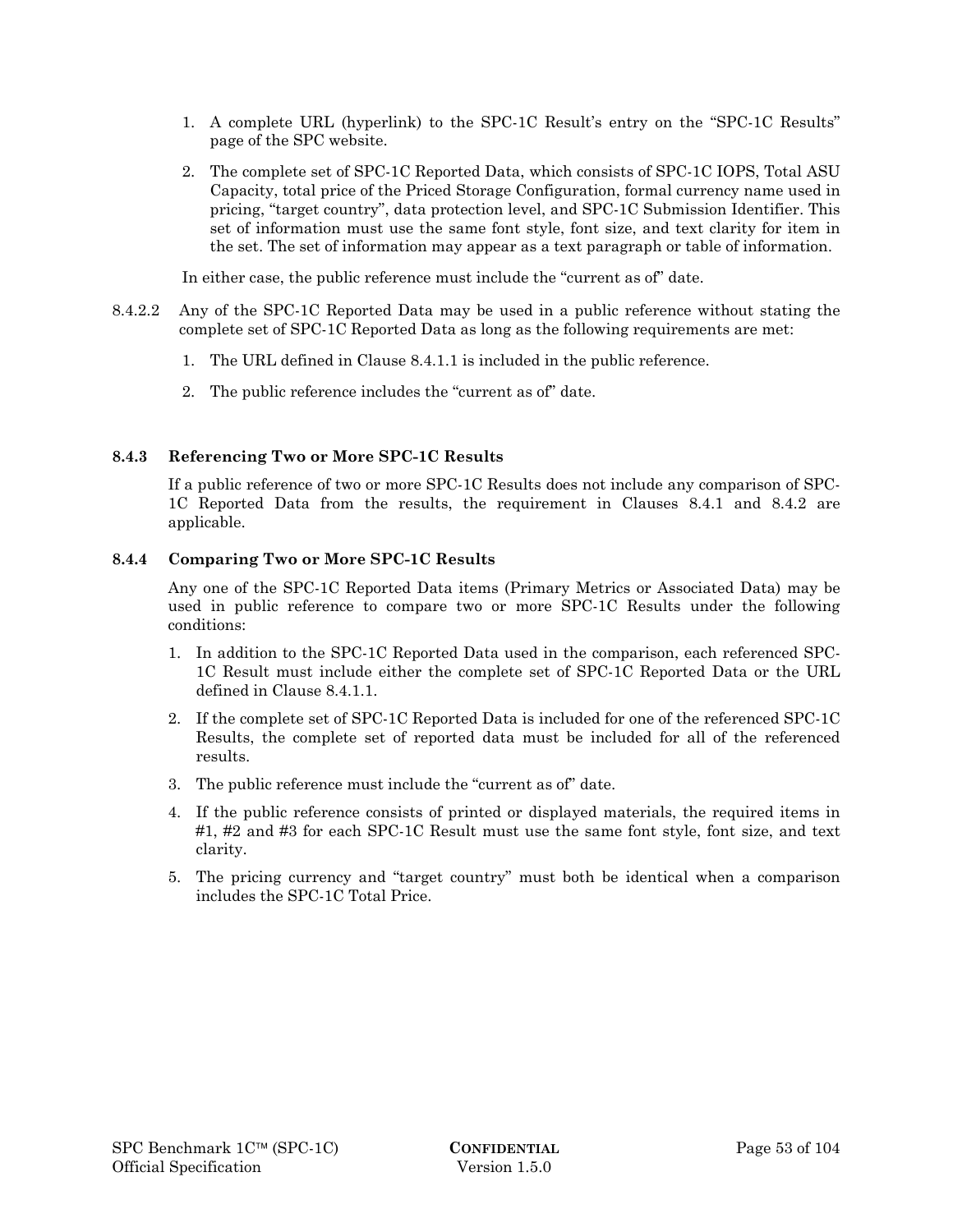1. A complete URL (hyperlink) to the SPC-1C Result's entry on the "SPC-1C Results" page of the SPC website.

2. The complete set of SPC-1C Reported Data, which consists of SPC-1C IOPS, Total ASU Capacity, total price of the Priced Storage Configuration, formal currency name used in pricing, "target country", data protection level, and SPC-1C Submission Identifier. This set of information must use the same font style, font size, and text clarity for item in the set. The set of information may appear as a text paragraph or table of information.

In either case, the public reference must include the "current as of" date.

8.4.2.2 Any of the SPC-1C Reported Data may be used in a public reference without stating the complete set of SPC-1C Reported Data as long as the following requirements are met:

1. The URL defined in Clause 8.4.1.1 is included in the public reference.

2. The public reference includes the "current as of" date.

### 8.4.3 Referencing Two or More SPC-1C Results

If a public reference of two or more SPC-1C Results does not include any comparison of SPC-1C Reported Data from the results, the requirement in Clauses 8.4.1 and 8.4.2 are applicable.

### 8.4.4 Comparing Two or More SPC-1C Results

Any one of the SPC-1C Reported Data items (Primary Metrics or Associated Data) may be used in public reference to compare two or more SPC-1C Results under the following conditions:

1. In addition to the SPC-1C Reported Data used in the comparison, each referenced SPC-1C Result must include either the complete set of SPC-1C Reported Data or the URL defined in Clause 8.4.1.1.

2. If the complete set of SPC-1C Reported Data is included for one of the referenced SPC-1C Results, the complete set of reported data must be included for all of the referenced results.

3. The public reference must include the "current as of" date.

4. If the public reference consists of printed or displayed materials, the required items in #1, #2 and #3 for each SPC-1C Result must use the same font style, font size, and text clarity.

5. The pricing currency and "target country" must both be identical when a comparison includes the SPC-1C Total Price.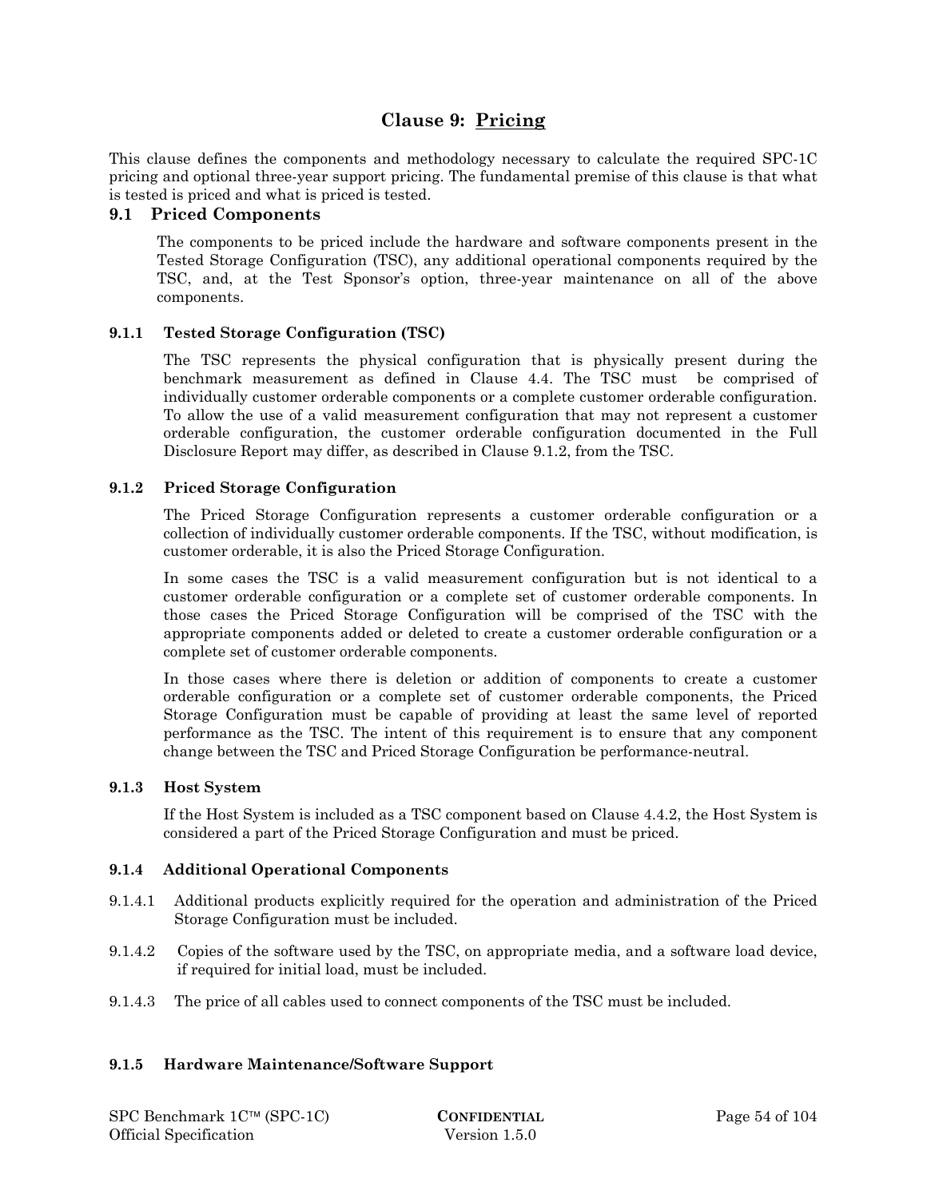# Clause 9: Pricing

This clause defines the components and methodology necessary to calculate the required SPC-1C pricing and optional three-year support pricing. The fundamental premise of this clause is that what is tested is priced and what is priced is tested.

## 9.1 Priced Components

The components to be priced include the hardware and software components present in the Tested Storage Configuration (TSC), any additional operational components required by the TSC, and, at the Test Sponsor's option, three-year maintenance on all of the above components.

### 9.1.1 Tested Storage Configuration (TSC)

The TSC represents the physical configuration that is physically present during the benchmark measurement as defined in Clause 4.4. The TSC must be comprised of individually customer orderable components or a complete customer orderable configuration. To allow the use of a valid measurement configuration that may not represent a customer orderable configuration, the customer orderable configuration documented in the Full Disclosure Report may differ, as described in Clause 9.1.2, from the TSC.

### 9.1.2 Priced Storage Configuration

The Priced Storage Configuration represents a customer orderable configuration or a collection of individually customer orderable components. If the TSC, without modification, is customer orderable, it is also the Priced Storage Configuration.

In some cases the TSC is a valid measurement configuration but is not identical to a customer orderable configuration or a complete set of customer orderable components. In those cases the Priced Storage Configuration will be comprised of the TSC with the appropriate components added or deleted to create a customer orderable configuration or a complete set of customer orderable components.

In those cases where there is deletion or addition of components to create a customer orderable configuration or a complete set of customer orderable components, the Priced Storage Configuration must be capable of providing at least the same level of reported performance as the TSC. The intent of this requirement is to ensure that any component change between the TSC and Priced Storage Configuration be performance-neutral.

### 9.1.3 Host System

If the Host System is included as a TSC component based on Clause 4.4.2, the Host System is considered a part of the Priced Storage Configuration and must be priced.

### 9.1.4 Additional Operational Components

9.1.4.1 Additional products explicitly required for the operation and administration of the Priced Storage Configuration must be included.

9.1.4.2 Copies of the software used by the TSC, on appropriate media, and a software load device, if required for initial load, must be included.

9.1.4.3 The price of all cables used to connect components of the TSC must be included.

### 9.1.5 Hardware Maintenance/Software Support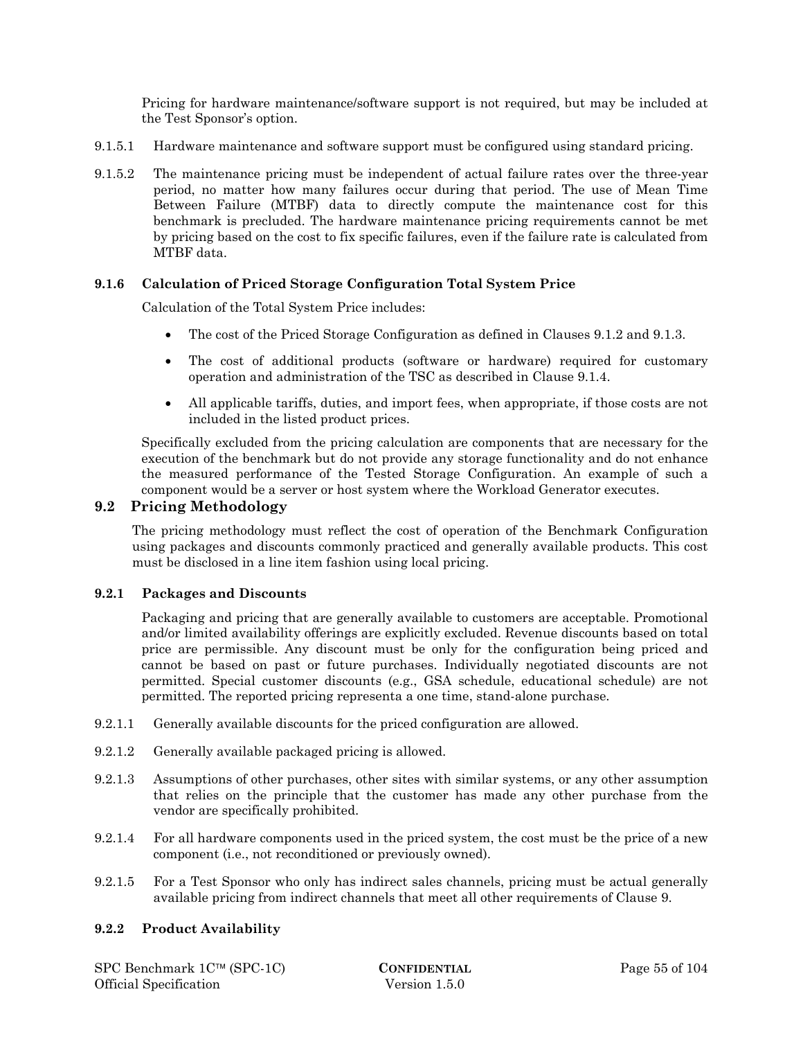Pricing for hardware maintenance/software support is not required, but may be included at the Test Sponsor's option.

9.1.5.1 Hardware maintenance and software support must be configured using standard pricing.

9.1.5.2 The maintenance pricing must be independent of actual failure rates over the three-year period, no matter how many failures occur during that period. The use of Mean Time Between Failure (MTBF) data to directly compute the maintenance cost for this benchmark is precluded. The hardware maintenance pricing requirements cannot be met by pricing based on the cost to fix specific failures, even if the failure rate is calculated from MTBF data.

### 9.1.6 Calculation of Priced Storage Configuration Total System Price

Calculation of the Total System Price includes:

- The cost of the Priced Storage Configuration as defined in Clauses 9.1.2 and 9.1.3.
- The cost of additional products (software or hardware) required for customary operation and administration of the TSC as described in Clause 9.1.4.
- All applicable tariffs, duties, and import fees, when appropriate, if those costs are not included in the listed product prices.

Specifically excluded from the pricing calculation are components that are necessary for the execution of the benchmark but do not provide any storage functionality and do not enhance the measured performance of the Tested Storage Configuration. An example of such a component would be a server or host system where the Workload Generator executes.

## 9.2 Pricing Methodology

The pricing methodology must reflect the cost of operation of the Benchmark Configuration using packages and discounts commonly practiced and generally available products. This cost must be disclosed in a line item fashion using local pricing.

### 9.2.1 Packages and Discounts

Packaging and pricing that are generally available to customers are acceptable. Promotional and/or limited availability offerings are explicitly excluded. Revenue discounts based on total price are permissible. Any discount must be only for the configuration being priced and cannot be based on past or future purchases. Individually negotiated discounts are not permitted. Special customer discounts (e.g., GSA schedule, educational schedule) are not permitted. The reported pricing representa a one time, stand-alone purchase.

9.2.1.1 Generally available discounts for the priced configuration are allowed.

9.2.1.2 Generally available packaged pricing is allowed.

9.2.1.3 Assumptions of other purchases, other sites with similar systems, or any other assumption that relies on the principle that the customer has made any other purchase from the vendor are specifically prohibited.

9.2.1.4 For all hardware components used in the priced system, the cost must be the price of a new component (i.e., not reconditioned or previously owned).

9.2.1.5 For a Test Sponsor who only has indirect sales channels, pricing must be actual generally available pricing from indirect channels that meet all other requirements of Clause 9.

### 9.2.2 Product Availability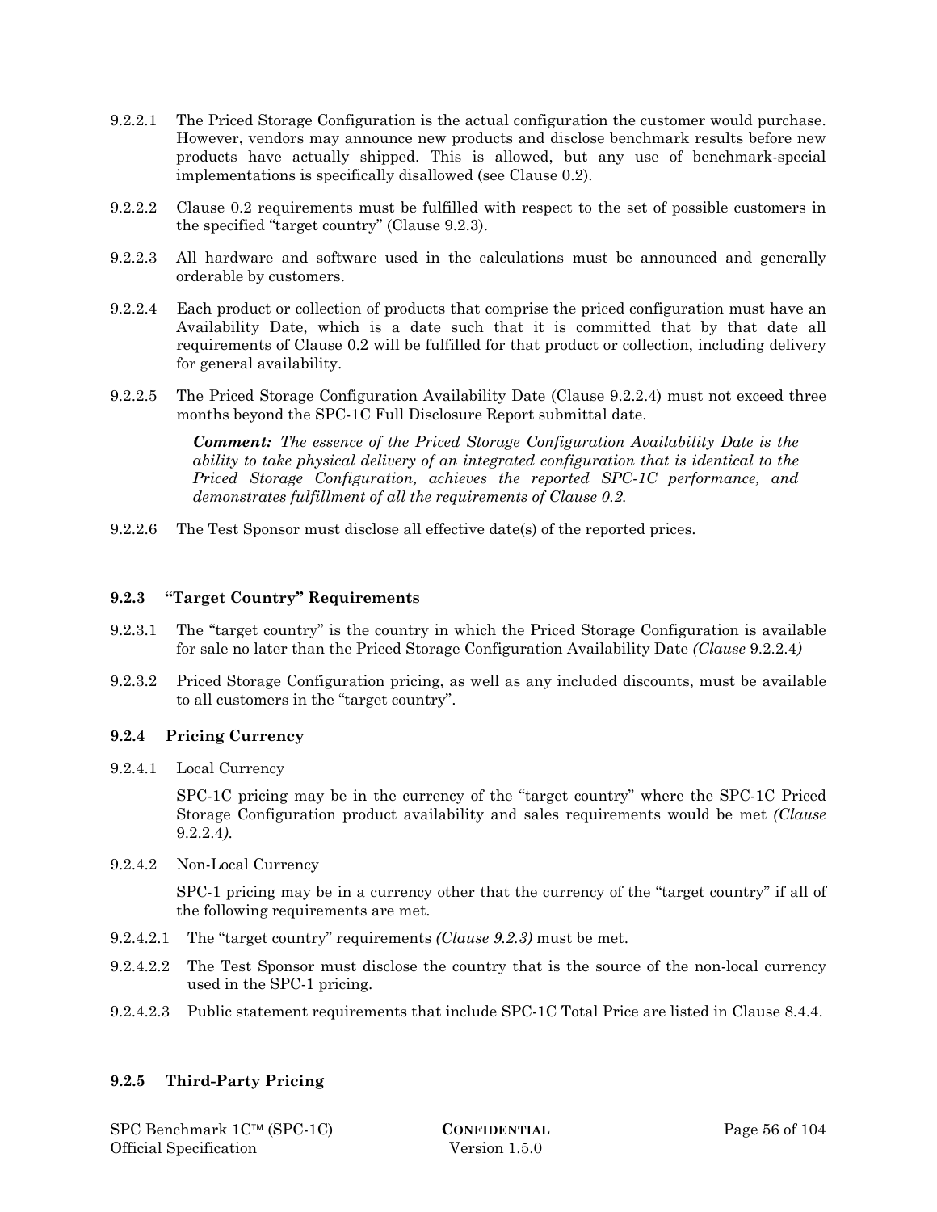9.2.2.1 The Priced Storage Configuration is the actual configuration the customer would purchase. However, vendors may announce new products and disclose benchmark results before new products have actually shipped. This is allowed, but any use of benchmark-special implementations is specifically disallowed (see Clause 0.2).

9.2.2.2 Clause 0.2 requirements must be fulfilled with respect to the set of possible customers in the specified "target country" (Clause 9.2.3).

9.2.2.3 All hardware and software used in the calculations must be announced and generally orderable by customers.

9.2.2.4 Each product or collection of products that comprise the priced configuration must have an Availability Date, which is a date such that it is committed that by that date all requirements of Clause 0.2 will be fulfilled for that product or collection, including delivery for general availability.

9.2.2.5 The Priced Storage Configuration Availability Date (Clause 9.2.2.4) must not exceed three months beyond the SPC-1C Full Disclosure Report submittal date.

> ***Comment:*** *The essence of the Priced Storage Configuration Availability Date is the ability to take physical delivery of an integrated configuration that is identical to the Priced Storage Configuration, achieves the reported SPC-1C performance, and demonstrates fulfillment of all the requirements of Clause 0.2.*

9.2.2.6 The Test Sponsor must disclose all effective date(s) of the reported prices.

### 9.2.3 "Target Country" Requirements

9.2.3.1 The "target country" is the country in which the Priced Storage Configuration is available for sale no later than the Priced Storage Configuration Availability Date *(Clause* 9.2.2.4*)*

9.2.3.2 Priced Storage Configuration pricing, as well as any included discounts, must be available to all customers in the "target country".

### 9.2.4 Pricing Currency

9.2.4.1 Local Currency

SPC-1C pricing may be in the currency of the "target country" where the SPC-1C Priced Storage Configuration product availability and sales requirements would be met *(Clause* 9.2.2.4*)*.

9.2.4.2 Non-Local Currency

SPC-1 pricing may be in a currency other that the currency of the "target country" if all of the following requirements are met.

9.2.4.2.1 The "target country" requirements *(Clause 9.2.3)* must be met.

9.2.4.2.2 The Test Sponsor must disclose the country that is the source of the non-local currency used in the SPC-1 pricing.

9.2.4.2.3 Public statement requirements that include SPC-1C Total Price are listed in Clause 8.4.4.

### 9.2.5 Third-Party Pricing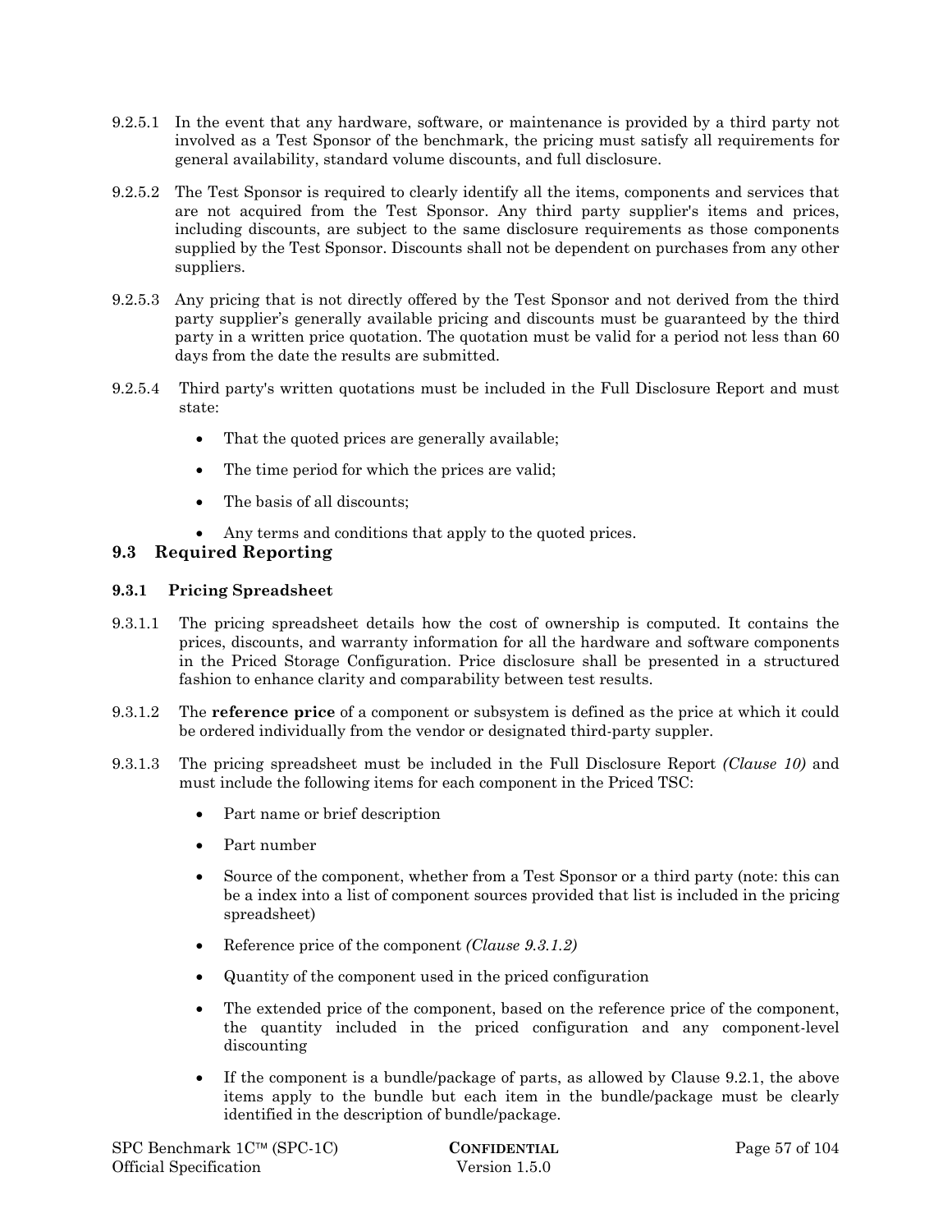9.2.5.1 In the event that any hardware, software, or maintenance is provided by a third party not involved as a Test Sponsor of the benchmark, the pricing must satisfy all requirements for general availability, standard volume discounts, and full disclosure.

9.2.5.2 The Test Sponsor is required to clearly identify all the items, components and services that are not acquired from the Test Sponsor. Any third party supplier's items and prices, including discounts, are subject to the same disclosure requirements as those components supplied by the Test Sponsor. Discounts shall not be dependent on purchases from any other suppliers.

9.2.5.3 Any pricing that is not directly offered by the Test Sponsor and not derived from the third party supplier's generally available pricing and discounts must be guaranteed by the third party in a written price quotation. The quotation must be valid for a period not less than 60 days from the date the results are submitted.

9.2.5.4 Third party's written quotations must be included in the Full Disclosure Report and must state:

- That the quoted prices are generally available;
- The time period for which the prices are valid;
- The basis of all discounts;
- Any terms and conditions that apply to the quoted prices.

## 9.3 Required Reporting

### 9.3.1 Pricing Spreadsheet

9.3.1.1 The pricing spreadsheet details how the cost of ownership is computed. It contains the prices, discounts, and warranty information for all the hardware and software components in the Priced Storage Configuration. Price disclosure shall be presented in a structured fashion to enhance clarity and comparability between test results.

9.3.1.2 The **reference price** of a component or subsystem is defined as the price at which it could be ordered individually from the vendor or designated third-party suppler.

9.3.1.3 The pricing spreadsheet must be included in the Full Disclosure Report *(Clause 10)* and must include the following items for each component in the Priced TSC:

- Part name or brief description
- Part number
- Source of the component, whether from a Test Sponsor or a third party (note: this can be a index into a list of component sources provided that list is included in the pricing spreadsheet)
- Reference price of the component *(Clause 9.3.1.2)*
- Quantity of the component used in the priced configuration
- The extended price of the component, based on the reference price of the component, the quantity included in the priced configuration and any component-level discounting
- If the component is a bundle/package of parts, as allowed by Clause 9.2.1, the above items apply to the bundle but each item in the bundle/package must be clearly identified in the description of bundle/package.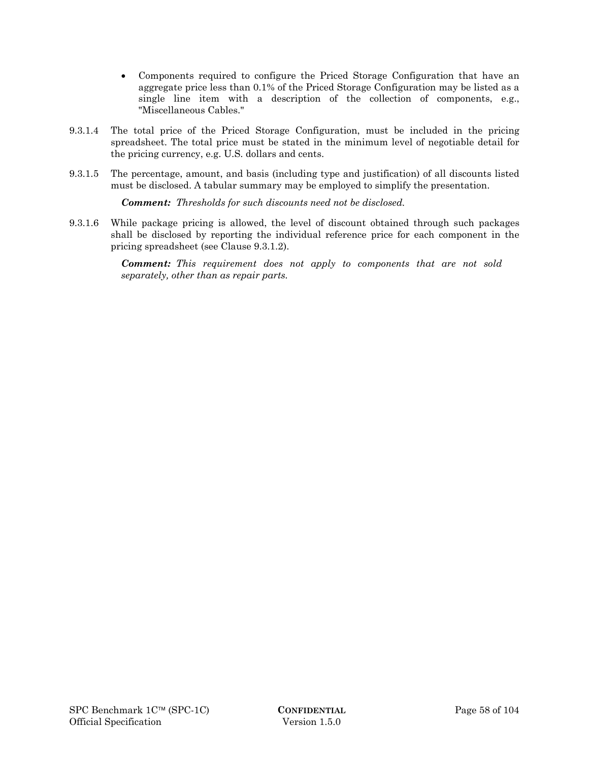- Components required to configure the Priced Storage Configuration that have an aggregate price less than 0.1% of the Priced Storage Configuration may be listed as a single line item with a description of the collection of components, e.g., "Miscellaneous Cables."

9.3.1.4 The total price of the Priced Storage Configuration, must be included in the pricing spreadsheet. The total price must be stated in the minimum level of negotiable detail for the pricing currency, e.g. U.S. dollars and cents.

9.3.1.5 The percentage, amount, and basis (including type and justification) of all discounts listed must be disclosed. A tabular summary may be employed to simplify the presentation.

***Comment:*** *Thresholds for such discounts need not be disclosed.*

9.3.1.6 While package pricing is allowed, the level of discount obtained through such packages shall be disclosed by reporting the individual reference price for each component in the pricing spreadsheet (see Clause 9.3.1.2).

***Comment:*** *This requirement does not apply to components that are not sold separately, other than as repair parts.*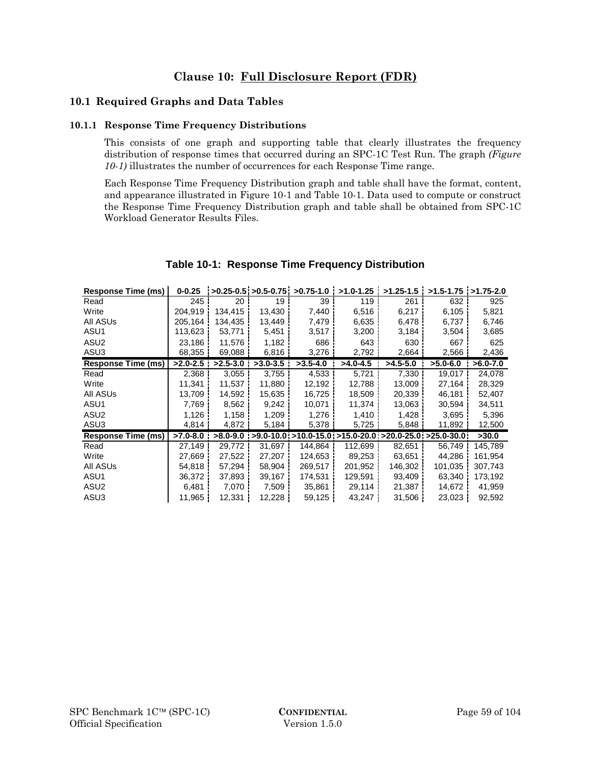# Clause 10: Full Disclosure Report (FDR)

## 10.1 Required Graphs and Data Tables

### 10.1.1 Response Time Frequency Distributions

This consists of one graph and supporting table that clearly illustrates the frequency distribution of response times that occurred during an SPC-1C Test Run. The graph *(Figure 10-1)* illustrates the number of occurrences for each Response Time range.

Each Response Time Frequency Distribution graph and table shall have the format, content, and appearance illustrated in Figure 10-1 and Table 10-1. Data used to compute or construct the Response Time Frequency Distribution graph and table shall be obtained from SPC-1C Workload Generator Results Files.

**Table 10-1: Response Time Frequency Distribution**

| Response Time (ms) | 0-0.25 | >0.25-0.5 | >0.5-0.75 | >0.75-1.0 | >1.0-1.25 | >1.25-1.5 | >1.5-1.75 | >1.75-2.0 |
|---|---|---|---|---|---|---|---|---|
| Read | 245 | 20 | 19 | 39 | 119 | 261 | 632 | 925 |
| Write | 204,919 | 134,415 | 13,430 | 7,440 | 6,516 | 6,217 | 6,105 | 5,821 |
| All ASUs | 205,164 | 134,435 | 13,449 | 7,479 | 6,635 | 6,478 | 6,737 | 6,746 |
| ASU1 | 113,623 | 53,771 | 5,451 | 3,517 | 3,200 | 3,184 | 3,504 | 3,685 |
| ASU2 | 23,186 | 11,576 | 1,182 | 686 | 643 | 630 | 667 | 625 |
| ASU3 | 68,355 | 69,088 | 6,816 | 3,276 | 2,792 | 2,664 | 2,566 | 2,436 |
| **Response Time (ms)** | **>2.0-2.5** | **>2.5-3.0** | **>3.0-3.5** | **>3.5-4.0** | **>4.0-4.5** | **>4.5-5.0** | **>5.0-6.0** | **>6.0-7.0** |
| Read | 2,368 | 3,055 | 3,755 | 4,533 | 5,721 | 7,330 | 19,017 | 24,078 |
| Write | 11,341 | 11,537 | 11,880 | 12,192 | 12,788 | 13,009 | 27,164 | 28,329 |
| All ASUs | 13,709 | 14,592 | 15,635 | 16,725 | 18,509 | 20,339 | 46,181 | 52,407 |
| ASU1 | 7,769 | 8,562 | 9,242 | 10,071 | 11,374 | 13,063 | 30,594 | 34,511 |
| ASU2 | 1,126 | 1,158 | 1,209 | 1,276 | 1,410 | 1,428 | 3,695 | 5,396 |
| ASU3 | 4,814 | 4,872 | 5,184 | 5,378 | 5,725 | 5,848 | 11,892 | 12,500 |
| **Response Time (ms)** | **>7.0-8.0** | **>8.0-9.0** | **>9.0-10.0** | **>10.0-15.0** | **>15.0-20.0** | **>20.0-25.0** | **>25.0-30.0** | **>30.0** |
| Read | 27,149 | 29,772 | 31,697 | 144,864 | 112,699 | 82,651 | 56,749 | 145,789 |
| Write | 27,669 | 27,522 | 27,207 | 124,653 | 89,253 | 63,651 | 44,286 | 161,954 |
| All ASUs | 54,818 | 57,294 | 58,904 | 269,517 | 201,952 | 146,302 | 101,035 | 307,743 |
| ASU1 | 36,372 | 37,893 | 39,167 | 174,531 | 129,591 | 93,409 | 63,340 | 173,192 |
| ASU2 | 6,481 | 7,070 | 7,509 | 35,861 | 29,114 | 21,387 | 14,672 | 41,959 |
| ASU3 | 11,965 | 12,331 | 12,228 | 59,125 | 43,247 | 31,506 | 23,023 | 92,592 |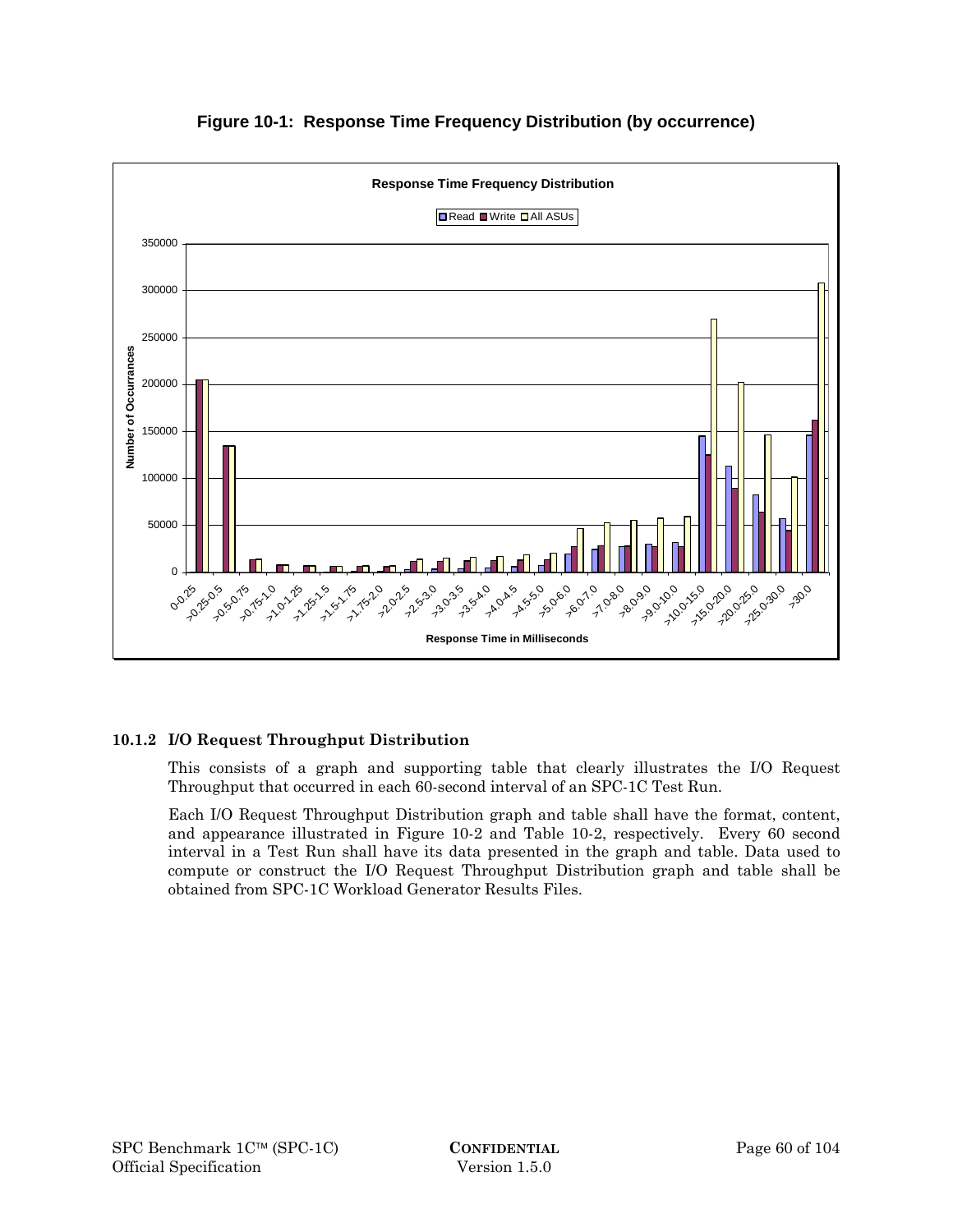**Figure 10-1: Response Time Frequency Distribution (by occurrence)**

### 10.1.2 I/O Request Throughput Distribution

This consists of a graph and supporting table that clearly illustrates the I/O Request Throughput that occurred in each 60-second interval of an SPC-1C Test Run.

Each I/O Request Throughput Distribution graph and table shall have the format, content, and appearance illustrated in Figure 10-2 and Table 10-2, respectively. Every 60 second interval in a Test Run shall have its data presented in the graph and table. Data used to compute or construct the I/O Request Throughput Distribution graph and table shall be obtained from SPC-1C Workload Generator Results Files.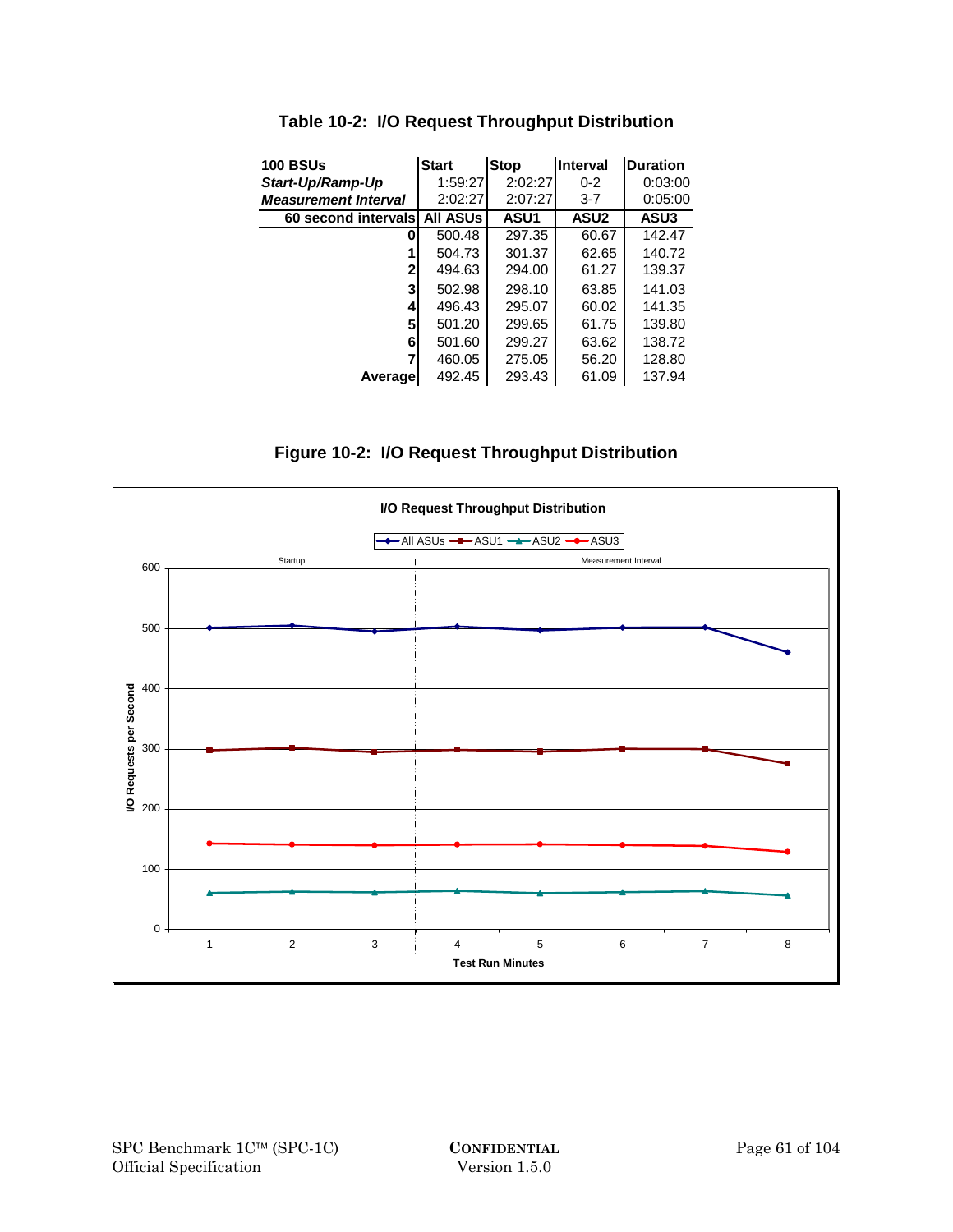**Table 10-2: I/O Request Throughput Distribution**

| 100 BSUs | Start | Stop | Interval | Duration |
|---|---|---|---|---|
| ***Start-Up/Ramp-Up*** | 1:59:27 | 2:02:27 | 0-2 | 0:03:00 |
| ***Measurement Interval*** | 2:02:27 | 2:07:27 | 3-7 | 0:05:00 |
| **60 second intervals** | **All ASUs** | **ASU1** | **ASU2** | **ASU3** |
| **0** | 500.48 | 297.35 | 60.67 | 142.47 |
| **1** | 504.73 | 301.37 | 62.65 | 140.72 |
| **2** | 494.63 | 294.00 | 61.27 | 139.37 |
| **3** | 502.98 | 298.10 | 63.85 | 141.03 |
| **4** | 496.43 | 295.07 | 60.02 | 141.35 |
| **5** | 501.20 | 299.65 | 61.75 | 139.80 |
| **6** | 501.60 | 299.27 | 63.62 | 138.72 |
| **7** | 460.05 | 275.05 | 56.20 | 128.80 |
| **Average** | 492.45 | 293.43 | 61.09 | 137.94 |

**Figure 10-2: I/O Request Throughput Distribution**

**I/O Request Throughput Distribution**

Legend: All ASUs, ASU1, ASU2, ASU3

Startup | Measurement Interval

Y-axis: I/O Requests per Second (0–600)

X-axis: Test Run Minutes (1–8)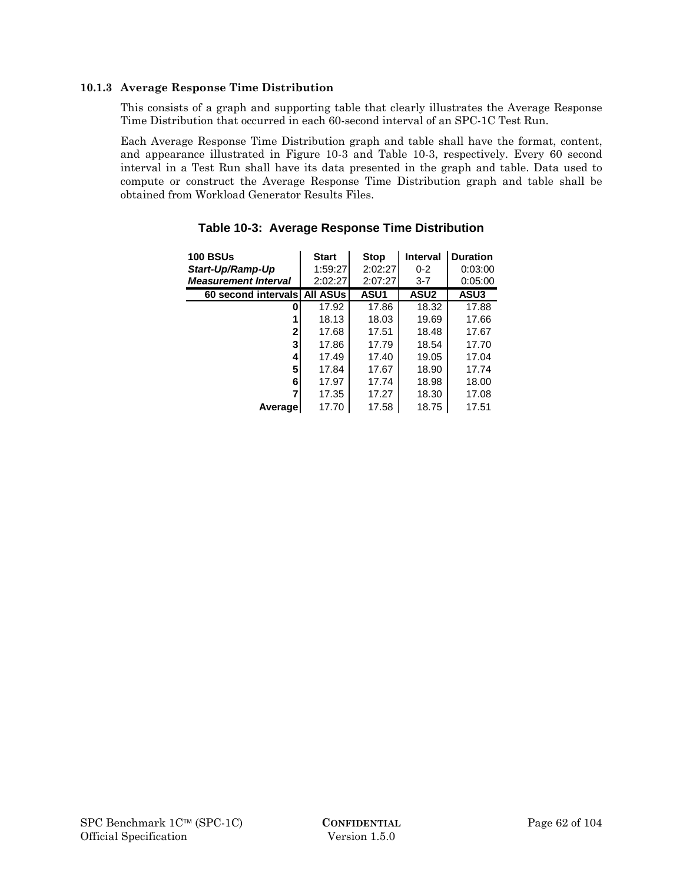### 10.1.3 Average Response Time Distribution

This consists of a graph and supporting table that clearly illustrates the Average Response Time Distribution that occurred in each 60-second interval of an SPC-1C Test Run.

Each Average Response Time Distribution graph and table shall have the format, content, and appearance illustrated in Figure 10-3 and Table 10-3, respectively. Every 60 second interval in a Test Run shall have its data presented in the graph and table. Data used to compute or construct the Average Response Time Distribution graph and table shall be obtained from Workload Generator Results Files.

**Table 10-3: Average Response Time Distribution**

| **100 BSUs** | **Start** | **Stop** | **Interval** | **Duration** |
|---|---|---|---|---|
| ***Start-Up/Ramp-Up*** | 1:59:27 | 2:02:27 | 0-2 | 0:03:00 |
| ***Measurement Interval*** | 2:02:27 | 2:07:27 | 3-7 | 0:05:00 |
| **60 second intervals** | **All ASUs** | **ASU1** | **ASU2** | **ASU3** |
| **0** | 17.92 | 17.86 | 18.32 | 17.88 |
| **1** | 18.13 | 18.03 | 19.69 | 17.66 |
| **2** | 17.68 | 17.51 | 18.48 | 17.67 |
| **3** | 17.86 | 17.79 | 18.54 | 17.70 |
| **4** | 17.49 | 17.40 | 19.05 | 17.04 |
| **5** | 17.84 | 17.67 | 18.90 | 17.74 |
| **6** | 17.97 | 17.74 | 18.98 | 18.00 |
| **7** | 17.35 | 17.27 | 18.30 | 17.08 |
| **Average** | 17.70 | 17.58 | 18.75 | 17.51 |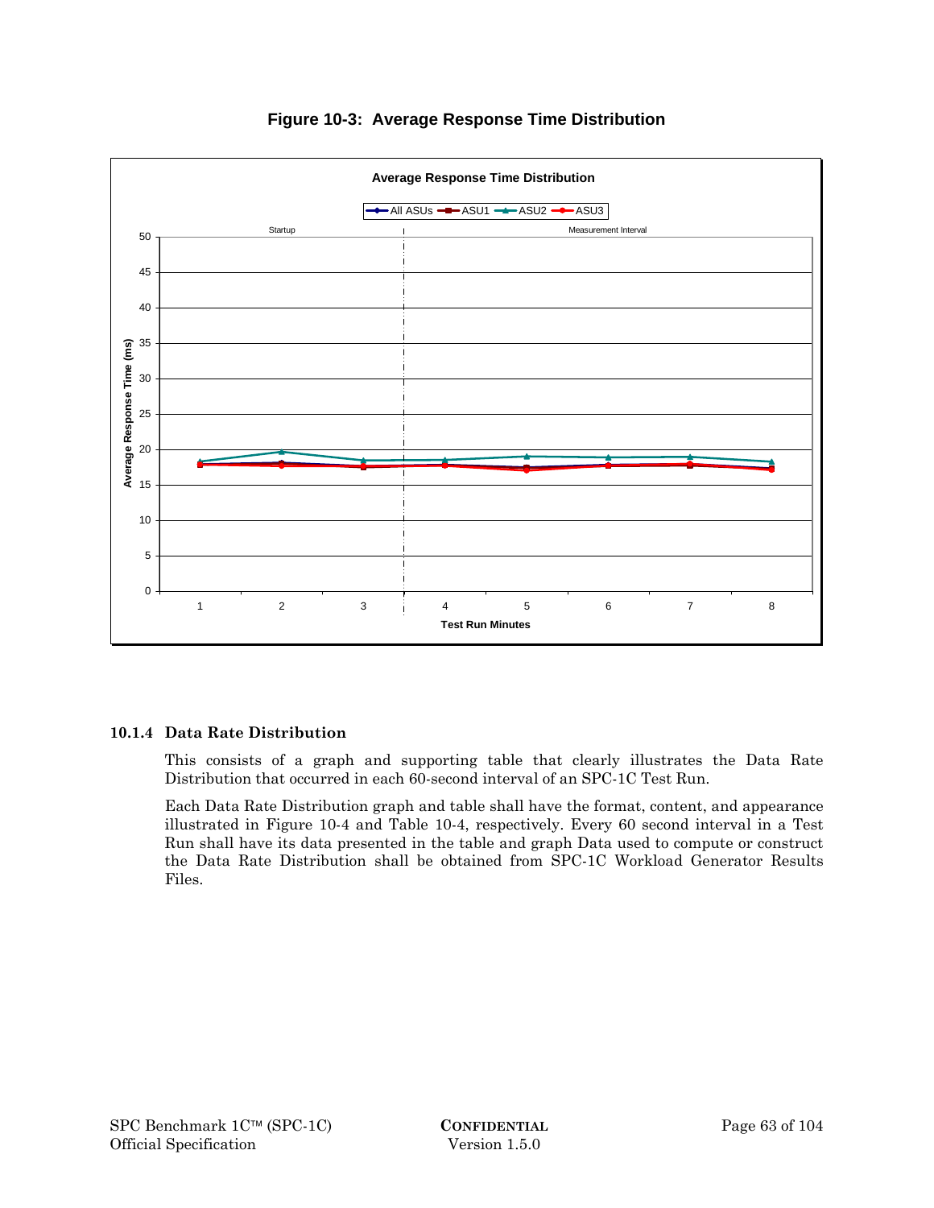**Figure 10-3: Average Response Time Distribution**

#### 10.1.4 Data Rate Distribution

This consists of a graph and supporting table that clearly illustrates the Data Rate Distribution that occurred in each 60-second interval of an SPC-1C Test Run.

Each Data Rate Distribution graph and table shall have the format, content, and appearance illustrated in Figure 10-4 and Table 10-4, respectively. Every 60 second interval in a Test Run shall have its data presented in the table and graph Data used to compute or construct the Data Rate Distribution shall be obtained from SPC-1C Workload Generator Results Files.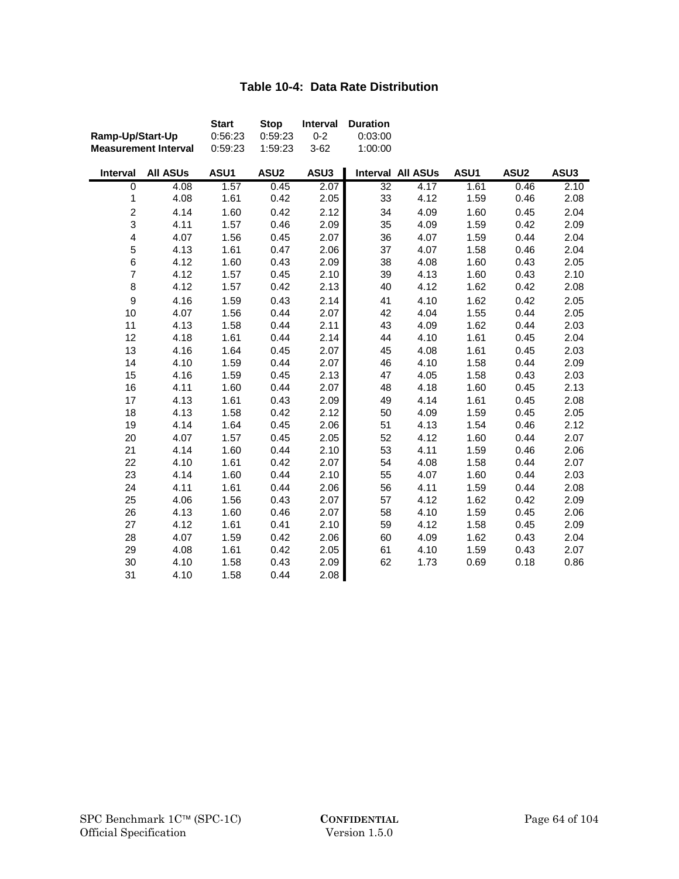### Table 10-4: Data Rate Distribution

| | Start | Stop | Interval | Duration |
|---|---|---|---|---|
| **Ramp-Up/Start-Up** | 0:56:23 | 0:59:23 | 0-2 | 0:03:00 |
| **Measurement Interval** | 0:59:23 | 1:59:23 | 3-62 | 1:00:00 |

| Interval | All ASUs | ASU1 | ASU2 | ASU3 | Interval | All ASUs | ASU1 | ASU2 | ASU3 |
|---|---|---|---|---|---|---|---|---|---|
| 0 | 4.08 | 1.57 | 0.45 | 2.07 | 32 | 4.17 | 1.61 | 0.46 | 2.10 |
| 1 | 4.08 | 1.61 | 0.42 | 2.05 | 33 | 4.12 | 1.59 | 0.46 | 2.08 |
| 2 | 4.14 | 1.60 | 0.42 | 2.12 | 34 | 4.09 | 1.60 | 0.45 | 2.04 |
| 3 | 4.11 | 1.57 | 0.46 | 2.09 | 35 | 4.09 | 1.59 | 0.42 | 2.09 |
| 4 | 4.07 | 1.56 | 0.45 | 2.07 | 36 | 4.07 | 1.59 | 0.44 | 2.04 |
| 5 | 4.13 | 1.61 | 0.47 | 2.06 | 37 | 4.07 | 1.58 | 0.46 | 2.04 |
| 6 | 4.12 | 1.60 | 0.43 | 2.09 | 38 | 4.08 | 1.60 | 0.43 | 2.05 |
| 7 | 4.12 | 1.57 | 0.45 | 2.10 | 39 | 4.13 | 1.60 | 0.43 | 2.10 |
| 8 | 4.12 | 1.57 | 0.42 | 2.13 | 40 | 4.12 | 1.62 | 0.42 | 2.08 |
| 9 | 4.16 | 1.59 | 0.43 | 2.14 | 41 | 4.10 | 1.62 | 0.42 | 2.05 |
| 10 | 4.07 | 1.56 | 0.44 | 2.07 | 42 | 4.04 | 1.55 | 0.44 | 2.05 |
| 11 | 4.13 | 1.58 | 0.44 | 2.11 | 43 | 4.09 | 1.62 | 0.44 | 2.03 |
| 12 | 4.18 | 1.61 | 0.44 | 2.14 | 44 | 4.10 | 1.61 | 0.45 | 2.04 |
| 13 | 4.16 | 1.64 | 0.45 | 2.07 | 45 | 4.08 | 1.61 | 0.45 | 2.03 |
| 14 | 4.10 | 1.59 | 0.44 | 2.07 | 46 | 4.10 | 1.58 | 0.44 | 2.09 |
| 15 | 4.16 | 1.59 | 0.45 | 2.13 | 47 | 4.05 | 1.58 | 0.43 | 2.03 |
| 16 | 4.11 | 1.60 | 0.44 | 2.07 | 48 | 4.18 | 1.60 | 0.45 | 2.13 |
| 17 | 4.13 | 1.61 | 0.43 | 2.09 | 49 | 4.14 | 1.61 | 0.45 | 2.08 |
| 18 | 4.13 | 1.58 | 0.42 | 2.12 | 50 | 4.09 | 1.59 | 0.45 | 2.05 |
| 19 | 4.14 | 1.64 | 0.45 | 2.06 | 51 | 4.13 | 1.54 | 0.46 | 2.12 |
| 20 | 4.07 | 1.57 | 0.45 | 2.05 | 52 | 4.12 | 1.60 | 0.44 | 2.07 |
| 21 | 4.14 | 1.60 | 0.44 | 2.10 | 53 | 4.11 | 1.59 | 0.46 | 2.06 |
| 22 | 4.10 | 1.61 | 0.42 | 2.07 | 54 | 4.08 | 1.58 | 0.44 | 2.07 |
| 23 | 4.14 | 1.60 | 0.44 | 2.10 | 55 | 4.07 | 1.60 | 0.44 | 2.03 |
| 24 | 4.11 | 1.61 | 0.44 | 2.06 | 56 | 4.11 | 1.59 | 0.44 | 2.08 |
| 25 | 4.06 | 1.56 | 0.43 | 2.07 | 57 | 4.12 | 1.62 | 0.42 | 2.09 |
| 26 | 4.13 | 1.60 | 0.46 | 2.07 | 58 | 4.10 | 1.59 | 0.45 | 2.06 |
| 27 | 4.12 | 1.61 | 0.41 | 2.10 | 59 | 4.12 | 1.58 | 0.45 | 2.09 |
| 28 | 4.07 | 1.59 | 0.42 | 2.06 | 60 | 4.09 | 1.62 | 0.43 | 2.04 |
| 29 | 4.08 | 1.61 | 0.42 | 2.05 | 61 | 4.10 | 1.59 | 0.43 | 2.07 |
| 30 | 4.10 | 1.58 | 0.43 | 2.09 | 62 | 1.73 | 0.69 | 0.18 | 0.86 |
| 31 | 4.10 | 1.58 | 0.44 | 2.08 | | | | | |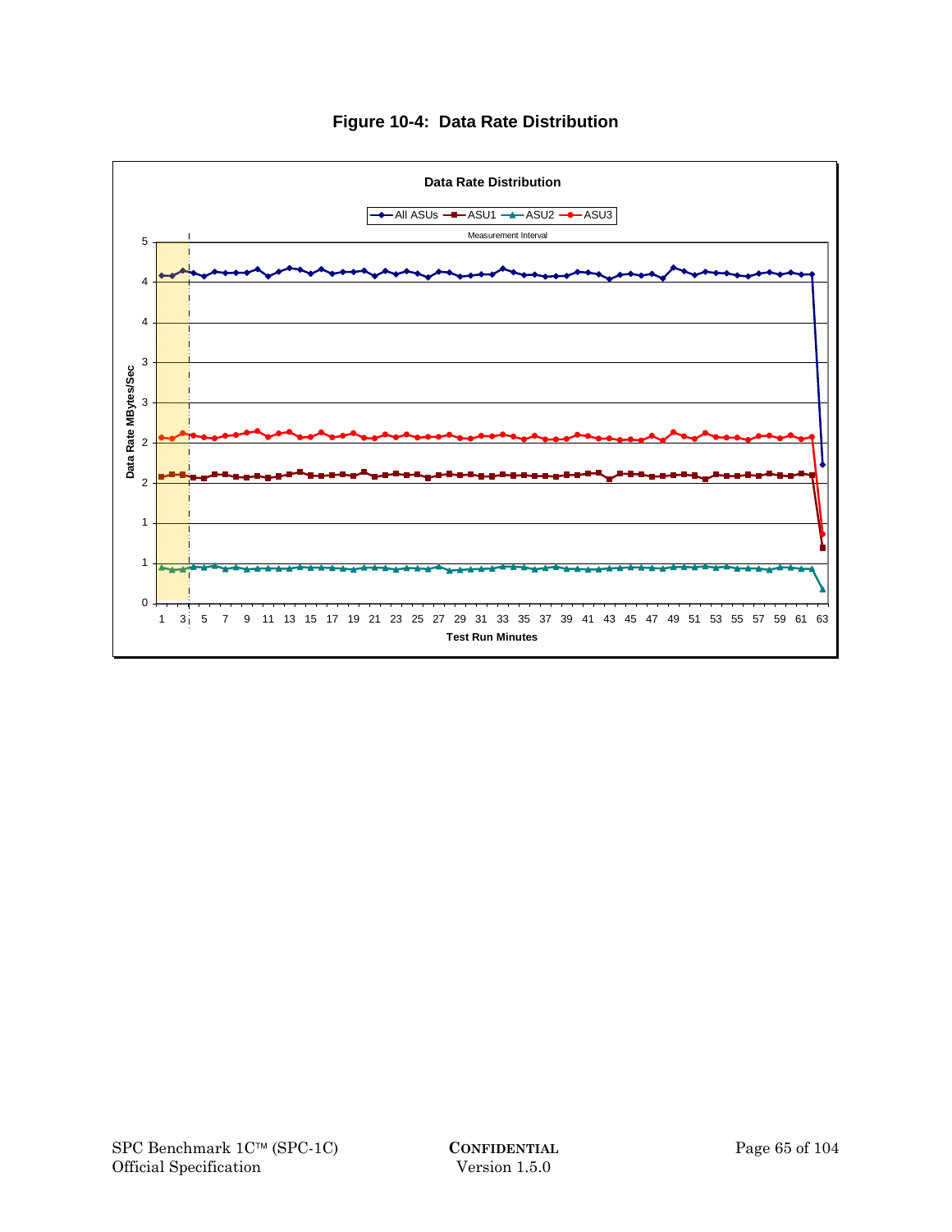**Figure 10-4: Data Rate Distribution**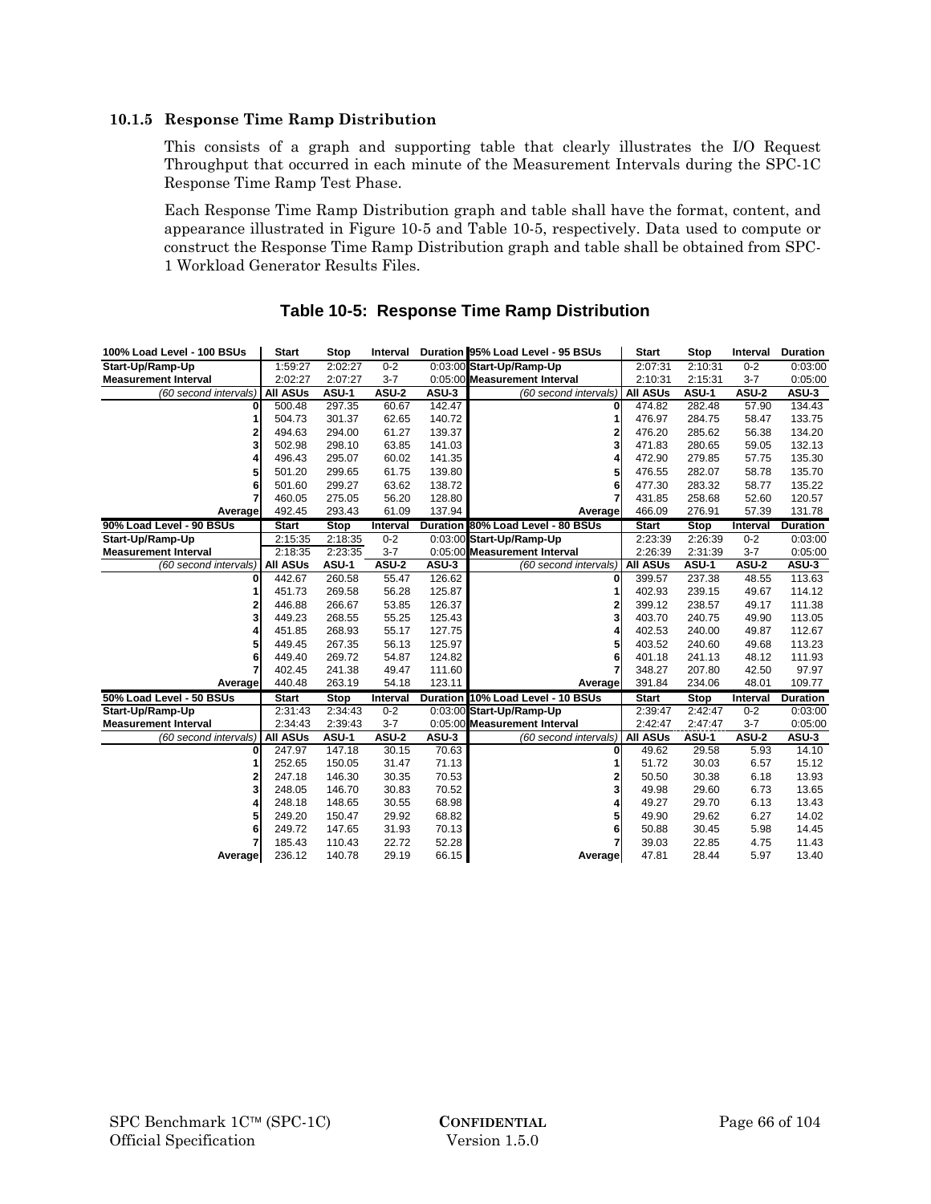### 10.1.5 Response Time Ramp Distribution

This consists of a graph and supporting table that clearly illustrates the I/O Request Throughput that occurred in each minute of the Measurement Intervals during the SPC-1C Response Time Ramp Test Phase.

Each Response Time Ramp Distribution graph and table shall have the format, content, and appearance illustrated in Figure 10-5 and Table 10-5, respectively. Data used to compute or construct the Response Time Ramp Distribution graph and table shall be obtained from SPC-1 Workload Generator Results Files.

## Table 10-5: Response Time Ramp Distribution

| 100% Load Level - 100 BSUs | Start | Stop | Interval | Duration | 95% Load Level - 95 BSUs | Start | Stop | Interval | Duration |
|---|---|---|---|---|---|---|---|---|---|
| **Start-Up/Ramp-Up** | 1:59:27 | 2:02:27 | 0-2 | 0:03:00 | **Start-Up/Ramp-Up** | 2:07:31 | 2:10:31 | 0-2 | 0:03:00 |
| **Measurement Interval** | 2:02:27 | 2:07:27 | 3-7 | 0:05:00 | **Measurement Interval** | 2:10:31 | 2:15:31 | 3-7 | 0:05:00 |
| *(60 second intervals)* | **All ASUs** | **ASU-1** | **ASU-2** | **ASU-3** | *(60 second intervals)* | **All ASUs** | **ASU-1** | **ASU-2** | **ASU-3** |
| **0** | 500.48 | 297.35 | 60.67 | 142.47 | **0** | 474.82 | 282.48 | 57.90 | 134.43 |
| **1** | 504.73 | 301.37 | 62.65 | 140.72 | **1** | 476.97 | 284.75 | 58.47 | 133.75 |
| **2** | 494.63 | 294.00 | 61.27 | 139.37 | **2** | 476.20 | 285.62 | 56.38 | 134.20 |
| **3** | 502.98 | 298.10 | 63.85 | 141.03 | **3** | 471.83 | 280.65 | 59.05 | 132.13 |
| **4** | 496.43 | 295.07 | 60.02 | 141.35 | **4** | 472.90 | 279.85 | 57.75 | 135.30 |
| **5** | 501.20 | 299.65 | 61.75 | 139.80 | **5** | 476.55 | 282.07 | 58.78 | 135.70 |
| **6** | 501.60 | 299.27 | 63.62 | 138.72 | **6** | 477.30 | 283.32 | 58.77 | 135.22 |
| **7** | 460.05 | 275.05 | 56.20 | 128.80 | **7** | 431.85 | 258.68 | 52.60 | 120.57 |
| **Average** | 492.45 | 293.43 | 61.09 | 137.94 | **Average** | 466.09 | 276.91 | 57.39 | 131.78 |
| **90% Load Level - 90 BSUs** | **Start** | **Stop** | **Interval** | **Duration** | **80% Load Level - 80 BSUs** | **Start** | **Stop** | **Interval** | **Duration** |
| **Start-Up/Ramp-Up** | 2:15:35 | 2:18:35 | 0-2 | 0:03:00 | **Start-Up/Ramp-Up** | 2:23:39 | 2:26:39 | 0-2 | 0:03:00 |
| **Measurement Interval** | 2:18:35 | 2:23:35 | 3-7 | 0:05:00 | **Measurement Interval** | 2:26:39 | 2:31:39 | 3-7 | 0:05:00 |
| *(60 second intervals)* | **All ASUs** | **ASU-1** | **ASU-2** | **ASU-3** | *(60 second intervals)* | **All ASUs** | **ASU-1** | **ASU-2** | **ASU-3** |
| **0** | 442.67 | 260.58 | 55.47 | 126.62 | **0** | 399.57 | 237.38 | 48.55 | 113.63 |
| **1** | 451.73 | 269.58 | 56.28 | 125.87 | **1** | 402.93 | 239.15 | 49.67 | 114.12 |
| **2** | 446.88 | 266.67 | 53.85 | 126.37 | **2** | 399.12 | 238.57 | 49.17 | 111.38 |
| **3** | 449.23 | 268.55 | 55.25 | 125.43 | **3** | 403.70 | 240.75 | 49.90 | 113.05 |
| **4** | 451.85 | 268.93 | 55.17 | 127.75 | **4** | 402.53 | 240.00 | 49.87 | 112.67 |
| **5** | 449.45 | 267.35 | 56.13 | 125.97 | **5** | 403.52 | 240.60 | 49.68 | 113.23 |
| **6** | 449.40 | 269.72 | 54.87 | 124.82 | **6** | 401.18 | 241.13 | 48.12 | 111.93 |
| **7** | 402.45 | 241.38 | 49.47 | 111.60 | **7** | 348.27 | 207.80 | 42.50 | 97.97 |
| **Average** | 440.48 | 263.19 | 54.18 | 123.11 | **Average** | 391.84 | 234.06 | 48.01 | 109.77 |
| **50% Load Level - 50 BSUs** | **Start** | **Stop** | **Interval** | **Duration** | **10% Load Level - 10 BSUs** | **Start** | **Stop** | **Interval** | **Duration** |
| **Start-Up/Ramp-Up** | 2:31:43 | 2:34:43 | 0-2 | 0:03:00 | **Start-Up/Ramp-Up** | 2:39:47 | 2:42:47 | 0-2 | 0:03:00 |
| **Measurement Interval** | 2:34:43 | 2:39:43 | 3-7 | 0:05:00 | **Measurement Interval** | 2:42:47 | 2:47:47 | 3-7 | 0:05:00 |
| *(60 second intervals)* | **All ASUs** | **ASU-1** | **ASU-2** | **ASU-3** | *(60 second intervals)* | **All ASUs** | **ASU-1** | **ASU-2** | **ASU-3** |
| **0** | 247.97 | 147.18 | 30.15 | 70.63 | **0** | 49.62 | 29.58 | 5.93 | 14.10 |
| **1** | 252.65 | 150.05 | 31.47 | 71.13 | **1** | 51.72 | 30.03 | 6.57 | 15.12 |
| **2** | 247.18 | 146.30 | 30.35 | 70.53 | **2** | 50.50 | 30.38 | 6.18 | 13.93 |
| **3** | 248.05 | 146.70 | 30.83 | 70.52 | **3** | 49.98 | 29.60 | 6.73 | 13.65 |
| **4** | 248.18 | 148.65 | 30.55 | 68.98 | **4** | 49.27 | 29.70 | 6.13 | 13.43 |
| **5** | 249.20 | 150.47 | 29.92 | 68.82 | **5** | 49.90 | 29.62 | 6.27 | 14.02 |
| **6** | 249.72 | 147.65 | 31.93 | 70.13 | **6** | 50.88 | 30.45 | 5.98 | 14.45 |
| **7** | 185.43 | 110.43 | 22.72 | 52.28 | **7** | 39.03 | 22.85 | 4.75 | 11.43 |
| **Average** | 236.12 | 140.78 | 29.19 | 66.15 | **Average** | 47.81 | 28.44 | 5.97 | 13.40 |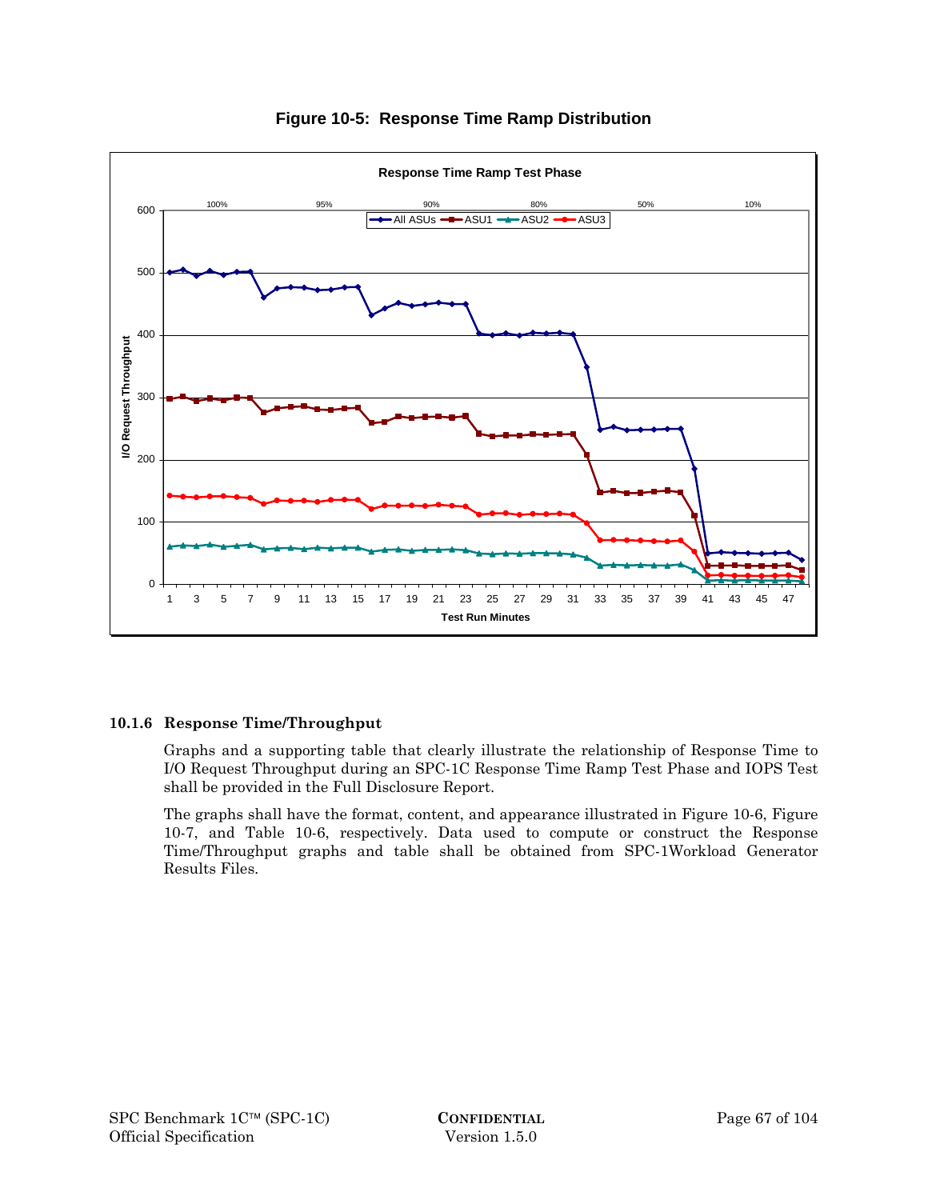**Figure 10-5: Response Time Ramp Distribution**

### 10.1.6 Response Time/Throughput

Graphs and a supporting table that clearly illustrate the relationship of Response Time to I/O Request Throughput during an SPC-1C Response Time Ramp Test Phase and IOPS Test shall be provided in the Full Disclosure Report.

The graphs shall have the format, content, and appearance illustrated in Figure 10-6, Figure 10-7, and Table 10-6, respectively. Data used to compute or construct the Response Time/Throughput graphs and table shall be obtained from SPC-1Workload Generator Results Files.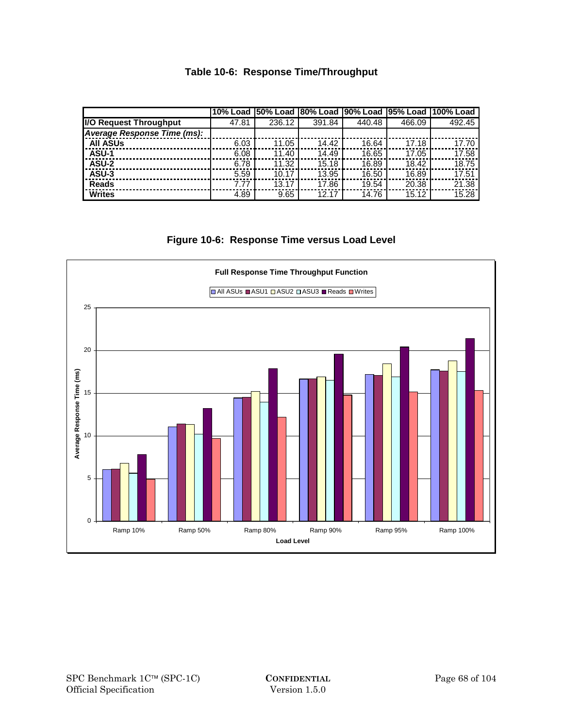### Table 10-6: Response Time/Throughput

| | 10% Load | 50% Load | 80% Load | 90% Load | 95% Load | 100% Load |
|---|---|---|---|---|---|---|
| **I/O Request Throughput** | 47.81 | 236.12 | 391.84 | 440.48 | 466.09 | 492.45 |
| ***Average Response Time (ms):*** | | | | | | |
| **All ASUs** | 6.03 | 11.05 | 14.42 | 16.64 | 17.18 | 17.70 |
| **ASU-1** | 6.08 | 11.40 | 14.49 | 16.65 | 17.05 | 17.58 |
| **ASU-2** | 6.78 | 11.32 | 15.18 | 16.89 | 18.42 | 18.75 |
| **ASU-3** | 5.59 | 10.17 | 13.95 | 16.50 | 16.89 | 17.51 |
| **Reads** | 7.77 | 13.17 | 17.86 | 19.54 | 20.38 | 21.38 |
| **Writes** | 4.89 | 9.65 | 12.17 | 14.76 | 15.12 | 15.28 |

### Figure 10-6: Response Time versus Load Level

**Full Response Time Throughput Function**

Legend: All ASUs, ASU1, ASU2, ASU3, Reads, Writes

Y-axis: Average Response Time (ms) (0, 5, 10, 15, 20, 25)

X-axis: Load Level (Ramp 10%, Ramp 50%, Ramp 80%, Ramp 90%, Ramp 95%, Ramp 100%)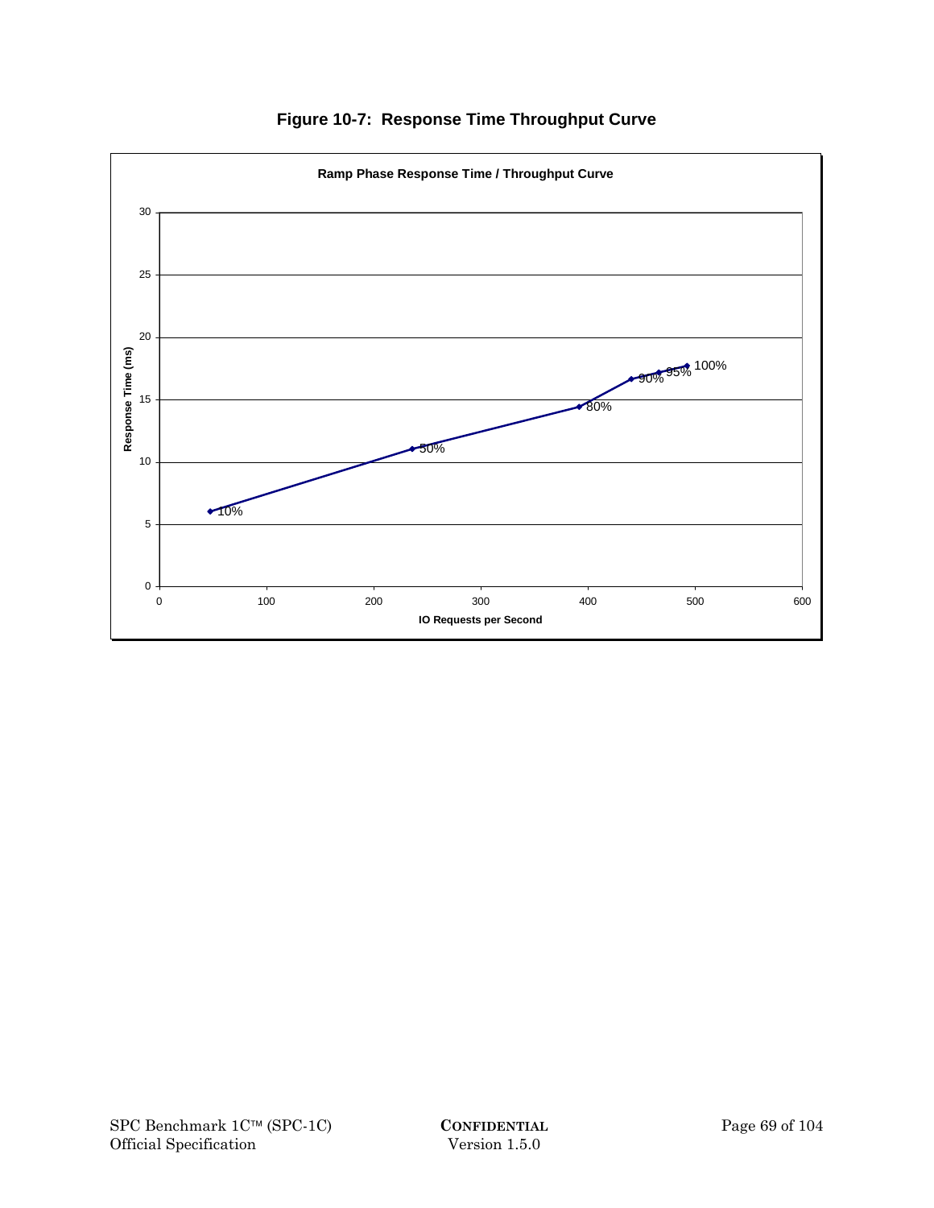**Figure 10-7: Response Time Throughput Curve**

**Ramp Phase Response Time / Throughput Curve**

Response Time (ms)

30
25
20
15
10
5
0

0 100 200 300 400 500 600

**IO Requests per Second**

10% 50% 80% 90% 95% 100%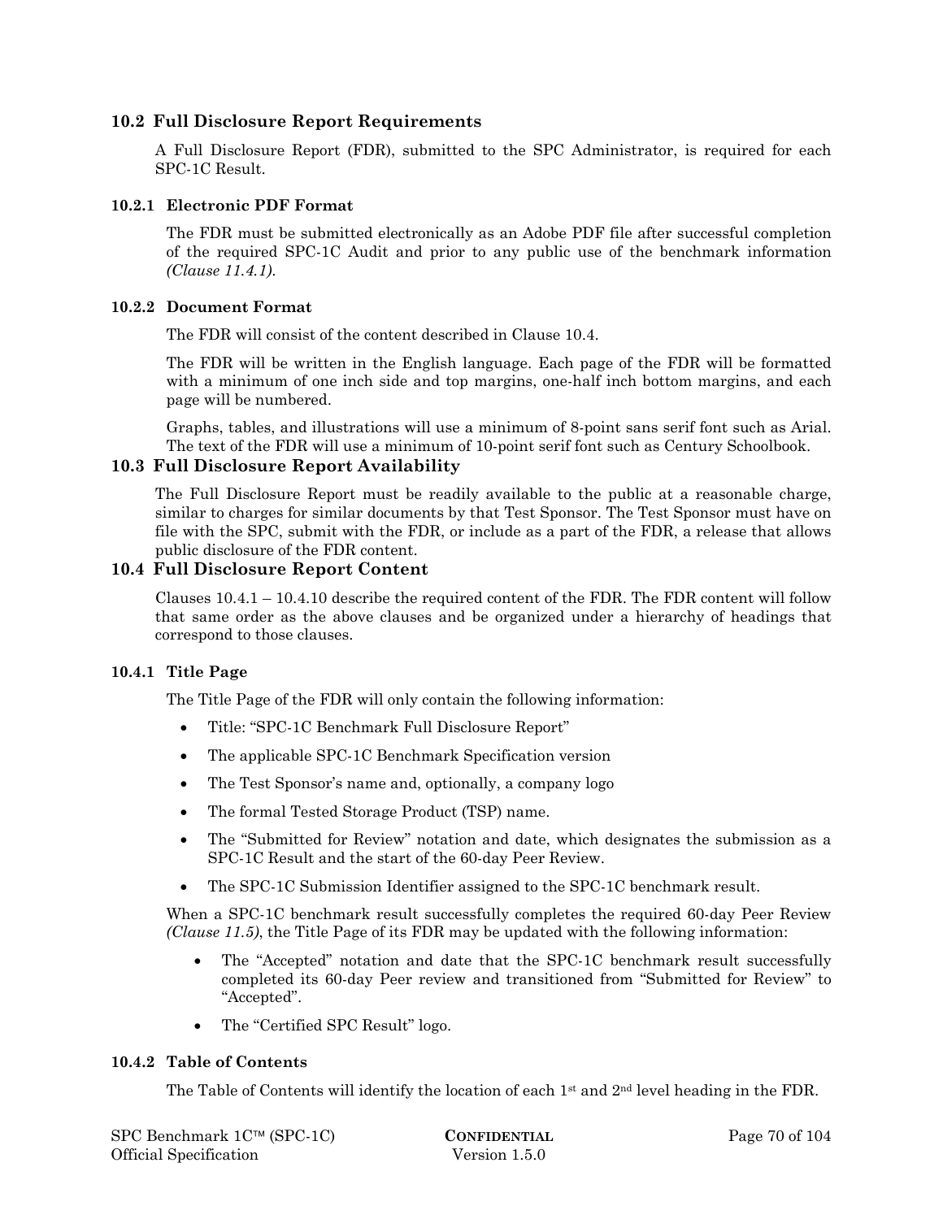## 10.2 Full Disclosure Report Requirements

A Full Disclosure Report (FDR), submitted to the SPC Administrator, is required for each SPC-1C Result.

### 10.2.1 Electronic PDF Format

The FDR must be submitted electronically as an Adobe PDF file after successful completion of the required SPC-1C Audit and prior to any public use of the benchmark information *(Clause 11.4.1)*.

### 10.2.2 Document Format

The FDR will consist of the content described in Clause 10.4.

The FDR will be written in the English language. Each page of the FDR will be formatted with a minimum of one inch side and top margins, one-half inch bottom margins, and each page will be numbered.

Graphs, tables, and illustrations will use a minimum of 8-point sans serif font such as Arial. The text of the FDR will use a minimum of 10-point serif font such as Century Schoolbook.

## 10.3 Full Disclosure Report Availability

The Full Disclosure Report must be readily available to the public at a reasonable charge, similar to charges for similar documents by that Test Sponsor. The Test Sponsor must have on file with the SPC, submit with the FDR, or include as a part of the FDR, a release that allows public disclosure of the FDR content.

## 10.4 Full Disclosure Report Content

Clauses 10.4.1 – 10.4.10 describe the required content of the FDR. The FDR content will follow that same order as the above clauses and be organized under a hierarchy of headings that correspond to those clauses.

### 10.4.1 Title Page

The Title Page of the FDR will only contain the following information:

- Title: "SPC-1C Benchmark Full Disclosure Report"
- The applicable SPC-1C Benchmark Specification version
- The Test Sponsor's name and, optionally, a company logo
- The formal Tested Storage Product (TSP) name.
- The "Submitted for Review" notation and date, which designates the submission as a SPC-1C Result and the start of the 60-day Peer Review.
- The SPC-1C Submission Identifier assigned to the SPC-1C benchmark result.

When a SPC-1C benchmark result successfully completes the required 60-day Peer Review *(Clause 11.5)*, the Title Page of its FDR may be updated with the following information:

- The "Accepted" notation and date that the SPC-1C benchmark result successfully completed its 60-day Peer review and transitioned from "Submitted for Review" to "Accepted".
- The "Certified SPC Result" logo.

### 10.4.2 Table of Contents

The Table of Contents will identify the location of each 1st and 2nd level heading in the FDR.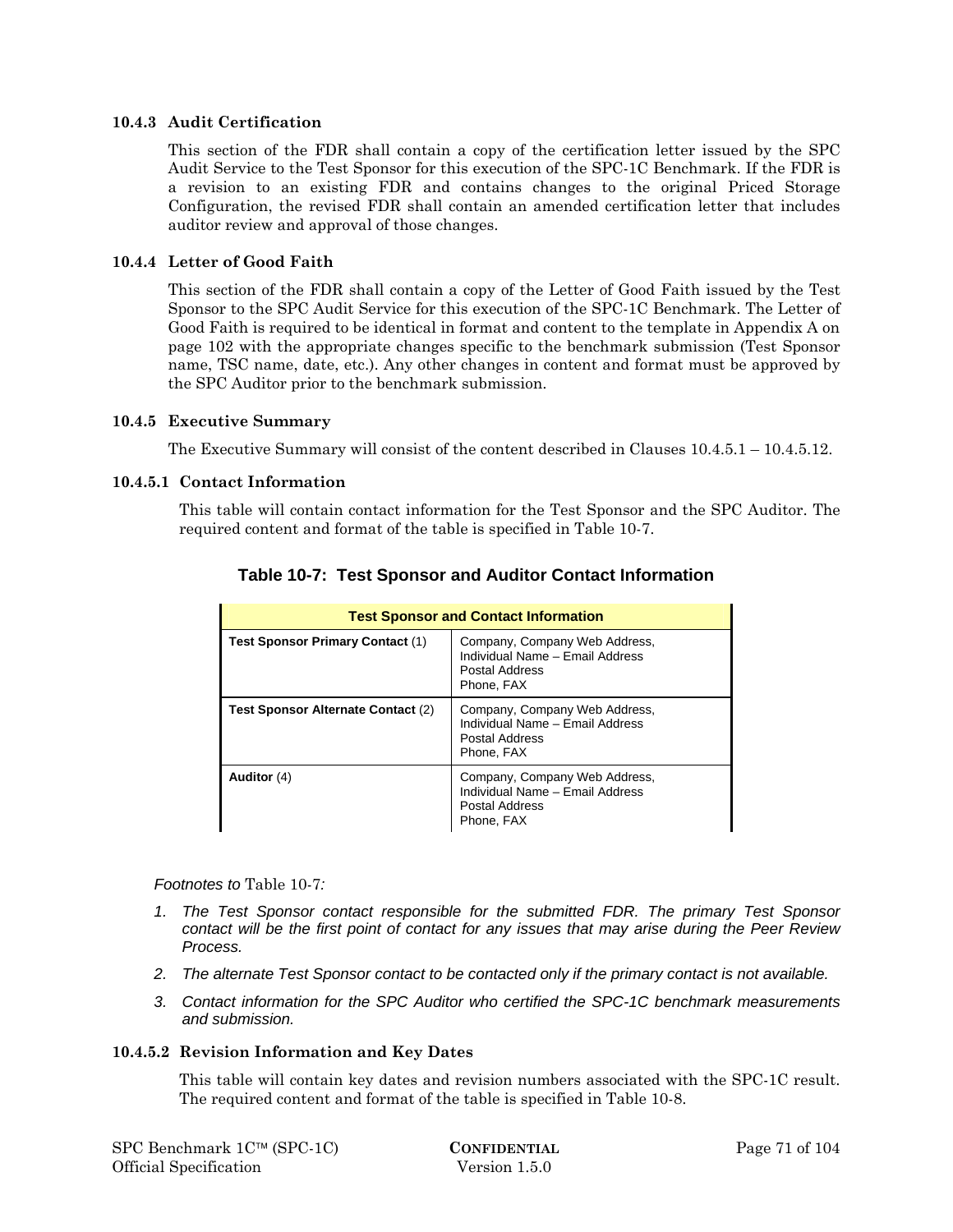#### 10.4.3 Audit Certification

This section of the FDR shall contain a copy of the certification letter issued by the SPC Audit Service to the Test Sponsor for this execution of the SPC-1C Benchmark. If the FDR is a revision to an existing FDR and contains changes to the original Priced Storage Configuration, the revised FDR shall contain an amended certification letter that includes auditor review and approval of those changes.

#### 10.4.4 Letter of Good Faith

This section of the FDR shall contain a copy of the Letter of Good Faith issued by the Test Sponsor to the SPC Audit Service for this execution of the SPC-1C Benchmark. The Letter of Good Faith is required to be identical in format and content to the template in Appendix A on page 102 with the appropriate changes specific to the benchmark submission (Test Sponsor name, TSC name, date, etc.). Any other changes in content and format must be approved by the SPC Auditor prior to the benchmark submission.

#### 10.4.5 Executive Summary

The Executive Summary will consist of the content described in Clauses 10.4.5.1 – 10.4.5.12.

##### 10.4.5.1 Contact Information

This table will contain contact information for the Test Sponsor and the SPC Auditor. The required content and format of the table is specified in Table 10-7.

**Table 10-7: Test Sponsor and Auditor Contact Information**

| Test Sponsor and Contact Information | |
|---|---|
| **Test Sponsor Primary Contact** (1) | Company, Company Web Address,<br>Individual Name – Email Address<br>Postal Address<br>Phone, FAX |
| **Test Sponsor Alternate Contact** (2) | Company, Company Web Address,<br>Individual Name – Email Address<br>Postal Address<br>Phone, FAX |
| **Auditor** (4) | Company, Company Web Address,<br>Individual Name – Email Address<br>Postal Address<br>Phone, FAX |

*Footnotes to* Table 10-7*:*

1. *The Test Sponsor contact responsible for the submitted FDR. The primary Test Sponsor contact will be the first point of contact for any issues that may arise during the Peer Review Process.*
2. *The alternate Test Sponsor contact to be contacted only if the primary contact is not available.*
3. *Contact information for the SPC Auditor who certified the SPC-1C benchmark measurements and submission.*

##### 10.4.5.2 Revision Information and Key Dates

This table will contain key dates and revision numbers associated with the SPC-1C result. The required content and format of the table is specified in Table 10-8.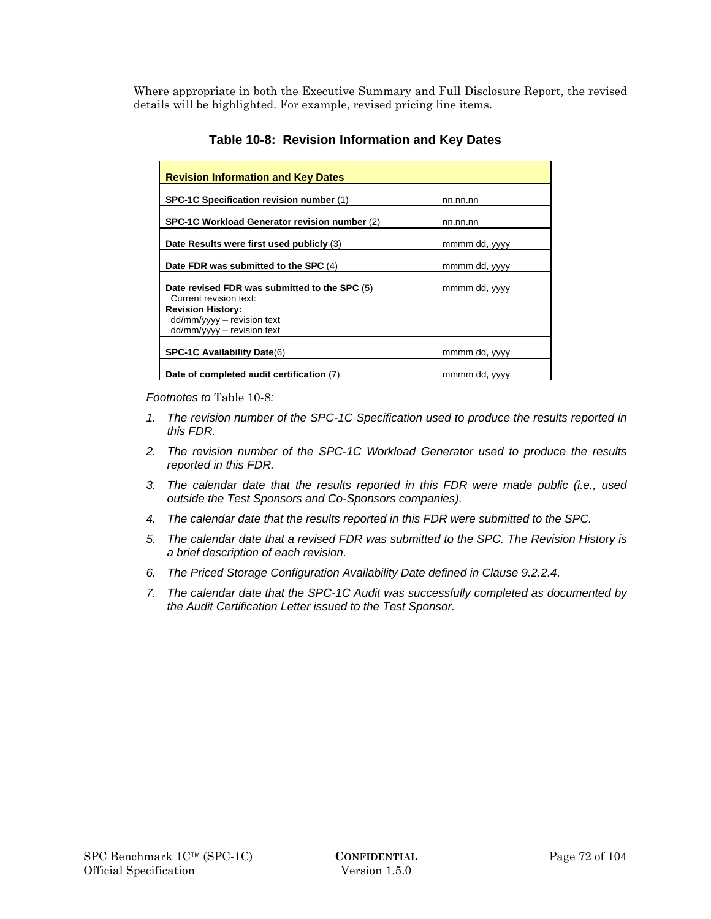Where appropriate in both the Executive Summary and Full Disclosure Report, the revised details will be highlighted. For example, revised pricing line items.

**Table 10-8: Revision Information and Key Dates**

| **Revision Information and Key Dates** | |
|---|---|
| **SPC-1C Specification revision number** (1) | nn.nn.nn |
| **SPC-1C Workload Generator revision number** (2) | nn.nn.nn |
| **Date Results were first used publicly** (3) | mmmm dd, yyyy |
| **Date FDR was submitted to the SPC** (4) | mmmm dd, yyyy |
| **Date revised FDR was submitted to the SPC** (5)<br>Current revision text:<br>**Revision History:**<br>dd/mm/yyyy – revision text<br>dd/mm/yyyy – revision text | mmmm dd, yyyy |
| **SPC-1C Availability Date**(6) | mmmm dd, yyyy |
| **Date of completed audit certification** (7) | mmmm dd, yyyy |

*Footnotes to* Table 10-8*:*

1. *The revision number of the SPC-1C Specification used to produce the results reported in this FDR.*
2. *The revision number of the SPC-1C Workload Generator used to produce the results reported in this FDR.*
3. *The calendar date that the results reported in this FDR were made public (i.e., used outside the Test Sponsors and Co-Sponsors companies).*
4. *The calendar date that the results reported in this FDR were submitted to the SPC.*
5. *The calendar date that a revised FDR was submitted to the SPC. The Revision History is a brief description of each revision.*
6. *The Priced Storage Configuration Availability Date defined in Clause 9.2.2.4.*
7. *The calendar date that the SPC-1C Audit was successfully completed as documented by the Audit Certification Letter issued to the Test Sponsor.*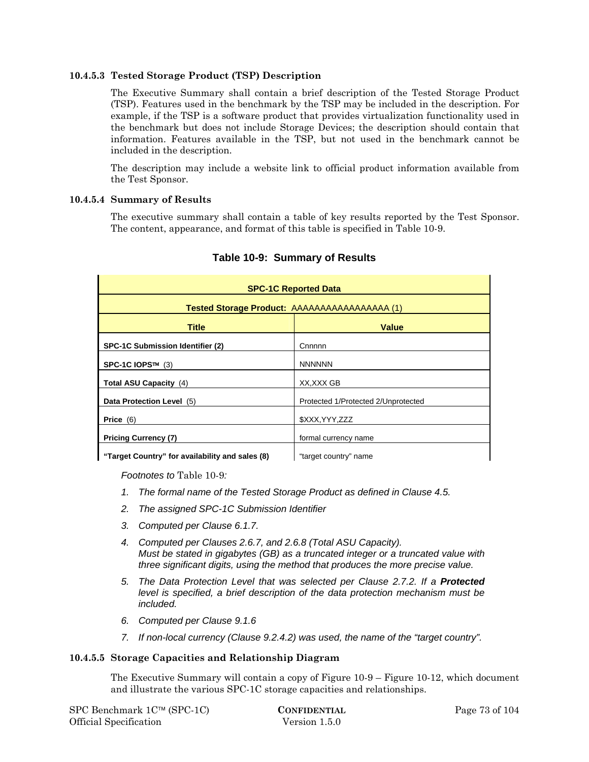#### 10.4.5.3 Tested Storage Product (TSP) Description

The Executive Summary shall contain a brief description of the Tested Storage Product (TSP). Features used in the benchmark by the TSP may be included in the description. For example, if the TSP is a software product that provides virtualization functionality used in the benchmark but does not include Storage Devices; the description should contain that information. Features available in the TSP, but not used in the benchmark cannot be included in the description.

The description may include a website link to official product information available from the Test Sponsor.

#### 10.4.5.4 Summary of Results

The executive summary shall contain a table of key results reported by the Test Sponsor. The content, appearance, and format of this table is specified in Table 10-9.

**Table 10-9: Summary of Results**

| **SPC-1C Reported Data** | |
|---|---|
| **Tested Storage Product:** AAAAAAAAAAAAAAAAA (1) | |
| **Title** | **Value** |
| **SPC-1C Submission Identifier (2)** | Cnnnnn |
| **SPC-1C IOPS™** (3) | NNNNNN |
| **Total ASU Capacity** (4) | XX,XXX GB |
| **Data Protection Level** (5) | Protected 1/Protected 2/Unprotected |
| **Price** (6) | $XXX,YYY,ZZZ |
| **Pricing Currency (7)** | formal currency name |
| **"Target Country" for availability and sales (8)** | "target country" name |

*Footnotes to* Table 10-9*:*

1. *The formal name of the Tested Storage Product as defined in Clause 4.5.*
2. *The assigned SPC-1C Submission Identifier*
3. *Computed per Clause 6.1.7.*
4. *Computed per Clauses 2.6.7, and 2.6.8 (Total ASU Capacity).*
   *Must be stated in gigabytes (GB) as a truncated integer or a truncated value with three significant digits, using the method that produces the more precise value.*
5. *The Data Protection Level that was selected per Clause 2.7.2. If a **Protected** level is specified, a brief description of the data protection mechanism must be included.*
6. *Computed per Clause 9.1.6*
7. *If non-local currency (Clause 9.2.4.2) was used, the name of the "target country".*

#### 10.4.5.5 Storage Capacities and Relationship Diagram

The Executive Summary will contain a copy of Figure 10-9 – Figure 10-12, which document and illustrate the various SPC-1C storage capacities and relationships.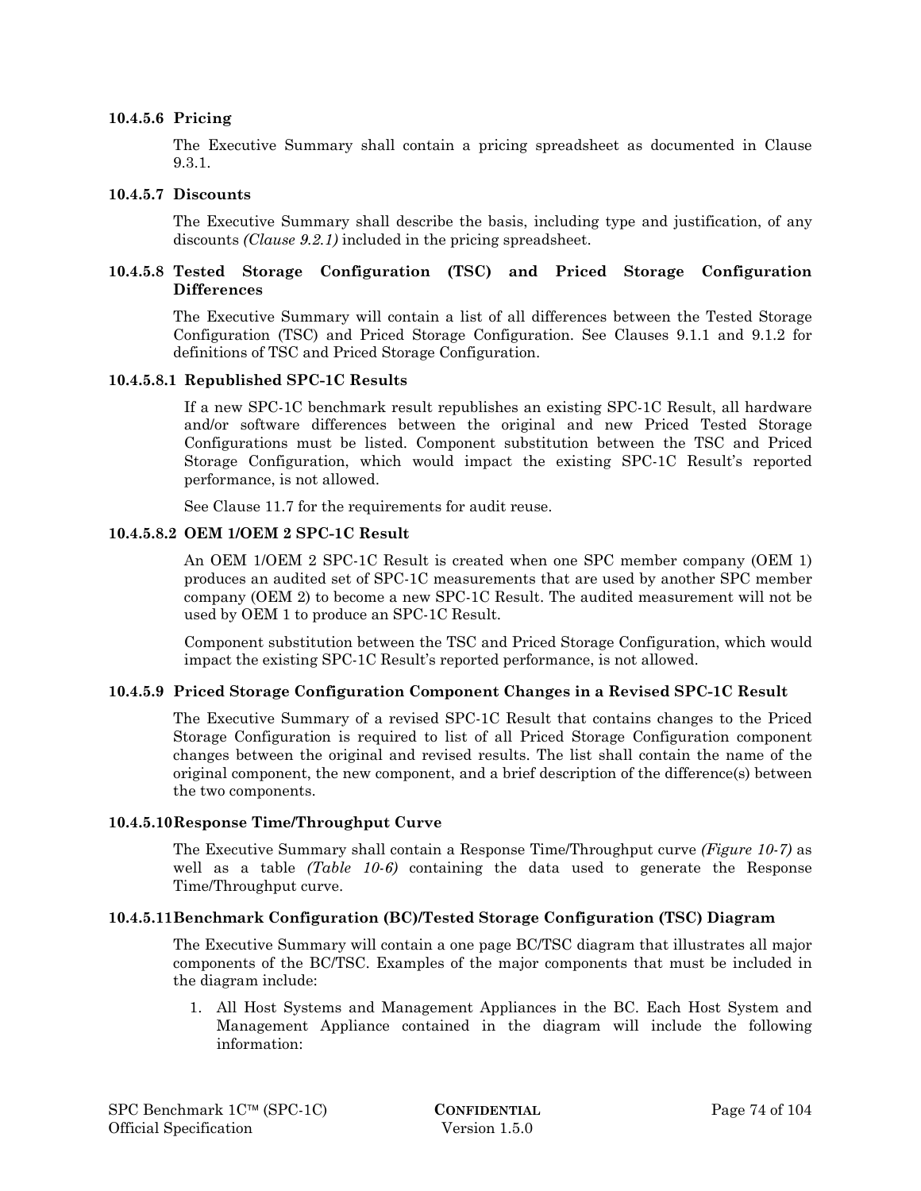#### 10.4.5.6 Pricing

The Executive Summary shall contain a pricing spreadsheet as documented in Clause 9.3.1.

#### 10.4.5.7 Discounts

The Executive Summary shall describe the basis, including type and justification, of any discounts *(Clause 9.2.1)* included in the pricing spreadsheet.

#### 10.4.5.8 Tested Storage Configuration (TSC) and Priced Storage Configuration Differences

The Executive Summary will contain a list of all differences between the Tested Storage Configuration (TSC) and Priced Storage Configuration. See Clauses 9.1.1 and 9.1.2 for definitions of TSC and Priced Storage Configuration.

##### 10.4.5.8.1 Republished SPC-1C Results

If a new SPC-1C benchmark result republishes an existing SPC-1C Result, all hardware and/or software differences between the original and new Priced Tested Storage Configurations must be listed. Component substitution between the TSC and Priced Storage Configuration, which would impact the existing SPC-1C Result's reported performance, is not allowed.

See Clause 11.7 for the requirements for audit reuse.

##### 10.4.5.8.2 OEM 1/OEM 2 SPC-1C Result

An OEM 1/OEM 2 SPC-1C Result is created when one SPC member company (OEM 1) produces an audited set of SPC-1C measurements that are used by another SPC member company (OEM 2) to become a new SPC-1C Result. The audited measurement will not be used by OEM 1 to produce an SPC-1C Result.

Component substitution between the TSC and Priced Storage Configuration, which would impact the existing SPC-1C Result's reported performance, is not allowed.

#### 10.4.5.9 Priced Storage Configuration Component Changes in a Revised SPC-1C Result

The Executive Summary of a revised SPC-1C Result that contains changes to the Priced Storage Configuration is required to list of all Priced Storage Configuration component changes between the original and revised results. The list shall contain the name of the original component, the new component, and a brief description of the difference(s) between the two components.

#### 10.4.5.10 Response Time/Throughput Curve

The Executive Summary shall contain a Response Time/Throughput curve *(Figure 10-7)* as well as a table *(Table 10-6)* containing the data used to generate the Response Time/Throughput curve.

#### 10.4.5.11 Benchmark Configuration (BC)/Tested Storage Configuration (TSC) Diagram

The Executive Summary will contain a one page BC/TSC diagram that illustrates all major components of the BC/TSC. Examples of the major components that must be included in the diagram include:

1. All Host Systems and Management Appliances in the BC. Each Host System and Management Appliance contained in the diagram will include the following information: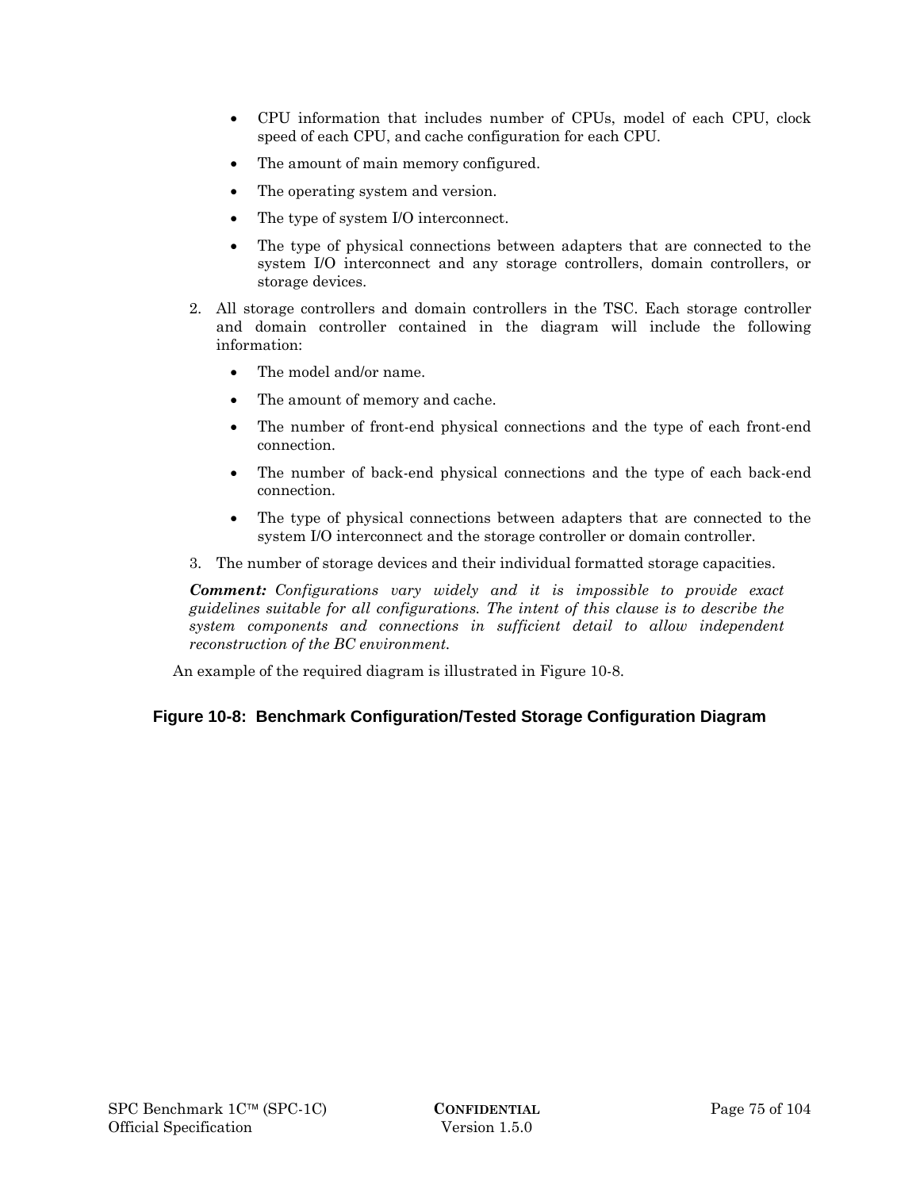- CPU information that includes number of CPUs, model of each CPU, clock speed of each CPU, and cache configuration for each CPU.
- The amount of main memory configured.
- The operating system and version.
- The type of system I/O interconnect.
- The type of physical connections between adapters that are connected to the system I/O interconnect and any storage controllers, domain controllers, or storage devices.

2. All storage controllers and domain controllers in the TSC. Each storage controller and domain controller contained in the diagram will include the following information:
   - The model and/or name.
   - The amount of memory and cache.
   - The number of front-end physical connections and the type of each front-end connection.
   - The number of back-end physical connections and the type of each back-end connection.
   - The type of physical connections between adapters that are connected to the system I/O interconnect and the storage controller or domain controller.
3. The number of storage devices and their individual formatted storage capacities.

***Comment:*** *Configurations vary widely and it is impossible to provide exact guidelines suitable for all configurations. The intent of this clause is to describe the system components and connections in sufficient detail to allow independent reconstruction of the BC environment.*

An example of the required diagram is illustrated in Figure 10-8.

**Figure 10-8: Benchmark Configuration/Tested Storage Configuration Diagram**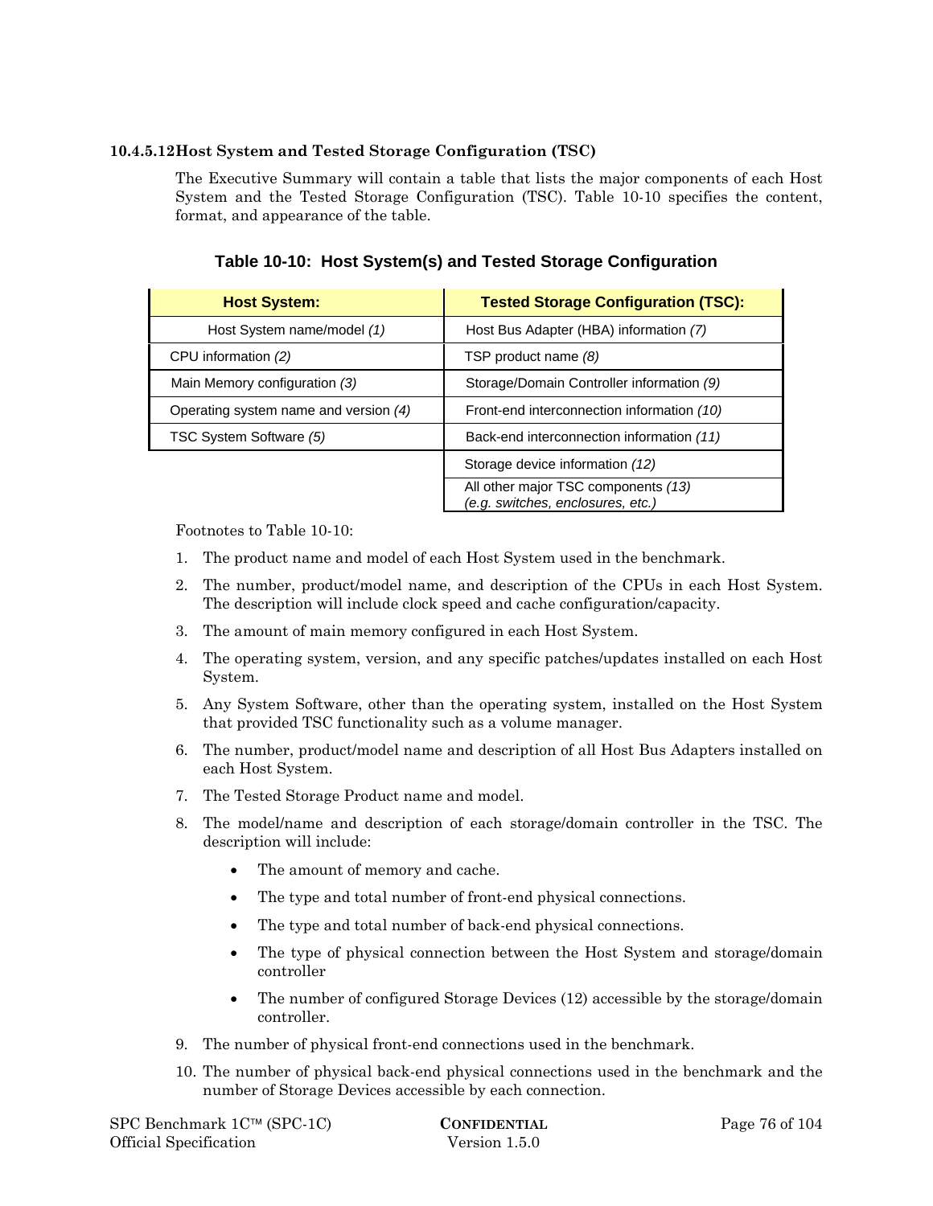#### 10.4.5.12 Host System and Tested Storage Configuration (TSC)

The Executive Summary will contain a table that lists the major components of each Host System and the Tested Storage Configuration (TSC). Table 10-10 specifies the content, format, and appearance of the table.

**Table 10-10: Host System(s) and Tested Storage Configuration**

| Host System: | Tested Storage Configuration (TSC): |
|---|---|
| Host System name/model *(1)* | Host Bus Adapter (HBA) information *(7)* |
| CPU information *(2)* | TSP product name *(8)* |
| Main Memory configuration *(3)* | Storage/Domain Controller information *(9)* |
| Operating system name and version *(4)* | Front-end interconnection information *(10)* |
| TSC System Software *(5)* | Back-end interconnection information *(11)* |
| | Storage device information *(12)* |
| | All other major TSC components *(13)* *(e.g. switches, enclosures, etc.)* |

Footnotes to Table 10-10:

1. The product name and model of each Host System used in the benchmark.
2. The number, product/model name, and description of the CPUs in each Host System. The description will include clock speed and cache configuration/capacity.
3. The amount of main memory configured in each Host System.
4. The operating system, version, and any specific patches/updates installed on each Host System.
5. Any System Software, other than the operating system, installed on the Host System that provided TSC functionality such as a volume manager.
6. The number, product/model name and description of all Host Bus Adapters installed on each Host System.
7. The Tested Storage Product name and model.
8. The model/name and description of each storage/domain controller in the TSC. The description will include:
   - The amount of memory and cache.
   - The type and total number of front-end physical connections.
   - The type and total number of back-end physical connections.
   - The type of physical connection between the Host System and storage/domain controller
   - The number of configured Storage Devices (12) accessible by the storage/domain controller.
9. The number of physical front-end connections used in the benchmark.
10. The number of physical back-end physical connections used in the benchmark and the number of Storage Devices accessible by each connection.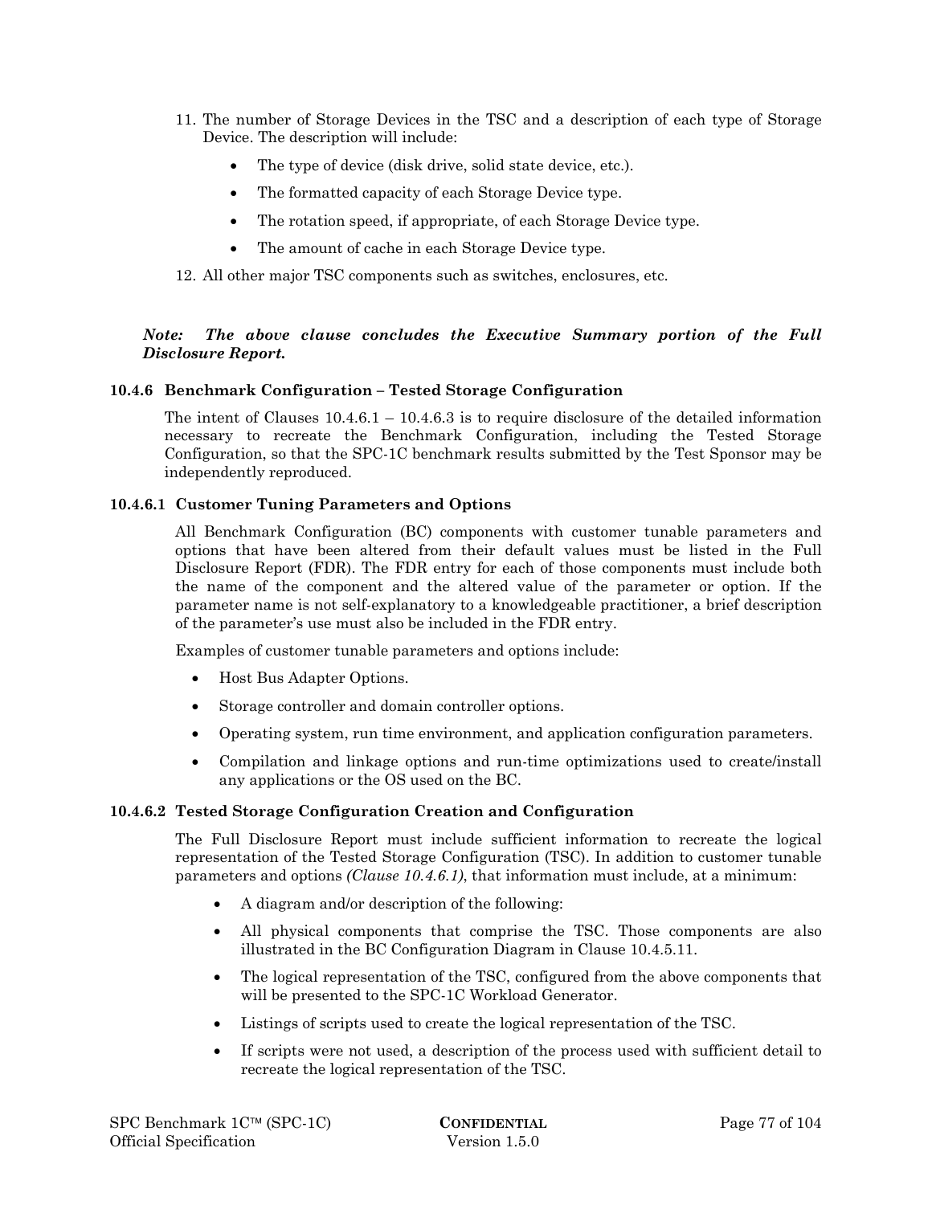11. The number of Storage Devices in the TSC and a description of each type of Storage Device. The description will include:
    - The type of device (disk drive, solid state device, etc.).
    - The formatted capacity of each Storage Device type.
    - The rotation speed, if appropriate, of each Storage Device type.
    - The amount of cache in each Storage Device type.
12. All other major TSC components such as switches, enclosures, etc.

***Note: The above clause concludes the Executive Summary portion of the Full Disclosure Report.***

### 10.4.6 Benchmark Configuration – Tested Storage Configuration

The intent of Clauses 10.4.6.1 – 10.4.6.3 is to require disclosure of the detailed information necessary to recreate the Benchmark Configuration, including the Tested Storage Configuration, so that the SPC-1C benchmark results submitted by the Test Sponsor may be independently reproduced.

#### 10.4.6.1 Customer Tuning Parameters and Options

All Benchmark Configuration (BC) components with customer tunable parameters and options that have been altered from their default values must be listed in the Full Disclosure Report (FDR). The FDR entry for each of those components must include both the name of the component and the altered value of the parameter or option. If the parameter name is not self-explanatory to a knowledgeable practitioner, a brief description of the parameter's use must also be included in the FDR entry.

Examples of customer tunable parameters and options include:

- Host Bus Adapter Options.
- Storage controller and domain controller options.
- Operating system, run time environment, and application configuration parameters.
- Compilation and linkage options and run-time optimizations used to create/install any applications or the OS used on the BC.

#### 10.4.6.2 Tested Storage Configuration Creation and Configuration

The Full Disclosure Report must include sufficient information to recreate the logical representation of the Tested Storage Configuration (TSC). In addition to customer tunable parameters and options *(Clause 10.4.6.1)*, that information must include, at a minimum:

- A diagram and/or description of the following:
- All physical components that comprise the TSC. Those components are also illustrated in the BC Configuration Diagram in Clause 10.4.5.11.
- The logical representation of the TSC, configured from the above components that will be presented to the SPC-1C Workload Generator.
- Listings of scripts used to create the logical representation of the TSC.
- If scripts were not used, a description of the process used with sufficient detail to recreate the logical representation of the TSC.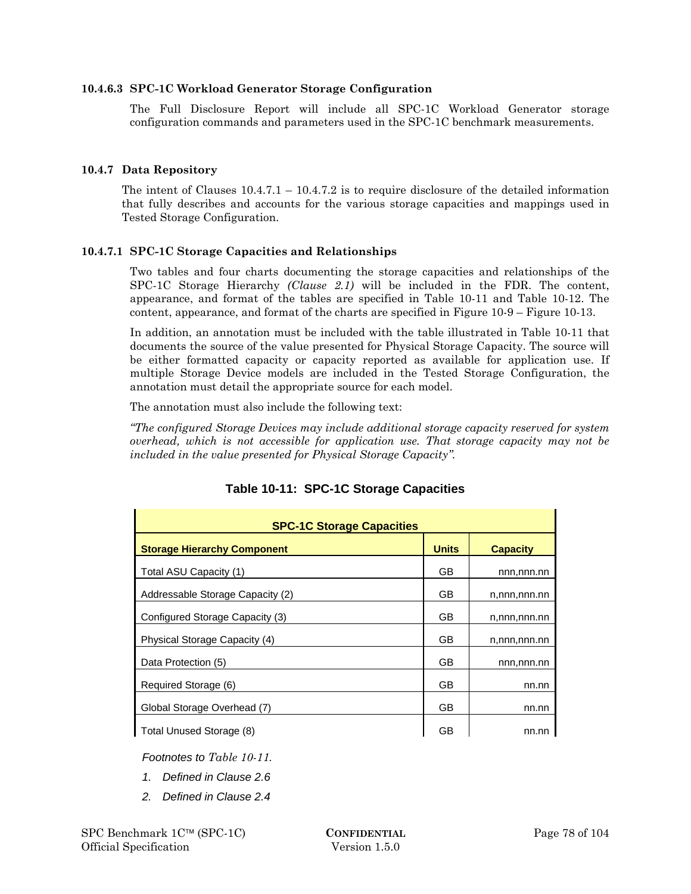#### 10.4.6.3 SPC-1C Workload Generator Storage Configuration

The Full Disclosure Report will include all SPC-1C Workload Generator storage configuration commands and parameters used in the SPC-1C benchmark measurements.

### 10.4.7 Data Repository

The intent of Clauses 10.4.7.1 – 10.4.7.2 is to require disclosure of the detailed information that fully describes and accounts for the various storage capacities and mappings used in Tested Storage Configuration.

#### 10.4.7.1 SPC-1C Storage Capacities and Relationships

Two tables and four charts documenting the storage capacities and relationships of the SPC-1C Storage Hierarchy *(Clause 2.1)* will be included in the FDR. The content, appearance, and format of the tables are specified in Table 10-11 and Table 10-12. The content, appearance, and format of the charts are specified in Figure 10-9 – Figure 10-13.

In addition, an annotation must be included with the table illustrated in Table 10-11 that documents the source of the value presented for Physical Storage Capacity. The source will be either formatted capacity or capacity reported as available for application use. If multiple Storage Device models are included in the Tested Storage Configuration, the annotation must detail the appropriate source for each model.

The annotation must also include the following text:

*"The configured Storage Devices may include additional storage capacity reserved for system overhead, which is not accessible for application use. That storage capacity may not be included in the value presented for Physical Storage Capacity".*

**Table 10-11: SPC-1C Storage Capacities**

| **SPC-1C Storage Capacities** | | |
|---|---|---|
| **Storage Hierarchy Component** | **Units** | **Capacity** |
| Total ASU Capacity (1) | GB | nnn,nnn.nn |
| Addressable Storage Capacity (2) | GB | n,nnn,nnn.nn |
| Configured Storage Capacity (3) | GB | n,nnn,nnn.nn |
| Physical Storage Capacity (4) | GB | n,nnn,nnn.nn |
| Data Protection (5) | GB | nnn,nnn.nn |
| Required Storage (6) | GB | nn.nn |
| Global Storage Overhead (7) | GB | nn.nn |
| Total Unused Storage (8) | GB | nn.nn |

*Footnotes to Table 10-11.*

1. *Defined in Clause 2.6*
2. *Defined in Clause 2.4*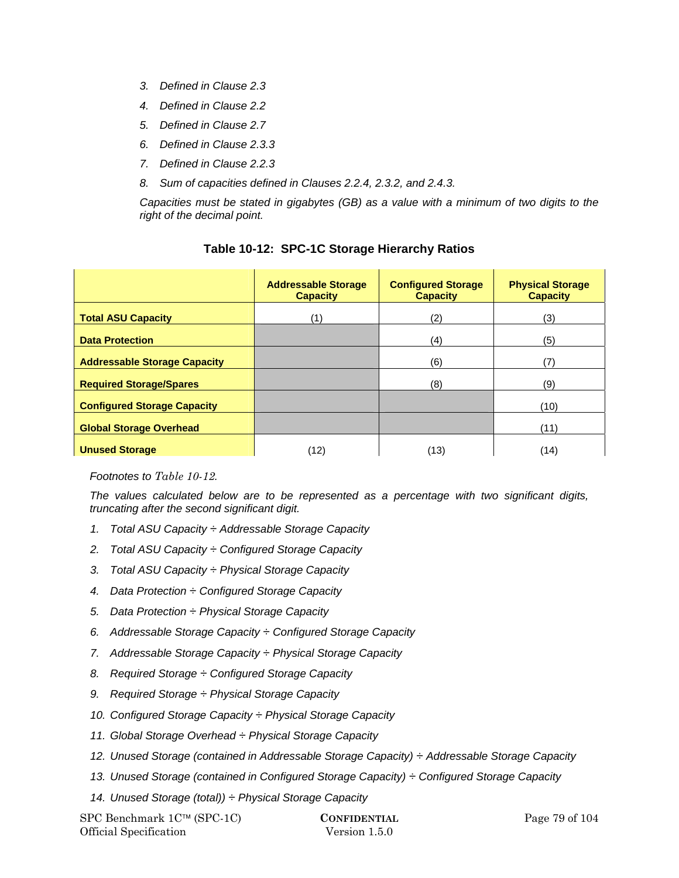3. *Defined in Clause 2.3*
4. *Defined in Clause 2.2*
5. *Defined in Clause 2.7*
6. *Defined in Clause 2.3.3*
7. *Defined in Clause 2.2.3*
8. *Sum of capacities defined in Clauses 2.2.4, 2.3.2, and 2.4.3.*

*Capacities must be stated in gigabytes (GB) as a value with a minimum of two digits to the right of the decimal point.*

**Table 10-12: SPC-1C Storage Hierarchy Ratios**

| | **Addressable Storage Capacity** | **Configured Storage Capacity** | **Physical Storage Capacity** |
|---|---|---|---|
| **Total ASU Capacity** | (1) | (2) | (3) |
| **Data Protection** | | (4) | (5) |
| **Addressable Storage Capacity** | | (6) | (7) |
| **Required Storage/Spares** | | (8) | (9) |
| **Configured Storage Capacity** | | | (10) |
| **Global Storage Overhead** | | | (11) |
| **Unused Storage** | (12) | (13) | (14) |

*Footnotes to Table 10-12.*

*The values calculated below are to be represented as a percentage with two significant digits, truncating after the second significant digit.*

1. *Total ASU Capacity ÷ Addressable Storage Capacity*
2. *Total ASU Capacity ÷ Configured Storage Capacity*
3. *Total ASU Capacity ÷ Physical Storage Capacity*
4. *Data Protection ÷ Configured Storage Capacity*
5. *Data Protection ÷ Physical Storage Capacity*
6. *Addressable Storage Capacity ÷ Configured Storage Capacity*
7. *Addressable Storage Capacity ÷ Physical Storage Capacity*
8. *Required Storage ÷ Configured Storage Capacity*
9. *Required Storage ÷ Physical Storage Capacity*
10. *Configured Storage Capacity ÷ Physical Storage Capacity*
11. *Global Storage Overhead ÷ Physical Storage Capacity*
12. *Unused Storage (contained in Addressable Storage Capacity) ÷ Addressable Storage Capacity*
13. *Unused Storage (contained in Configured Storage Capacity) ÷ Configured Storage Capacity*
14. *Unused Storage (total)) ÷ Physical Storage Capacity*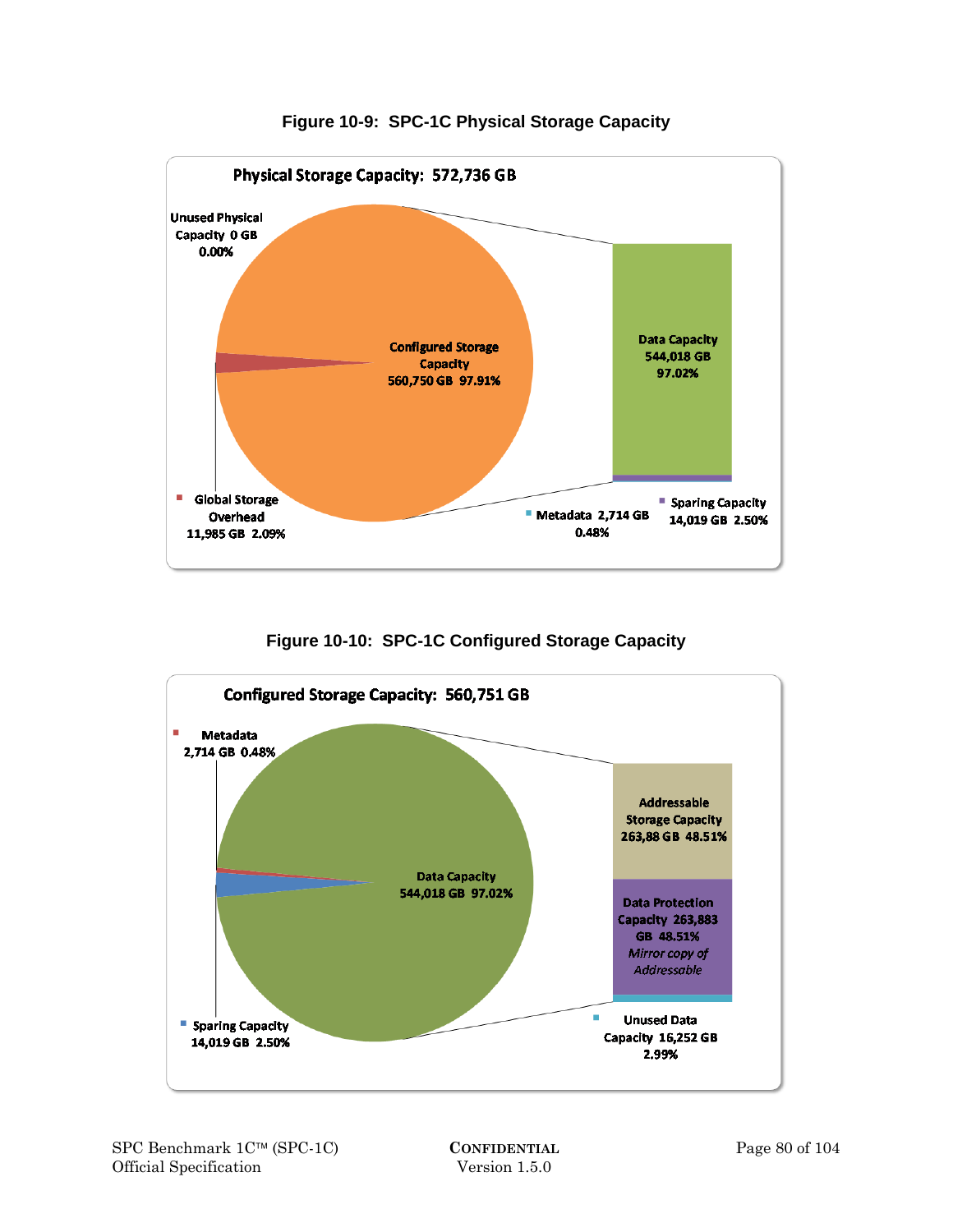**Figure 10-9: SPC-1C Physical Storage Capacity**

Physical Storage Capacity: 572,736 GB

- Unused Physical Capacity 0 GB 0.00%
- Configured Storage Capacity 560,750 GB 97.91%
- Global Storage Overhead 11,985 GB 2.09%
- Data Capacity 544,018 GB 97.02%
- Metadata 2,714 GB 0.48%
- Sparing Capacity 14,019 GB 2.50%

**Figure 10-10: SPC-1C Configured Storage Capacity**

Configured Storage Capacity: 560,751 GB

- Metadata 2,714 GB 0.48%
- Data Capacity 544,018 GB 97.02%
- Sparing Capacity 14,019 GB 2.50%
- Addressable Storage Capacity 263,88 GB 48.51%
- Data Protection Capacity 263,883 GB 48.51% *Mirror copy of Addressable*
- Unused Data Capacity 16,252 GB 2.99%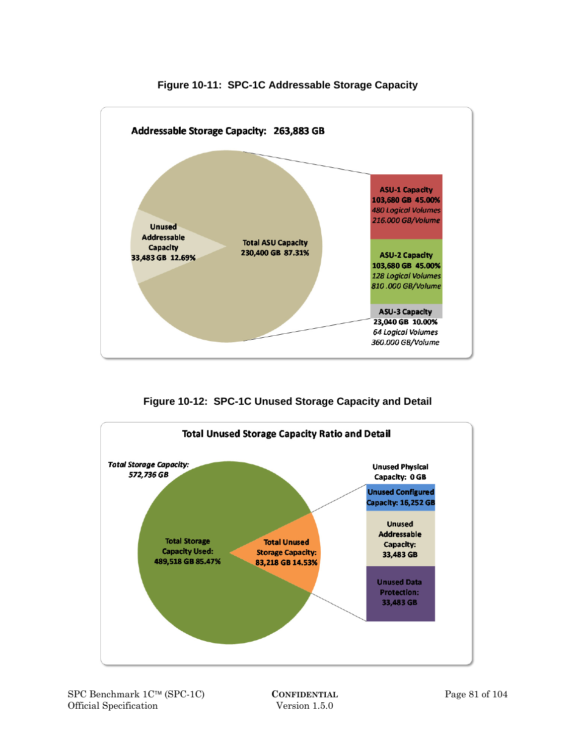**Figure 10-11: SPC-1C Addressable Storage Capacity**

**Addressable Storage Capacity: 263,883 GB**

- **Unused Addressable Capacity** 33,483 GB 12.69%
- **Total ASU Capacity** 230,400 GB 87.31%

**ASU-1 Capacity**
103,680 GB 45.00%
*480 Logical Volumes*
*216.000 GB/Volume*

**ASU-2 Capacity**
103,680 GB 45.00%
*128 Logical Volumes*
*810 .000 GB/Volume*

**ASU-3 Capacity**
23,040 GB 10.00%
*64 Logical Volumes*
*360.000 GB/Volume*

**Figure 10-12: SPC-1C Unused Storage Capacity and Detail**

**Total Unused Storage Capacity Ratio and Detail**

***Total Storage Capacity: 572,736 GB***

- **Total Storage Capacity Used:** 489,518 GB 85.47%
- **Total Unused Storage Capacity:** 83,218 GB 14.53%

**Unused Physical Capacity:** 0 GB

**Unused Configured Capacity:** 16,252 GB

**Unused Addressable Capacity:** 33,483 GB

**Unused Data Protection:** 33,483 GB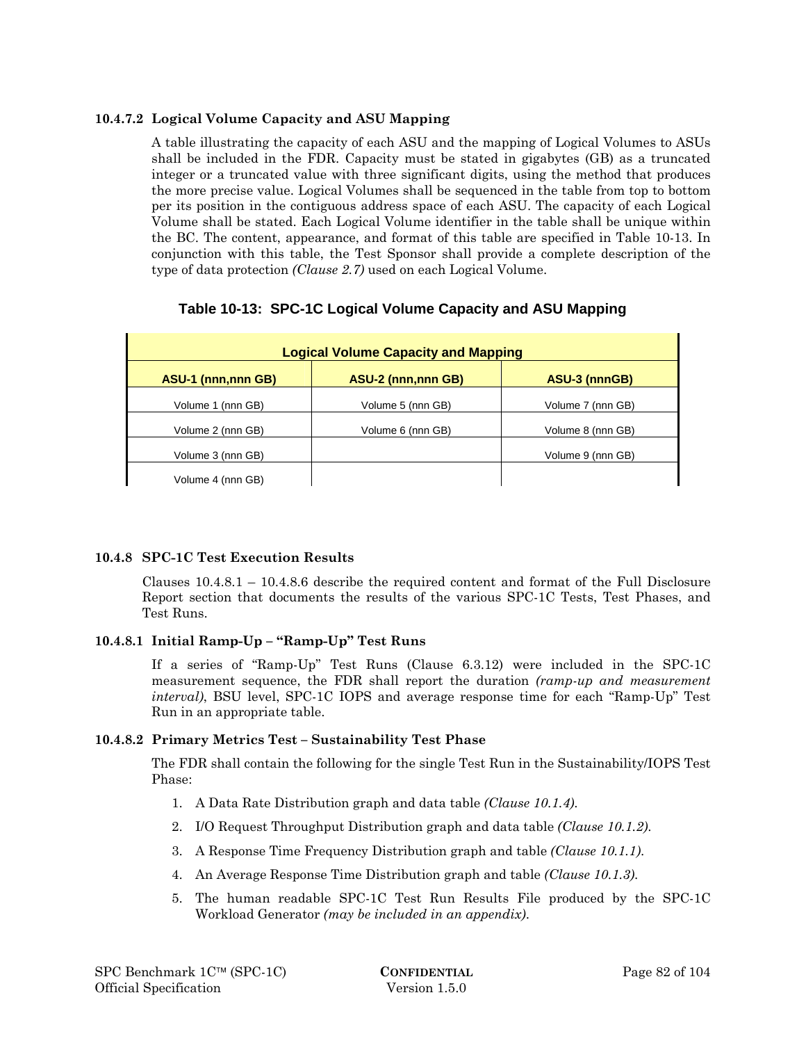#### 10.4.7.2 Logical Volume Capacity and ASU Mapping

A table illustrating the capacity of each ASU and the mapping of Logical Volumes to ASUs shall be included in the FDR. Capacity must be stated in gigabytes (GB) as a truncated integer or a truncated value with three significant digits, using the method that produces the more precise value. Logical Volumes shall be sequenced in the table from top to bottom per its position in the contiguous address space of each ASU. The capacity of each Logical Volume shall be stated. Each Logical Volume identifier in the table shall be unique within the BC. The content, appearance, and format of this table are specified in Table 10-13. In conjunction with this table, the Test Sponsor shall provide a complete description of the type of data protection *(Clause 2.7)* used on each Logical Volume.

**Table 10-13: SPC-1C Logical Volume Capacity and ASU Mapping**

| Logical Volume Capacity and Mapping | | |
|---|---|---|
| **ASU-1 (nnn,nnn GB)** | **ASU-2 (nnn,nnn GB)** | **ASU-3 (nnnGB)** |
| Volume 1 (nnn GB) | Volume 5 (nnn GB) | Volume 7 (nnn GB) |
| Volume 2 (nnn GB) | Volume 6 (nnn GB) | Volume 8 (nnn GB) |
| Volume 3 (nnn GB) | | Volume 9 (nnn GB) |
| Volume 4 (nnn GB) | | |

### 10.4.8 SPC-1C Test Execution Results

Clauses 10.4.8.1 – 10.4.8.6 describe the required content and format of the Full Disclosure Report section that documents the results of the various SPC-1C Tests, Test Phases, and Test Runs.

#### 10.4.8.1 Initial Ramp-Up – "Ramp-Up" Test Runs

If a series of "Ramp-Up" Test Runs (Clause 6.3.12) were included in the SPC-1C measurement sequence, the FDR shall report the duration *(ramp-up and measurement interval)*, BSU level, SPC-1C IOPS and average response time for each "Ramp-Up" Test Run in an appropriate table.

#### 10.4.8.2 Primary Metrics Test – Sustainability Test Phase

The FDR shall contain the following for the single Test Run in the Sustainability/IOPS Test Phase:

1. A Data Rate Distribution graph and data table *(Clause 10.1.4)*.
2. I/O Request Throughput Distribution graph and data table *(Clause 10.1.2)*.
3. A Response Time Frequency Distribution graph and table *(Clause 10.1.1)*.
4. An Average Response Time Distribution graph and table *(Clause 10.1.3)*.
5. The human readable SPC-1C Test Run Results File produced by the SPC-1C Workload Generator *(may be included in an appendix)*.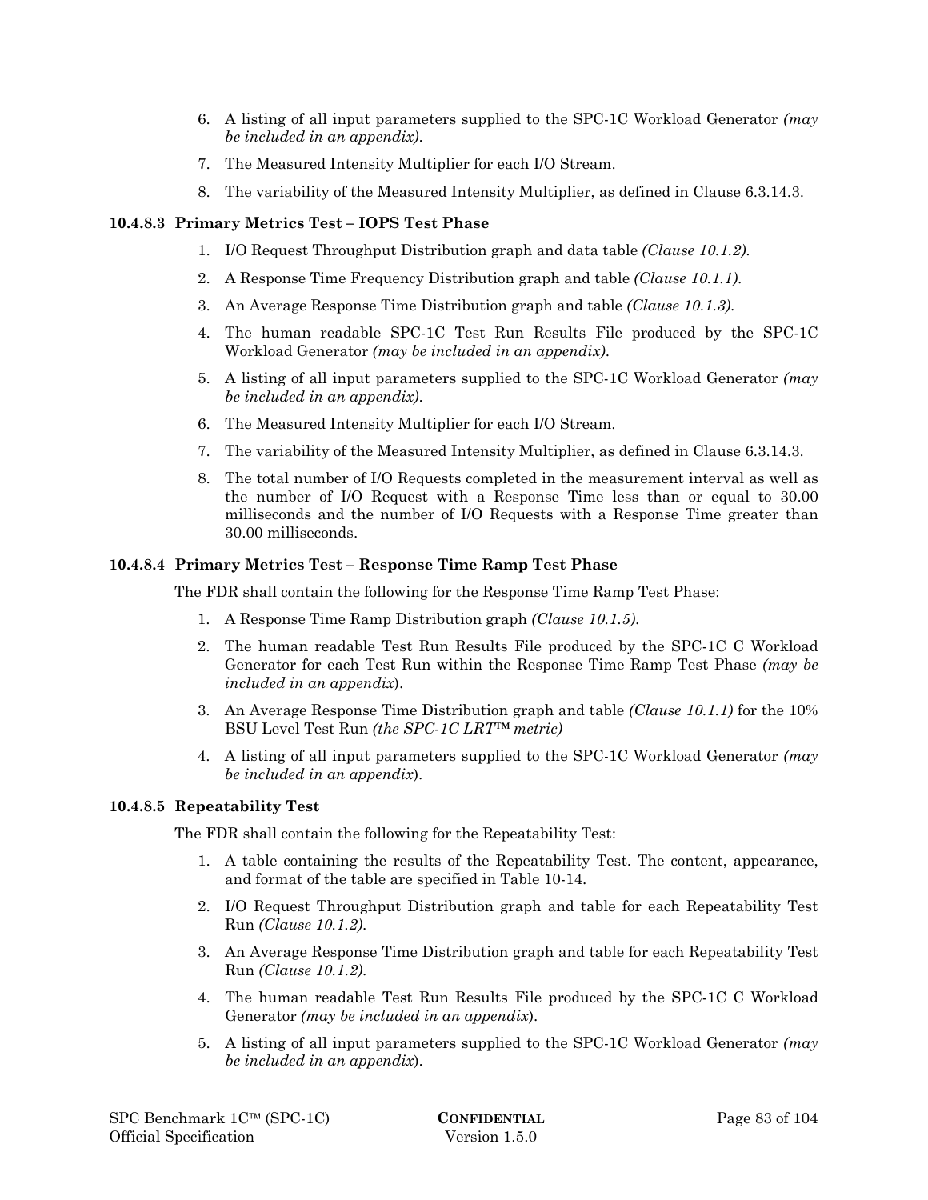6. A listing of all input parameters supplied to the SPC-1C Workload Generator *(may be included in an appendix)*.
7. The Measured Intensity Multiplier for each I/O Stream.
8. The variability of the Measured Intensity Multiplier, as defined in Clause 6.3.14.3.

#### 10.4.8.3 Primary Metrics Test – IOPS Test Phase

1. I/O Request Throughput Distribution graph and data table *(Clause 10.1.2)*.
2. A Response Time Frequency Distribution graph and table *(Clause 10.1.1)*.
3. An Average Response Time Distribution graph and table *(Clause 10.1.3)*.
4. The human readable SPC-1C Test Run Results File produced by the SPC-1C Workload Generator *(may be included in an appendix)*.
5. A listing of all input parameters supplied to the SPC-1C Workload Generator *(may be included in an appendix)*.
6. The Measured Intensity Multiplier for each I/O Stream.
7. The variability of the Measured Intensity Multiplier, as defined in Clause 6.3.14.3.
8. The total number of I/O Requests completed in the measurement interval as well as the number of I/O Request with a Response Time less than or equal to 30.00 milliseconds and the number of I/O Requests with a Response Time greater than 30.00 milliseconds.

#### 10.4.8.4 Primary Metrics Test – Response Time Ramp Test Phase

The FDR shall contain the following for the Response Time Ramp Test Phase:

1. A Response Time Ramp Distribution graph *(Clause 10.1.5)*.
2. The human readable Test Run Results File produced by the SPC-1C C Workload Generator for each Test Run within the Response Time Ramp Test Phase *(may be included in an appendix)*.
3. An Average Response Time Distribution graph and table *(Clause 10.1.1)* for the 10% BSU Level Test Run *(the SPC-1C LRT™ metric)*
4. A listing of all input parameters supplied to the SPC-1C Workload Generator *(may be included in an appendix)*.

#### 10.4.8.5 Repeatability Test

The FDR shall contain the following for the Repeatability Test:

1. A table containing the results of the Repeatability Test. The content, appearance, and format of the table are specified in Table 10-14.
2. I/O Request Throughput Distribution graph and table for each Repeatability Test Run *(Clause 10.1.2)*.
3. An Average Response Time Distribution graph and table for each Repeatability Test Run *(Clause 10.1.2)*.
4. The human readable Test Run Results File produced by the SPC-1C C Workload Generator *(may be included in an appendix)*.
5. A listing of all input parameters supplied to the SPC-1C Workload Generator *(may be included in an appendix)*.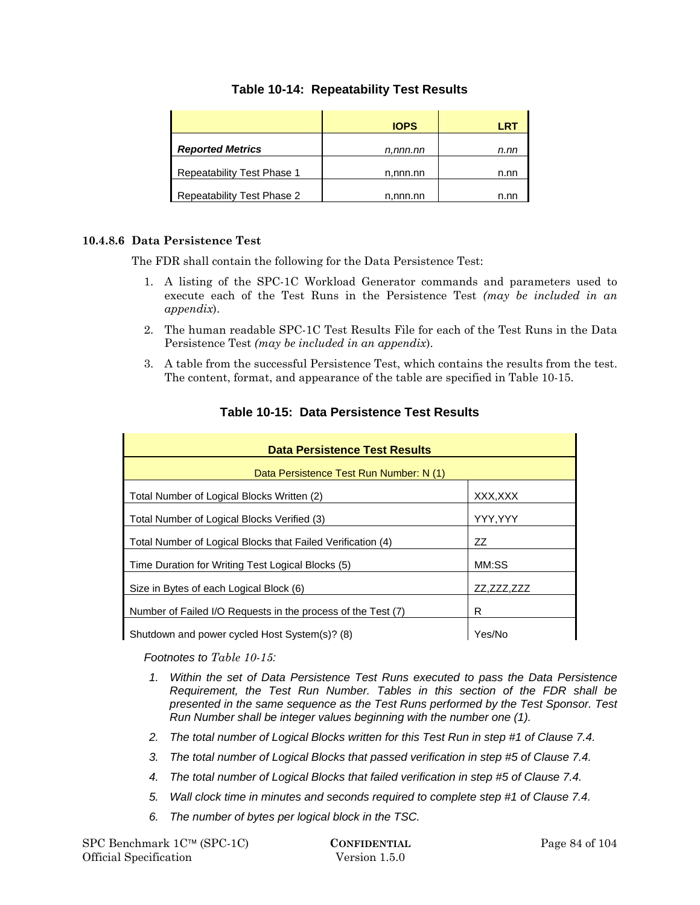**Table 10-14: Repeatability Test Results**

| | IOPS | LRT |
|---|---|---|
| ***Reported Metrics*** | *n,nnn.nn* | *n.nn* |
| Repeatability Test Phase 1 | n,nnn.nn | n.nn |
| Repeatability Test Phase 2 | n,nnn.nn | n.nn |

#### 10.4.8.6 Data Persistence Test

The FDR shall contain the following for the Data Persistence Test:

1. A listing of the SPC-1C Workload Generator commands and parameters used to execute each of the Test Runs in the Persistence Test *(may be included in an appendix*).
2. The human readable SPC-1C Test Results File for each of the Test Runs in the Data Persistence Test *(may be included in an appendix*).
3. A table from the successful Persistence Test, which contains the results from the test. The content, format, and appearance of the table are specified in Table 10-15.

**Table 10-15: Data Persistence Test Results**

| **Data Persistence Test Results** | |
|---|---|
| Data Persistence Test Run Number: N (1) | |
| Total Number of Logical Blocks Written (2) | XXX,XXX |
| Total Number of Logical Blocks Verified (3) | YYY,YYY |
| Total Number of Logical Blocks that Failed Verification (4) | ZZ |
| Time Duration for Writing Test Logical Blocks (5) | MM:SS |
| Size in Bytes of each Logical Block (6) | ZZ,ZZZ,ZZZ |
| Number of Failed I/O Requests in the process of the Test (7) | R |
| Shutdown and power cycled Host System(s)? (8) | Yes/No |

*Footnotes to Table 10-15:*

1. *Within the set of Data Persistence Test Runs executed to pass the Data Persistence Requirement, the Test Run Number. Tables in this section of the FDR shall be presented in the same sequence as the Test Runs performed by the Test Sponsor. Test Run Number shall be integer values beginning with the number one (1).*
2. *The total number of Logical Blocks written for this Test Run in step #1 of Clause 7.4.*
3. *The total number of Logical Blocks that passed verification in step #5 of Clause 7.4.*
4. *The total number of Logical Blocks that failed verification in step #5 of Clause 7.4.*
5. *Wall clock time in minutes and seconds required to complete step #1 of Clause 7.4.*
6. *The number of bytes per logical block in the TSC.*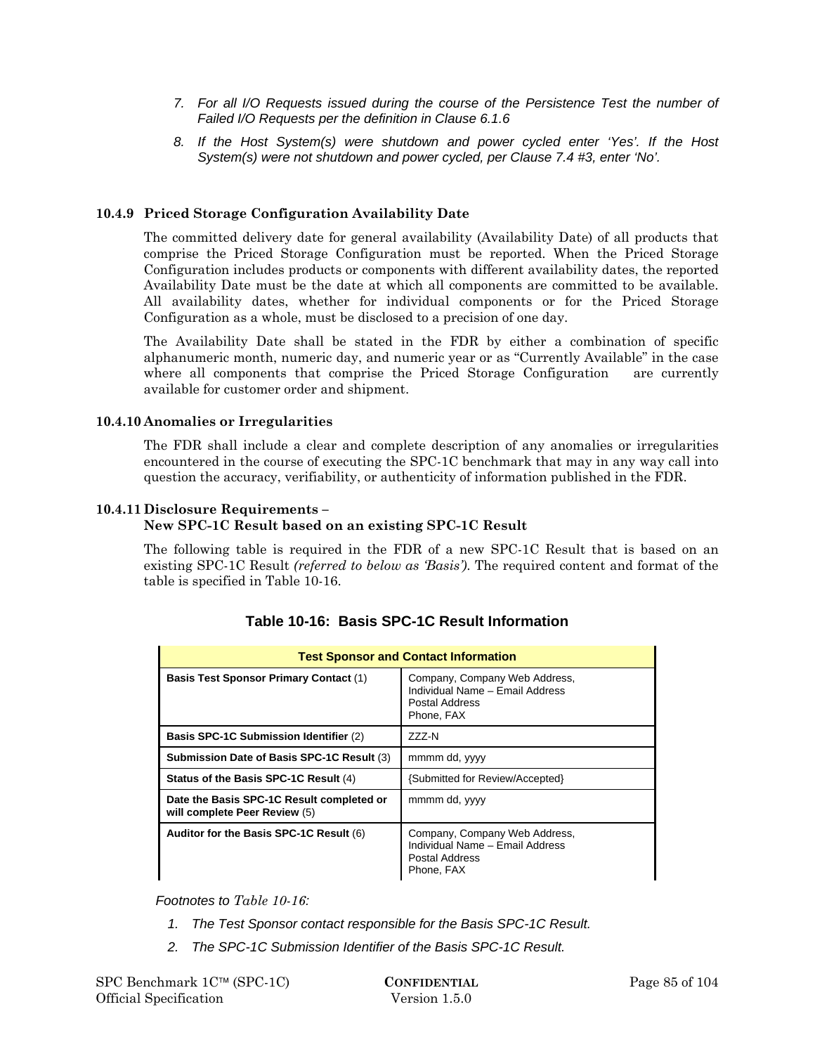7. *For all I/O Requests issued during the course of the Persistence Test the number of Failed I/O Requests per the definition in Clause 6.1.6*

8. *If the Host System(s) were shutdown and power cycled enter 'Yes'. If the Host System(s) were not shutdown and power cycled, per Clause 7.4 #3, enter 'No'.*

### 10.4.9 Priced Storage Configuration Availability Date

The committed delivery date for general availability (Availability Date) of all products that comprise the Priced Storage Configuration must be reported. When the Priced Storage Configuration includes products or components with different availability dates, the reported Availability Date must be the date at which all components are committed to be available. All availability dates, whether for individual components or for the Priced Storage Configuration as a whole, must be disclosed to a precision of one day.

The Availability Date shall be stated in the FDR by either a combination of specific alphanumeric month, numeric day, and numeric year or as "Currently Available" in the case where all components that comprise the Priced Storage Configuration are currently available for customer order and shipment.

### 10.4.10 Anomalies or Irregularities

The FDR shall include a clear and complete description of any anomalies or irregularities encountered in the course of executing the SPC-1C benchmark that may in any way call into question the accuracy, verifiability, or authenticity of information published in the FDR.

### 10.4.11 Disclosure Requirements – New SPC-1C Result based on an existing SPC-1C Result

The following table is required in the FDR of a new SPC-1C Result that is based on an existing SPC-1C Result *(referred to below as 'Basis')*. The required content and format of the table is specified in Table 10-16.

**Table 10-16: Basis SPC-1C Result Information**

| Test Sponsor and Contact Information | |
|---|---|
| **Basis Test Sponsor Primary Contact** (1) | Company, Company Web Address, Individual Name – Email Address Postal Address Phone, FAX |
| **Basis SPC-1C Submission Identifier** (2) | ZZZ-N |
| **Submission Date of Basis SPC-1C Result** (3) | mmmm dd, yyyy |
| **Status of the Basis SPC-1C Result** (4) | {Submitted for Review/Accepted} |
| **Date the Basis SPC-1C Result completed or will complete Peer Review** (5) | mmmm dd, yyyy |
| **Auditor for the Basis SPC-1C Result** (6) | Company, Company Web Address, Individual Name – Email Address Postal Address Phone, FAX |

*Footnotes to Table 10-16:*

1. *The Test Sponsor contact responsible for the Basis SPC-1C Result.*
2. *The SPC-1C Submission Identifier of the Basis SPC-1C Result.*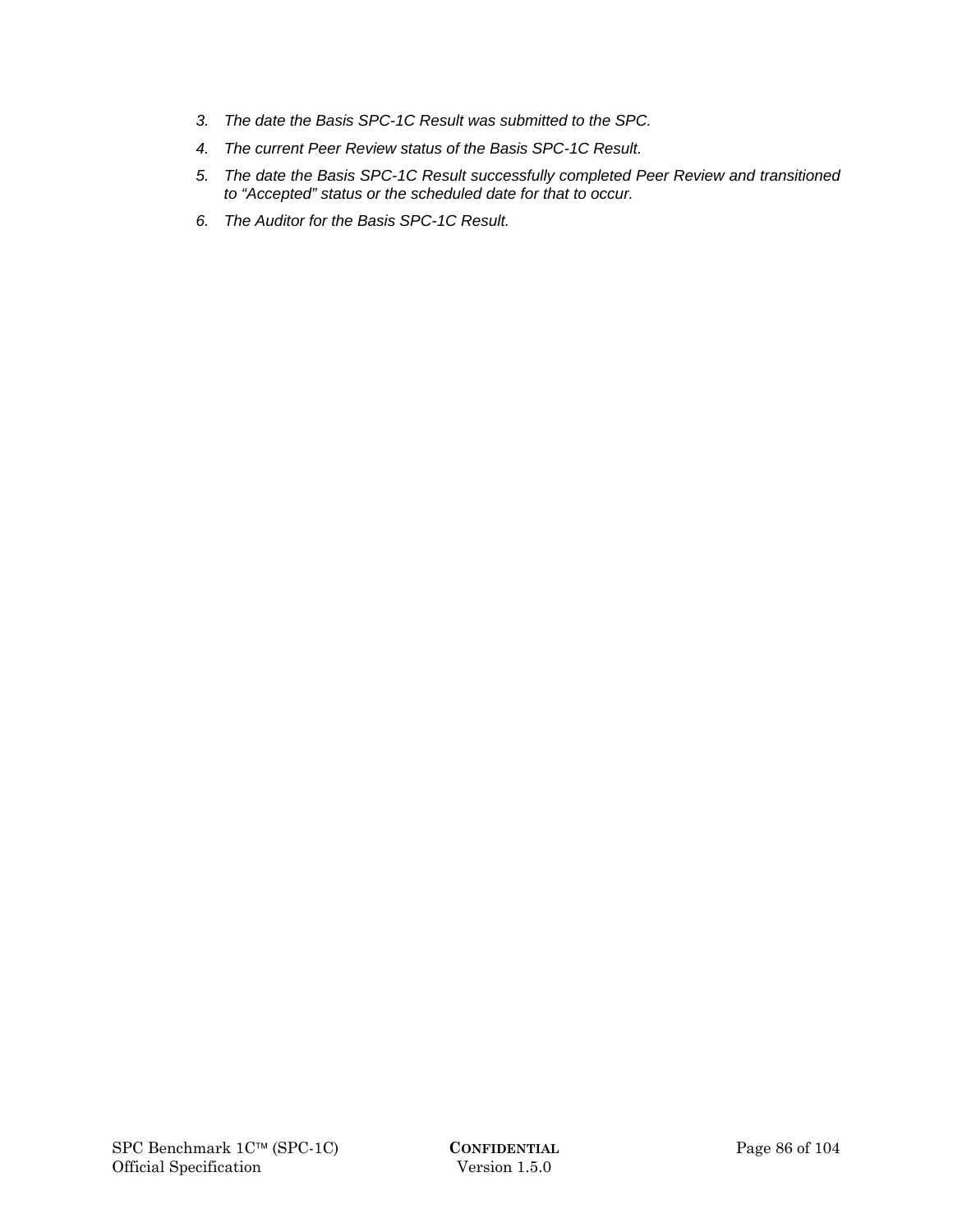3. *The date the Basis SPC-1C Result was submitted to the SPC.*
4. *The current Peer Review status of the Basis SPC-1C Result.*
5. *The date the Basis SPC-1C Result successfully completed Peer Review and transitioned to "Accepted" status or the scheduled date for that to occur.*
6. *The Auditor for the Basis SPC-1C Result.*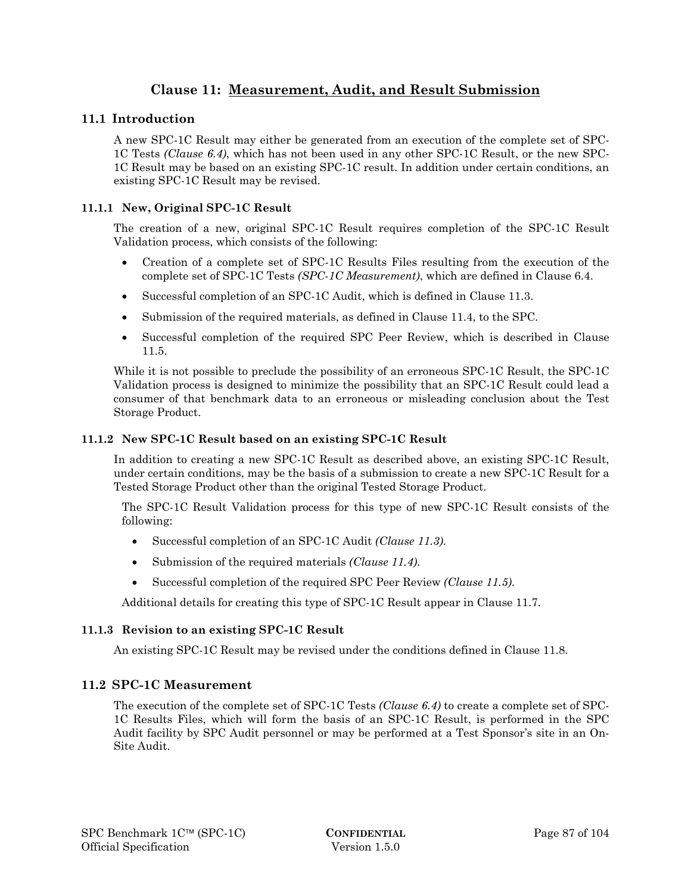# Clause 11: Measurement, Audit, and Result Submission

## 11.1 Introduction

A new SPC-1C Result may either be generated from an execution of the complete set of SPC-1C Tests *(Clause 6.4)*, which has not been used in any other SPC-1C Result, or the new SPC-1C Result may be based on an existing SPC-1C result. In addition under certain conditions, an existing SPC-1C Result may be revised.

### 11.1.1 New, Original SPC-1C Result

The creation of a new, original SPC-1C Result requires completion of the SPC-1C Result Validation process, which consists of the following:

- Creation of a complete set of SPC-1C Results Files resulting from the execution of the complete set of SPC-1C Tests *(SPC-1C Measurement)*, which are defined in Clause 6.4.
- Successful completion of an SPC-1C Audit, which is defined in Clause 11.3.
- Submission of the required materials, as defined in Clause 11.4, to the SPC.
- Successful completion of the required SPC Peer Review, which is described in Clause 11.5.

While it is not possible to preclude the possibility of an erroneous SPC-1C Result, the SPC-1C Validation process is designed to minimize the possibility that an SPC-1C Result could lead a consumer of that benchmark data to an erroneous or misleading conclusion about the Test Storage Product.

### 11.1.2 New SPC-1C Result based on an existing SPC-1C Result

In addition to creating a new SPC-1C Result as described above, an existing SPC-1C Result, under certain conditions, may be the basis of a submission to create a new SPC-1C Result for a Tested Storage Product other than the original Tested Storage Product.

The SPC-1C Result Validation process for this type of new SPC-1C Result consists of the following:

- Successful completion of an SPC-1C Audit *(Clause 11.3)*.
- Submission of the required materials *(Clause 11.4)*.
- Successful completion of the required SPC Peer Review *(Clause 11.5)*.

Additional details for creating this type of SPC-1C Result appear in Clause 11.7.

### 11.1.3 Revision to an existing SPC-1C Result

An existing SPC-1C Result may be revised under the conditions defined in Clause 11.8.

## 11.2 SPC-1C Measurement

The execution of the complete set of SPC-1C Tests *(Clause 6.4)* to create a complete set of SPC-1C Results Files, which will form the basis of an SPC-1C Result, is performed in the SPC Audit facility by SPC Audit personnel or may be performed at a Test Sponsor's site in an On-Site Audit.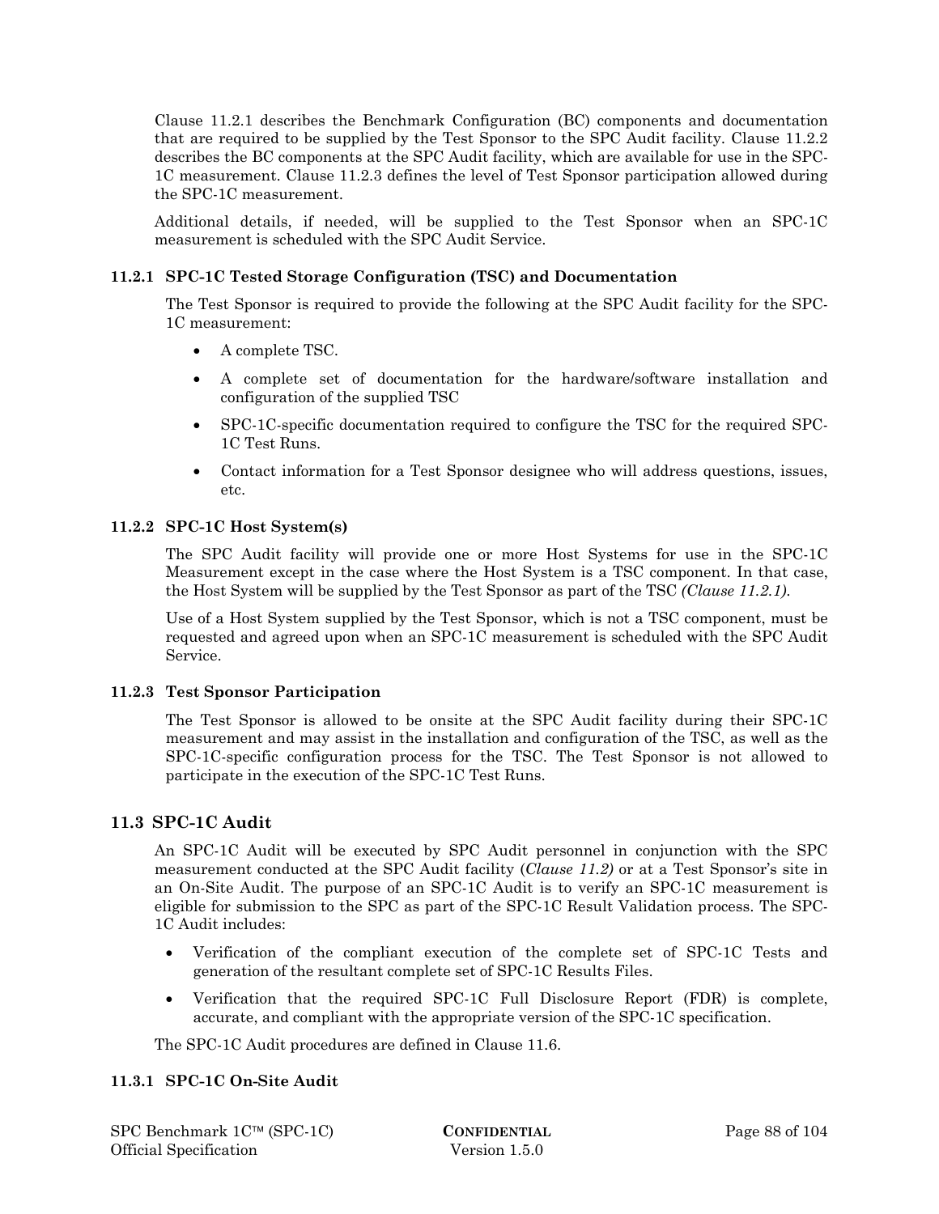Clause 11.2.1 describes the Benchmark Configuration (BC) components and documentation that are required to be supplied by the Test Sponsor to the SPC Audit facility. Clause 11.2.2 describes the BC components at the SPC Audit facility, which are available for use in the SPC-1C measurement. Clause 11.2.3 defines the level of Test Sponsor participation allowed during the SPC-1C measurement.

Additional details, if needed, will be supplied to the Test Sponsor when an SPC-1C measurement is scheduled with the SPC Audit Service.

### 11.2.1 SPC-1C Tested Storage Configuration (TSC) and Documentation

The Test Sponsor is required to provide the following at the SPC Audit facility for the SPC-1C measurement:

- A complete TSC.
- A complete set of documentation for the hardware/software installation and configuration of the supplied TSC
- SPC-1C-specific documentation required to configure the TSC for the required SPC-1C Test Runs.
- Contact information for a Test Sponsor designee who will address questions, issues, etc.

### 11.2.2 SPC-1C Host System(s)

The SPC Audit facility will provide one or more Host Systems for use in the SPC-1C Measurement except in the case where the Host System is a TSC component. In that case, the Host System will be supplied by the Test Sponsor as part of the TSC *(Clause 11.2.1)*.

Use of a Host System supplied by the Test Sponsor, which is not a TSC component, must be requested and agreed upon when an SPC-1C measurement is scheduled with the SPC Audit Service.

### 11.2.3 Test Sponsor Participation

The Test Sponsor is allowed to be onsite at the SPC Audit facility during their SPC-1C measurement and may assist in the installation and configuration of the TSC, as well as the SPC-1C-specific configuration process for the TSC. The Test Sponsor is not allowed to participate in the execution of the SPC-1C Test Runs.

## 11.3 SPC-1C Audit

An SPC-1C Audit will be executed by SPC Audit personnel in conjunction with the SPC measurement conducted at the SPC Audit facility (*Clause 11.2)* or at a Test Sponsor's site in an On-Site Audit. The purpose of an SPC-1C Audit is to verify an SPC-1C measurement is eligible for submission to the SPC as part of the SPC-1C Result Validation process. The SPC-1C Audit includes:

- Verification of the compliant execution of the complete set of SPC-1C Tests and generation of the resultant complete set of SPC-1C Results Files.
- Verification that the required SPC-1C Full Disclosure Report (FDR) is complete, accurate, and compliant with the appropriate version of the SPC-1C specification.

The SPC-1C Audit procedures are defined in Clause 11.6.

### 11.3.1 SPC-1C On-Site Audit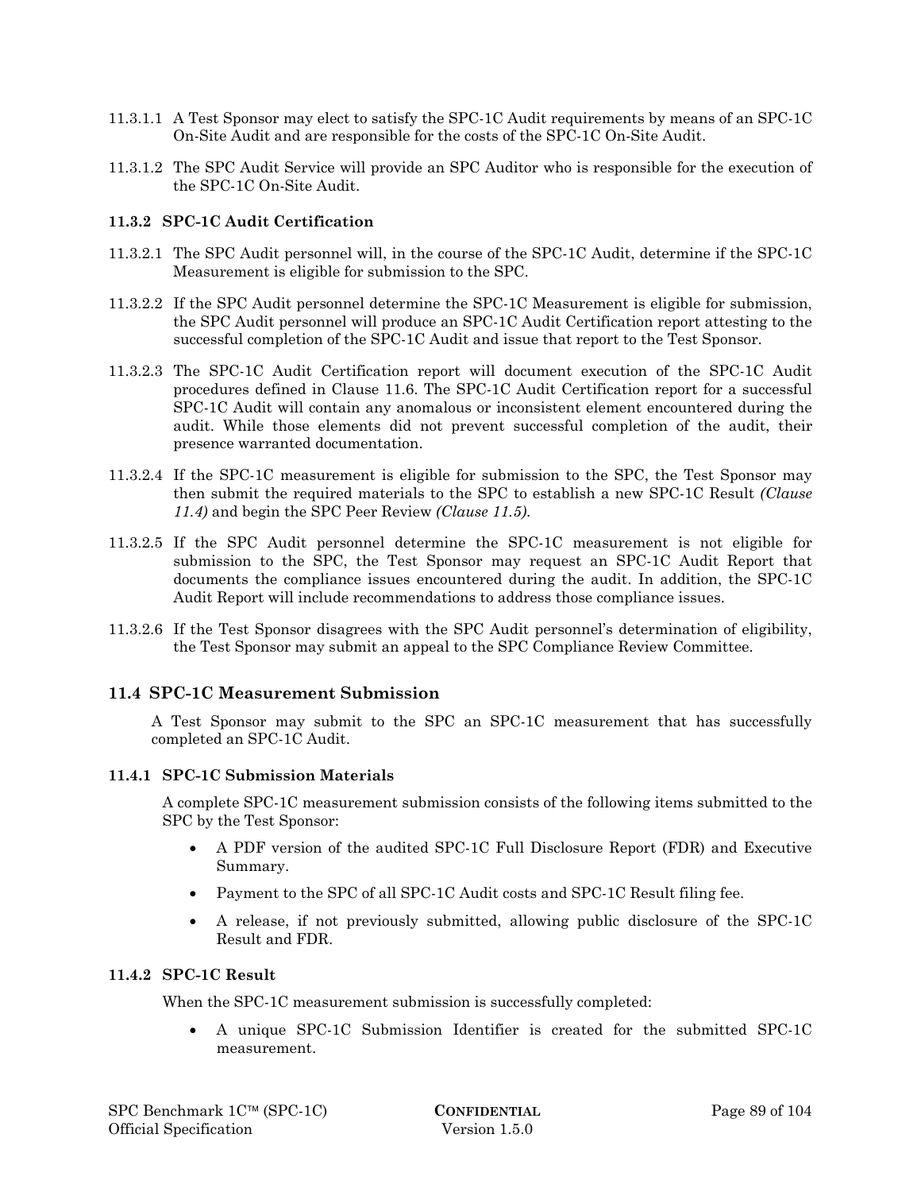11.3.1.1 A Test Sponsor may elect to satisfy the SPC-1C Audit requirements by means of an SPC-1C On-Site Audit and are responsible for the costs of the SPC-1C On-Site Audit.

11.3.1.2 The SPC Audit Service will provide an SPC Auditor who is responsible for the execution of the SPC-1C On-Site Audit.

### 11.3.2 SPC-1C Audit Certification

11.3.2.1 The SPC Audit personnel will, in the course of the SPC-1C Audit, determine if the SPC-1C Measurement is eligible for submission to the SPC.

11.3.2.2 If the SPC Audit personnel determine the SPC-1C Measurement is eligible for submission, the SPC Audit personnel will produce an SPC-1C Audit Certification report attesting to the successful completion of the SPC-1C Audit and issue that report to the Test Sponsor.

11.3.2.3 The SPC-1C Audit Certification report will document execution of the SPC-1C Audit procedures defined in Clause 11.6. The SPC-1C Audit Certification report for a successful SPC-1C Audit will contain any anomalous or inconsistent element encountered during the audit. While those elements did not prevent successful completion of the audit, their presence warranted documentation.

11.3.2.4 If the SPC-1C measurement is eligible for submission to the SPC, the Test Sponsor may then submit the required materials to the SPC to establish a new SPC-1C Result *(Clause 11.4)* and begin the SPC Peer Review *(Clause 11.5)*.

11.3.2.5 If the SPC Audit personnel determine the SPC-1C measurement is not eligible for submission to the SPC, the Test Sponsor may request an SPC-1C Audit Report that documents the compliance issues encountered during the audit. In addition, the SPC-1C Audit Report will include recommendations to address those compliance issues.

11.3.2.6 If the Test Sponsor disagrees with the SPC Audit personnel's determination of eligibility, the Test Sponsor may submit an appeal to the SPC Compliance Review Committee.

## 11.4 SPC-1C Measurement Submission

A Test Sponsor may submit to the SPC an SPC-1C measurement that has successfully completed an SPC-1C Audit.

### 11.4.1 SPC-1C Submission Materials

A complete SPC-1C measurement submission consists of the following items submitted to the SPC by the Test Sponsor:

- A PDF version of the audited SPC-1C Full Disclosure Report (FDR) and Executive Summary.
- Payment to the SPC of all SPC-1C Audit costs and SPC-1C Result filing fee.
- A release, if not previously submitted, allowing public disclosure of the SPC-1C Result and FDR.

### 11.4.2 SPC-1C Result

When the SPC-1C measurement submission is successfully completed:

- A unique SPC-1C Submission Identifier is created for the submitted SPC-1C measurement.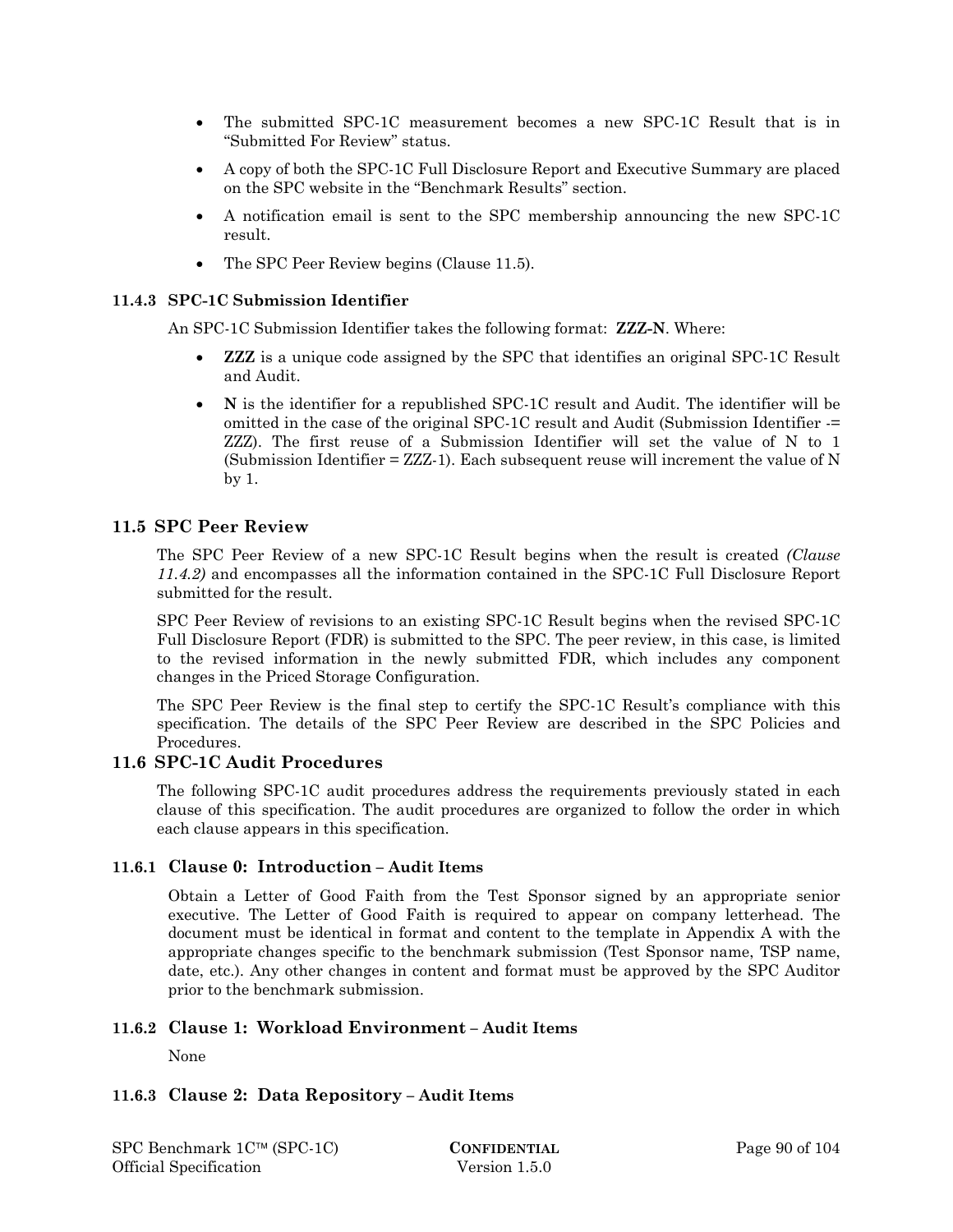- The submitted SPC-1C measurement becomes a new SPC-1C Result that is in "Submitted For Review" status.
- A copy of both the SPC-1C Full Disclosure Report and Executive Summary are placed on the SPC website in the "Benchmark Results" section.
- A notification email is sent to the SPC membership announcing the new SPC-1C result.
- The SPC Peer Review begins (Clause 11.5).

#### 11.4.3 SPC-1C Submission Identifier

An SPC-1C Submission Identifier takes the following format: **ZZZ-N**. Where:

- **ZZZ** is a unique code assigned by the SPC that identifies an original SPC-1C Result and Audit.
- **N** is the identifier for a republished SPC-1C result and Audit. The identifier will be omitted in the case of the original SPC-1C result and Audit (Submission Identifier -= ZZZ). The first reuse of a Submission Identifier will set the value of N to 1 (Submission Identifier = ZZZ-1). Each subsequent reuse will increment the value of N by 1.

### 11.5 SPC Peer Review

The SPC Peer Review of a new SPC-1C Result begins when the result is created *(Clause 11.4.2)* and encompasses all the information contained in the SPC-1C Full Disclosure Report submitted for the result.

SPC Peer Review of revisions to an existing SPC-1C Result begins when the revised SPC-1C Full Disclosure Report (FDR) is submitted to the SPC. The peer review, in this case, is limited to the revised information in the newly submitted FDR, which includes any component changes in the Priced Storage Configuration.

The SPC Peer Review is the final step to certify the SPC-1C Result's compliance with this specification. The details of the SPC Peer Review are described in the SPC Policies and Procedures.

### 11.6 SPC-1C Audit Procedures

The following SPC-1C audit procedures address the requirements previously stated in each clause of this specification. The audit procedures are organized to follow the order in which each clause appears in this specification.

#### 11.6.1 Clause 0: Introduction – Audit Items

Obtain a Letter of Good Faith from the Test Sponsor signed by an appropriate senior executive. The Letter of Good Faith is required to appear on company letterhead. The document must be identical in format and content to the template in Appendix A with the appropriate changes specific to the benchmark submission (Test Sponsor name, TSP name, date, etc.). Any other changes in content and format must be approved by the SPC Auditor prior to the benchmark submission.

#### 11.6.2 Clause 1: Workload Environment – Audit Items

None

#### 11.6.3 Clause 2: Data Repository – Audit Items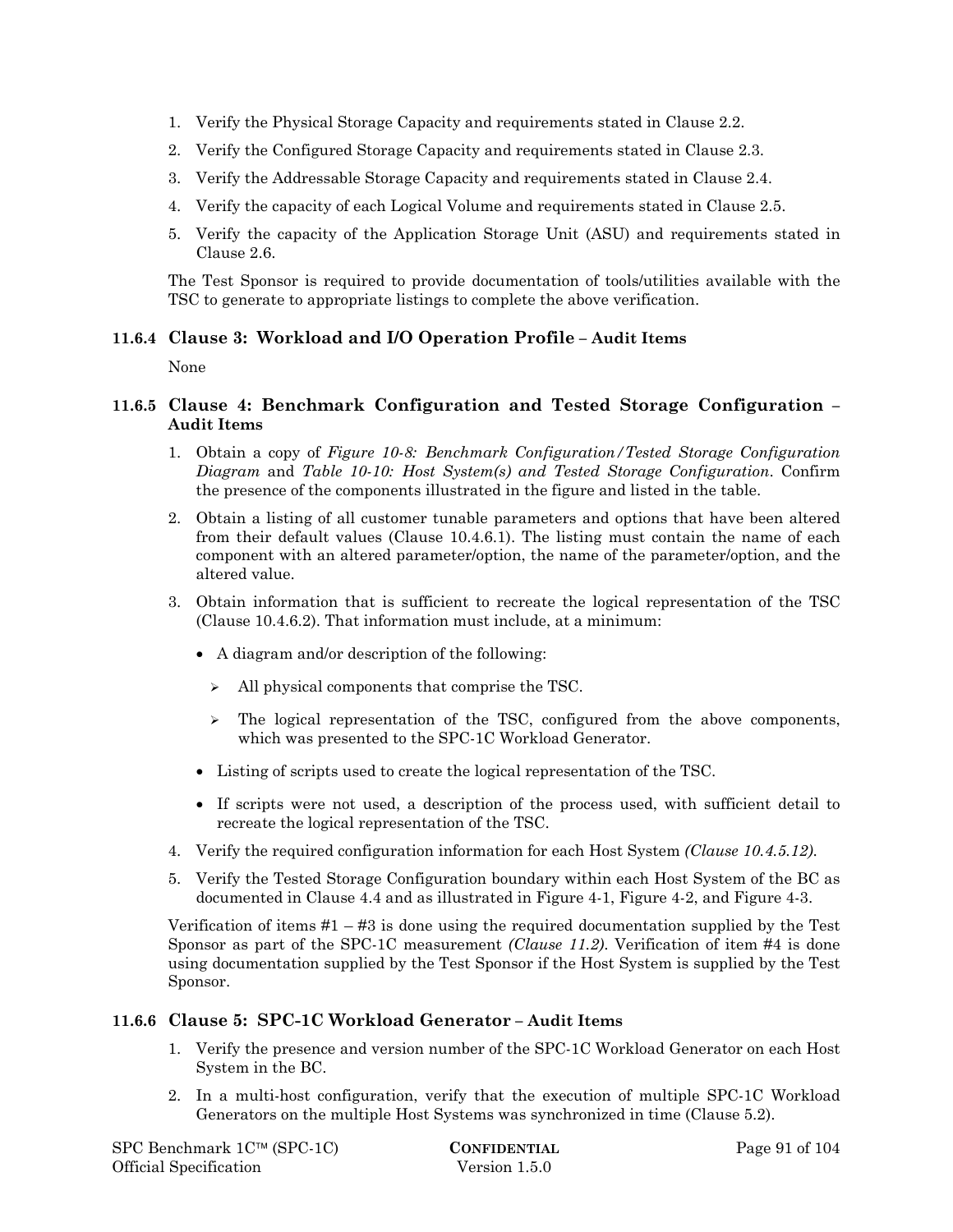1. Verify the Physical Storage Capacity and requirements stated in Clause 2.2.
2. Verify the Configured Storage Capacity and requirements stated in Clause 2.3.
3. Verify the Addressable Storage Capacity and requirements stated in Clause 2.4.
4. Verify the capacity of each Logical Volume and requirements stated in Clause 2.5.
5. Verify the capacity of the Application Storage Unit (ASU) and requirements stated in Clause 2.6.

The Test Sponsor is required to provide documentation of tools/utilities available with the TSC to generate to appropriate listings to complete the above verification.

### 11.6.4 Clause 3: Workload and I/O Operation Profile – Audit Items

None

### 11.6.5 Clause 4: Benchmark Configuration and Tested Storage Configuration – Audit Items

1. Obtain a copy of *Figure 10-8: Benchmark Configuration/Tested Storage Configuration Diagram* and *Table 10-10: Host System(s) and Tested Storage Configuration*. Confirm the presence of the components illustrated in the figure and listed in the table.
2. Obtain a listing of all customer tunable parameters and options that have been altered from their default values (Clause 10.4.6.1). The listing must contain the name of each component with an altered parameter/option, the name of the parameter/option, and the altered value.
3. Obtain information that is sufficient to recreate the logical representation of the TSC (Clause 10.4.6.2). That information must include, at a minimum:
   - A diagram and/or description of the following:
     - All physical components that comprise the TSC.
     - The logical representation of the TSC, configured from the above components, which was presented to the SPC-1C Workload Generator.
   - Listing of scripts used to create the logical representation of the TSC.
   - If scripts were not used, a description of the process used, with sufficient detail to recreate the logical representation of the TSC.
4. Verify the required configuration information for each Host System *(Clause 10.4.5.12)*.
5. Verify the Tested Storage Configuration boundary within each Host System of the BC as documented in Clause 4.4 and as illustrated in Figure 4-1, Figure 4-2, and Figure 4-3.

Verification of items #1 – #3 is done using the required documentation supplied by the Test Sponsor as part of the SPC-1C measurement *(Clause 11.2)*. Verification of item #4 is done using documentation supplied by the Test Sponsor if the Host System is supplied by the Test Sponsor.

### 11.6.6 Clause 5: SPC-1C Workload Generator – Audit Items

1. Verify the presence and version number of the SPC-1C Workload Generator on each Host System in the BC.
2. In a multi-host configuration, verify that the execution of multiple SPC-1C Workload Generators on the multiple Host Systems was synchronized in time (Clause 5.2).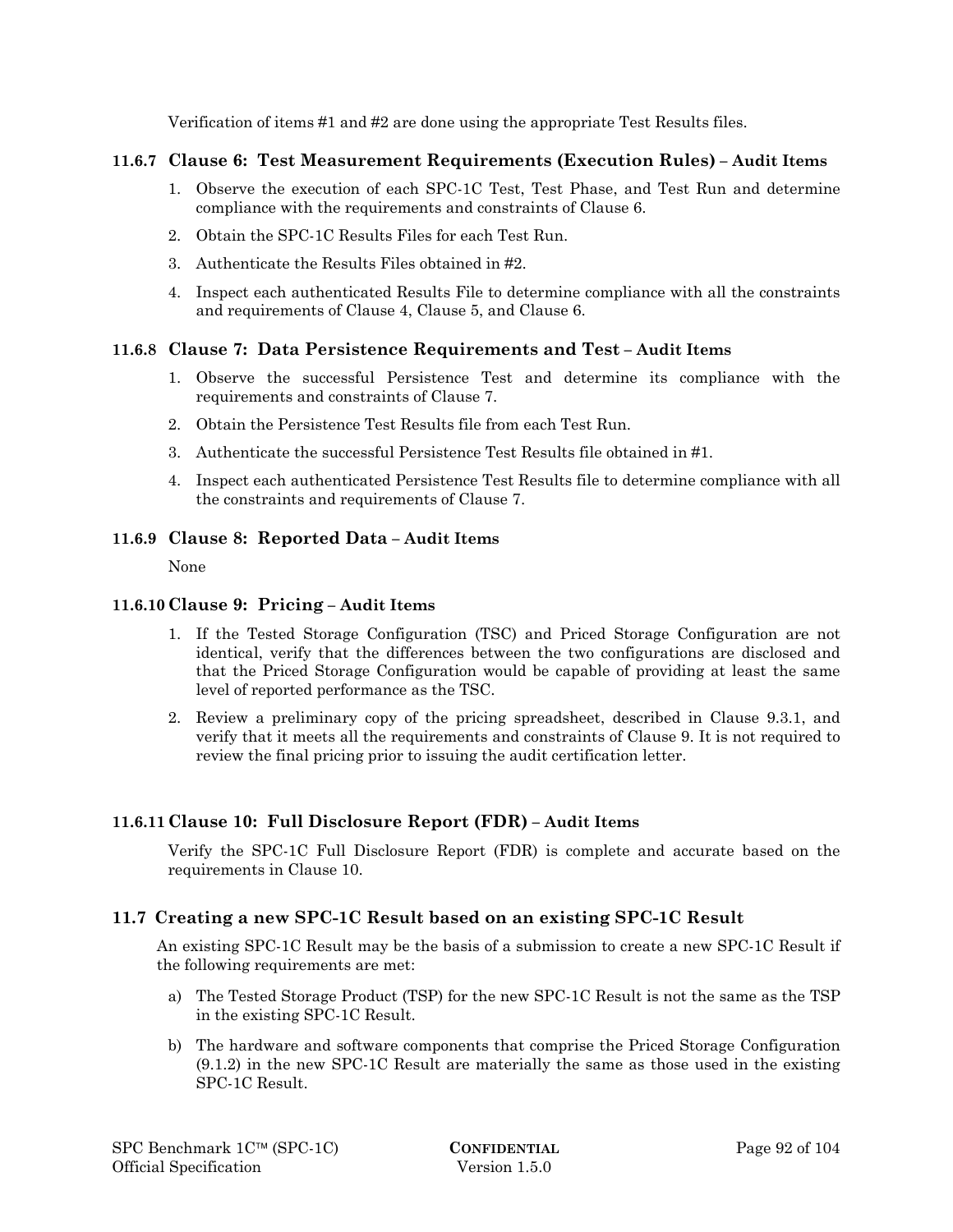Verification of items #1 and #2 are done using the appropriate Test Results files.

### 11.6.7 Clause 6: Test Measurement Requirements (Execution Rules) – Audit Items

1. Observe the execution of each SPC-1C Test, Test Phase, and Test Run and determine compliance with the requirements and constraints of Clause 6.
2. Obtain the SPC-1C Results Files for each Test Run.
3. Authenticate the Results Files obtained in #2.
4. Inspect each authenticated Results File to determine compliance with all the constraints and requirements of Clause 4, Clause 5, and Clause 6.

### 11.6.8 Clause 7: Data Persistence Requirements and Test – Audit Items

1. Observe the successful Persistence Test and determine its compliance with the requirements and constraints of Clause 7.
2. Obtain the Persistence Test Results file from each Test Run.
3. Authenticate the successful Persistence Test Results file obtained in #1.
4. Inspect each authenticated Persistence Test Results file to determine compliance with all the constraints and requirements of Clause 7.

### 11.6.9 Clause 8: Reported Data – Audit Items

None

### 11.6.10 Clause 9: Pricing – Audit Items

1. If the Tested Storage Configuration (TSC) and Priced Storage Configuration are not identical, verify that the differences between the two configurations are disclosed and that the Priced Storage Configuration would be capable of providing at least the same level of reported performance as the TSC.
2. Review a preliminary copy of the pricing spreadsheet, described in Clause 9.3.1, and verify that it meets all the requirements and constraints of Clause 9. It is not required to review the final pricing prior to issuing the audit certification letter.

### 11.6.11 Clause 10: Full Disclosure Report (FDR) – Audit Items

Verify the SPC-1C Full Disclosure Report (FDR) is complete and accurate based on the requirements in Clause 10.

## 11.7 Creating a new SPC-1C Result based on an existing SPC-1C Result

An existing SPC-1C Result may be the basis of a submission to create a new SPC-1C Result if the following requirements are met:

a) The Tested Storage Product (TSP) for the new SPC-1C Result is not the same as the TSP in the existing SPC-1C Result.

b) The hardware and software components that comprise the Priced Storage Configuration (9.1.2) in the new SPC-1C Result are materially the same as those used in the existing SPC-1C Result.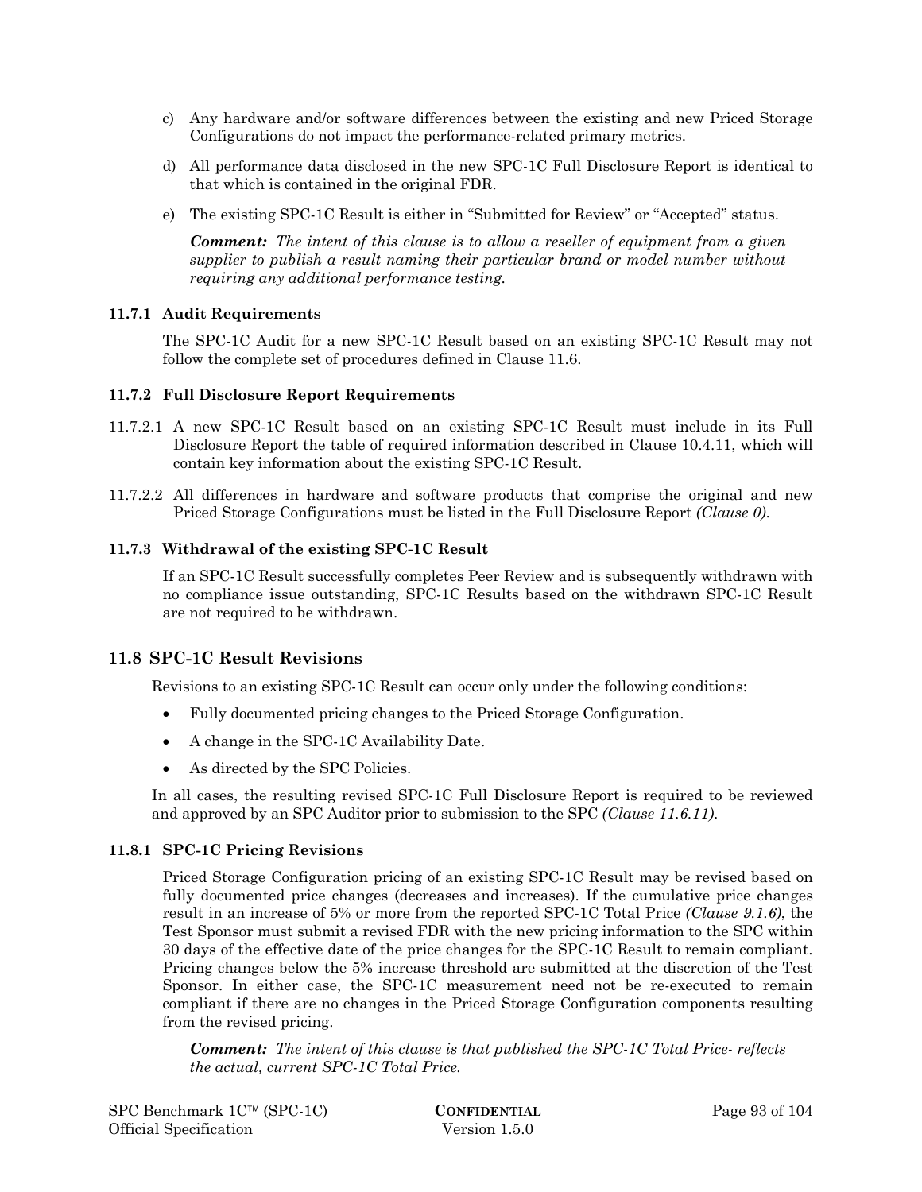c) Any hardware and/or software differences between the existing and new Priced Storage Configurations do not impact the performance-related primary metrics.

d) All performance data disclosed in the new SPC-1C Full Disclosure Report is identical to that which is contained in the original FDR.

e) The existing SPC-1C Result is either in "Submitted for Review" or "Accepted" status.

***Comment:*** *The intent of this clause is to allow a reseller of equipment from a given supplier to publish a result naming their particular brand or model number without requiring any additional performance testing.*

### 11.7.1 Audit Requirements

The SPC-1C Audit for a new SPC-1C Result based on an existing SPC-1C Result may not follow the complete set of procedures defined in Clause 11.6.

### 11.7.2 Full Disclosure Report Requirements

11.7.2.1 A new SPC-1C Result based on an existing SPC-1C Result must include in its Full Disclosure Report the table of required information described in Clause 10.4.11, which will contain key information about the existing SPC-1C Result.

11.7.2.2 All differences in hardware and software products that comprise the original and new Priced Storage Configurations must be listed in the Full Disclosure Report *(Clause 0).*

### 11.7.3 Withdrawal of the existing SPC-1C Result

If an SPC-1C Result successfully completes Peer Review and is subsequently withdrawn with no compliance issue outstanding, SPC-1C Results based on the withdrawn SPC-1C Result are not required to be withdrawn.

## 11.8 SPC-1C Result Revisions

Revisions to an existing SPC-1C Result can occur only under the following conditions:

- Fully documented pricing changes to the Priced Storage Configuration.
- A change in the SPC-1C Availability Date.
- As directed by the SPC Policies.

In all cases, the resulting revised SPC-1C Full Disclosure Report is required to be reviewed and approved by an SPC Auditor prior to submission to the SPC *(Clause 11.6.11).*

### 11.8.1 SPC-1C Pricing Revisions

Priced Storage Configuration pricing of an existing SPC-1C Result may be revised based on fully documented price changes (decreases and increases). If the cumulative price changes result in an increase of 5% or more from the reported SPC-1C Total Price *(Clause 9.1.6)*, the Test Sponsor must submit a revised FDR with the new pricing information to the SPC within 30 days of the effective date of the price changes for the SPC-1C Result to remain compliant. Pricing changes below the 5% increase threshold are submitted at the discretion of the Test Sponsor. In either case, the SPC-1C measurement need not be re-executed to remain compliant if there are no changes in the Priced Storage Configuration components resulting from the revised pricing.

***Comment:*** *The intent of this clause is that published the SPC-1C Total Price- reflects the actual, current SPC-1C Total Price.*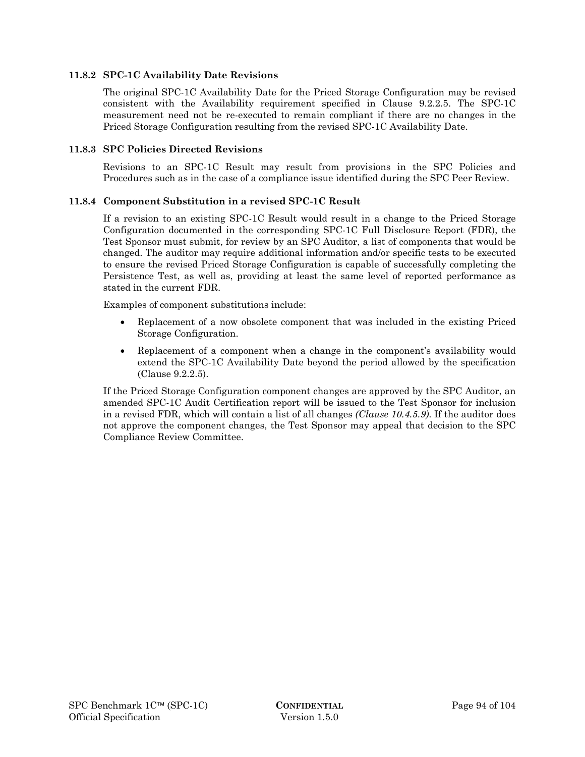### 11.8.2 SPC-1C Availability Date Revisions

The original SPC-1C Availability Date for the Priced Storage Configuration may be revised consistent with the Availability requirement specified in Clause 9.2.2.5. The SPC-1C measurement need not be re-executed to remain compliant if there are no changes in the Priced Storage Configuration resulting from the revised SPC-1C Availability Date.

### 11.8.3 SPC Policies Directed Revisions

Revisions to an SPC-1C Result may result from provisions in the SPC Policies and Procedures such as in the case of a compliance issue identified during the SPC Peer Review.

### 11.8.4 Component Substitution in a revised SPC-1C Result

If a revision to an existing SPC-1C Result would result in a change to the Priced Storage Configuration documented in the corresponding SPC-1C Full Disclosure Report (FDR), the Test Sponsor must submit, for review by an SPC Auditor, a list of components that would be changed. The auditor may require additional information and/or specific tests to be executed to ensure the revised Priced Storage Configuration is capable of successfully completing the Persistence Test, as well as, providing at least the same level of reported performance as stated in the current FDR.

Examples of component substitutions include:

- Replacement of a now obsolete component that was included in the existing Priced Storage Configuration.
- Replacement of a component when a change in the component's availability would extend the SPC-1C Availability Date beyond the period allowed by the specification (Clause 9.2.2.5).

If the Priced Storage Configuration component changes are approved by the SPC Auditor, an amended SPC-1C Audit Certification report will be issued to the Test Sponsor for inclusion in a revised FDR, which will contain a list of all changes *(Clause 10.4.5.9).* If the auditor does not approve the component changes, the Test Sponsor may appeal that decision to the SPC Compliance Review Committee.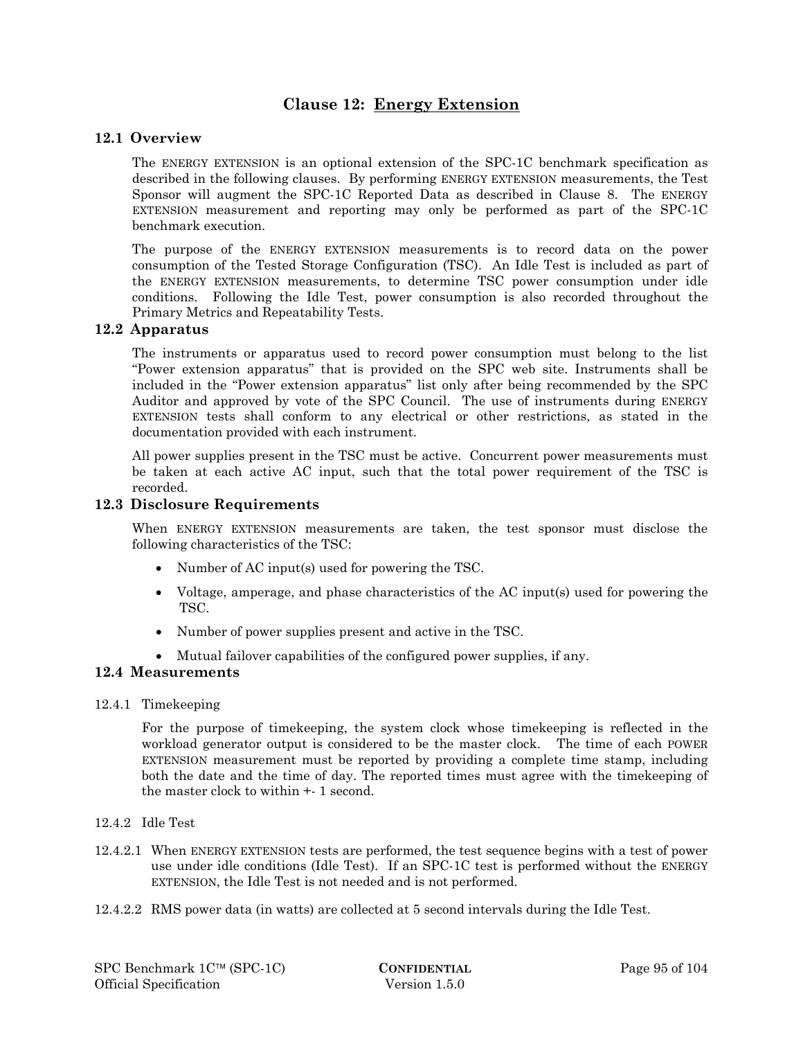# Clause 12: Energy Extension

## 12.1 Overview

The ENERGY EXTENSION is an optional extension of the SPC-1C benchmark specification as described in the following clauses. By performing ENERGY EXTENSION measurements, the Test Sponsor will augment the SPC-1C Reported Data as described in Clause 8. The ENERGY EXTENSION measurement and reporting may only be performed as part of the SPC-1C benchmark execution.

The purpose of the ENERGY EXTENSION measurements is to record data on the power consumption of the Tested Storage Configuration (TSC). An Idle Test is included as part of the ENERGY EXTENSION measurements, to determine TSC power consumption under idle conditions. Following the Idle Test, power consumption is also recorded throughout the Primary Metrics and Repeatability Tests.

## 12.2 Apparatus

The instruments or apparatus used to record power consumption must belong to the list "Power extension apparatus" that is provided on the SPC web site. Instruments shall be included in the "Power extension apparatus" list only after being recommended by the SPC Auditor and approved by vote of the SPC Council. The use of instruments during ENERGY EXTENSION tests shall conform to any electrical or other restrictions, as stated in the documentation provided with each instrument.

All power supplies present in the TSC must be active. Concurrent power measurements must be taken at each active AC input, such that the total power requirement of the TSC is recorded.

## 12.3 Disclosure Requirements

When ENERGY EXTENSION measurements are taken, the test sponsor must disclose the following characteristics of the TSC:

- Number of AC input(s) used for powering the TSC.
- Voltage, amperage, and phase characteristics of the AC input(s) used for powering the TSC.
- Number of power supplies present and active in the TSC.
- Mutual failover capabilities of the configured power supplies, if any.

## 12.4 Measurements

12.4.1 Timekeeping

For the purpose of timekeeping, the system clock whose timekeeping is reflected in the workload generator output is considered to be the master clock. The time of each POWER EXTENSION measurement must be reported by providing a complete time stamp, including both the date and the time of day. The reported times must agree with the timekeeping of the master clock to within +- 1 second.

12.4.2 Idle Test

12.4.2.1 When ENERGY EXTENSION tests are performed, the test sequence begins with a test of power use under idle conditions (Idle Test). If an SPC-1C test is performed without the ENERGY EXTENSION, the Idle Test is not needed and is not performed.

12.4.2.2 RMS power data (in watts) are collected at 5 second intervals during the Idle Test.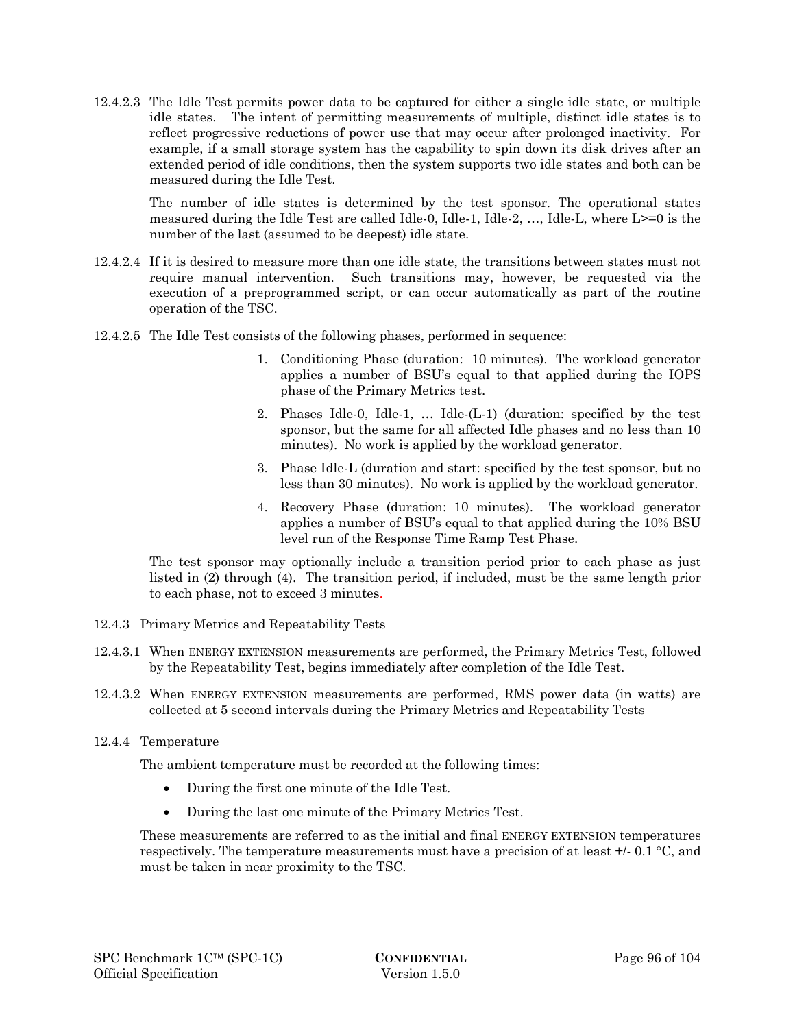12.4.2.3 The Idle Test permits power data to be captured for either a single idle state, or multiple idle states. The intent of permitting measurements of multiple, distinct idle states is to reflect progressive reductions of power use that may occur after prolonged inactivity. For example, if a small storage system has the capability to spin down its disk drives after an extended period of idle conditions, then the system supports two idle states and both can be measured during the Idle Test.

The number of idle states is determined by the test sponsor. The operational states measured during the Idle Test are called Idle-0, Idle-1, Idle-2, …, Idle-L, where L>=0 is the number of the last (assumed to be deepest) idle state.

12.4.2.4 If it is desired to measure more than one idle state, the transitions between states must not require manual intervention. Such transitions may, however, be requested via the execution of a preprogrammed script, or can occur automatically as part of the routine operation of the TSC.

12.4.2.5 The Idle Test consists of the following phases, performed in sequence:

1. Conditioning Phase (duration: 10 minutes). The workload generator applies a number of BSU's equal to that applied during the IOPS phase of the Primary Metrics test.
2. Phases Idle-0, Idle-1, … Idle-(L-1) (duration: specified by the test sponsor, but the same for all affected Idle phases and no less than 10 minutes). No work is applied by the workload generator.
3. Phase Idle-L (duration and start: specified by the test sponsor, but no less than 30 minutes). No work is applied by the workload generator.
4. Recovery Phase (duration: 10 minutes). The workload generator applies a number of BSU's equal to that applied during the 10% BSU level run of the Response Time Ramp Test Phase.

The test sponsor may optionally include a transition period prior to each phase as just listed in (2) through (4). The transition period, if included, must be the same length prior to each phase, not to exceed 3 minutes.

12.4.3 Primary Metrics and Repeatability Tests

12.4.3.1 When ENERGY EXTENSION measurements are performed, the Primary Metrics Test, followed by the Repeatability Test, begins immediately after completion of the Idle Test.

12.4.3.2 When ENERGY EXTENSION measurements are performed, RMS power data (in watts) are collected at 5 second intervals during the Primary Metrics and Repeatability Tests

12.4.4 Temperature

The ambient temperature must be recorded at the following times:

- During the first one minute of the Idle Test.
- During the last one minute of the Primary Metrics Test.

These measurements are referred to as the initial and final ENERGY EXTENSION temperatures respectively. The temperature measurements must have a precision of at least +/- 0.1 °C, and must be taken in near proximity to the TSC.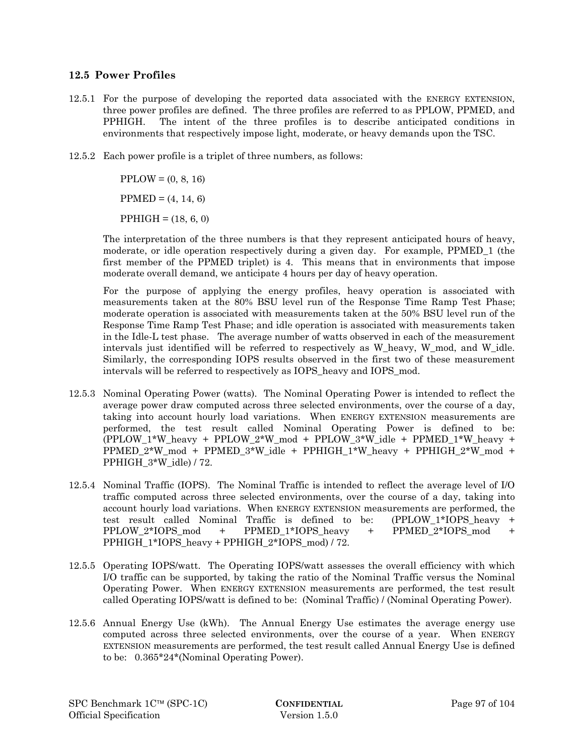## 12.5 Power Profiles

12.5.1 For the purpose of developing the reported data associated with the ENERGY EXTENSION, three power profiles are defined. The three profiles are referred to as PPLOW, PPMED, and PPHIGH. The intent of the three profiles is to describe anticipated conditions in environments that respectively impose light, moderate, or heavy demands upon the TSC.

12.5.2 Each power profile is a triplet of three numbers, as follows:

PPLOW = (0, 8, 16)

PPMED = (4, 14, 6)

PPHIGH = (18, 6, 0)

The interpretation of the three numbers is that they represent anticipated hours of heavy, moderate, or idle operation respectively during a given day. For example, PPMED_1 (the first member of the PPMED triplet) is 4. This means that in environments that impose moderate overall demand, we anticipate 4 hours per day of heavy operation.

For the purpose of applying the energy profiles, heavy operation is associated with measurements taken at the 80% BSU level run of the Response Time Ramp Test Phase; moderate operation is associated with measurements taken at the 50% BSU level run of the Response Time Ramp Test Phase; and idle operation is associated with measurements taken in the Idle-L test phase. The average number of watts observed in each of the measurement intervals just identified will be referred to as respectively as W_heavy, W_mod, and W_idle. Similarly, the corresponding IOPS results observed in the first two of these measurement intervals will be referred to respectively as IOPS_heavy and IOPS_mod.

12.5.3 Nominal Operating Power (watts). The Nominal Operating Power is intended to reflect the average power draw computed across three selected environments, over the course of a day, taking into account hourly load variations. When ENERGY EXTENSION measurements are performed, the test result called Nominal Operating Power is defined to be: (PPLOW_1*W_heavy + PPLOW_2*W_mod + PPLOW_3*W_idle + PPMED_1*W_heavy + PPMED_2*W_mod + PPMED_3*W_idle + PPHIGH_1*W_heavy + PPHIGH_2*W_mod + PPHIGH_3*W_idle) / 72.

12.5.4 Nominal Traffic (IOPS). The Nominal Traffic is intended to reflect the average level of I/O traffic computed across three selected environments, over the course of a day, taking into account hourly load variations. When ENERGY EXTENSION measurements are performed, the test result called Nominal Traffic is defined to be: (PPLOW_1*IOPS_heavy + PPLOW_2*IOPS_mod + PPMED_1*IOPS_heavy + PPMED_2*IOPS_mod + PPHIGH_1*IOPS_heavy + PPHIGH_2*IOPS_mod) / 72.

12.5.5 Operating IOPS/watt. The Operating IOPS/watt assesses the overall efficiency with which I/O traffic can be supported, by taking the ratio of the Nominal Traffic versus the Nominal Operating Power. When ENERGY EXTENSION measurements are performed, the test result called Operating IOPS/watt is defined to be: (Nominal Traffic) / (Nominal Operating Power).

12.5.6 Annual Energy Use (kWh). The Annual Energy Use estimates the average energy use computed across three selected environments, over the course of a year. When ENERGY EXTENSION measurements are performed, the test result called Annual Energy Use is defined to be: 0.365*24*(Nominal Operating Power).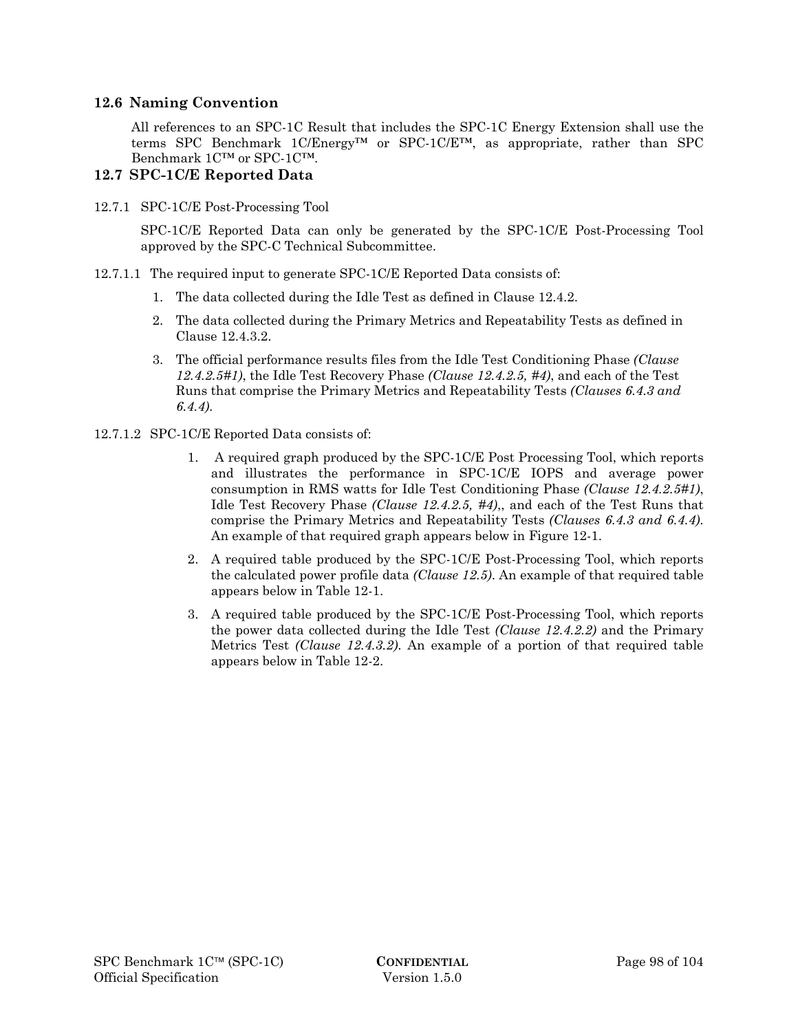## 12.6 Naming Convention

All references to an SPC-1C Result that includes the SPC-1C Energy Extension shall use the terms SPC Benchmark 1C/Energy™ or SPC-1C/E™, as appropriate, rather than SPC Benchmark 1C™ or SPC-1C™.

## 12.7 SPC-1C/E Reported Data

12.7.1 SPC-1C/E Post-Processing Tool

SPC-1C/E Reported Data can only be generated by the SPC-1C/E Post-Processing Tool approved by the SPC-C Technical Subcommittee.

12.7.1.1 The required input to generate SPC-1C/E Reported Data consists of:

1. The data collected during the Idle Test as defined in Clause 12.4.2.
2. The data collected during the Primary Metrics and Repeatability Tests as defined in Clause 12.4.3.2.
3. The official performance results files from the Idle Test Conditioning Phase *(Clause 12.4.2.5#1)*, the Idle Test Recovery Phase *(Clause 12.4.2.5, #4)*, and each of the Test Runs that comprise the Primary Metrics and Repeatability Tests *(Clauses 6.4.3 and 6.4.4)*.

12.7.1.2 SPC-1C/E Reported Data consists of:

1. A required graph produced by the SPC-1C/E Post Processing Tool, which reports and illustrates the performance in SPC-1C/E IOPS and average power consumption in RMS watts for Idle Test Conditioning Phase *(Clause 12.4.2.5#1)*, Idle Test Recovery Phase *(Clause 12.4.2.5, #4)*,, and each of the Test Runs that comprise the Primary Metrics and Repeatability Tests *(Clauses 6.4.3 and 6.4.4)*. An example of that required graph appears below in Figure 12-1.
2. A required table produced by the SPC-1C/E Post-Processing Tool, which reports the calculated power profile data *(Clause 12.5)*. An example of that required table appears below in Table 12-1.
3. A required table produced by the SPC-1C/E Post-Processing Tool, which reports the power data collected during the Idle Test *(Clause 12.4.2.2)* and the Primary Metrics Test *(Clause 12.4.3.2)*. An example of a portion of that required table appears below in Table 12-2.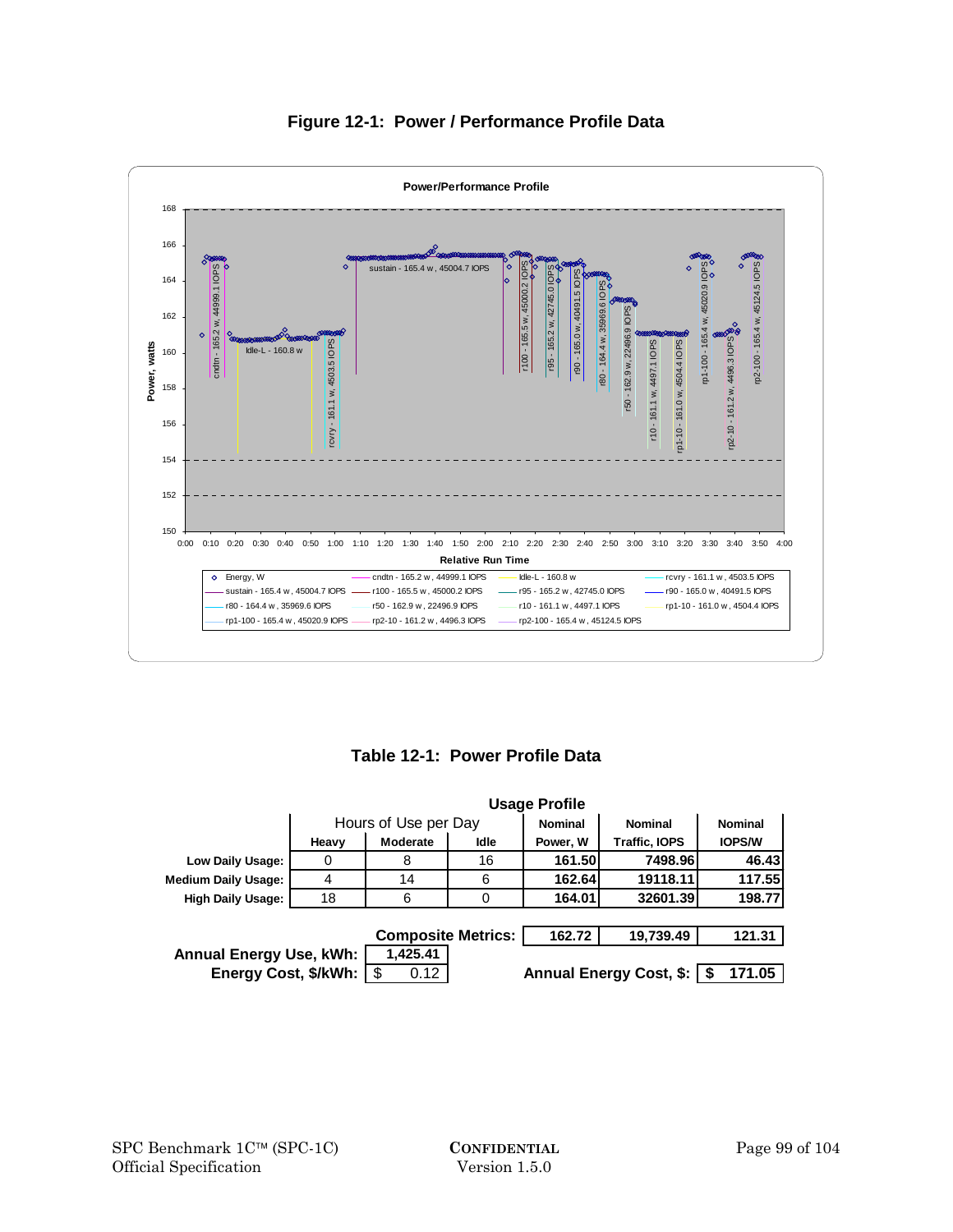**Figure 12-1: Power / Performance Profile Data**

**Power/Performance Profile**

Power, watts

Relative Run Time

| Legend | | | |
|---|---|---|---|
| Energy, W | cndtn - 165.2 w, 44999.1 IOPS | Idle-L - 160.8 w | rcvry - 161.1 w, 4503.5 IOPS |
| sustain - 165.4 w, 45004.7 IOPS | r100 - 165.5 w, 45000.2 IOPS | r95 - 165.2 w, 42745.0 IOPS | r90 - 165.0 w, 40491.5 IOPS |
| r80 - 164.4 w, 35969.6 IOPS | r50 - 162.9 w, 22496.9 IOPS | r10 - 161.1 w, 4497.1 IOPS | rp1-10 - 161.0 w, 4504.4 IOPS |
| rp1-100 - 165.4 w, 45020.9 IOPS | rp2-10 - 161.2 w, 4496.3 IOPS | rp2-100 - 165.4 w, 45124.5 IOPS | |

**Table 12-1: Power Profile Data**

| | Usage Profile | | | | | |
|---|---|---|---|---|---|---|
| | Hours of Use per Day | | | **Nominal** | **Nominal** | **Nominal** |
| | **Heavy** | **Moderate** | **Idle** | **Power, W** | **Traffic, IOPS** | **IOPS/W** |
| **Low Daily Usage:** | 0 | 8 | 16 | **161.50** | **7498.96** | **46.43** |
| **Medium Daily Usage:** | 4 | 14 | 6 | **162.64** | **19118.11** | **117.55** |
| **High Daily Usage:** | 18 | 6 | 0 | **164.01** | **32601.39** | **198.77** |
| | | | **Composite Metrics:** | **162.72** | **19,739.49** | **121.31** |

| | |
|---|---|
| **Annual Energy Use, kWh:** | **1,425.41** |
| **Energy Cost, $/kWh:** | $ 0.12 |
| **Annual Energy Cost, $:** | **$ 171.05** |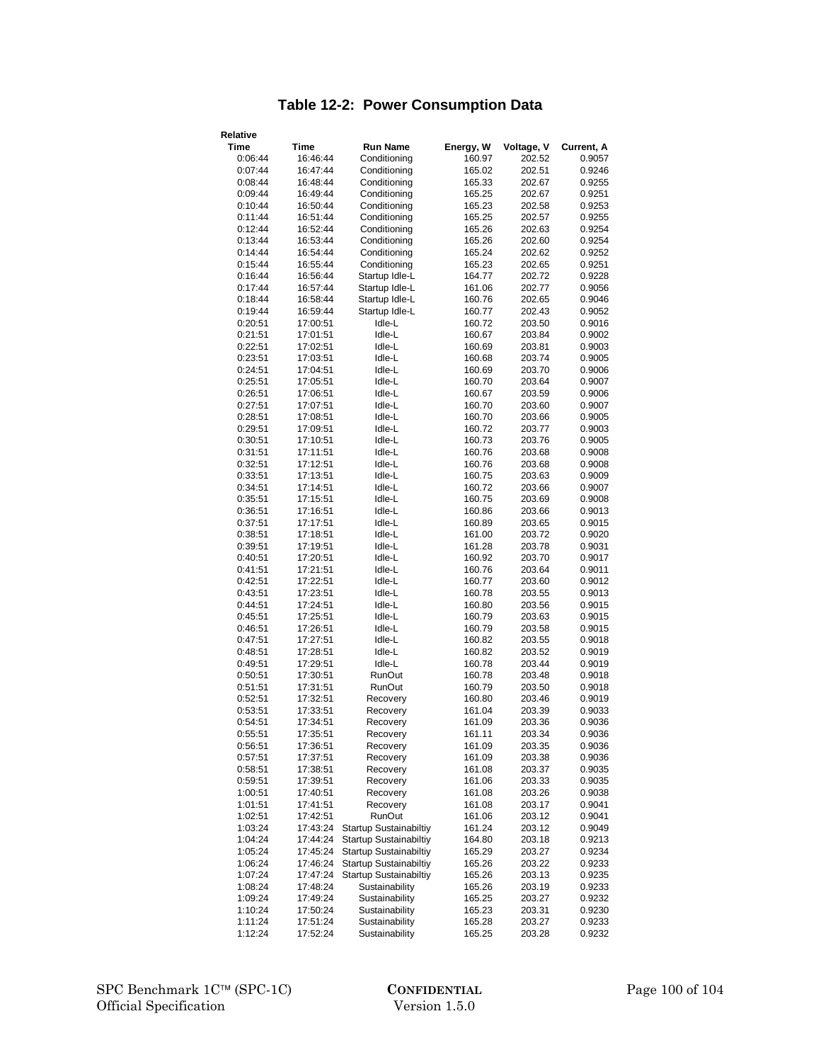## Table 12-2: Power Consumption Data

| Relative Time | Time | Run Name | Energy, W | Voltage, V | Current, A |
|---|---|---|---|---|---|
| 0:06:44 | 16:46:44 | Conditioning | 160.97 | 202.52 | 0.9057 |
| 0:07:44 | 16:47:44 | Conditioning | 165.02 | 202.51 | 0.9246 |
| 0:08:44 | 16:48:44 | Conditioning | 165.33 | 202.67 | 0.9255 |
| 0:09:44 | 16:49:44 | Conditioning | 165.25 | 202.67 | 0.9251 |
| 0:10:44 | 16:50:44 | Conditioning | 165.23 | 202.58 | 0.9253 |
| 0:11:44 | 16:51:44 | Conditioning | 165.25 | 202.57 | 0.9255 |
| 0:12:44 | 16:52:44 | Conditioning | 165.26 | 202.63 | 0.9254 |
| 0:13:44 | 16:53:44 | Conditioning | 165.26 | 202.60 | 0.9254 |
| 0:14:44 | 16:54:44 | Conditioning | 165.24 | 202.62 | 0.9252 |
| 0:15:44 | 16:55:44 | Conditioning | 165.23 | 202.65 | 0.9251 |
| 0:16:44 | 16:56:44 | Startup Idle-L | 164.77 | 202.72 | 0.9228 |
| 0:17:44 | 16:57:44 | Startup Idle-L | 161.06 | 202.77 | 0.9056 |
| 0:18:44 | 16:58:44 | Startup Idle-L | 160.76 | 202.65 | 0.9046 |
| 0:19:44 | 16:59:44 | Startup Idle-L | 160.77 | 202.43 | 0.9052 |
| 0:20:51 | 17:00:51 | Idle-L | 160.72 | 203.50 | 0.9016 |
| 0:21:51 | 17:01:51 | Idle-L | 160.67 | 203.84 | 0.9002 |
| 0:22:51 | 17:02:51 | Idle-L | 160.69 | 203.81 | 0.9003 |
| 0:23:51 | 17:03:51 | Idle-L | 160.68 | 203.74 | 0.9005 |
| 0:24:51 | 17:04:51 | Idle-L | 160.69 | 203.70 | 0.9006 |
| 0:25:51 | 17:05:51 | Idle-L | 160.70 | 203.64 | 0.9007 |
| 0:26:51 | 17:06:51 | Idle-L | 160.67 | 203.59 | 0.9006 |
| 0:27:51 | 17:07:51 | Idle-L | 160.70 | 203.60 | 0.9007 |
| 0:28:51 | 17:08:51 | Idle-L | 160.70 | 203.66 | 0.9005 |
| 0:29:51 | 17:09:51 | Idle-L | 160.72 | 203.77 | 0.9003 |
| 0:30:51 | 17:10:51 | Idle-L | 160.73 | 203.76 | 0.9005 |
| 0:31:51 | 17:11:51 | Idle-L | 160.76 | 203.68 | 0.9008 |
| 0:32:51 | 17:12:51 | Idle-L | 160.76 | 203.68 | 0.9008 |
| 0:33:51 | 17:13:51 | Idle-L | 160.75 | 203.63 | 0.9009 |
| 0:34:51 | 17:14:51 | Idle-L | 160.72 | 203.66 | 0.9007 |
| 0:35:51 | 17:15:51 | Idle-L | 160.75 | 203.69 | 0.9008 |
| 0:36:51 | 17:16:51 | Idle-L | 160.86 | 203.66 | 0.9013 |
| 0:37:51 | 17:17:51 | Idle-L | 160.89 | 203.65 | 0.9015 |
| 0:38:51 | 17:18:51 | Idle-L | 161.00 | 203.72 | 0.9020 |
| 0:39:51 | 17:19:51 | Idle-L | 161.28 | 203.78 | 0.9031 |
| 0:40:51 | 17:20:51 | Idle-L | 160.92 | 203.70 | 0.9017 |
| 0:41:51 | 17:21:51 | Idle-L | 160.76 | 203.64 | 0.9011 |
| 0:42:51 | 17:22:51 | Idle-L | 160.77 | 203.60 | 0.9012 |
| 0:43:51 | 17:23:51 | Idle-L | 160.78 | 203.55 | 0.9013 |
| 0:44:51 | 17:24:51 | Idle-L | 160.80 | 203.56 | 0.9015 |
| 0:45:51 | 17:25:51 | Idle-L | 160.79 | 203.63 | 0.9015 |
| 0:46:51 | 17:26:51 | Idle-L | 160.79 | 203.58 | 0.9015 |
| 0:47:51 | 17:27:51 | Idle-L | 160.82 | 203.55 | 0.9018 |
| 0:48:51 | 17:28:51 | Idle-L | 160.82 | 203.52 | 0.9019 |
| 0:49:51 | 17:29:51 | Idle-L | 160.78 | 203.44 | 0.9019 |
| 0:50:51 | 17:30:51 | RunOut | 160.78 | 203.48 | 0.9018 |
| 0:51:51 | 17:31:51 | RunOut | 160.79 | 203.50 | 0.9018 |
| 0:52:51 | 17:32:51 | Recovery | 160.80 | 203.46 | 0.9019 |
| 0:53:51 | 17:33:51 | Recovery | 161.04 | 203.39 | 0.9033 |
| 0:54:51 | 17:34:51 | Recovery | 161.09 | 203.36 | 0.9036 |
| 0:55:51 | 17:35:51 | Recovery | 161.11 | 203.34 | 0.9036 |
| 0:56:51 | 17:36:51 | Recovery | 161.09 | 203.35 | 0.9036 |
| 0:57:51 | 17:37:51 | Recovery | 161.09 | 203.38 | 0.9036 |
| 0:58:51 | 17:38:51 | Recovery | 161.08 | 203.37 | 0.9035 |
| 0:59:51 | 17:39:51 | Recovery | 161.06 | 203.33 | 0.9035 |
| 1:00:51 | 17:40:51 | Recovery | 161.08 | 203.26 | 0.9038 |
| 1:01:51 | 17:41:51 | Recovery | 161.08 | 203.17 | 0.9041 |
| 1:02:51 | 17:42:51 | RunOut | 161.06 | 203.12 | 0.9041 |
| 1:03:24 | 17:43:24 | Startup Sustainabiltiy | 161.24 | 203.12 | 0.9049 |
| 1:04:24 | 17:44:24 | Startup Sustainabiltiy | 164.80 | 203.18 | 0.9213 |
| 1:05:24 | 17:45:24 | Startup Sustainabiltiy | 165.29 | 203.27 | 0.9234 |
| 1:06:24 | 17:46:24 | Startup Sustainabiltiy | 165.26 | 203.22 | 0.9233 |
| 1:07:24 | 17:47:24 | Startup Sustainabiltiy | 165.26 | 203.13 | 0.9235 |
| 1:08:24 | 17:48:24 | Sustainability | 165.26 | 203.19 | 0.9233 |
| 1:09:24 | 17:49:24 | Sustainability | 165.25 | 203.27 | 0.9232 |
| 1:10:24 | 17:50:24 | Sustainability | 165.23 | 203.31 | 0.9230 |
| 1:11:24 | 17:51:24 | Sustainability | 165.28 | 203.27 | 0.9233 |
| 1:12:24 | 17:52:24 | Sustainability | 165.25 | 203.28 | 0.9232 |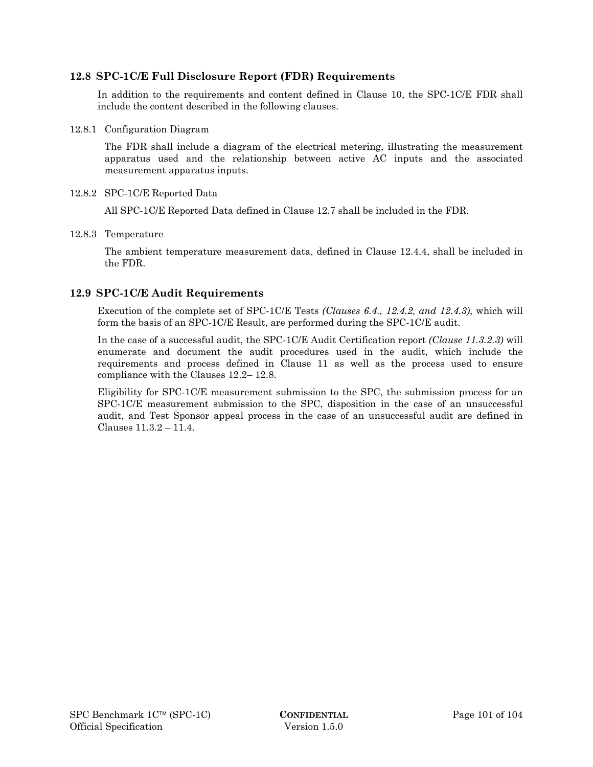## 12.8 SPC-1C/E Full Disclosure Report (FDR) Requirements

In addition to the requirements and content defined in Clause 10, the SPC-1C/E FDR shall include the content described in the following clauses.

12.8.1 Configuration Diagram

The FDR shall include a diagram of the electrical metering, illustrating the measurement apparatus used and the relationship between active AC inputs and the associated measurement apparatus inputs.

12.8.2 SPC-1C/E Reported Data

All SPC-1C/E Reported Data defined in Clause 12.7 shall be included in the FDR.

12.8.3 Temperature

The ambient temperature measurement data, defined in Clause 12.4.4, shall be included in the FDR.

## 12.9 SPC-1C/E Audit Requirements

Execution of the complete set of SPC-1C/E Tests *(Clauses 6.4., 12.4.2, and 12.4.3)*, which will form the basis of an SPC-1C/E Result, are performed during the SPC-1C/E audit.

In the case of a successful audit, the SPC-1C/E Audit Certification report *(Clause 11.3.2.3)* will enumerate and document the audit procedures used in the audit, which include the requirements and process defined in Clause 11 as well as the process used to ensure compliance with the Clauses 12.2– 12.8.

Eligibility for SPC-1C/E measurement submission to the SPC, the submission process for an SPC-1C/E measurement submission to the SPC, disposition in the case of an unsuccessful audit, and Test Sponsor appeal process in the case of an unsuccessful audit are defined in Clauses 11.3.2 – 11.4.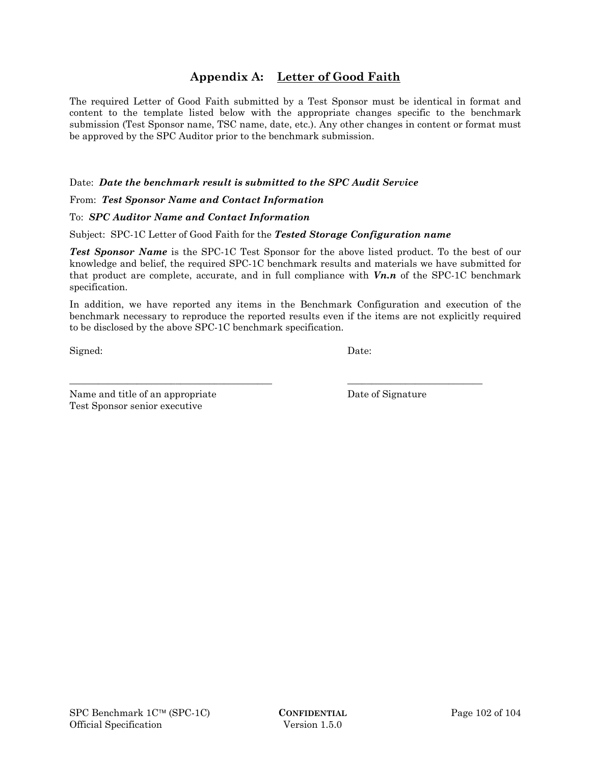# Appendix A: <u>Letter of Good Faith</u>

The required Letter of Good Faith submitted by a Test Sponsor must be identical in format and content to the template listed below with the appropriate changes specific to the benchmark submission (Test Sponsor name, TSC name, date, etc.). Any other changes in content or format must be approved by the SPC Auditor prior to the benchmark submission.

Date: ***Date the benchmark result is submitted to the SPC Audit Service***

From: ***Test Sponsor Name and Contact Information***

To: ***SPC Auditor Name and Contact Information***

Subject: SPC-1C Letter of Good Faith for the ***Tested Storage Configuration name***

***Test Sponsor Name*** is the SPC-1C Test Sponsor for the above listed product. To the best of our knowledge and belief, the required SPC-1C benchmark results and materials we have submitted for that product are complete, accurate, and in full compliance with ***Vn.n*** of the SPC-1C benchmark specification.

In addition, we have reported any items in the Benchmark Configuration and execution of the benchmark necessary to reproduce the reported results even if the items are not explicitly required to be disclosed by the above SPC-1C benchmark specification.

Signed: Date:

\_\_\_\_\_\_\_\_\_\_\_\_\_\_\_\_\_\_\_\_\_\_\_\_\_\_\_\_\_\_\_\_\_\_\_\_\_\_\_\_\_\_ \_\_\_\_\_\_\_\_\_\_\_\_\_\_\_\_\_\_\_\_\_\_\_\_\_\_\_\_

Name and title of an appropriate Test Sponsor senior executive

Date of Signature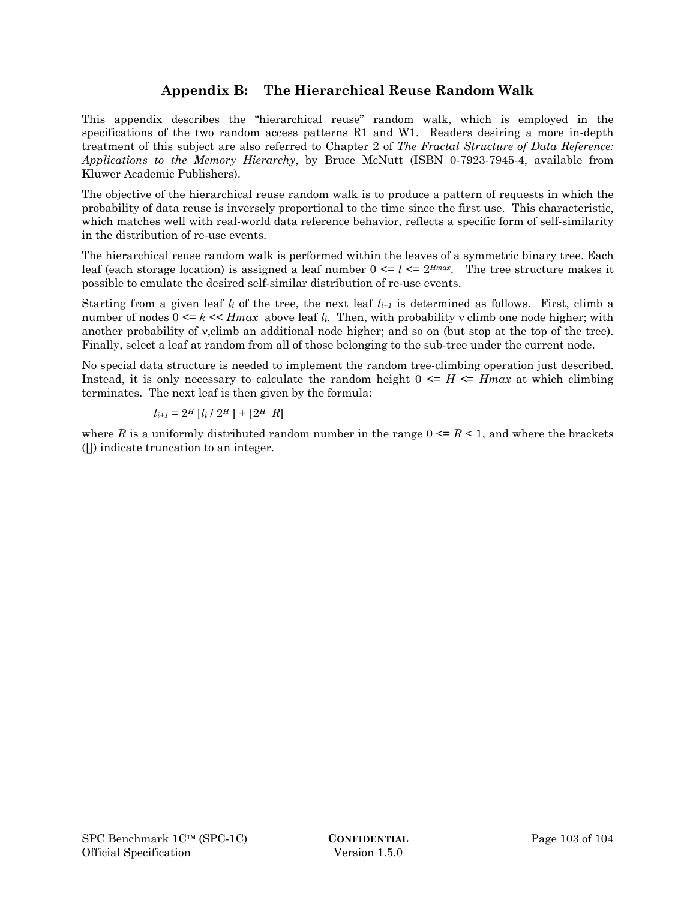# Appendix B: The Hierarchical Reuse Random Walk

This appendix describes the "hierarchical reuse" random walk, which is employed in the specifications of the two random access patterns R1 and W1. Readers desiring a more in-depth treatment of this subject are also referred to Chapter 2 of *The Fractal Structure of Data Reference: Applications to the Memory Hierarchy*, by Bruce McNutt (ISBN 0-7923-7945-4, available from Kluwer Academic Publishers).

The objective of the hierarchical reuse random walk is to produce a pattern of requests in which the probability of data reuse is inversely proportional to the time since the first use. This characteristic, which matches well with real-world data reference behavior, reflects a specific form of self-similarity in the distribution of re-use events.

The hierarchical reuse random walk is performed within the leaves of a symmetric binary tree. Each leaf (each storage location) is assigned a leaf number $0 <= l <= 2^{Hmax}$. The tree structure makes it possible to emulate the desired self-similar distribution of re-use events.

Starting from a given leaf $l_i$ of the tree, the next leaf $l_{i+1}$ is determined as follows. First, climb a number of nodes $0 <= k << Hmax$ above leaf $l_i$. Then, with probability ν climb one node higher; with another probability of ν,climb an additional node higher; and so on (but stop at the top of the tree). Finally, select a leaf at random from all of those belonging to the sub-tree under the current node.

No special data structure is needed to implement the random tree-climbing operation just described. Instead, it is only necessary to calculate the random height $0 <= H <= Hmax$ at which climbing terminates. The next leaf is then given by the formula:

$$l_{i+1} = 2^H [l_i / 2^H] + [2^H R]$$

where $R$ is a uniformly distributed random number in the range $0 <= R < 1$, and where the brackets ([]) indicate truncation to an integer.